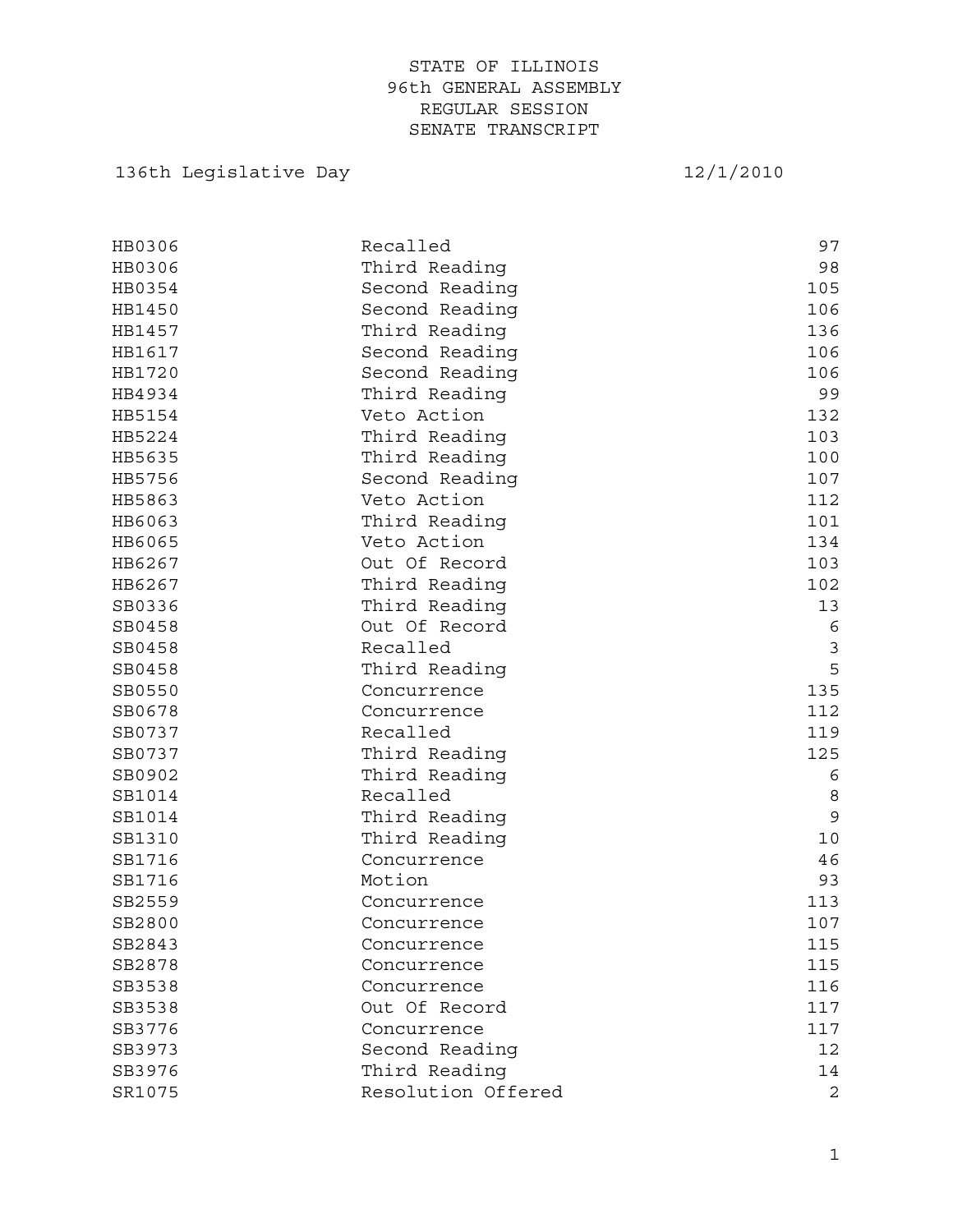STATE OF ILLINOIS
96th GENERAL ASSEMBLY
REGULAR SESSION
SENATE TRANSCRIPT

136th Legislative Day 12/1/2010

| | | |
|---|---|---|
| HB0306 | Recalled | 97 |
| HB0306 | Third Reading | 98 |
| HB0354 | Second Reading | 105 |
| HB1450 | Second Reading | 106 |
| HB1457 | Third Reading | 136 |
| HB1617 | Second Reading | 106 |
| HB1720 | Second Reading | 106 |
| HB4934 | Third Reading | 99 |
| HB5154 | Veto Action | 132 |
| HB5224 | Third Reading | 103 |
| HB5635 | Third Reading | 100 |
| HB5756 | Second Reading | 107 |
| HB5863 | Veto Action | 112 |
| HB6063 | Third Reading | 101 |
| HB6065 | Veto Action | 134 |
| HB6267 | Out Of Record | 103 |
| HB6267 | Third Reading | 102 |
| SB0336 | Third Reading | 13 |
| SB0458 | Out Of Record | 6 |
| SB0458 | Recalled | 3 |
| SB0458 | Third Reading | 5 |
| SB0550 | Concurrence | 135 |
| SB0678 | Concurrence | 112 |
| SB0737 | Recalled | 119 |
| SB0737 | Third Reading | 125 |
| SB0902 | Third Reading | 6 |
| SB1014 | Recalled | 8 |
| SB1014 | Third Reading | 9 |
| SB1310 | Third Reading | 10 |
| SB1716 | Concurrence | 46 |
| SB1716 | Motion | 93 |
| SB2559 | Concurrence | 113 |
| SB2800 | Concurrence | 107 |
| SB2843 | Concurrence | 115 |
| SB2878 | Concurrence | 115 |
| SB3538 | Concurrence | 116 |
| SB3538 | Out Of Record | 117 |
| SB3776 | Concurrence | 117 |
| SB3973 | Second Reading | 12 |
| SB3976 | Third Reading | 14 |
| SR1075 | Resolution Offered | 2 |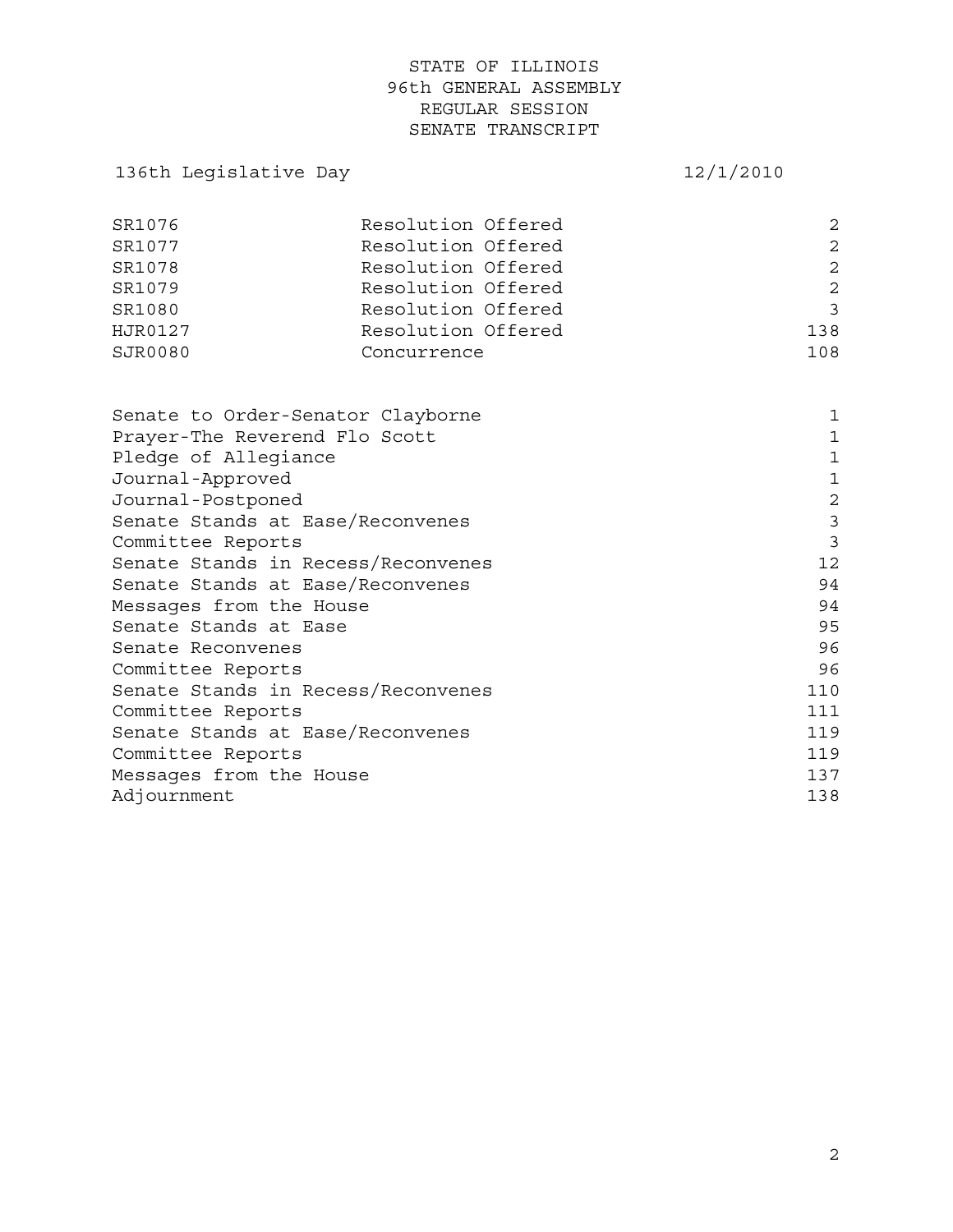STATE OF ILLINOIS
96th GENERAL ASSEMBLY
REGULAR SESSION
SENATE TRANSCRIPT

136th Legislative Day 12/1/2010

| | | |
|---|---|---|
| SR1076 | Resolution Offered | 2 |
| SR1077 | Resolution Offered | 2 |
| SR1078 | Resolution Offered | 2 |
| SR1079 | Resolution Offered | 2 |
| SR1080 | Resolution Offered | 3 |
| HJR0127 | Resolution Offered | 138 |
| SJR0080 | Concurrence | 108 |

| | |
|---|---|
| Senate to Order-Senator Clayborne | 1 |
| Prayer-The Reverend Flo Scott | 1 |
| Pledge of Allegiance | 1 |
| Journal-Approved | 1 |
| Journal-Postponed | 2 |
| Senate Stands at Ease/Reconvenes | 3 |
| Committee Reports | 3 |
| Senate Stands in Recess/Reconvenes | 12 |
| Senate Stands at Ease/Reconvenes | 94 |
| Messages from the House | 94 |
| Senate Stands at Ease | 95 |
| Senate Reconvenes | 96 |
| Committee Reports | 96 |
| Senate Stands in Recess/Reconvenes | 110 |
| Committee Reports | 111 |
| Senate Stands at Ease/Reconvenes | 119 |
| Committee Reports | 119 |
| Messages from the House | 137 |
| Adjournment | 138 |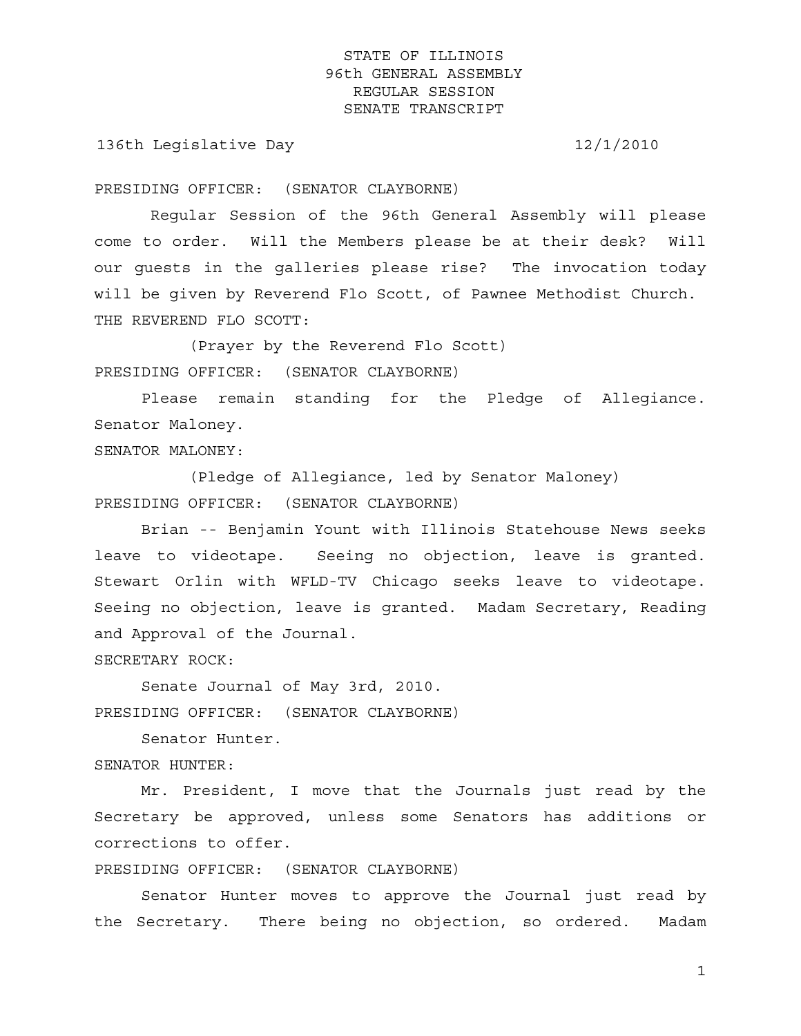STATE OF ILLINOIS
96th GENERAL ASSEMBLY
REGULAR SESSION
SENATE TRANSCRIPT

136th Legislative Day 12/1/2010

PRESIDING OFFICER: (SENATOR CLAYBORNE)

Regular Session of the 96th General Assembly will please come to order. Will the Members please be at their desk? Will our guests in the galleries please rise? The invocation today will be given by Reverend Flo Scott, of Pawnee Methodist Church.

THE REVEREND FLO SCOTT:

(Prayer by the Reverend Flo Scott)

PRESIDING OFFICER: (SENATOR CLAYBORNE)

Please remain standing for the Pledge of Allegiance. Senator Maloney.

SENATOR MALONEY:

(Pledge of Allegiance, led by Senator Maloney)

PRESIDING OFFICER: (SENATOR CLAYBORNE)

Brian -- Benjamin Yount with Illinois Statehouse News seeks leave to videotape. Seeing no objection, leave is granted. Stewart Orlin with WFLD-TV Chicago seeks leave to videotape. Seeing no objection, leave is granted. Madam Secretary, Reading and Approval of the Journal.

SECRETARY ROCK:

Senate Journal of May 3rd, 2010.

PRESIDING OFFICER: (SENATOR CLAYBORNE)

Senator Hunter.

SENATOR HUNTER:

Mr. President, I move that the Journals just read by the Secretary be approved, unless some Senators has additions or corrections to offer.

PRESIDING OFFICER: (SENATOR CLAYBORNE)

Senator Hunter moves to approve the Journal just read by the Secretary. There being no objection, so ordered. Madam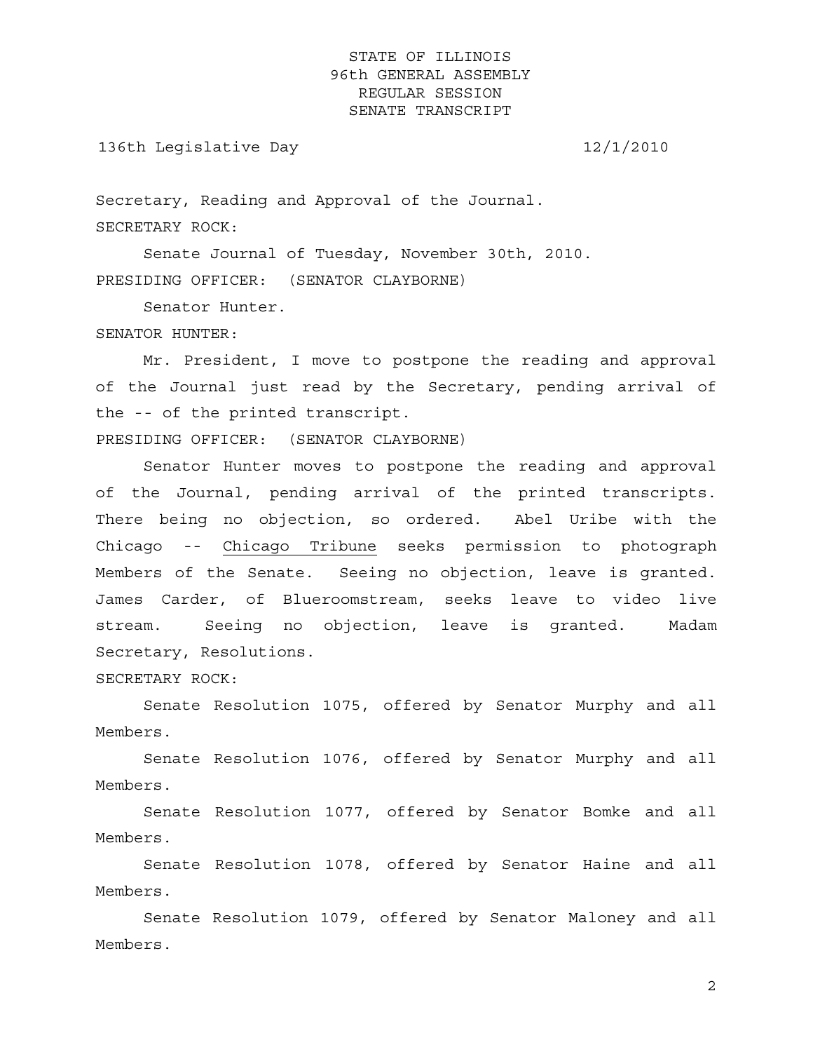Secretary, Reading and Approval of the Journal.

SECRETARY ROCK:

Senate Journal of Tuesday, November 30th, 2010.

PRESIDING OFFICER: (SENATOR CLAYBORNE)

Senator Hunter.

SENATOR HUNTER:

Mr. President, I move to postpone the reading and approval of the Journal just read by the Secretary, pending arrival of the -- of the printed transcript.

PRESIDING OFFICER: (SENATOR CLAYBORNE)

Senator Hunter moves to postpone the reading and approval of the Journal, pending arrival of the printed transcripts. There being no objection, so ordered. Abel Uribe with the Chicago -- Chicago Tribune seeks permission to photograph Members of the Senate. Seeing no objection, leave is granted. James Carder, of Blueroomstream, seeks leave to video live stream. Seeing no objection, leave is granted. Madam Secretary, Resolutions.

SECRETARY ROCK:

Senate Resolution 1075, offered by Senator Murphy and all Members.

Senate Resolution 1076, offered by Senator Murphy and all Members.

Senate Resolution 1077, offered by Senator Bomke and all Members.

Senate Resolution 1078, offered by Senator Haine and all Members.

Senate Resolution 1079, offered by Senator Maloney and all Members.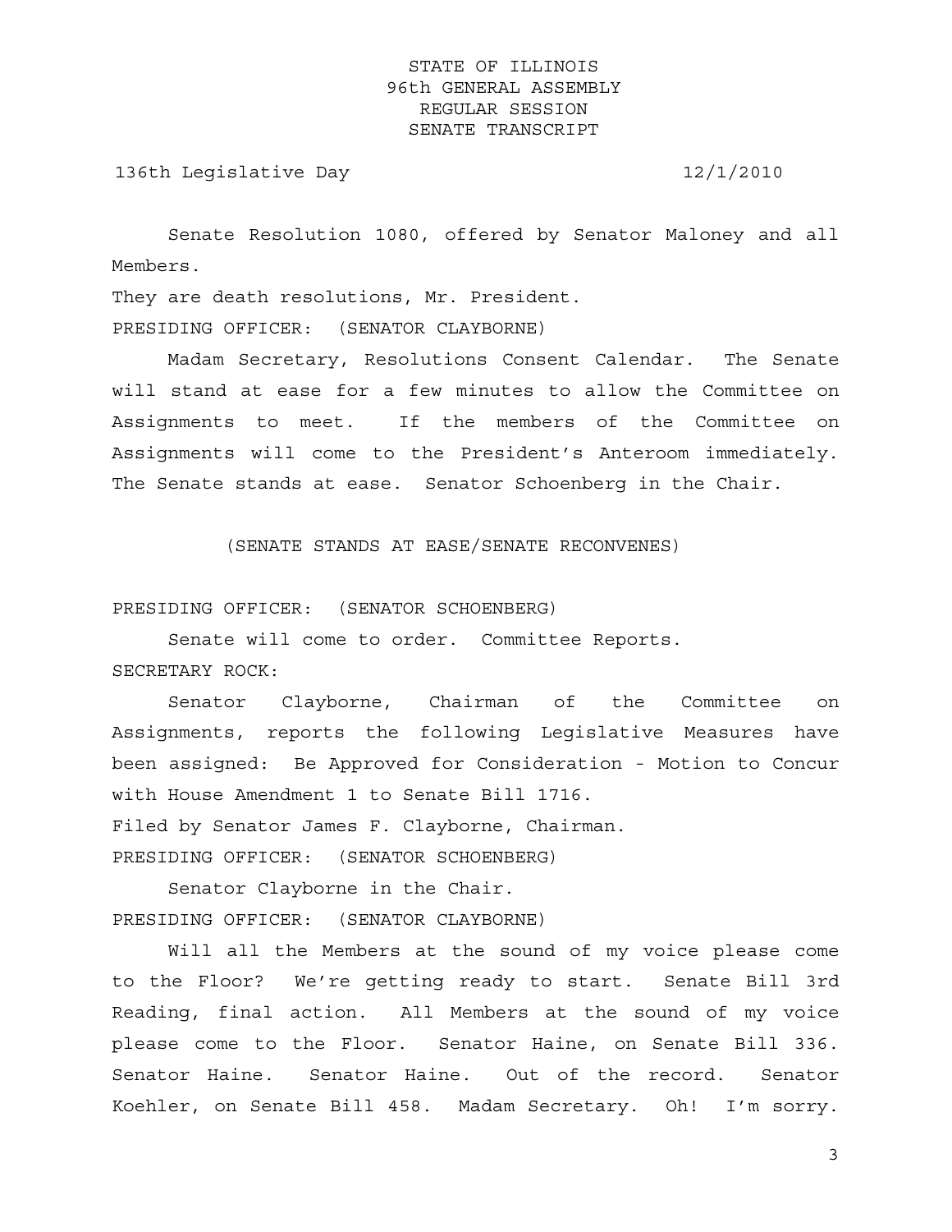Senate Resolution 1080, offered by Senator Maloney and all Members.

They are death resolutions, Mr. President.

PRESIDING OFFICER: (SENATOR CLAYBORNE)

Madam Secretary, Resolutions Consent Calendar. The Senate will stand at ease for a few minutes to allow the Committee on Assignments to meet. If the members of the Committee on Assignments will come to the President's Anteroom immediately. The Senate stands at ease. Senator Schoenberg in the Chair.

(SENATE STANDS AT EASE/SENATE RECONVENES)

PRESIDING OFFICER: (SENATOR SCHOENBERG)

Senate will come to order. Committee Reports.

SECRETARY ROCK:

Senator Clayborne, Chairman of the Committee on Assignments, reports the following Legislative Measures have been assigned: Be Approved for Consideration - Motion to Concur with House Amendment 1 to Senate Bill 1716.

Filed by Senator James F. Clayborne, Chairman.

PRESIDING OFFICER: (SENATOR SCHOENBERG)

Senator Clayborne in the Chair.

PRESIDING OFFICER: (SENATOR CLAYBORNE)

Will all the Members at the sound of my voice please come to the Floor? We're getting ready to start. Senate Bill 3rd Reading, final action. All Members at the sound of my voice please come to the Floor. Senator Haine, on Senate Bill 336. Senator Haine. Senator Haine. Out of the record. Senator Koehler, on Senate Bill 458. Madam Secretary. Oh! I'm sorry.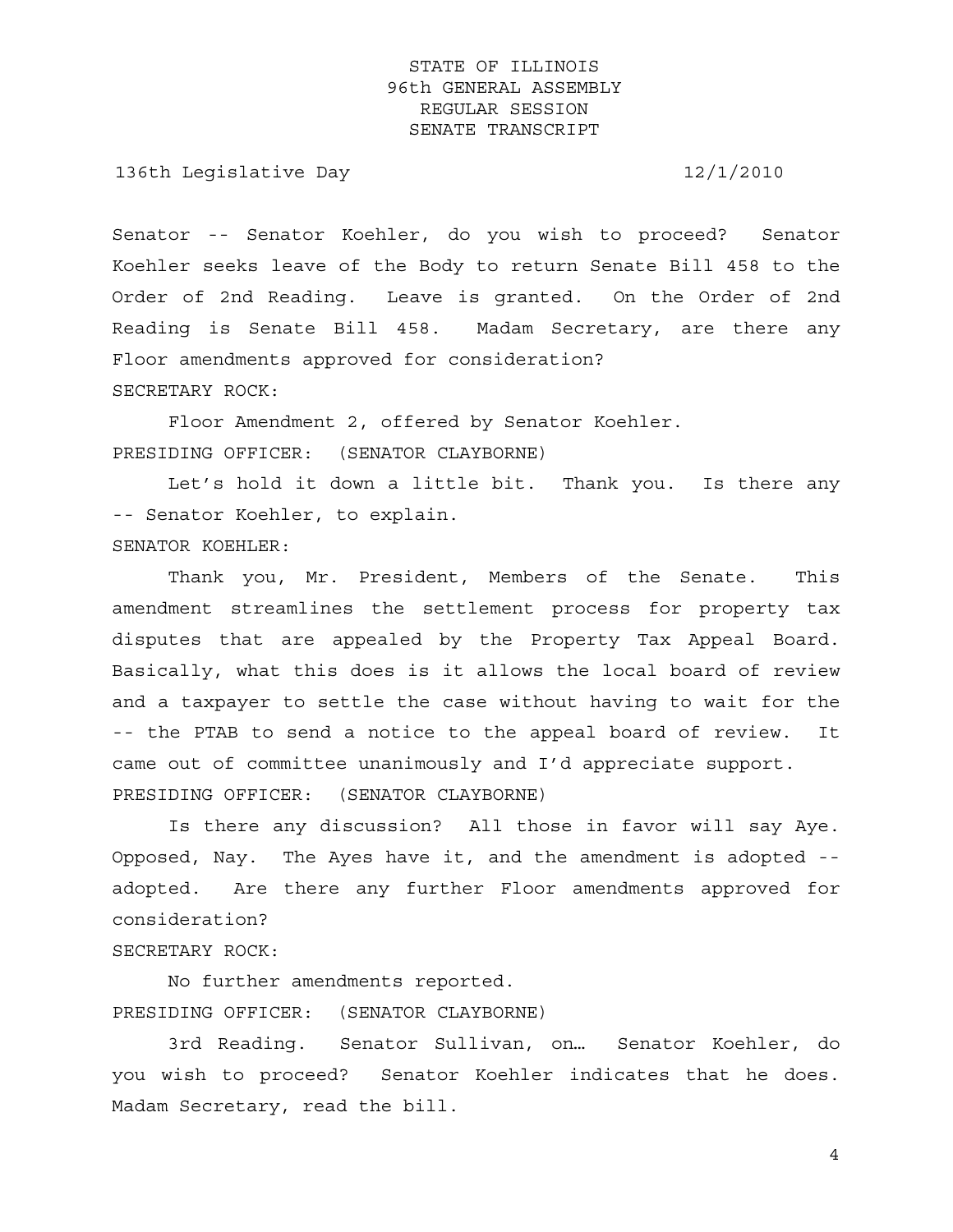Senator -- Senator Koehler, do you wish to proceed? Senator Koehler seeks leave of the Body to return Senate Bill 458 to the Order of 2nd Reading. Leave is granted. On the Order of 2nd Reading is Senate Bill 458. Madam Secretary, are there any Floor amendments approved for consideration?

SECRETARY ROCK:

Floor Amendment 2, offered by Senator Koehler.

PRESIDING OFFICER: (SENATOR CLAYBORNE)

Let's hold it down a little bit. Thank you. Is there any -- Senator Koehler, to explain.

SENATOR KOEHLER:

Thank you, Mr. President, Members of the Senate. This amendment streamlines the settlement process for property tax disputes that are appealed by the Property Tax Appeal Board. Basically, what this does is it allows the local board of review and a taxpayer to settle the case without having to wait for the -- the PTAB to send a notice to the appeal board of review. It came out of committee unanimously and I'd appreciate support.

PRESIDING OFFICER: (SENATOR CLAYBORNE)

Is there any discussion? All those in favor will say Aye. Opposed, Nay. The Ayes have it, and the amendment is adopted -- adopted. Are there any further Floor amendments approved for consideration?

SECRETARY ROCK:

No further amendments reported.

PRESIDING OFFICER: (SENATOR CLAYBORNE)

3rd Reading. Senator Sullivan, on… Senator Koehler, do you wish to proceed? Senator Koehler indicates that he does. Madam Secretary, read the bill.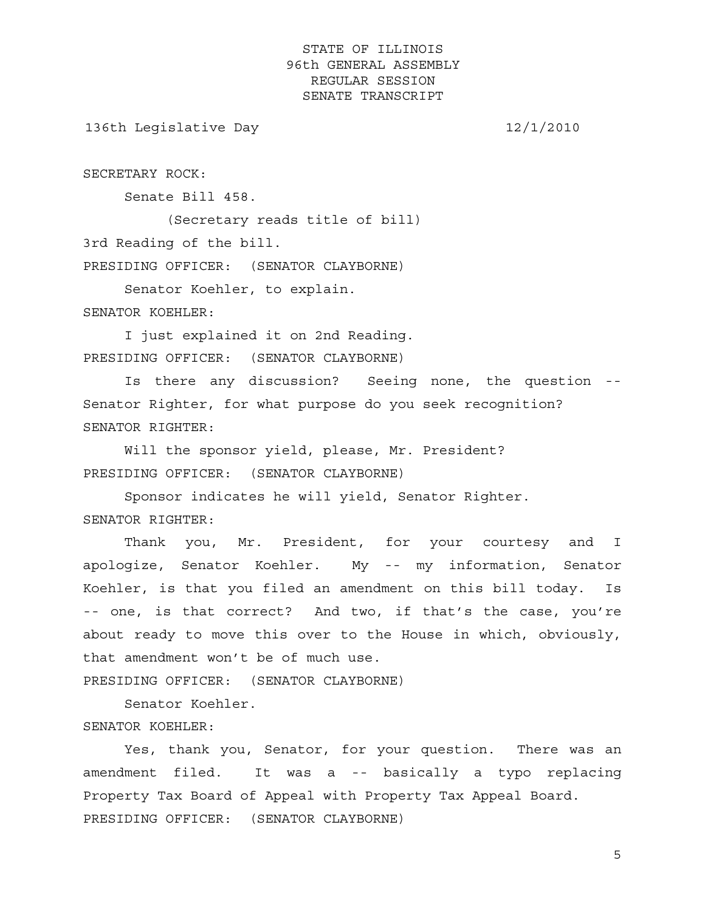SECRETARY ROCK:

Senate Bill 458.

(Secretary reads title of bill)

3rd Reading of the bill.

PRESIDING OFFICER: (SENATOR CLAYBORNE)

Senator Koehler, to explain.

SENATOR KOEHLER:

I just explained it on 2nd Reading.

PRESIDING OFFICER: (SENATOR CLAYBORNE)

Is there any discussion? Seeing none, the question -- Senator Righter, for what purpose do you seek recognition?

SENATOR RIGHTER:

Will the sponsor yield, please, Mr. President?

PRESIDING OFFICER: (SENATOR CLAYBORNE)

Sponsor indicates he will yield, Senator Righter.

SENATOR RIGHTER:

Thank you, Mr. President, for your courtesy and I apologize, Senator Koehler. My -- my information, Senator Koehler, is that you filed an amendment on this bill today. Is -- one, is that correct? And two, if that's the case, you're about ready to move this over to the House in which, obviously, that amendment won't be of much use.

PRESIDING OFFICER: (SENATOR CLAYBORNE)

Senator Koehler.

SENATOR KOEHLER:

Yes, thank you, Senator, for your question. There was an amendment filed. It was a -- basically a typo replacing Property Tax Board of Appeal with Property Tax Appeal Board.

PRESIDING OFFICER: (SENATOR CLAYBORNE)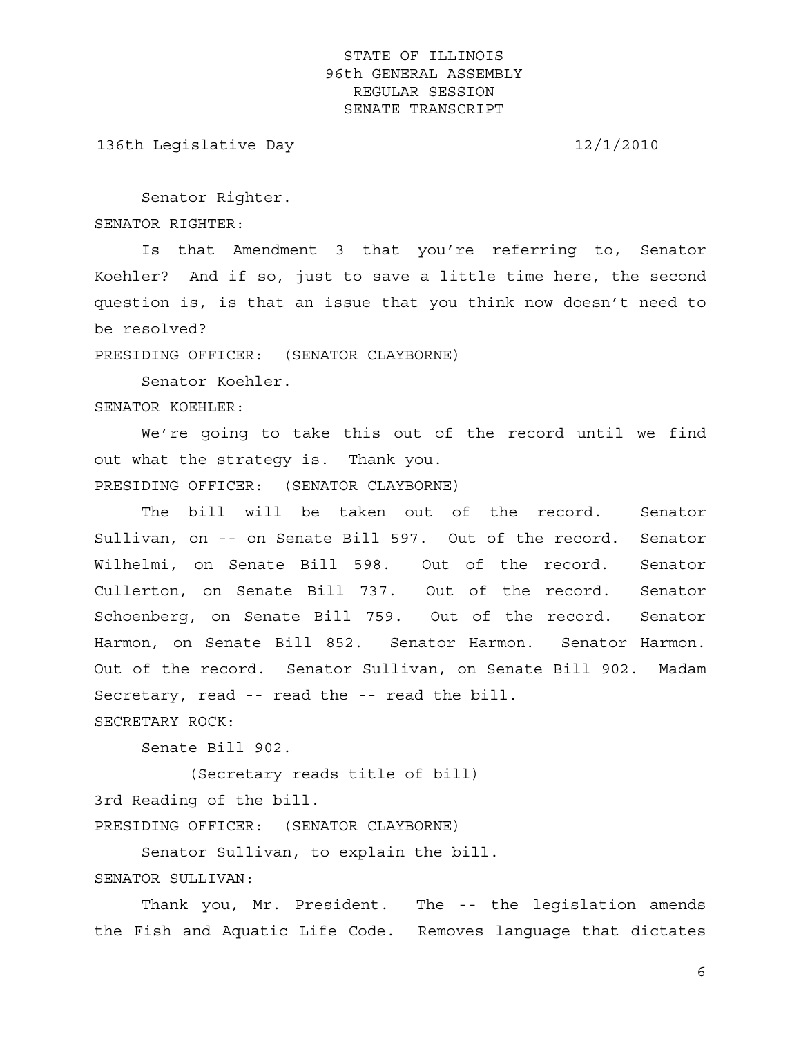Senator Righter.

SENATOR RIGHTER:

Is that Amendment 3 that you're referring to, Senator Koehler? And if so, just to save a little time here, the second question is, is that an issue that you think now doesn't need to be resolved?

PRESIDING OFFICER: (SENATOR CLAYBORNE)

Senator Koehler.

SENATOR KOEHLER:

We're going to take this out of the record until we find out what the strategy is. Thank you.

PRESIDING OFFICER: (SENATOR CLAYBORNE)

The bill will be taken out of the record. Senator Sullivan, on -- on Senate Bill 597. Out of the record. Senator Wilhelmi, on Senate Bill 598. Out of the record. Senator Cullerton, on Senate Bill 737. Out of the record. Senator Schoenberg, on Senate Bill 759. Out of the record. Senator Harmon, on Senate Bill 852. Senator Harmon. Senator Harmon. Out of the record. Senator Sullivan, on Senate Bill 902. Madam Secretary, read -- read the -- read the bill.

SECRETARY ROCK:

Senate Bill 902.

(Secretary reads title of bill)

3rd Reading of the bill.

PRESIDING OFFICER: (SENATOR CLAYBORNE)

Senator Sullivan, to explain the bill.

SENATOR SULLIVAN:

Thank you, Mr. President. The -- the legislation amends the Fish and Aquatic Life Code. Removes language that dictates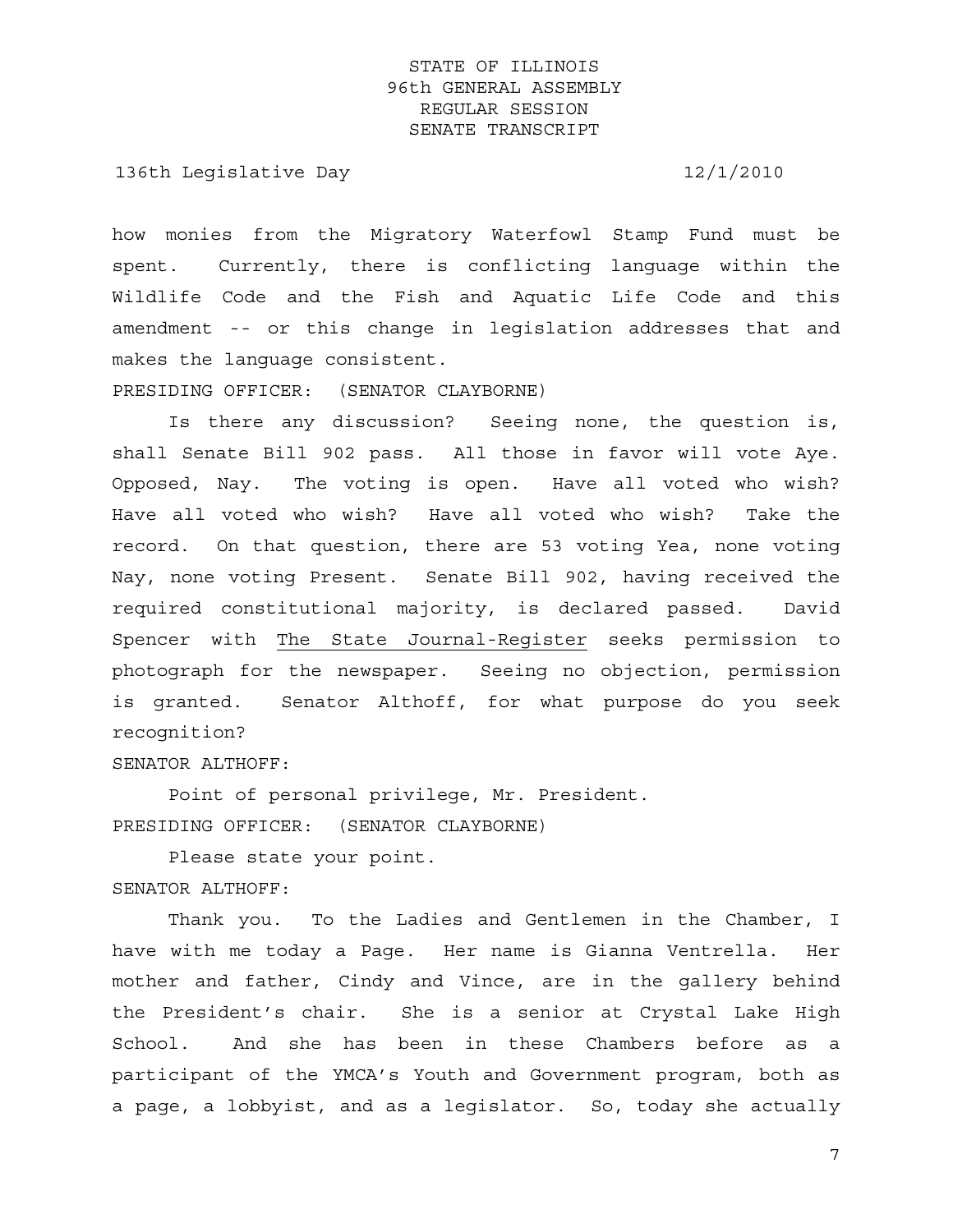how monies from the Migratory Waterfowl Stamp Fund must be spent. Currently, there is conflicting language within the Wildlife Code and the Fish and Aquatic Life Code and this amendment -- or this change in legislation addresses that and makes the language consistent.

PRESIDING OFFICER: (SENATOR CLAYBORNE)

Is there any discussion? Seeing none, the question is, shall Senate Bill 902 pass. All those in favor will vote Aye. Opposed, Nay. The voting is open. Have all voted who wish? Have all voted who wish? Have all voted who wish? Take the record. On that question, there are 53 voting Yea, none voting Nay, none voting Present. Senate Bill 902, having received the required constitutional majority, is declared passed. David Spencer with The State Journal-Register seeks permission to photograph for the newspaper. Seeing no objection, permission is granted. Senator Althoff, for what purpose do you seek recognition?

SENATOR ALTHOFF:

Point of personal privilege, Mr. President.

PRESIDING OFFICER: (SENATOR CLAYBORNE)

Please state your point.

SENATOR ALTHOFF:

Thank you. To the Ladies and Gentlemen in the Chamber, I have with me today a Page. Her name is Gianna Ventrella. Her mother and father, Cindy and Vince, are in the gallery behind the President's chair. She is a senior at Crystal Lake High School. And she has been in these Chambers before as a participant of the YMCA's Youth and Government program, both as a page, a lobbyist, and as a legislator. So, today she actually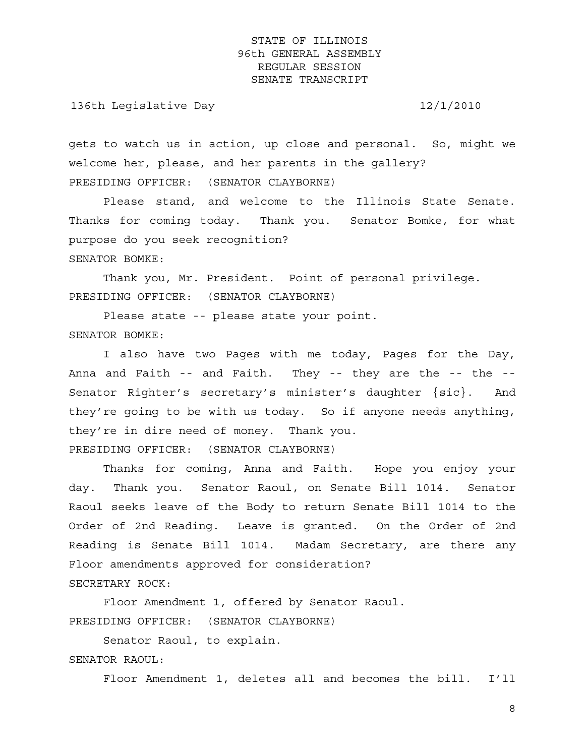gets to watch us in action, up close and personal. So, might we welcome her, please, and her parents in the gallery?

PRESIDING OFFICER: (SENATOR CLAYBORNE)

Please stand, and welcome to the Illinois State Senate. Thanks for coming today. Thank you. Senator Bomke, for what purpose do you seek recognition?

SENATOR BOMKE:

Thank you, Mr. President. Point of personal privilege.

PRESIDING OFFICER: (SENATOR CLAYBORNE)

Please state -- please state your point.

SENATOR BOMKE:

I also have two Pages with me today, Pages for the Day, Anna and Faith -- and Faith. They -- they are the -- the -- Senator Righter's secretary's minister's daughter {sic}. And they're going to be with us today. So if anyone needs anything, they're in dire need of money. Thank you.

PRESIDING OFFICER: (SENATOR CLAYBORNE)

Thanks for coming, Anna and Faith. Hope you enjoy your day. Thank you. Senator Raoul, on Senate Bill 1014. Senator Raoul seeks leave of the Body to return Senate Bill 1014 to the Order of 2nd Reading. Leave is granted. On the Order of 2nd Reading is Senate Bill 1014. Madam Secretary, are there any Floor amendments approved for consideration?

SECRETARY ROCK:

Floor Amendment 1, offered by Senator Raoul.

PRESIDING OFFICER: (SENATOR CLAYBORNE)

Senator Raoul, to explain.

SENATOR RAOUL:

Floor Amendment 1, deletes all and becomes the bill. I'll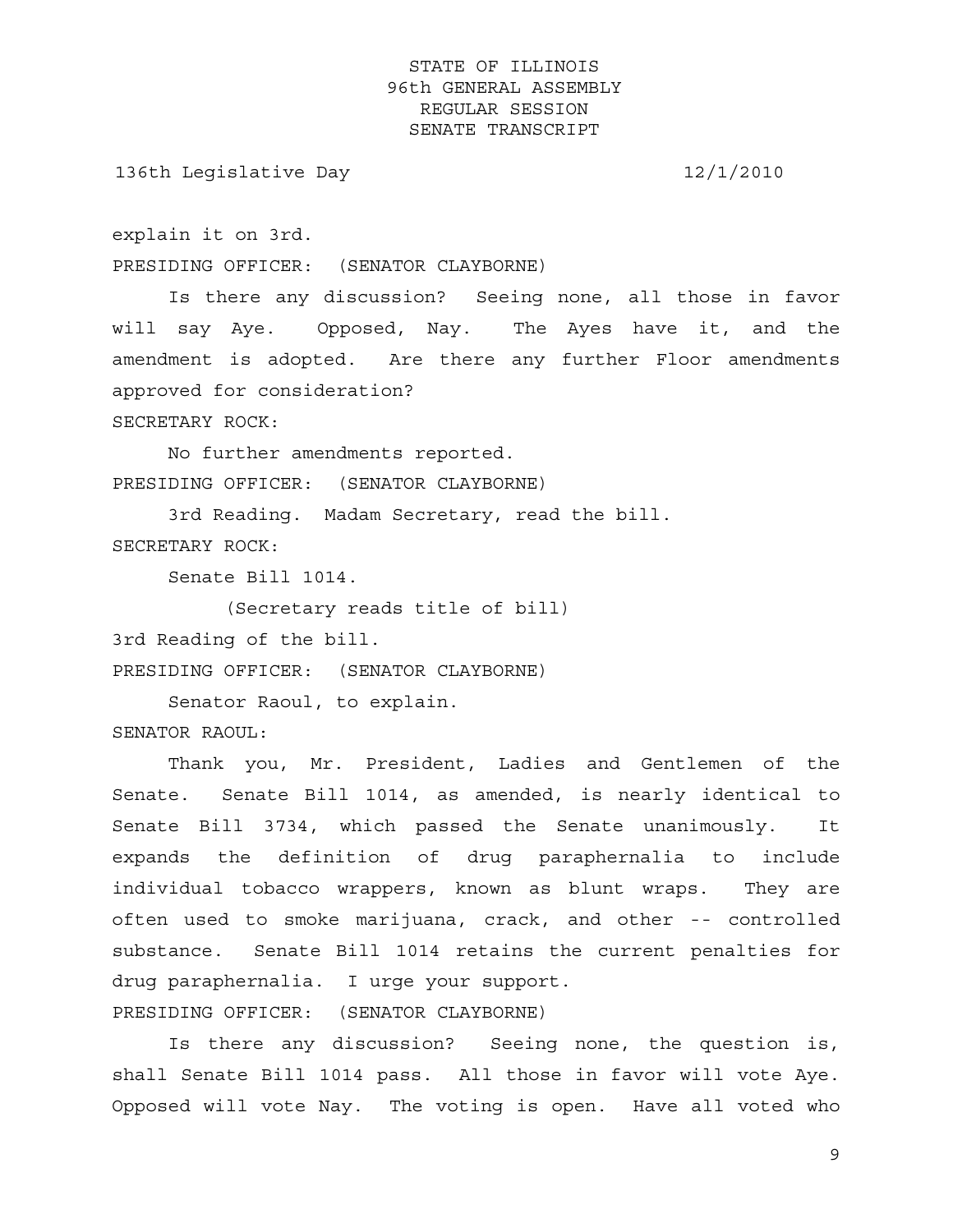explain it on 3rd.

PRESIDING OFFICER: (SENATOR CLAYBORNE)

Is there any discussion? Seeing none, all those in favor will say Aye. Opposed, Nay. The Ayes have it, and the amendment is adopted. Are there any further Floor amendments approved for consideration?

SECRETARY ROCK:

No further amendments reported.

PRESIDING OFFICER: (SENATOR CLAYBORNE)

3rd Reading. Madam Secretary, read the bill.

SECRETARY ROCK:

Senate Bill 1014.

(Secretary reads title of bill)

3rd Reading of the bill.

PRESIDING OFFICER: (SENATOR CLAYBORNE)

Senator Raoul, to explain.

SENATOR RAOUL:

Thank you, Mr. President, Ladies and Gentlemen of the Senate. Senate Bill 1014, as amended, is nearly identical to Senate Bill 3734, which passed the Senate unanimously. It expands the definition of drug paraphernalia to include individual tobacco wrappers, known as blunt wraps. They are often used to smoke marijuana, crack, and other -- controlled substance. Senate Bill 1014 retains the current penalties for drug paraphernalia. I urge your support.

PRESIDING OFFICER: (SENATOR CLAYBORNE)

Is there any discussion? Seeing none, the question is, shall Senate Bill 1014 pass. All those in favor will vote Aye. Opposed will vote Nay. The voting is open. Have all voted who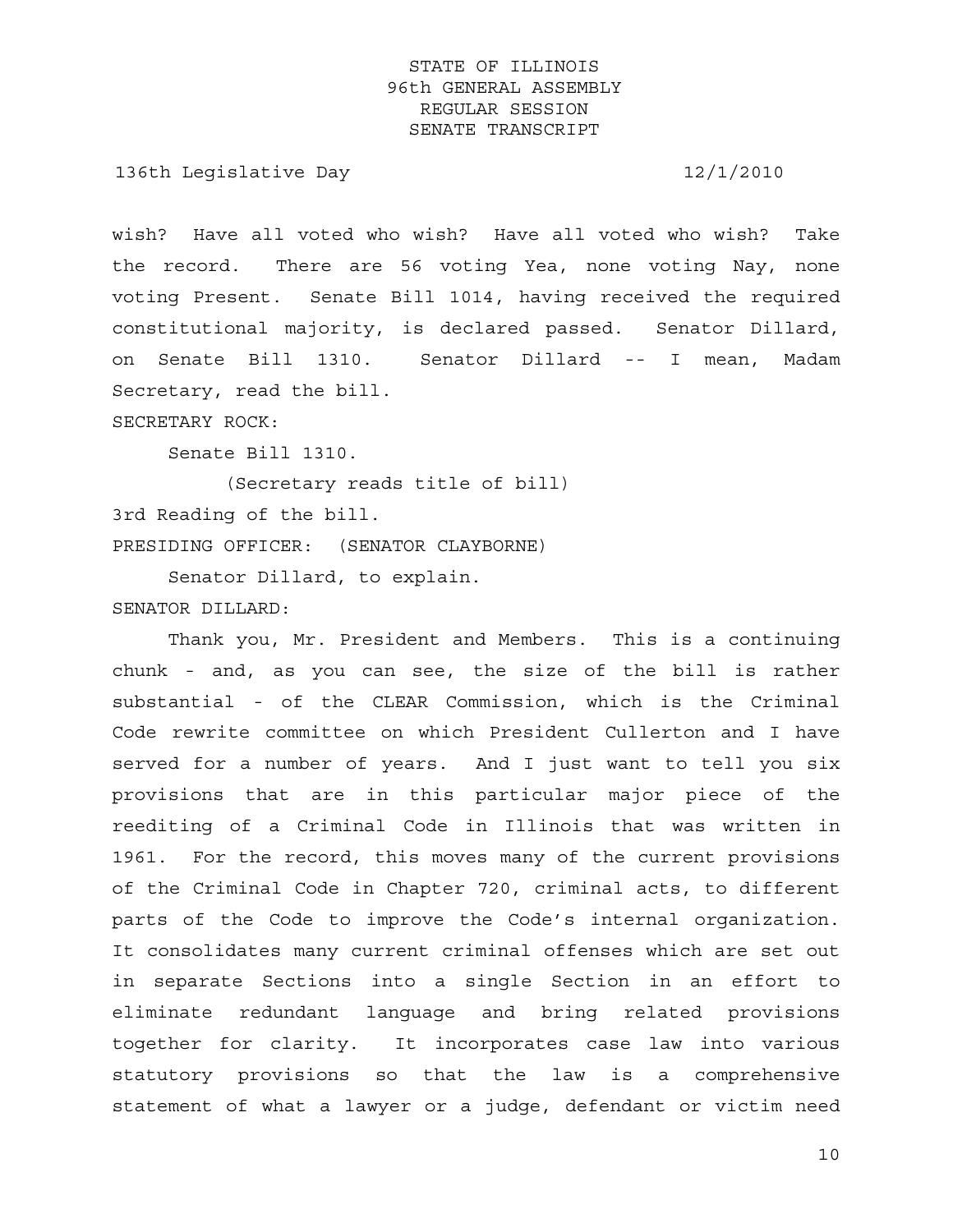wish? Have all voted who wish? Have all voted who wish? Take the record. There are 56 voting Yea, none voting Nay, none voting Present. Senate Bill 1014, having received the required constitutional majority, is declared passed. Senator Dillard, on Senate Bill 1310. Senator Dillard -- I mean, Madam Secretary, read the bill.

SECRETARY ROCK:

Senate Bill 1310.

(Secretary reads title of bill)

3rd Reading of the bill.

PRESIDING OFFICER: (SENATOR CLAYBORNE)

Senator Dillard, to explain.

SENATOR DILLARD:

Thank you, Mr. President and Members. This is a continuing chunk - and, as you can see, the size of the bill is rather substantial - of the CLEAR Commission, which is the Criminal Code rewrite committee on which President Cullerton and I have served for a number of years. And I just want to tell you six provisions that are in this particular major piece of the reediting of a Criminal Code in Illinois that was written in 1961. For the record, this moves many of the current provisions of the Criminal Code in Chapter 720, criminal acts, to different parts of the Code to improve the Code's internal organization. It consolidates many current criminal offenses which are set out in separate Sections into a single Section in an effort to eliminate redundant language and bring related provisions together for clarity. It incorporates case law into various statutory provisions so that the law is a comprehensive statement of what a lawyer or a judge, defendant or victim need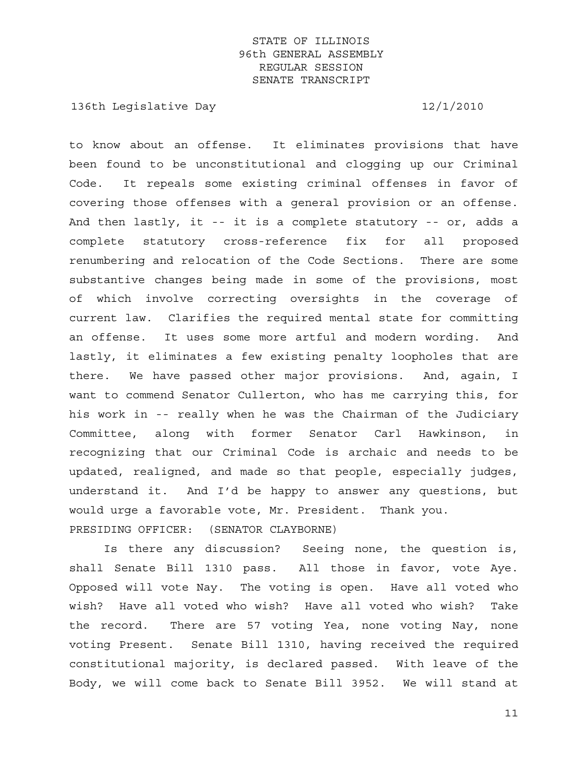to know about an offense. It eliminates provisions that have been found to be unconstitutional and clogging up our Criminal Code. It repeals some existing criminal offenses in favor of covering those offenses with a general provision or an offense. And then lastly, it -- it is a complete statutory -- or, adds a complete statutory cross-reference fix for all proposed renumbering and relocation of the Code Sections. There are some substantive changes being made in some of the provisions, most of which involve correcting oversights in the coverage of current law. Clarifies the required mental state for committing an offense. It uses some more artful and modern wording. And lastly, it eliminates a few existing penalty loopholes that are there. We have passed other major provisions. And, again, I want to commend Senator Cullerton, who has me carrying this, for his work in -- really when he was the Chairman of the Judiciary Committee, along with former Senator Carl Hawkinson, in recognizing that our Criminal Code is archaic and needs to be updated, realigned, and made so that people, especially judges, understand it. And I'd be happy to answer any questions, but would urge a favorable vote, Mr. President. Thank you.

PRESIDING OFFICER: (SENATOR CLAYBORNE)

Is there any discussion? Seeing none, the question is, shall Senate Bill 1310 pass. All those in favor, vote Aye. Opposed will vote Nay. The voting is open. Have all voted who wish? Have all voted who wish? Have all voted who wish? Take the record. There are 57 voting Yea, none voting Nay, none voting Present. Senate Bill 1310, having received the required constitutional majority, is declared passed. With leave of the Body, we will come back to Senate Bill 3952. We will stand at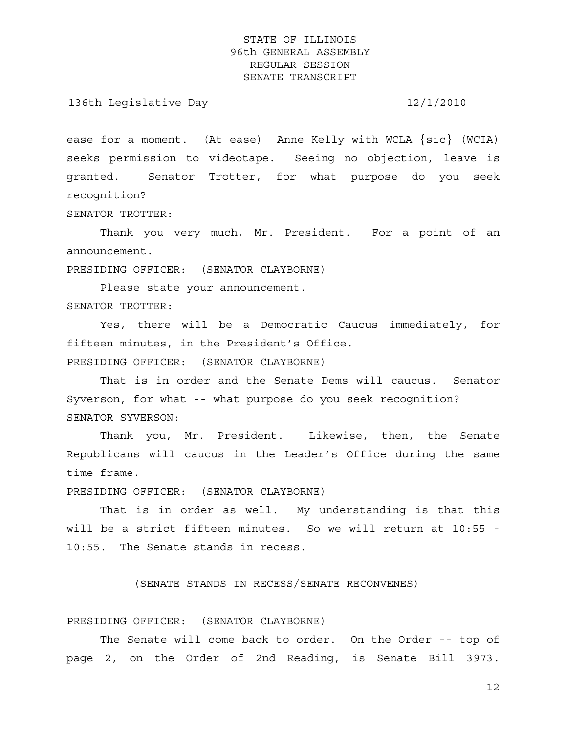ease for a moment. (At ease) Anne Kelly with WCLA {sic} (WCIA) seeks permission to videotape. Seeing no objection, leave is granted. Senator Trotter, for what purpose do you seek recognition?

SENATOR TROTTER:

Thank you very much, Mr. President. For a point of an announcement.

PRESIDING OFFICER: (SENATOR CLAYBORNE)

Please state your announcement.

SENATOR TROTTER:

Yes, there will be a Democratic Caucus immediately, for fifteen minutes, in the President's Office.

PRESIDING OFFICER: (SENATOR CLAYBORNE)

That is in order and the Senate Dems will caucus. Senator Syverson, for what -- what purpose do you seek recognition?

SENATOR SYVERSON:

Thank you, Mr. President. Likewise, then, the Senate Republicans will caucus in the Leader's Office during the same time frame.

PRESIDING OFFICER: (SENATOR CLAYBORNE)

That is in order as well. My understanding is that this will be a strict fifteen minutes. So we will return at 10:55 - 10:55. The Senate stands in recess.

(SENATE STANDS IN RECESS/SENATE RECONVENES)

PRESIDING OFFICER: (SENATOR CLAYBORNE)

The Senate will come back to order. On the Order -- top of page 2, on the Order of 2nd Reading, is Senate Bill 3973.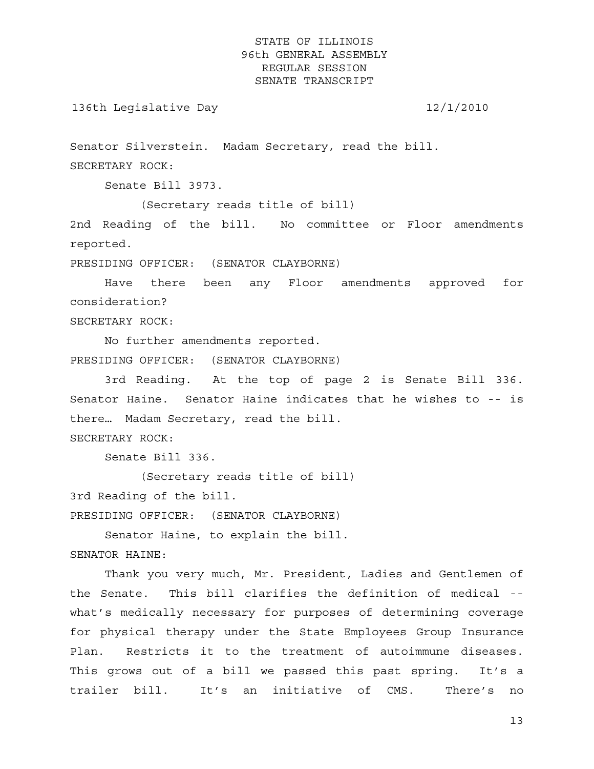Senator Silverstein. Madam Secretary, read the bill.

SECRETARY ROCK:

Senate Bill 3973.

(Secretary reads title of bill)

2nd Reading of the bill. No committee or Floor amendments reported.

PRESIDING OFFICER: (SENATOR CLAYBORNE)

Have there been any Floor amendments approved for consideration?

SECRETARY ROCK:

No further amendments reported.

PRESIDING OFFICER: (SENATOR CLAYBORNE)

3rd Reading. At the top of page 2 is Senate Bill 336. Senator Haine. Senator Haine indicates that he wishes to -- is there… Madam Secretary, read the bill.

SECRETARY ROCK:

Senate Bill 336.

(Secretary reads title of bill)

3rd Reading of the bill.

PRESIDING OFFICER: (SENATOR CLAYBORNE)

Senator Haine, to explain the bill.

SENATOR HAINE:

Thank you very much, Mr. President, Ladies and Gentlemen of the Senate. This bill clarifies the definition of medical -- what's medically necessary for purposes of determining coverage for physical therapy under the State Employees Group Insurance Plan. Restricts it to the treatment of autoimmune diseases. This grows out of a bill we passed this past spring. It's a trailer bill. It's an initiative of CMS. There's no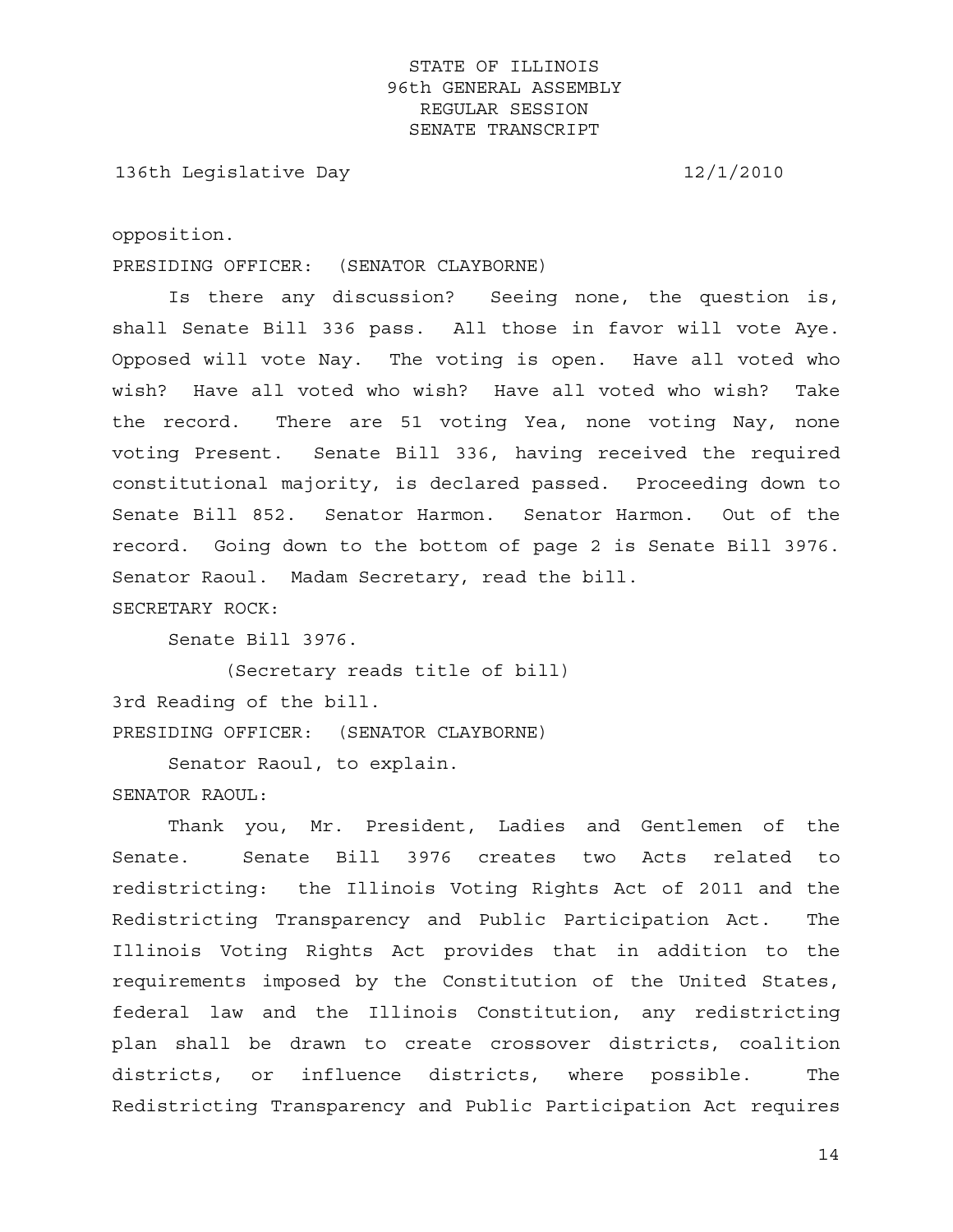opposition.

PRESIDING OFFICER: (SENATOR CLAYBORNE)

Is there any discussion? Seeing none, the question is, shall Senate Bill 336 pass. All those in favor will vote Aye. Opposed will vote Nay. The voting is open. Have all voted who wish? Have all voted who wish? Have all voted who wish? Take the record. There are 51 voting Yea, none voting Nay, none voting Present. Senate Bill 336, having received the required constitutional majority, is declared passed. Proceeding down to Senate Bill 852. Senator Harmon. Senator Harmon. Out of the record. Going down to the bottom of page 2 is Senate Bill 3976. Senator Raoul. Madam Secretary, read the bill.

SECRETARY ROCK:

Senate Bill 3976.

(Secretary reads title of bill)

3rd Reading of the bill.

PRESIDING OFFICER: (SENATOR CLAYBORNE)

Senator Raoul, to explain.

SENATOR RAOUL:

Thank you, Mr. President, Ladies and Gentlemen of the Senate. Senate Bill 3976 creates two Acts related to redistricting: the Illinois Voting Rights Act of 2011 and the Redistricting Transparency and Public Participation Act. The Illinois Voting Rights Act provides that in addition to the requirements imposed by the Constitution of the United States, federal law and the Illinois Constitution, any redistricting plan shall be drawn to create crossover districts, coalition districts, or influence districts, where possible. The Redistricting Transparency and Public Participation Act requires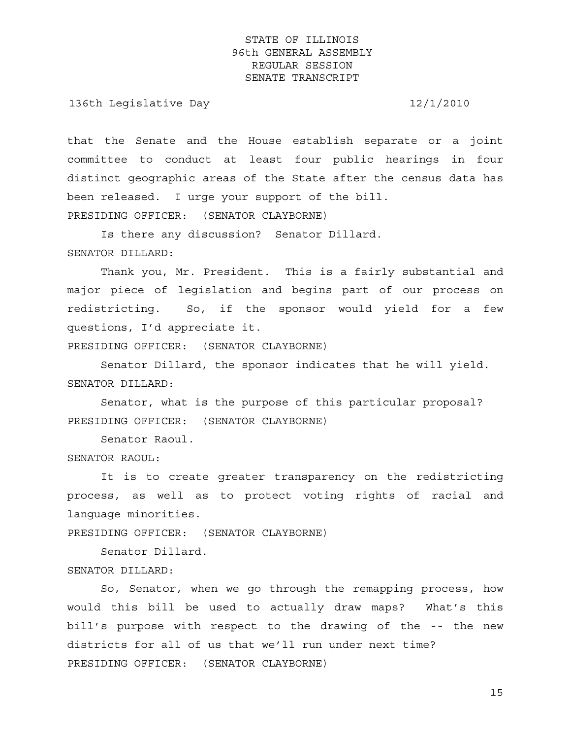that the Senate and the House establish separate or a joint committee to conduct at least four public hearings in four distinct geographic areas of the State after the census data has been released. I urge your support of the bill.

PRESIDING OFFICER: (SENATOR CLAYBORNE)

Is there any discussion? Senator Dillard.

SENATOR DILLARD:

Thank you, Mr. President. This is a fairly substantial and major piece of legislation and begins part of our process on redistricting. So, if the sponsor would yield for a few questions, I'd appreciate it.

PRESIDING OFFICER: (SENATOR CLAYBORNE)

Senator Dillard, the sponsor indicates that he will yield.

SENATOR DILLARD:

Senator, what is the purpose of this particular proposal?

PRESIDING OFFICER: (SENATOR CLAYBORNE)

Senator Raoul.

SENATOR RAOUL:

It is to create greater transparency on the redistricting process, as well as to protect voting rights of racial and language minorities.

PRESIDING OFFICER: (SENATOR CLAYBORNE)

Senator Dillard.

SENATOR DILLARD:

So, Senator, when we go through the remapping process, how would this bill be used to actually draw maps? What's this bill's purpose with respect to the drawing of the -- the new districts for all of us that we'll run under next time?

PRESIDING OFFICER: (SENATOR CLAYBORNE)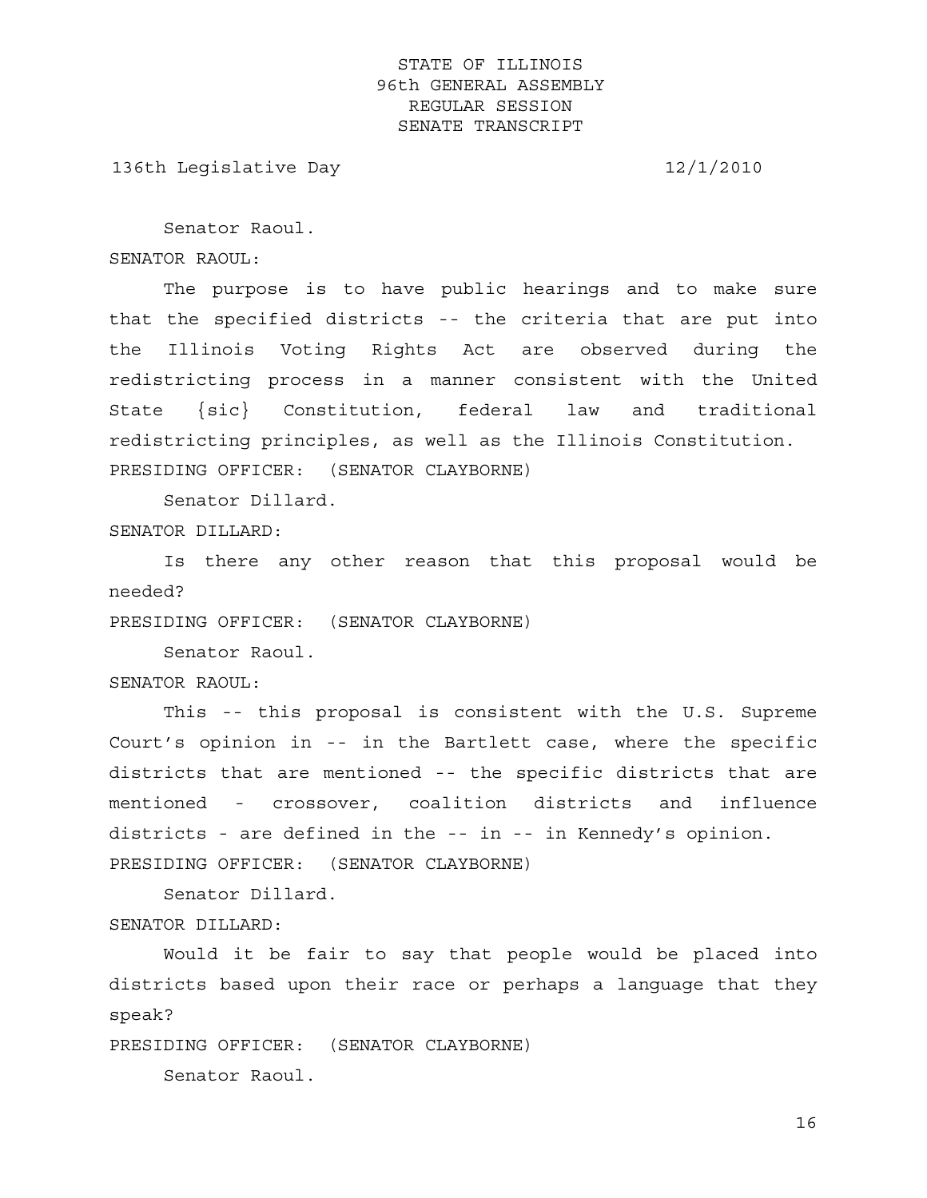Senator Raoul.

SENATOR RAOUL:

The purpose is to have public hearings and to make sure that the specified districts -- the criteria that are put into the Illinois Voting Rights Act are observed during the redistricting process in a manner consistent with the United State {sic} Constitution, federal law and traditional redistricting principles, as well as the Illinois Constitution.

PRESIDING OFFICER: (SENATOR CLAYBORNE)

Senator Dillard.

SENATOR DILLARD:

Is there any other reason that this proposal would be needed?

PRESIDING OFFICER: (SENATOR CLAYBORNE)

Senator Raoul.

SENATOR RAOUL:

This -- this proposal is consistent with the U.S. Supreme Court's opinion in -- in the Bartlett case, where the specific districts that are mentioned -- the specific districts that are mentioned - crossover, coalition districts and influence districts - are defined in the -- in -- in Kennedy's opinion.

PRESIDING OFFICER: (SENATOR CLAYBORNE)

Senator Dillard.

SENATOR DILLARD:

Would it be fair to say that people would be placed into districts based upon their race or perhaps a language that they speak?

PRESIDING OFFICER: (SENATOR CLAYBORNE)

Senator Raoul.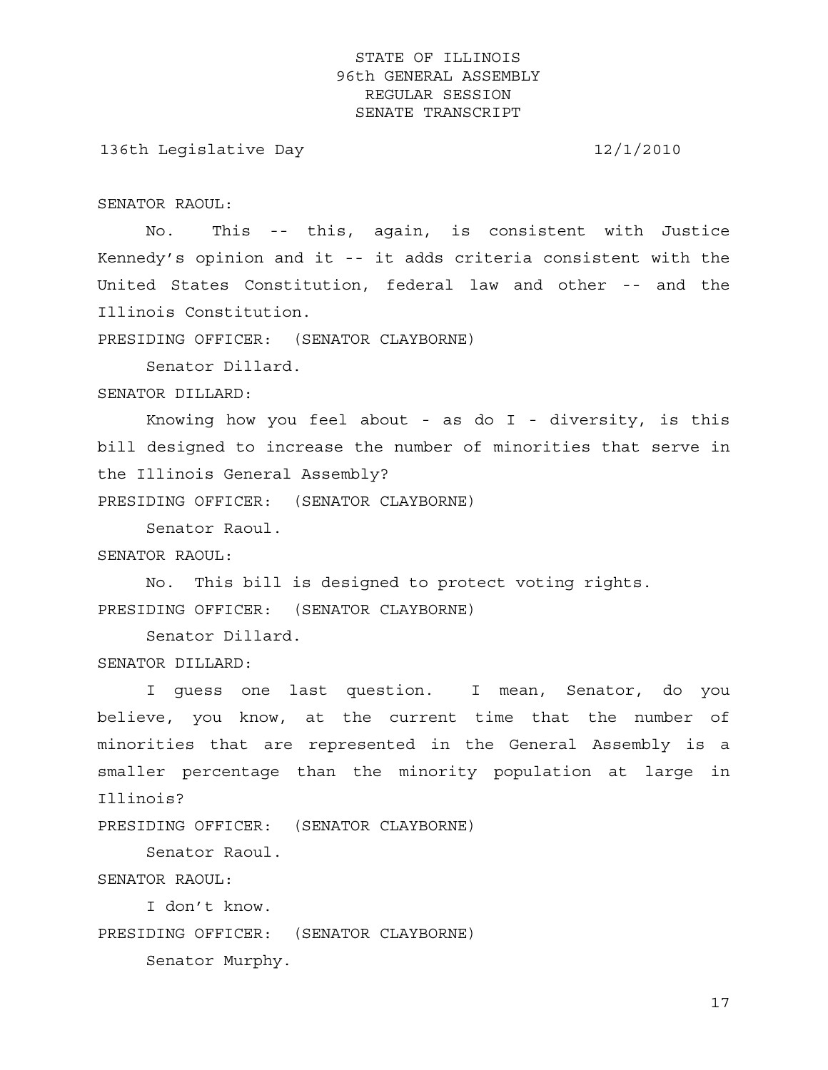SENATOR RAOUL:

No. This -- this, again, is consistent with Justice Kennedy's opinion and it -- it adds criteria consistent with the United States Constitution, federal law and other -- and the Illinois Constitution.

PRESIDING OFFICER: (SENATOR CLAYBORNE)

Senator Dillard.

SENATOR DILLARD:

Knowing how you feel about - as do I - diversity, is this bill designed to increase the number of minorities that serve in the Illinois General Assembly?

PRESIDING OFFICER: (SENATOR CLAYBORNE)

Senator Raoul.

SENATOR RAOUL:

No. This bill is designed to protect voting rights.

PRESIDING OFFICER: (SENATOR CLAYBORNE)

Senator Dillard.

SENATOR DILLARD:

I guess one last question. I mean, Senator, do you believe, you know, at the current time that the number of minorities that are represented in the General Assembly is a smaller percentage than the minority population at large in Illinois?

PRESIDING OFFICER: (SENATOR CLAYBORNE)

Senator Raoul.

SENATOR RAOUL:

I don't know.

PRESIDING OFFICER: (SENATOR CLAYBORNE)

Senator Murphy.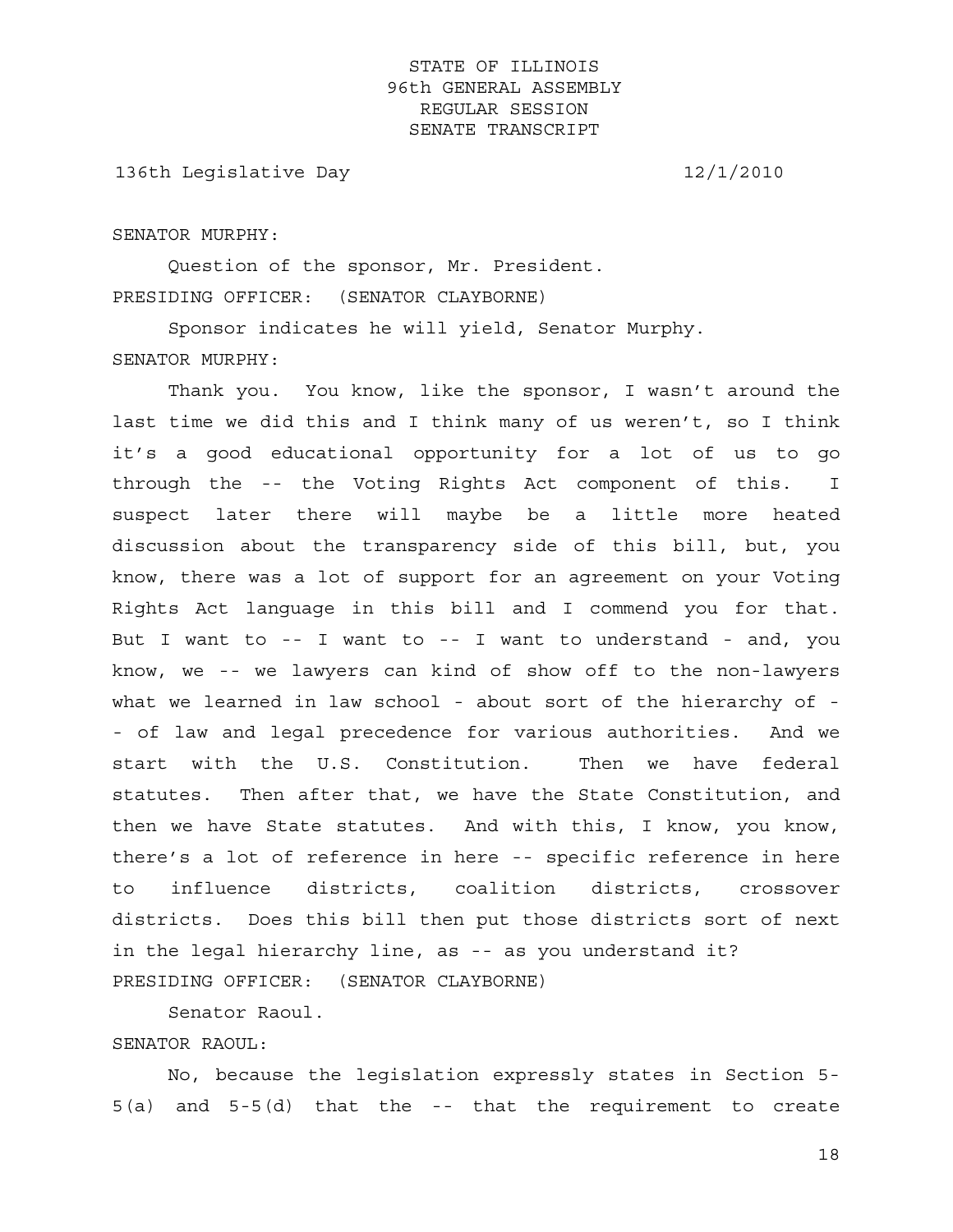SENATOR MURPHY:

Question of the sponsor, Mr. President.

PRESIDING OFFICER: (SENATOR CLAYBORNE)

Sponsor indicates he will yield, Senator Murphy.

SENATOR MURPHY:

Thank you. You know, like the sponsor, I wasn't around the last time we did this and I think many of us weren't, so I think it's a good educational opportunity for a lot of us to go through the -- the Voting Rights Act component of this. I suspect later there will maybe be a little more heated discussion about the transparency side of this bill, but, you know, there was a lot of support for an agreement on your Voting Rights Act language in this bill and I commend you for that. But I want to -- I want to -- I want to understand - and, you know, we -- we lawyers can kind of show off to the non-lawyers what we learned in law school - about sort of the hierarchy of - - of law and legal precedence for various authorities. And we start with the U.S. Constitution. Then we have federal statutes. Then after that, we have the State Constitution, and then we have State statutes. And with this, I know, you know, there's a lot of reference in here -- specific reference in here to influence districts, coalition districts, crossover districts. Does this bill then put those districts sort of next in the legal hierarchy line, as -- as you understand it?

PRESIDING OFFICER: (SENATOR CLAYBORNE)

Senator Raoul.

SENATOR RAOUL:

No, because the legislation expressly states in Section 5-5(a) and 5-5(d) that the -- that the requirement to create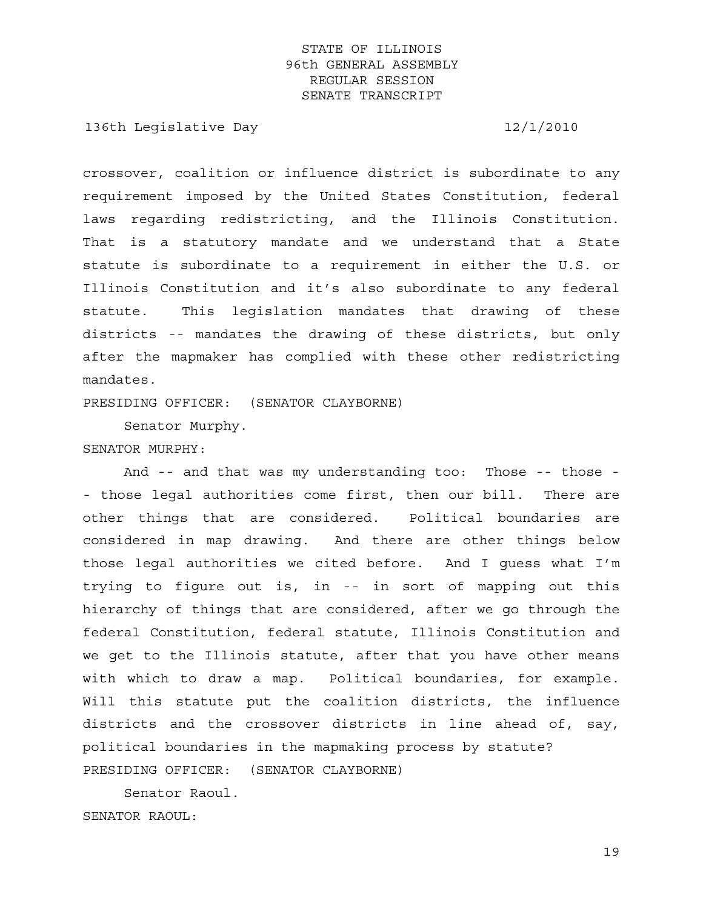crossover, coalition or influence district is subordinate to any requirement imposed by the United States Constitution, federal laws regarding redistricting, and the Illinois Constitution. That is a statutory mandate and we understand that a State statute is subordinate to a requirement in either the U.S. or Illinois Constitution and it's also subordinate to any federal statute. This legislation mandates that drawing of these districts -- mandates the drawing of these districts, but only after the mapmaker has complied with these other redistricting mandates.

PRESIDING OFFICER: (SENATOR CLAYBORNE)

Senator Murphy.

SENATOR MURPHY:

And -- and that was my understanding too: Those -- those -- those legal authorities come first, then our bill. There are other things that are considered. Political boundaries are considered in map drawing. And there are other things below those legal authorities we cited before. And I guess what I'm trying to figure out is, in -- in sort of mapping out this hierarchy of things that are considered, after we go through the federal Constitution, federal statute, Illinois Constitution and we get to the Illinois statute, after that you have other means with which to draw a map. Political boundaries, for example. Will this statute put the coalition districts, the influence districts and the crossover districts in line ahead of, say, political boundaries in the mapmaking process by statute?

PRESIDING OFFICER: (SENATOR CLAYBORNE)

Senator Raoul.

SENATOR RAOUL: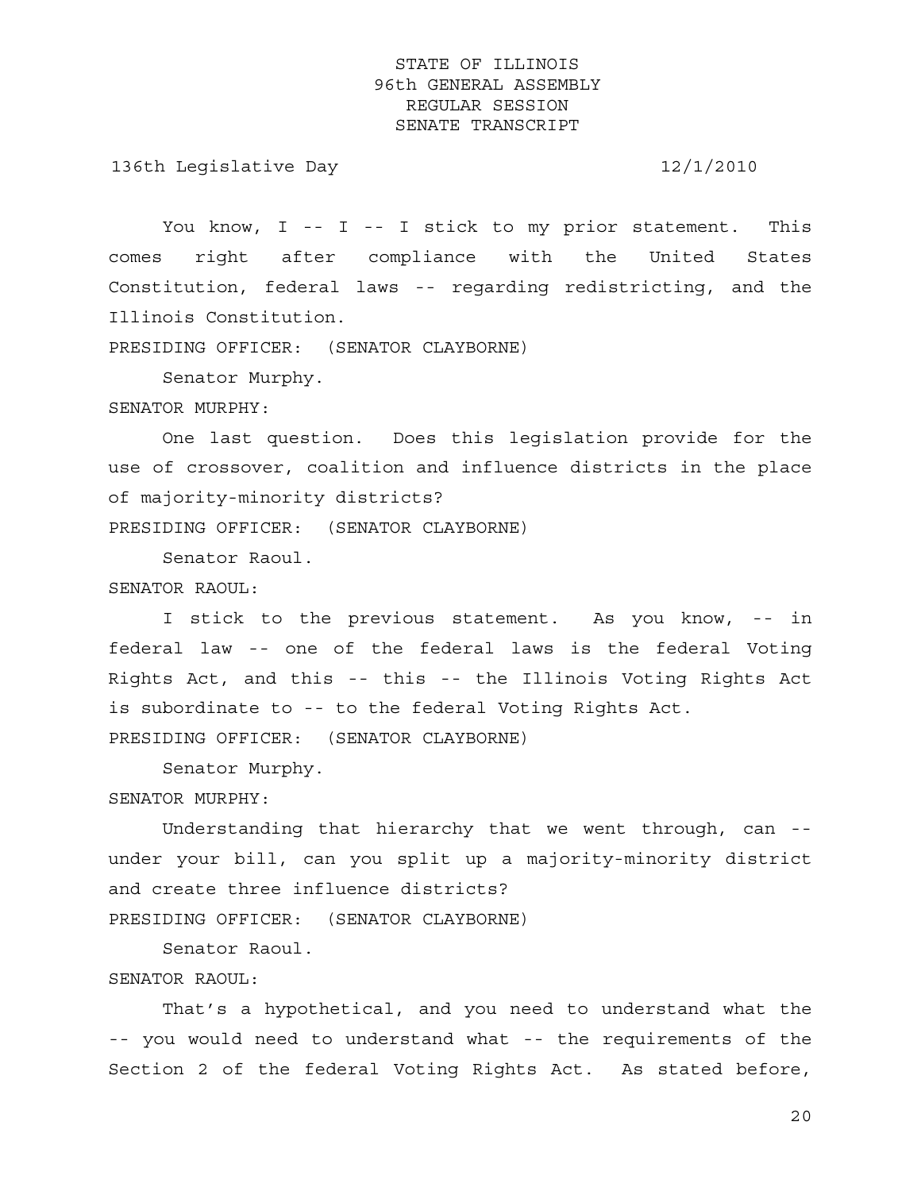You know, I -- I -- I stick to my prior statement. This comes right after compliance with the United States Constitution, federal laws -- regarding redistricting, and the Illinois Constitution.

PRESIDING OFFICER: (SENATOR CLAYBORNE)

Senator Murphy.

SENATOR MURPHY:

One last question. Does this legislation provide for the use of crossover, coalition and influence districts in the place of majority-minority districts?

PRESIDING OFFICER: (SENATOR CLAYBORNE)

Senator Raoul.

SENATOR RAOUL:

I stick to the previous statement. As you know, -- in federal law -- one of the federal laws is the federal Voting Rights Act, and this -- this -- the Illinois Voting Rights Act is subordinate to -- to the federal Voting Rights Act.

PRESIDING OFFICER: (SENATOR CLAYBORNE)

Senator Murphy.

SENATOR MURPHY:

Understanding that hierarchy that we went through, can -- under your bill, can you split up a majority-minority district and create three influence districts?

PRESIDING OFFICER: (SENATOR CLAYBORNE)

Senator Raoul.

SENATOR RAOUL:

That's a hypothetical, and you need to understand what the -- you would need to understand what -- the requirements of the Section 2 of the federal Voting Rights Act. As stated before,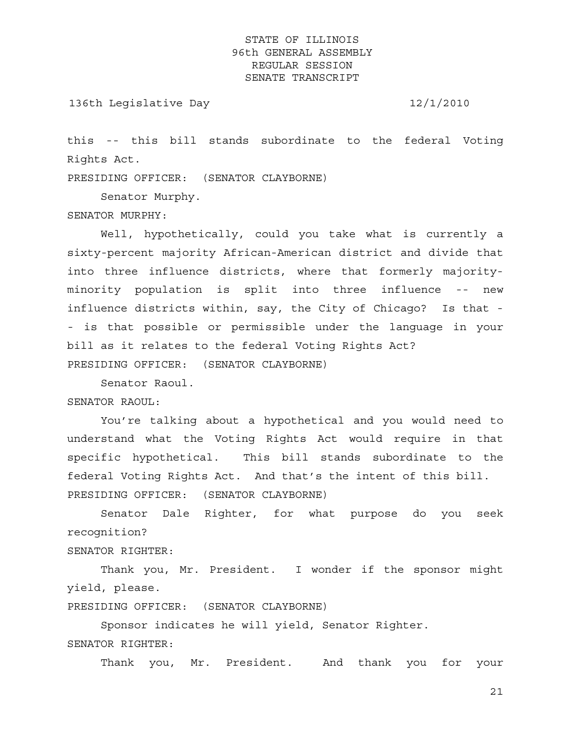this -- this bill stands subordinate to the federal Voting Rights Act.

PRESIDING OFFICER: (SENATOR CLAYBORNE)

Senator Murphy.

SENATOR MURPHY:

Well, hypothetically, could you take what is currently a sixty-percent majority African-American district and divide that into three influence districts, where that formerly majority-minority population is split into three influence -- new influence districts within, say, the City of Chicago? Is that -- is that possible or permissible under the language in your bill as it relates to the federal Voting Rights Act?

PRESIDING OFFICER: (SENATOR CLAYBORNE)

Senator Raoul.

SENATOR RAOUL:

You're talking about a hypothetical and you would need to understand what the Voting Rights Act would require in that specific hypothetical. This bill stands subordinate to the federal Voting Rights Act. And that's the intent of this bill.

PRESIDING OFFICER: (SENATOR CLAYBORNE)

Senator Dale Righter, for what purpose do you seek recognition?

SENATOR RIGHTER:

Thank you, Mr. President. I wonder if the sponsor might yield, please.

PRESIDING OFFICER: (SENATOR CLAYBORNE)

Sponsor indicates he will yield, Senator Righter.

SENATOR RIGHTER:

Thank you, Mr. President. And thank you for your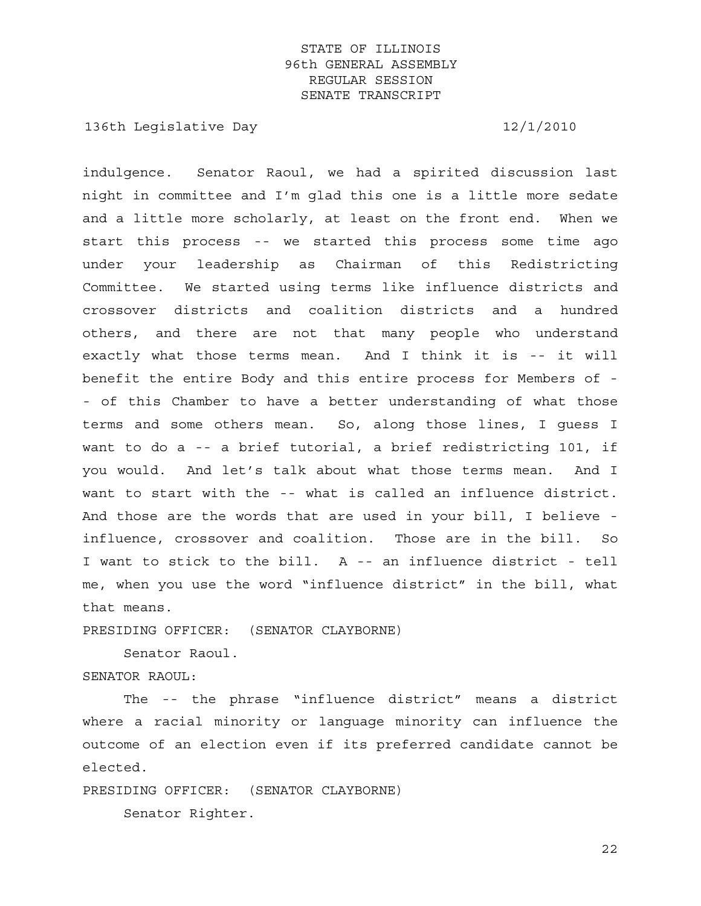indulgence. Senator Raoul, we had a spirited discussion last night in committee and I'm glad this one is a little more sedate and a little more scholarly, at least on the front end. When we start this process -- we started this process some time ago under your leadership as Chairman of this Redistricting Committee. We started using terms like influence districts and crossover districts and coalition districts and a hundred others, and there are not that many people who understand exactly what those terms mean. And I think it is -- it will benefit the entire Body and this entire process for Members of -- of this Chamber to have a better understanding of what those terms and some others mean. So, along those lines, I guess I want to do a -- a brief tutorial, a brief redistricting 101, if you would. And let's talk about what those terms mean. And I want to start with the -- what is called an influence district. And those are the words that are used in your bill, I believe - influence, crossover and coalition. Those are in the bill. So I want to stick to the bill. A -- an influence district - tell me, when you use the word "influence district" in the bill, what that means.

PRESIDING OFFICER: (SENATOR CLAYBORNE)

Senator Raoul.

SENATOR RAOUL:

The -- the phrase "influence district" means a district where a racial minority or language minority can influence the outcome of an election even if its preferred candidate cannot be elected.

PRESIDING OFFICER: (SENATOR CLAYBORNE)

Senator Righter.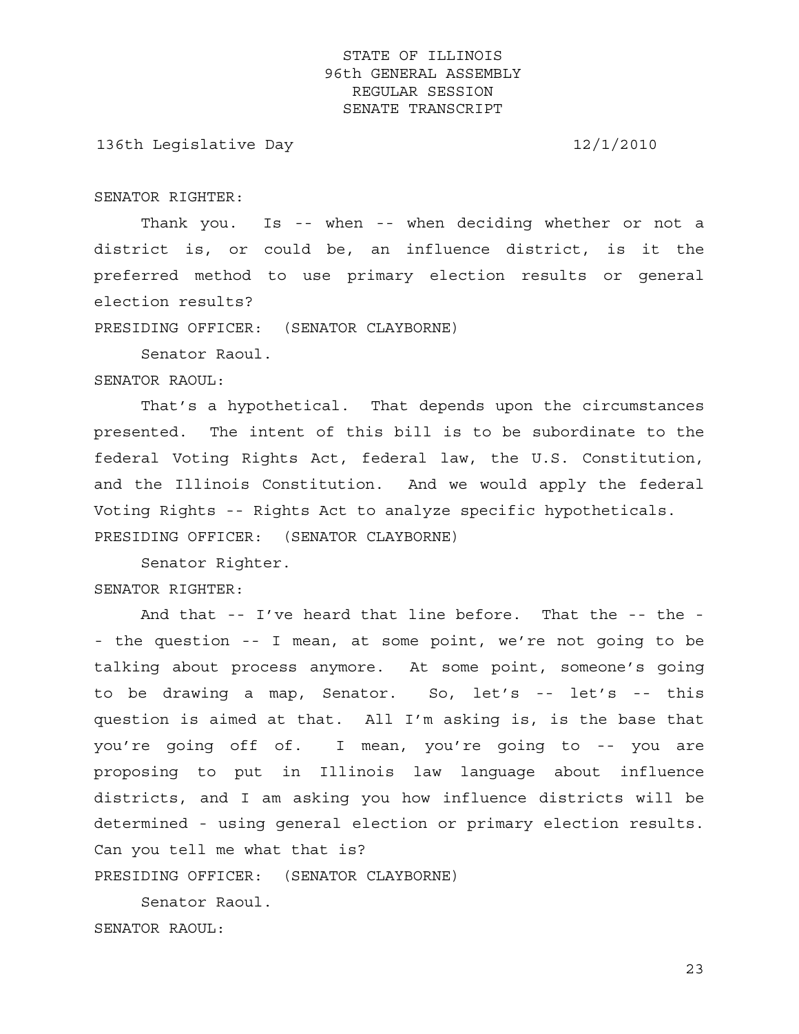SENATOR RIGHTER:

Thank you. Is -- when -- when deciding whether or not a district is, or could be, an influence district, is it the preferred method to use primary election results or general election results?

PRESIDING OFFICER: (SENATOR CLAYBORNE)

Senator Raoul.

SENATOR RAOUL:

That's a hypothetical. That depends upon the circumstances presented. The intent of this bill is to be subordinate to the federal Voting Rights Act, federal law, the U.S. Constitution, and the Illinois Constitution. And we would apply the federal Voting Rights -- Rights Act to analyze specific hypotheticals.

PRESIDING OFFICER: (SENATOR CLAYBORNE)

Senator Righter.

SENATOR RIGHTER:

And that -- I've heard that line before. That the -- the -- the question -- I mean, at some point, we're not going to be talking about process anymore. At some point, someone's going to be drawing a map, Senator. So, let's -- let's -- this question is aimed at that. All I'm asking is, is the base that you're going off of. I mean, you're going to -- you are proposing to put in Illinois law language about influence districts, and I am asking you how influence districts will be determined - using general election or primary election results. Can you tell me what that is?

PRESIDING OFFICER: (SENATOR CLAYBORNE)

Senator Raoul.

SENATOR RAOUL: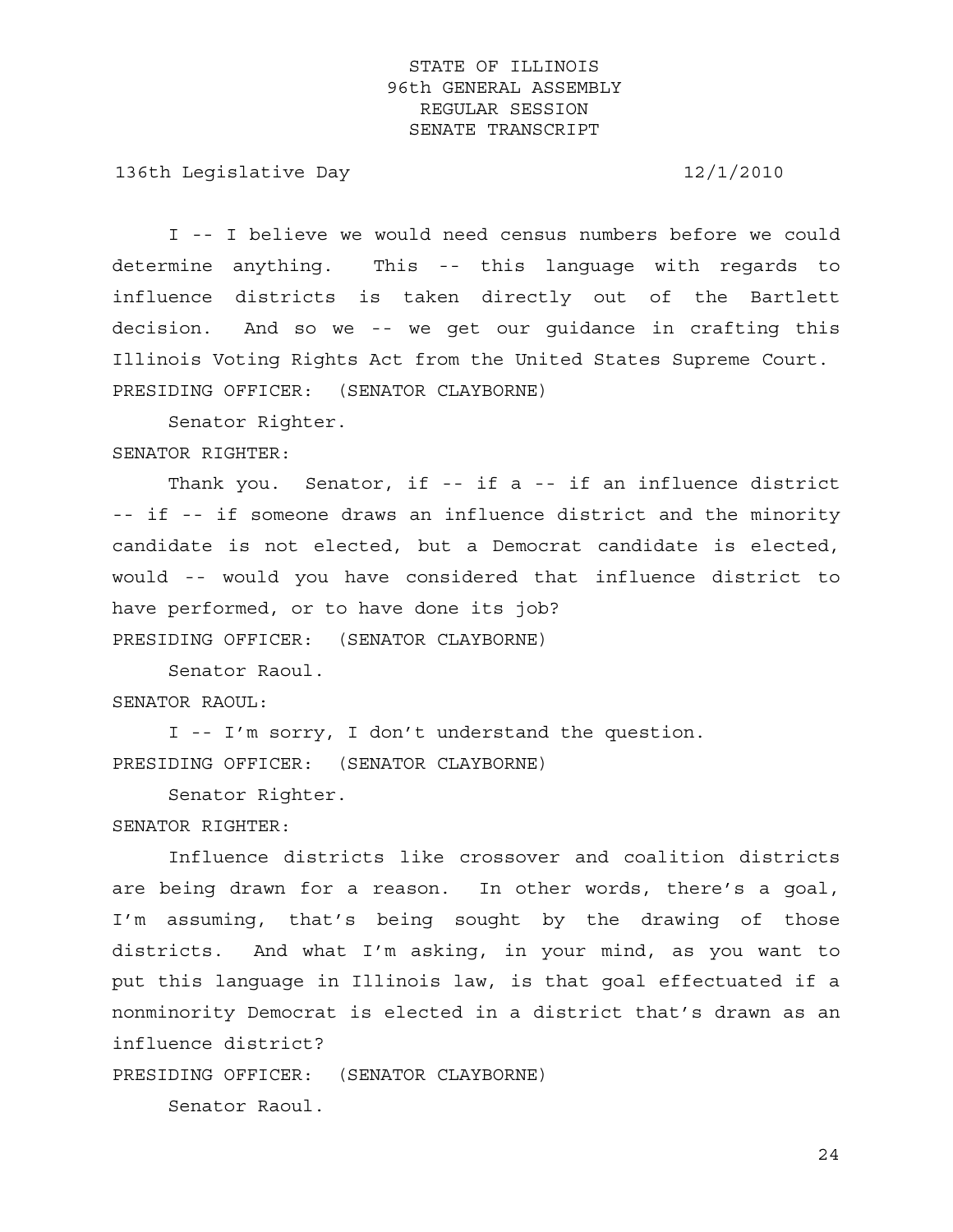I -- I believe we would need census numbers before we could determine anything. This -- this language with regards to influence districts is taken directly out of the Bartlett decision. And so we -- we get our guidance in crafting this Illinois Voting Rights Act from the United States Supreme Court.

PRESIDING OFFICER: (SENATOR CLAYBORNE)

Senator Righter.

SENATOR RIGHTER:

Thank you. Senator, if -- if a -- if an influence district -- if -- if someone draws an influence district and the minority candidate is not elected, but a Democrat candidate is elected, would -- would you have considered that influence district to have performed, or to have done its job?

PRESIDING OFFICER: (SENATOR CLAYBORNE)

Senator Raoul.

SENATOR RAOUL:

I -- I'm sorry, I don't understand the question.

PRESIDING OFFICER: (SENATOR CLAYBORNE)

Senator Righter.

SENATOR RIGHTER:

Influence districts like crossover and coalition districts are being drawn for a reason. In other words, there's a goal, I'm assuming, that's being sought by the drawing of those districts. And what I'm asking, in your mind, as you want to put this language in Illinois law, is that goal effectuated if a nonminority Democrat is elected in a district that's drawn as an influence district?

PRESIDING OFFICER: (SENATOR CLAYBORNE)

Senator Raoul.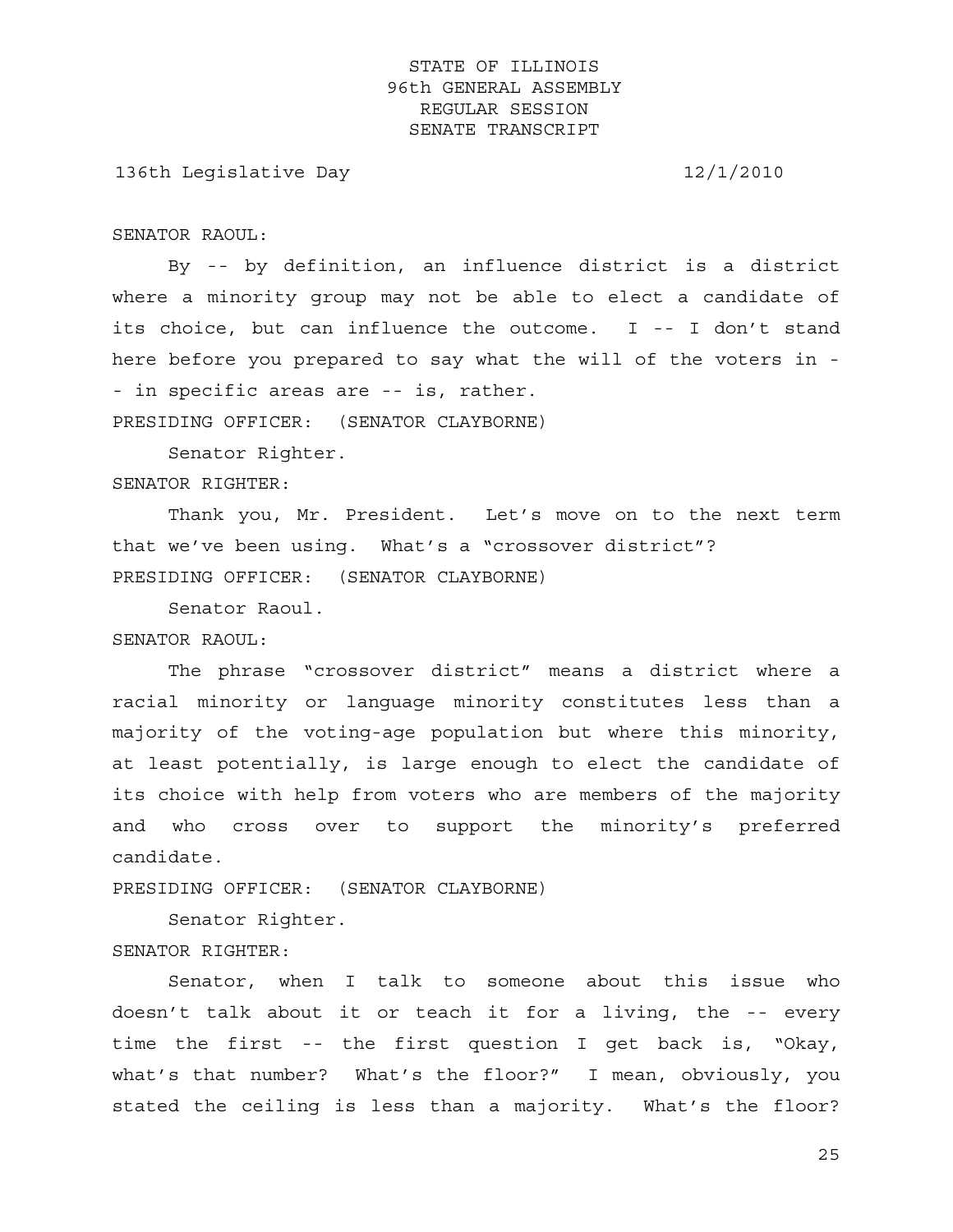SENATOR RAOUL:

By -- by definition, an influence district is a district where a minority group may not be able to elect a candidate of its choice, but can influence the outcome. I -- I don't stand here before you prepared to say what the will of the voters in -- in specific areas are -- is, rather.

PRESIDING OFFICER: (SENATOR CLAYBORNE)

Senator Righter.

SENATOR RIGHTER:

Thank you, Mr. President. Let's move on to the next term that we've been using. What's a "crossover district"?

PRESIDING OFFICER: (SENATOR CLAYBORNE)

Senator Raoul.

SENATOR RAOUL:

The phrase "crossover district" means a district where a racial minority or language minority constitutes less than a majority of the voting-age population but where this minority, at least potentially, is large enough to elect the candidate of its choice with help from voters who are members of the majority and who cross over to support the minority's preferred candidate.

PRESIDING OFFICER: (SENATOR CLAYBORNE)

Senator Righter.

SENATOR RIGHTER:

Senator, when I talk to someone about this issue who doesn't talk about it or teach it for a living, the -- every time the first -- the first question I get back is, "Okay, what's that number? What's the floor?" I mean, obviously, you stated the ceiling is less than a majority. What's the floor?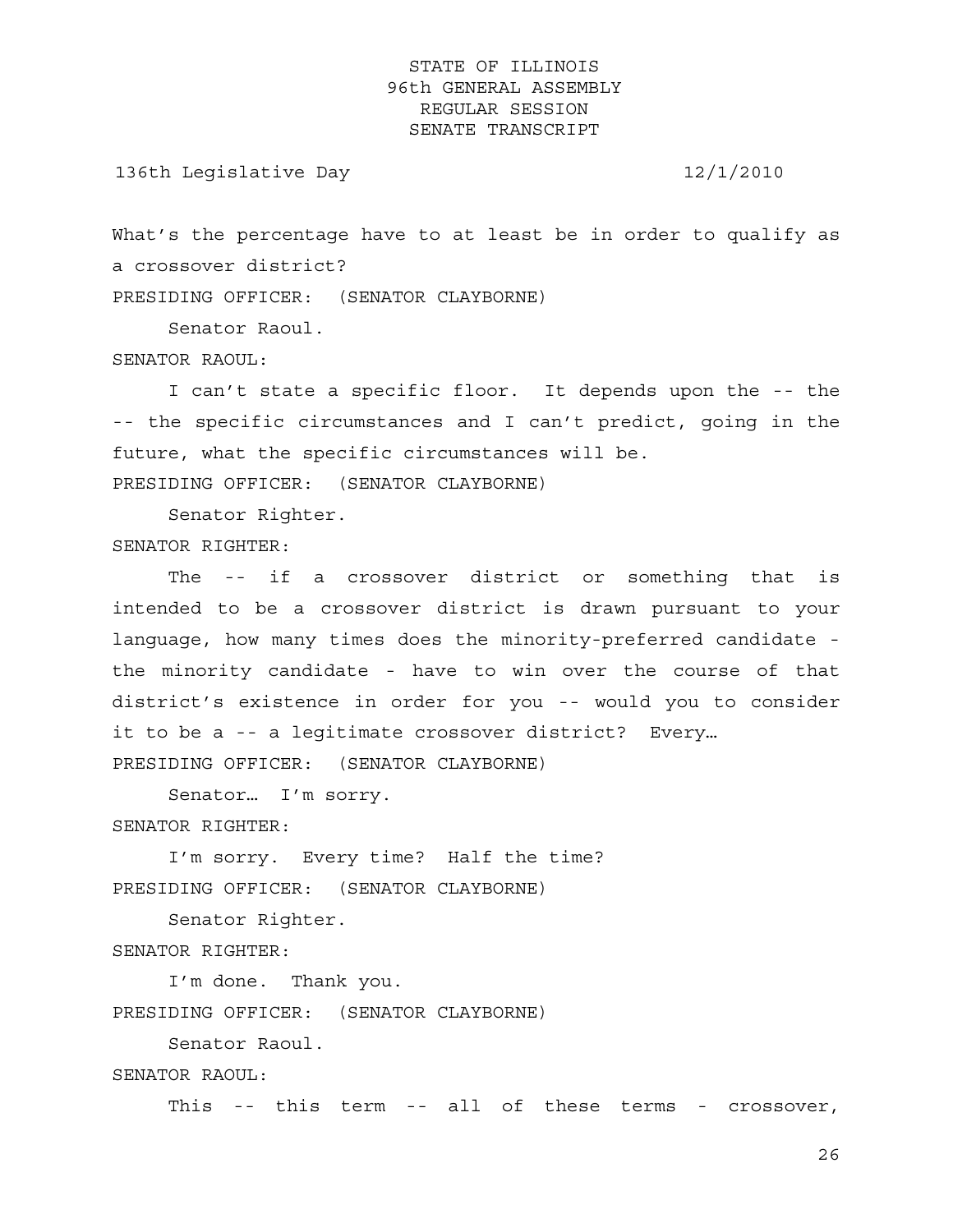What's the percentage have to at least be in order to qualify as a crossover district?

PRESIDING OFFICER: (SENATOR CLAYBORNE)

Senator Raoul.

SENATOR RAOUL:

I can't state a specific floor. It depends upon the -- the -- the specific circumstances and I can't predict, going in the future, what the specific circumstances will be.

PRESIDING OFFICER: (SENATOR CLAYBORNE)

Senator Righter.

SENATOR RIGHTER:

The -- if a crossover district or something that is intended to be a crossover district is drawn pursuant to your language, how many times does the minority-preferred candidate - the minority candidate - have to win over the course of that district's existence in order for you -- would you to consider it to be a -- a legitimate crossover district? Every…

PRESIDING OFFICER: (SENATOR CLAYBORNE)

Senator… I'm sorry.

SENATOR RIGHTER:

I'm sorry. Every time? Half the time?

PRESIDING OFFICER: (SENATOR CLAYBORNE)

Senator Righter.

SENATOR RIGHTER:

I'm done. Thank you.

PRESIDING OFFICER: (SENATOR CLAYBORNE)

Senator Raoul.

SENATOR RAOUL:

This -- this term -- all of these terms - crossover,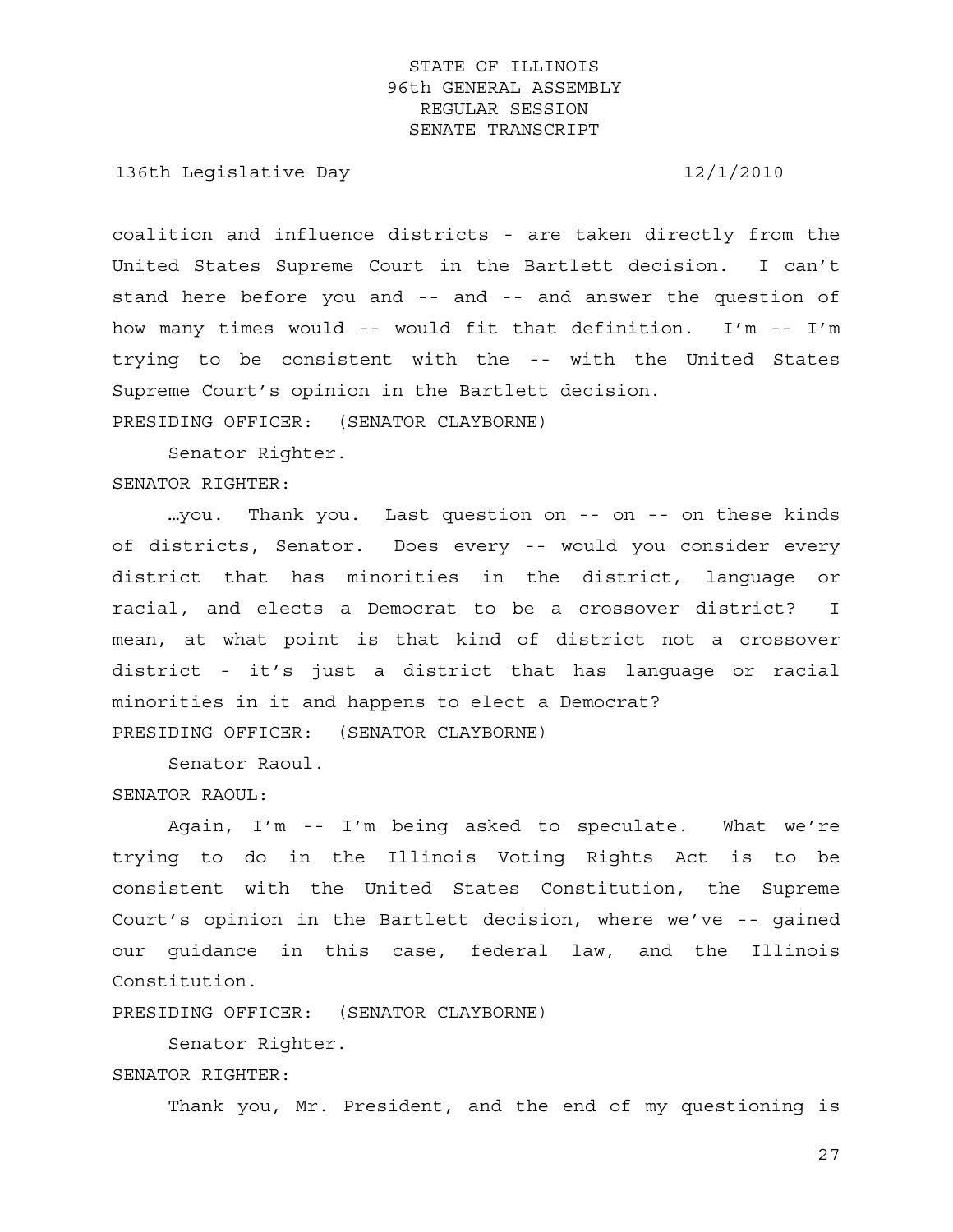coalition and influence districts - are taken directly from the United States Supreme Court in the Bartlett decision. I can't stand here before you and -- and -- and answer the question of how many times would -- would fit that definition. I'm -- I'm trying to be consistent with the -- with the United States Supreme Court's opinion in the Bartlett decision.

PRESIDING OFFICER: (SENATOR CLAYBORNE)

Senator Righter.

SENATOR RIGHTER:

…you. Thank you. Last question on -- on -- on these kinds of districts, Senator. Does every -- would you consider every district that has minorities in the district, language or racial, and elects a Democrat to be a crossover district? I mean, at what point is that kind of district not a crossover district - it's just a district that has language or racial minorities in it and happens to elect a Democrat?

PRESIDING OFFICER: (SENATOR CLAYBORNE)

Senator Raoul.

SENATOR RAOUL:

Again, I'm -- I'm being asked to speculate. What we're trying to do in the Illinois Voting Rights Act is to be consistent with the United States Constitution, the Supreme Court's opinion in the Bartlett decision, where we've -- gained our guidance in this case, federal law, and the Illinois Constitution.

PRESIDING OFFICER: (SENATOR CLAYBORNE)

Senator Righter.

SENATOR RIGHTER:

Thank you, Mr. President, and the end of my questioning is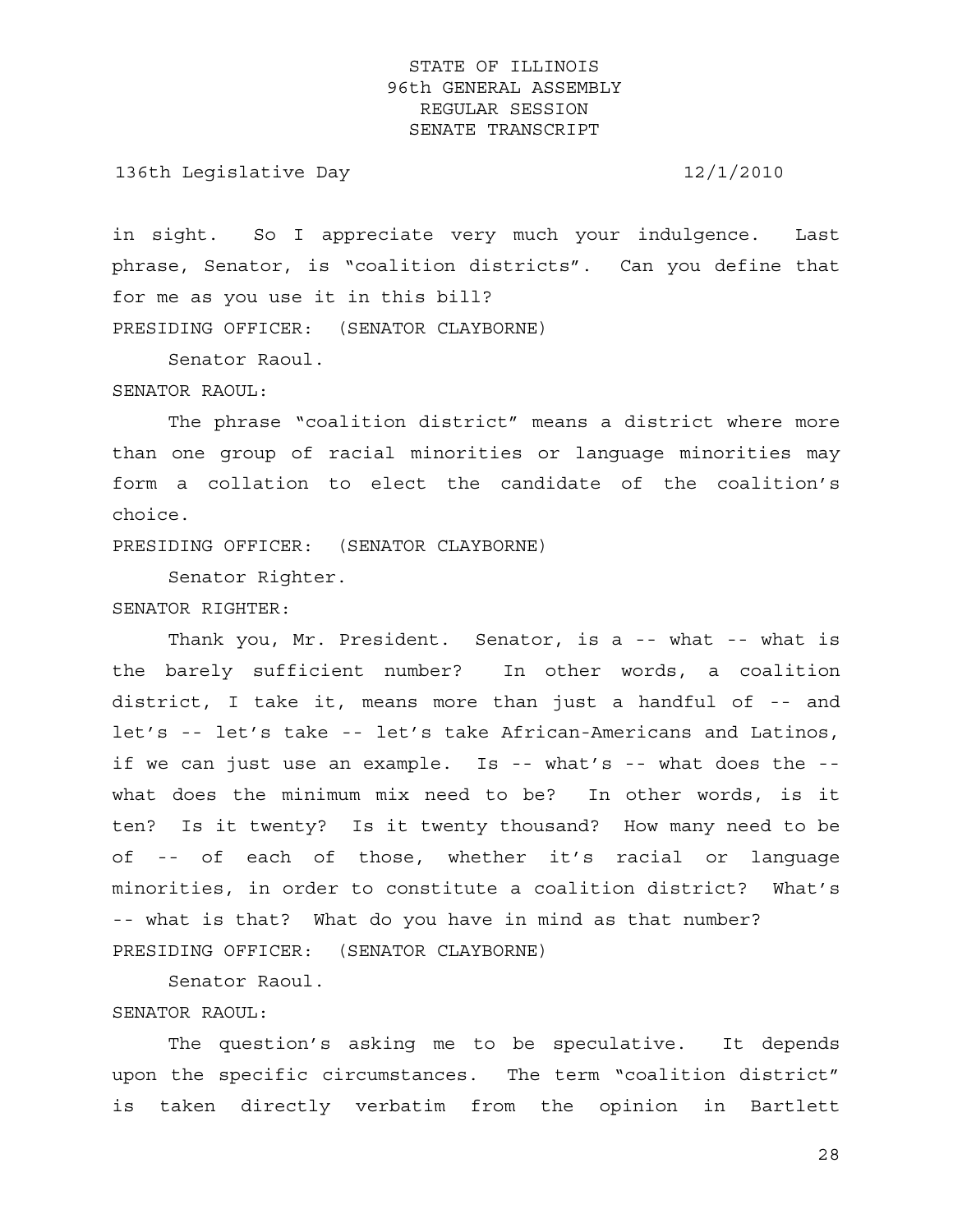in sight. So I appreciate very much your indulgence. Last phrase, Senator, is "coalition districts". Can you define that for me as you use it in this bill?

PRESIDING OFFICER: (SENATOR CLAYBORNE)

Senator Raoul.

SENATOR RAOUL:

The phrase "coalition district" means a district where more than one group of racial minorities or language minorities may form a collation to elect the candidate of the coalition's choice.

PRESIDING OFFICER: (SENATOR CLAYBORNE)

Senator Righter.

SENATOR RIGHTER:

Thank you, Mr. President. Senator, is a -- what -- what is the barely sufficient number? In other words, a coalition district, I take it, means more than just a handful of -- and let's -- let's take -- let's take African-Americans and Latinos, if we can just use an example. Is -- what's -- what does the -- what does the minimum mix need to be? In other words, is it ten? Is it twenty? Is it twenty thousand? How many need to be of -- of each of those, whether it's racial or language minorities, in order to constitute a coalition district? What's -- what is that? What do you have in mind as that number?

PRESIDING OFFICER: (SENATOR CLAYBORNE)

Senator Raoul.

SENATOR RAOUL:

The question's asking me to be speculative. It depends upon the specific circumstances. The term "coalition district" is taken directly verbatim from the opinion in Bartlett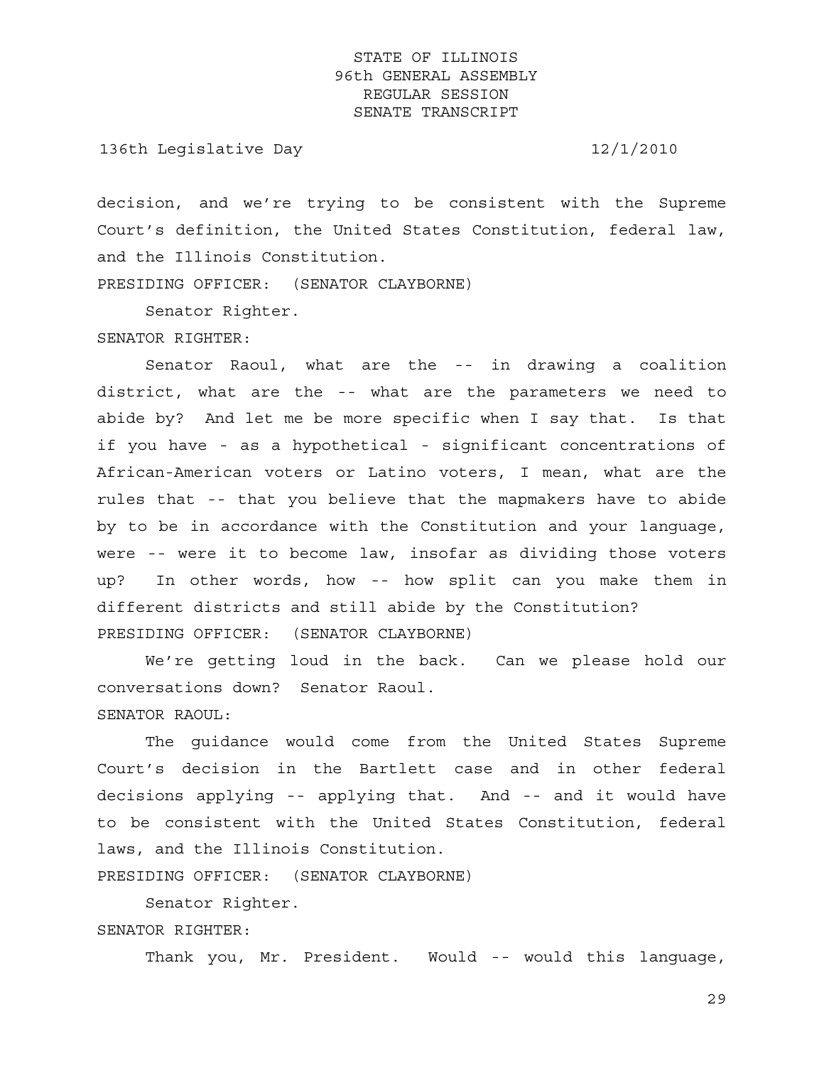decision, and we're trying to be consistent with the Supreme Court's definition, the United States Constitution, federal law, and the Illinois Constitution.

PRESIDING OFFICER: (SENATOR CLAYBORNE)

Senator Righter.

SENATOR RIGHTER:

Senator Raoul, what are the -- in drawing a coalition district, what are the -- what are the parameters we need to abide by? And let me be more specific when I say that. Is that if you have - as a hypothetical - significant concentrations of African-American voters or Latino voters, I mean, what are the rules that -- that you believe that the mapmakers have to abide by to be in accordance with the Constitution and your language, were -- were it to become law, insofar as dividing those voters up? In other words, how -- how split can you make them in different districts and still abide by the Constitution?

PRESIDING OFFICER: (SENATOR CLAYBORNE)

We're getting loud in the back. Can we please hold our conversations down? Senator Raoul.

SENATOR RAOUL:

The guidance would come from the United States Supreme Court's decision in the Bartlett case and in other federal decisions applying -- applying that. And -- and it would have to be consistent with the United States Constitution, federal laws, and the Illinois Constitution.

PRESIDING OFFICER: (SENATOR CLAYBORNE)

Senator Righter.

SENATOR RIGHTER:

Thank you, Mr. President. Would -- would this language,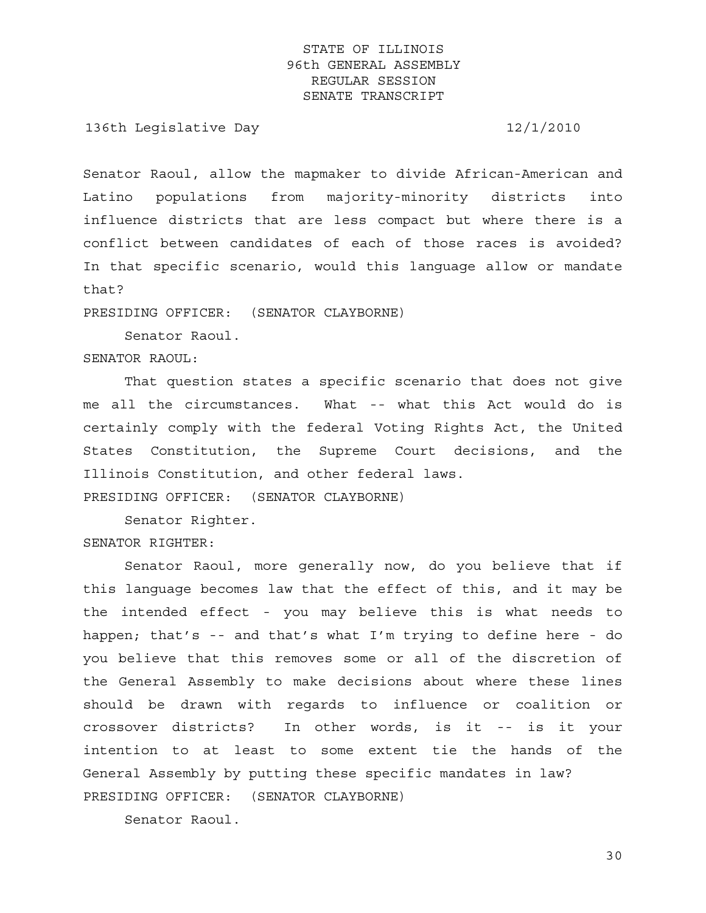Senator Raoul, allow the mapmaker to divide African-American and Latino populations from majority-minority districts into influence districts that are less compact but where there is a conflict between candidates of each of those races is avoided? In that specific scenario, would this language allow or mandate that?

PRESIDING OFFICER: (SENATOR CLAYBORNE)

Senator Raoul.

SENATOR RAOUL:

That question states a specific scenario that does not give me all the circumstances. What -- what this Act would do is certainly comply with the federal Voting Rights Act, the United States Constitution, the Supreme Court decisions, and the Illinois Constitution, and other federal laws.

PRESIDING OFFICER: (SENATOR CLAYBORNE)

Senator Righter.

SENATOR RIGHTER:

Senator Raoul, more generally now, do you believe that if this language becomes law that the effect of this, and it may be the intended effect - you may believe this is what needs to happen; that's -- and that's what I'm trying to define here - do you believe that this removes some or all of the discretion of the General Assembly to make decisions about where these lines should be drawn with regards to influence or coalition or crossover districts? In other words, is it -- is it your intention to at least to some extent tie the hands of the General Assembly by putting these specific mandates in law?

PRESIDING OFFICER: (SENATOR CLAYBORNE)

Senator Raoul.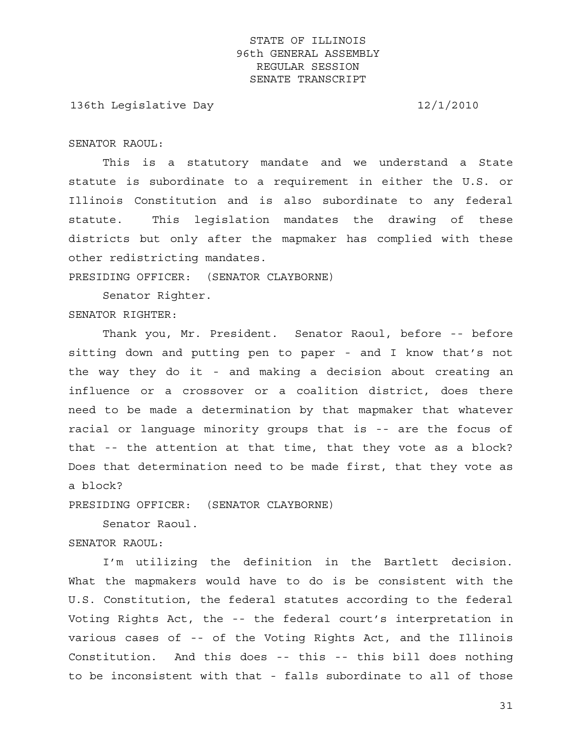SENATOR RAOUL:

This is a statutory mandate and we understand a State statute is subordinate to a requirement in either the U.S. or Illinois Constitution and is also subordinate to any federal statute. This legislation mandates the drawing of these districts but only after the mapmaker has complied with these other redistricting mandates.

PRESIDING OFFICER: (SENATOR CLAYBORNE)

Senator Righter.

SENATOR RIGHTER:

Thank you, Mr. President. Senator Raoul, before -- before sitting down and putting pen to paper - and I know that's not the way they do it - and making a decision about creating an influence or a crossover or a coalition district, does there need to be made a determination by that mapmaker that whatever racial or language minority groups that is -- are the focus of that -- the attention at that time, that they vote as a block? Does that determination need to be made first, that they vote as a block?

PRESIDING OFFICER: (SENATOR CLAYBORNE)

Senator Raoul.

SENATOR RAOUL:

I'm utilizing the definition in the Bartlett decision. What the mapmakers would have to do is be consistent with the U.S. Constitution, the federal statutes according to the federal Voting Rights Act, the -- the federal court's interpretation in various cases of -- of the Voting Rights Act, and the Illinois Constitution. And this does -- this -- this bill does nothing to be inconsistent with that - falls subordinate to all of those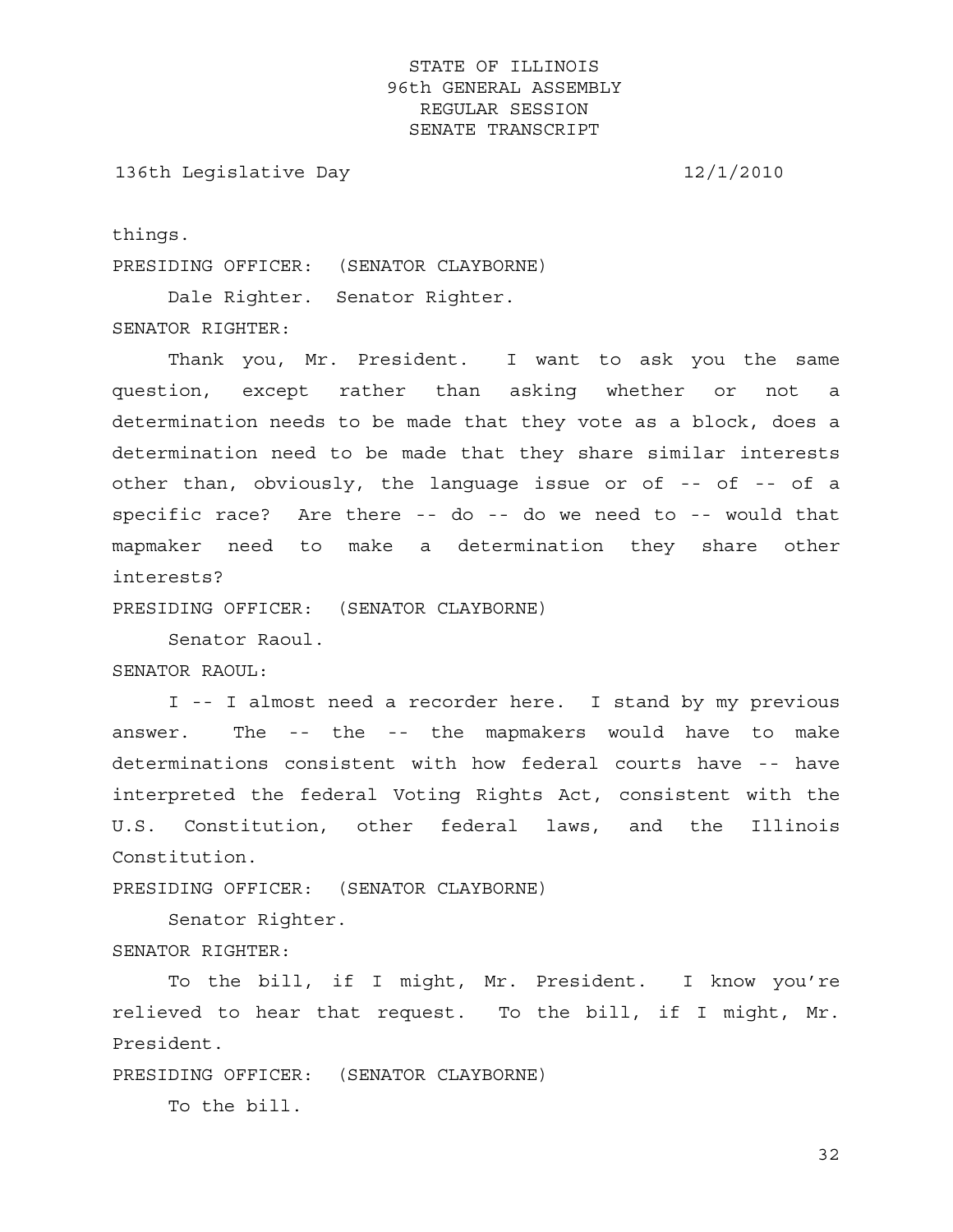things.

PRESIDING OFFICER: (SENATOR CLAYBORNE)

Dale Righter. Senator Righter.

SENATOR RIGHTER:

Thank you, Mr. President. I want to ask you the same question, except rather than asking whether or not a determination needs to be made that they vote as a block, does a determination need to be made that they share similar interests other than, obviously, the language issue or of -- of -- of a specific race? Are there -- do -- do we need to -- would that mapmaker need to make a determination they share other interests?

PRESIDING OFFICER: (SENATOR CLAYBORNE)

Senator Raoul.

SENATOR RAOUL:

I -- I almost need a recorder here. I stand by my previous answer. The -- the -- the mapmakers would have to make determinations consistent with how federal courts have -- have interpreted the federal Voting Rights Act, consistent with the U.S. Constitution, other federal laws, and the Illinois Constitution.

PRESIDING OFFICER: (SENATOR CLAYBORNE)

Senator Righter.

SENATOR RIGHTER:

To the bill, if I might, Mr. President. I know you're relieved to hear that request. To the bill, if I might, Mr. President.

PRESIDING OFFICER: (SENATOR CLAYBORNE)

To the bill.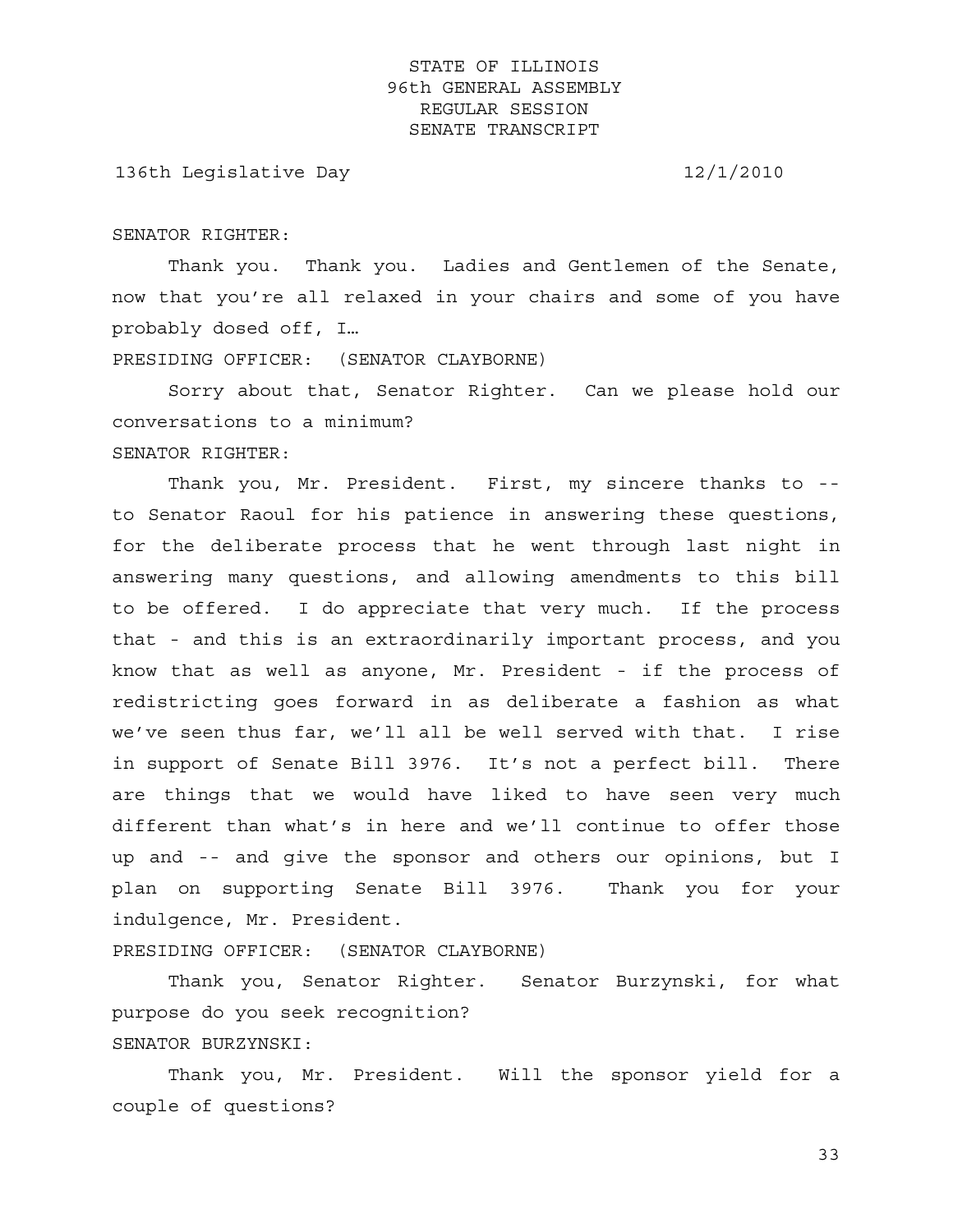SENATOR RIGHTER:

Thank you. Thank you. Ladies and Gentlemen of the Senate, now that you're all relaxed in your chairs and some of you have probably dosed off, I…

PRESIDING OFFICER: (SENATOR CLAYBORNE)

Sorry about that, Senator Righter. Can we please hold our conversations to a minimum?

SENATOR RIGHTER:

Thank you, Mr. President. First, my sincere thanks to -- to Senator Raoul for his patience in answering these questions, for the deliberate process that he went through last night in answering many questions, and allowing amendments to this bill to be offered. I do appreciate that very much. If the process that - and this is an extraordinarily important process, and you know that as well as anyone, Mr. President - if the process of redistricting goes forward in as deliberate a fashion as what we've seen thus far, we'll all be well served with that. I rise in support of Senate Bill 3976. It's not a perfect bill. There are things that we would have liked to have seen very much different than what's in here and we'll continue to offer those up and -- and give the sponsor and others our opinions, but I plan on supporting Senate Bill 3976. Thank you for your indulgence, Mr. President.

PRESIDING OFFICER: (SENATOR CLAYBORNE)

Thank you, Senator Righter. Senator Burzynski, for what purpose do you seek recognition?

SENATOR BURZYNSKI:

Thank you, Mr. President. Will the sponsor yield for a couple of questions?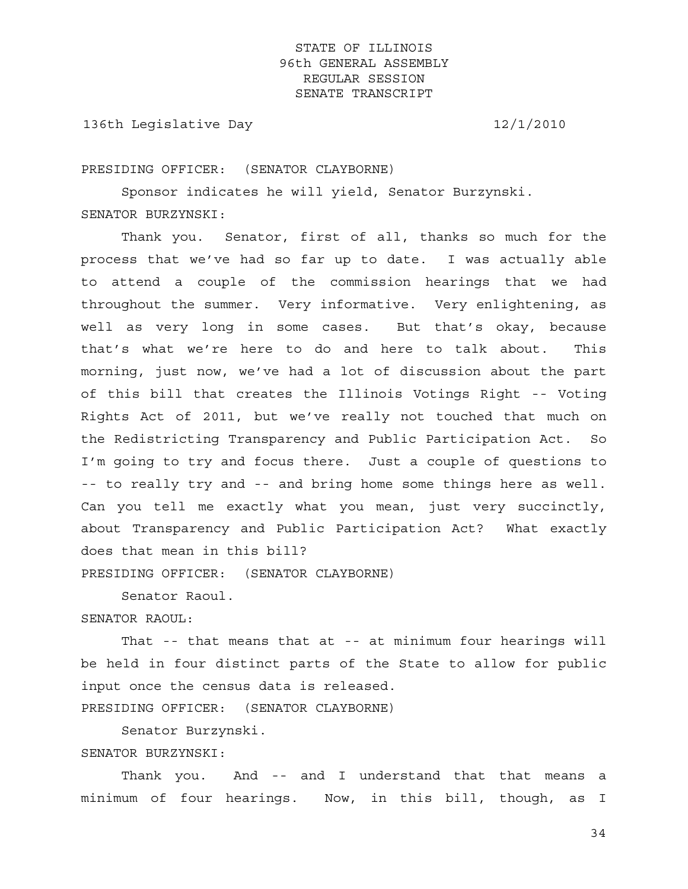PRESIDING OFFICER: (SENATOR CLAYBORNE)

Sponsor indicates he will yield, Senator Burzynski.

SENATOR BURZYNSKI:

Thank you. Senator, first of all, thanks so much for the process that we've had so far up to date. I was actually able to attend a couple of the commission hearings that we had throughout the summer. Very informative. Very enlightening, as well as very long in some cases. But that's okay, because that's what we're here to do and here to talk about. This morning, just now, we've had a lot of discussion about the part of this bill that creates the Illinois Votings Right -- Voting Rights Act of 2011, but we've really not touched that much on the Redistricting Transparency and Public Participation Act. So I'm going to try and focus there. Just a couple of questions to -- to really try and -- and bring home some things here as well. Can you tell me exactly what you mean, just very succinctly, about Transparency and Public Participation Act? What exactly does that mean in this bill?

PRESIDING OFFICER: (SENATOR CLAYBORNE)

Senator Raoul.

SENATOR RAOUL:

That -- that means that at -- at minimum four hearings will be held in four distinct parts of the State to allow for public input once the census data is released.

PRESIDING OFFICER: (SENATOR CLAYBORNE)

Senator Burzynski.

SENATOR BURZYNSKI:

Thank you. And -- and I understand that that means a minimum of four hearings. Now, in this bill, though, as I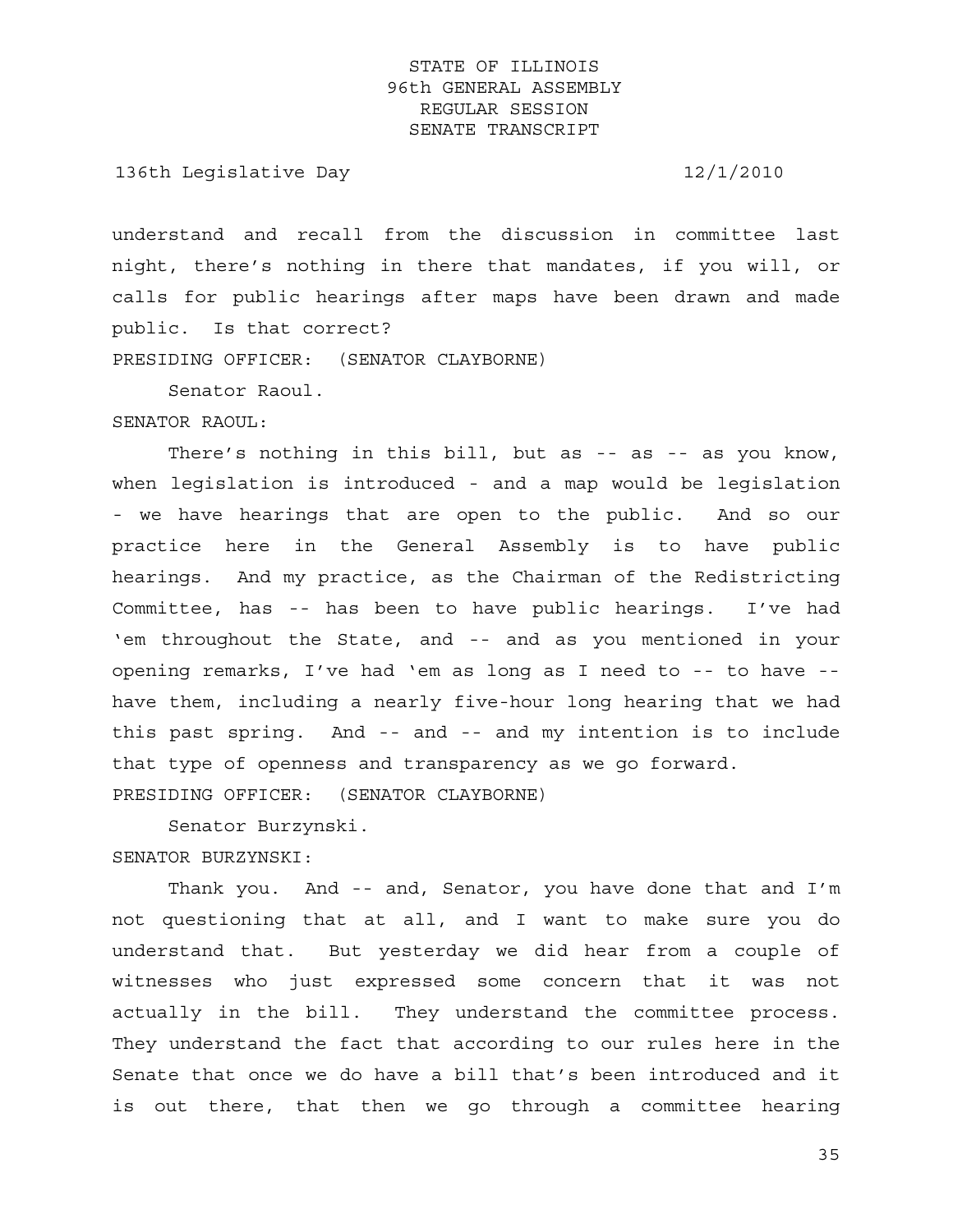understand and recall from the discussion in committee last night, there's nothing in there that mandates, if you will, or calls for public hearings after maps have been drawn and made public. Is that correct?

PRESIDING OFFICER: (SENATOR CLAYBORNE)

Senator Raoul.

SENATOR RAOUL:

There's nothing in this bill, but as -- as -- as you know, when legislation is introduced - and a map would be legislation - we have hearings that are open to the public. And so our practice here in the General Assembly is to have public hearings. And my practice, as the Chairman of the Redistricting Committee, has -- has been to have public hearings. I've had 'em throughout the State, and -- and as you mentioned in your opening remarks, I've had 'em as long as I need to -- to have -- have them, including a nearly five-hour long hearing that we had this past spring. And -- and -- and my intention is to include that type of openness and transparency as we go forward.

PRESIDING OFFICER: (SENATOR CLAYBORNE)

Senator Burzynski.

SENATOR BURZYNSKI:

Thank you. And -- and, Senator, you have done that and I'm not questioning that at all, and I want to make sure you do understand that. But yesterday we did hear from a couple of witnesses who just expressed some concern that it was not actually in the bill. They understand the committee process. They understand the fact that according to our rules here in the Senate that once we do have a bill that's been introduced and it is out there, that then we go through a committee hearing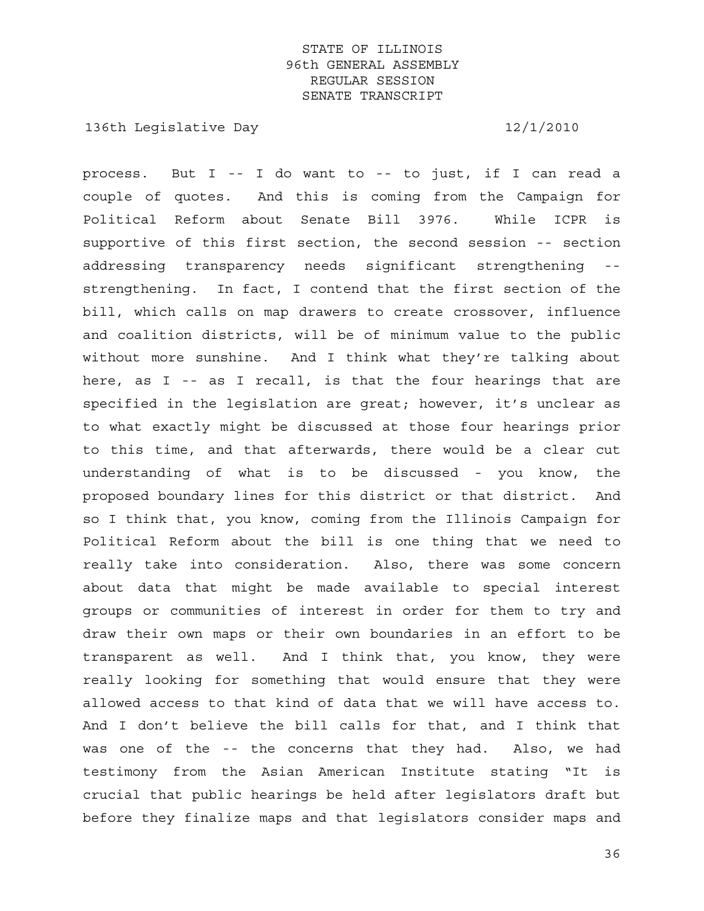process. But I -- I do want to -- to just, if I can read a couple of quotes. And this is coming from the Campaign for Political Reform about Senate Bill 3976. While ICPR is supportive of this first section, the second session -- section addressing transparency needs significant strengthening -- strengthening. In fact, I contend that the first section of the bill, which calls on map drawers to create crossover, influence and coalition districts, will be of minimum value to the public without more sunshine. And I think what they're talking about here, as I -- as I recall, is that the four hearings that are specified in the legislation are great; however, it's unclear as to what exactly might be discussed at those four hearings prior to this time, and that afterwards, there would be a clear cut understanding of what is to be discussed - you know, the proposed boundary lines for this district or that district. And so I think that, you know, coming from the Illinois Campaign for Political Reform about the bill is one thing that we need to really take into consideration. Also, there was some concern about data that might be made available to special interest groups or communities of interest in order for them to try and draw their own maps or their own boundaries in an effort to be transparent as well. And I think that, you know, they were really looking for something that would ensure that they were allowed access to that kind of data that we will have access to. And I don't believe the bill calls for that, and I think that was one of the -- the concerns that they had. Also, we had testimony from the Asian American Institute stating "It is crucial that public hearings be held after legislators draft but before they finalize maps and that legislators consider maps and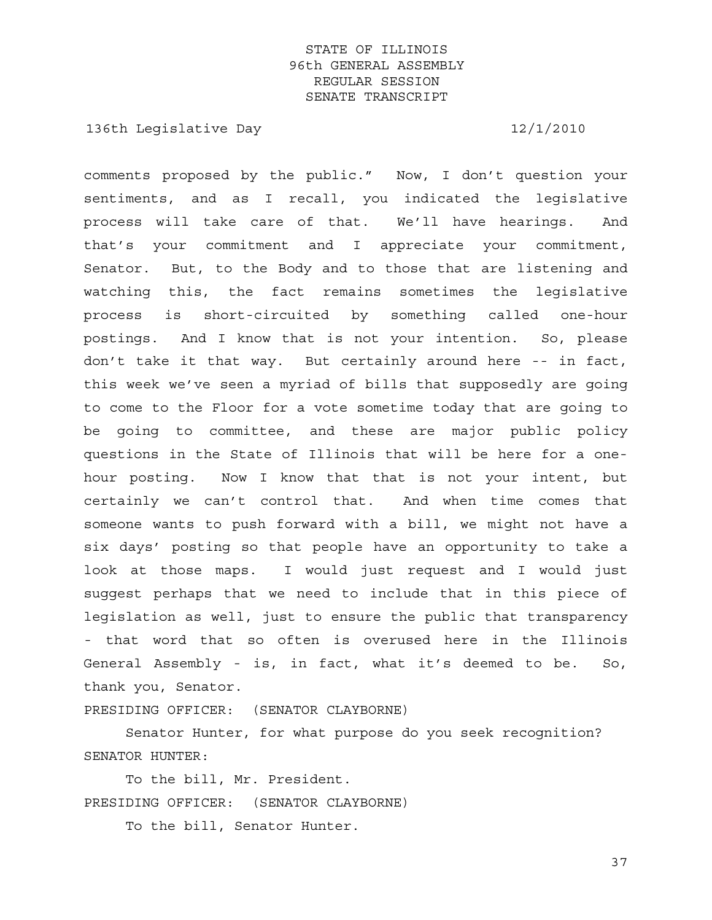comments proposed by the public." Now, I don't question your sentiments, and as I recall, you indicated the legislative process will take care of that. We'll have hearings. And that's your commitment and I appreciate your commitment, Senator. But, to the Body and to those that are listening and watching this, the fact remains sometimes the legislative process is short-circuited by something called one-hour postings. And I know that is not your intention. So, please don't take it that way. But certainly around here -- in fact, this week we've seen a myriad of bills that supposedly are going to come to the Floor for a vote sometime today that are going to be going to committee, and these are major public policy questions in the State of Illinois that will be here for a one-hour posting. Now I know that that is not your intent, but certainly we can't control that. And when time comes that someone wants to push forward with a bill, we might not have a six days' posting so that people have an opportunity to take a look at those maps. I would just request and I would just suggest perhaps that we need to include that in this piece of legislation as well, just to ensure the public that transparency - that word that so often is overused here in the Illinois General Assembly - is, in fact, what it's deemed to be. So, thank you, Senator.

PRESIDING OFFICER: (SENATOR CLAYBORNE)

Senator Hunter, for what purpose do you seek recognition?

SENATOR HUNTER:

To the bill, Mr. President.

PRESIDING OFFICER: (SENATOR CLAYBORNE)

To the bill, Senator Hunter.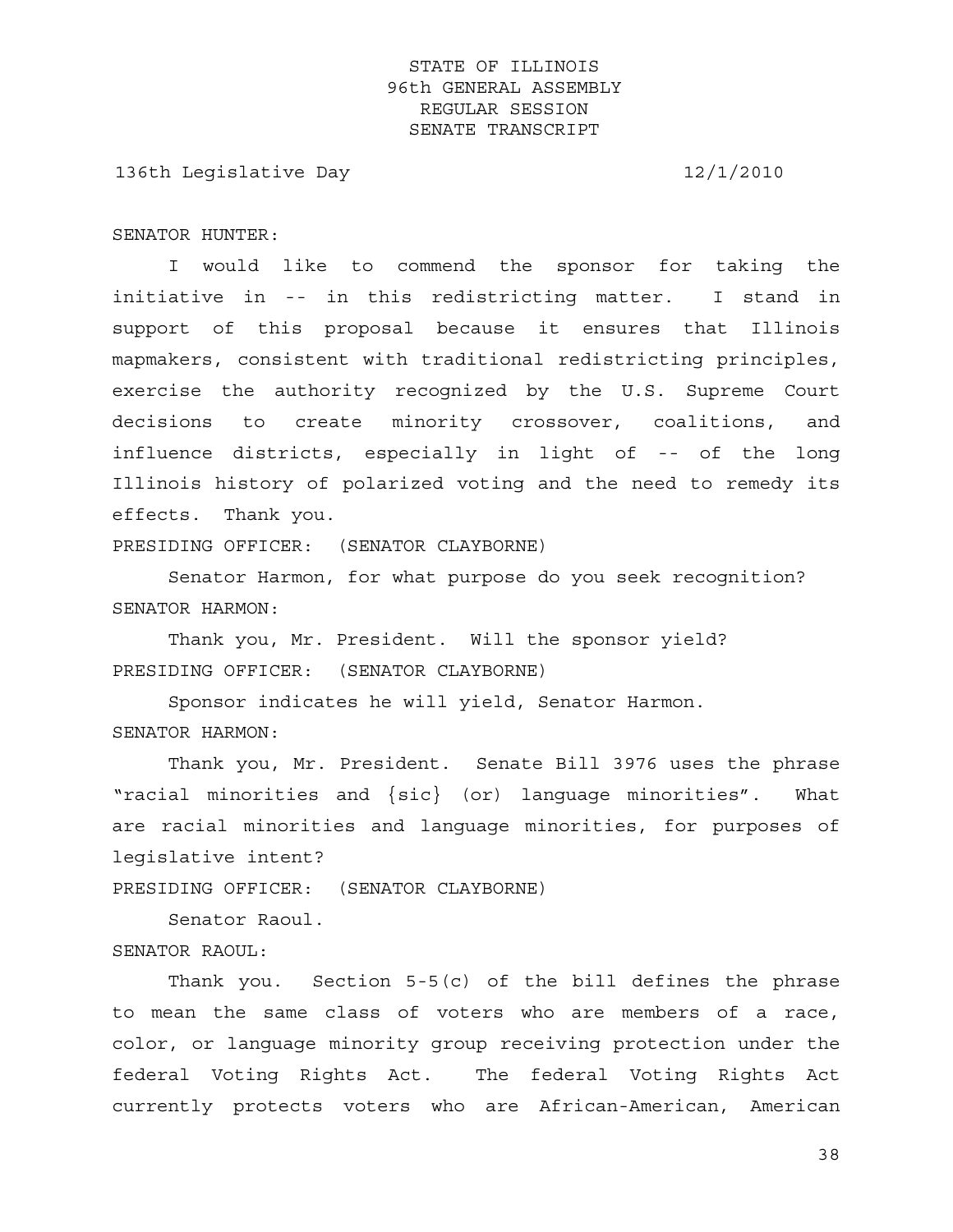SENATOR HUNTER:

I would like to commend the sponsor for taking the initiative in -- in this redistricting matter. I stand in support of this proposal because it ensures that Illinois mapmakers, consistent with traditional redistricting principles, exercise the authority recognized by the U.S. Supreme Court decisions to create minority crossover, coalitions, and influence districts, especially in light of -- of the long Illinois history of polarized voting and the need to remedy its effects. Thank you.

PRESIDING OFFICER: (SENATOR CLAYBORNE)

Senator Harmon, for what purpose do you seek recognition?

SENATOR HARMON:

Thank you, Mr. President. Will the sponsor yield?

PRESIDING OFFICER: (SENATOR CLAYBORNE)

Sponsor indicates he will yield, Senator Harmon.

SENATOR HARMON:

Thank you, Mr. President. Senate Bill 3976 uses the phrase "racial minorities and {sic} (or) language minorities". What are racial minorities and language minorities, for purposes of legislative intent?

PRESIDING OFFICER: (SENATOR CLAYBORNE)

Senator Raoul.

SENATOR RAOUL:

Thank you. Section 5-5(c) of the bill defines the phrase to mean the same class of voters who are members of a race, color, or language minority group receiving protection under the federal Voting Rights Act. The federal Voting Rights Act currently protects voters who are African-American, American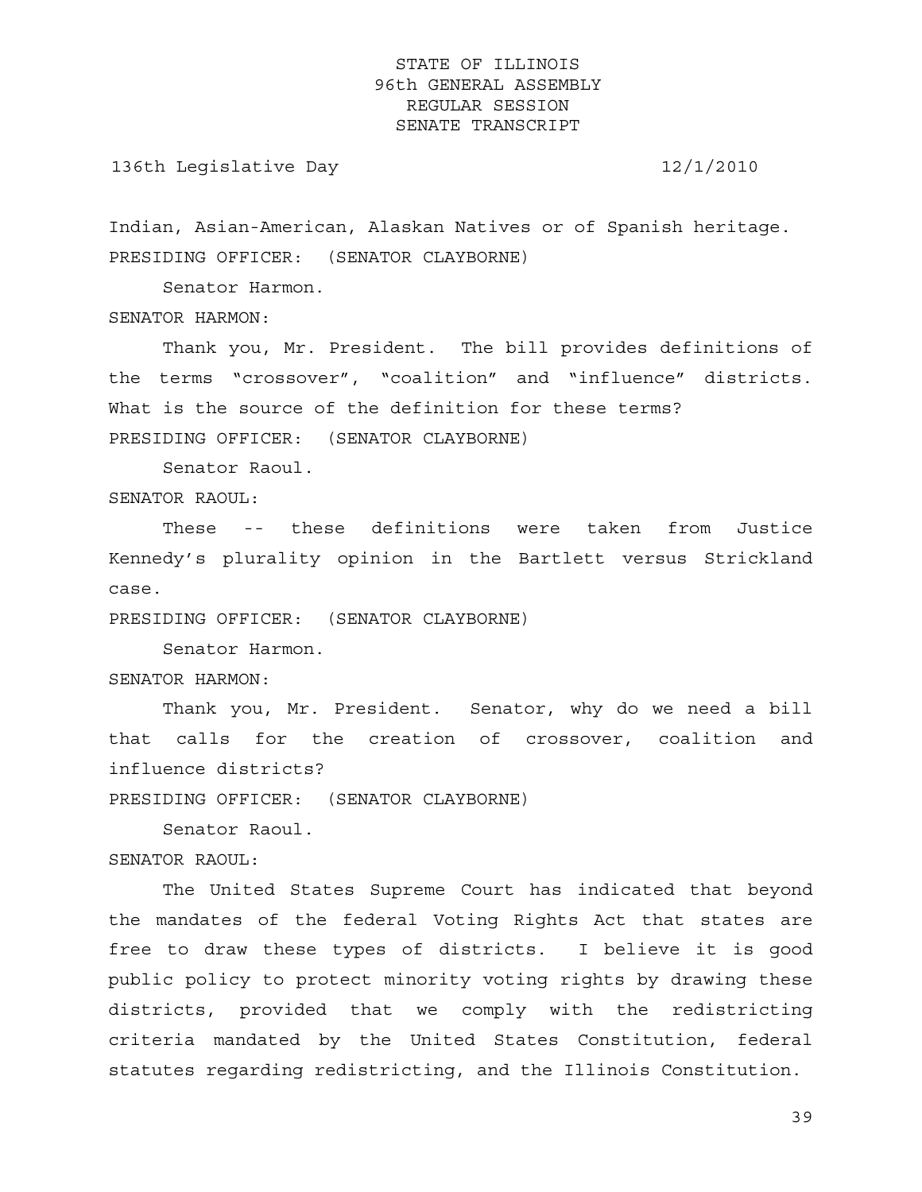Indian, Asian-American, Alaskan Natives or of Spanish heritage.

PRESIDING OFFICER: (SENATOR CLAYBORNE)

Senator Harmon.

SENATOR HARMON:

Thank you, Mr. President. The bill provides definitions of the terms "crossover", "coalition" and "influence" districts. What is the source of the definition for these terms?

PRESIDING OFFICER: (SENATOR CLAYBORNE)

Senator Raoul.

SENATOR RAOUL:

These -- these definitions were taken from Justice Kennedy's plurality opinion in the Bartlett versus Strickland case.

PRESIDING OFFICER: (SENATOR CLAYBORNE)

Senator Harmon.

SENATOR HARMON:

Thank you, Mr. President. Senator, why do we need a bill that calls for the creation of crossover, coalition and influence districts?

PRESIDING OFFICER: (SENATOR CLAYBORNE)

Senator Raoul.

SENATOR RAOUL:

The United States Supreme Court has indicated that beyond the mandates of the federal Voting Rights Act that states are free to draw these types of districts. I believe it is good public policy to protect minority voting rights by drawing these districts, provided that we comply with the redistricting criteria mandated by the United States Constitution, federal statutes regarding redistricting, and the Illinois Constitution.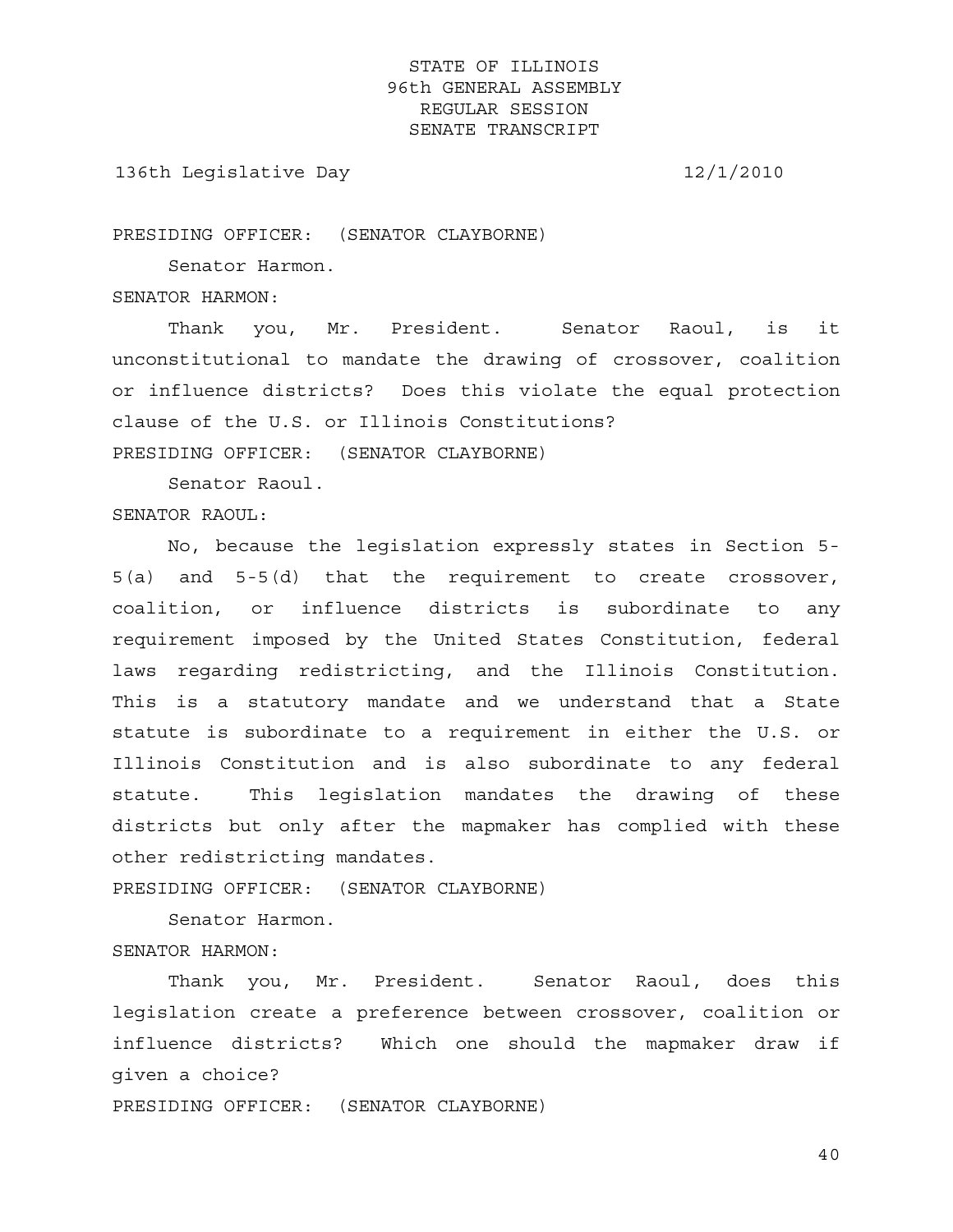PRESIDING OFFICER: (SENATOR CLAYBORNE)

Senator Harmon.

SENATOR HARMON:

Thank you, Mr. President. Senator Raoul, is it unconstitutional to mandate the drawing of crossover, coalition or influence districts? Does this violate the equal protection clause of the U.S. or Illinois Constitutions?

PRESIDING OFFICER: (SENATOR CLAYBORNE)

Senator Raoul.

SENATOR RAOUL:

No, because the legislation expressly states in Section 5-5(a) and 5-5(d) that the requirement to create crossover, coalition, or influence districts is subordinate to any requirement imposed by the United States Constitution, federal laws regarding redistricting, and the Illinois Constitution. This is a statutory mandate and we understand that a State statute is subordinate to a requirement in either the U.S. or Illinois Constitution and is also subordinate to any federal statute. This legislation mandates the drawing of these districts but only after the mapmaker has complied with these other redistricting mandates.

PRESIDING OFFICER: (SENATOR CLAYBORNE)

Senator Harmon.

SENATOR HARMON:

Thank you, Mr. President. Senator Raoul, does this legislation create a preference between crossover, coalition or influence districts? Which one should the mapmaker draw if given a choice?

PRESIDING OFFICER: (SENATOR CLAYBORNE)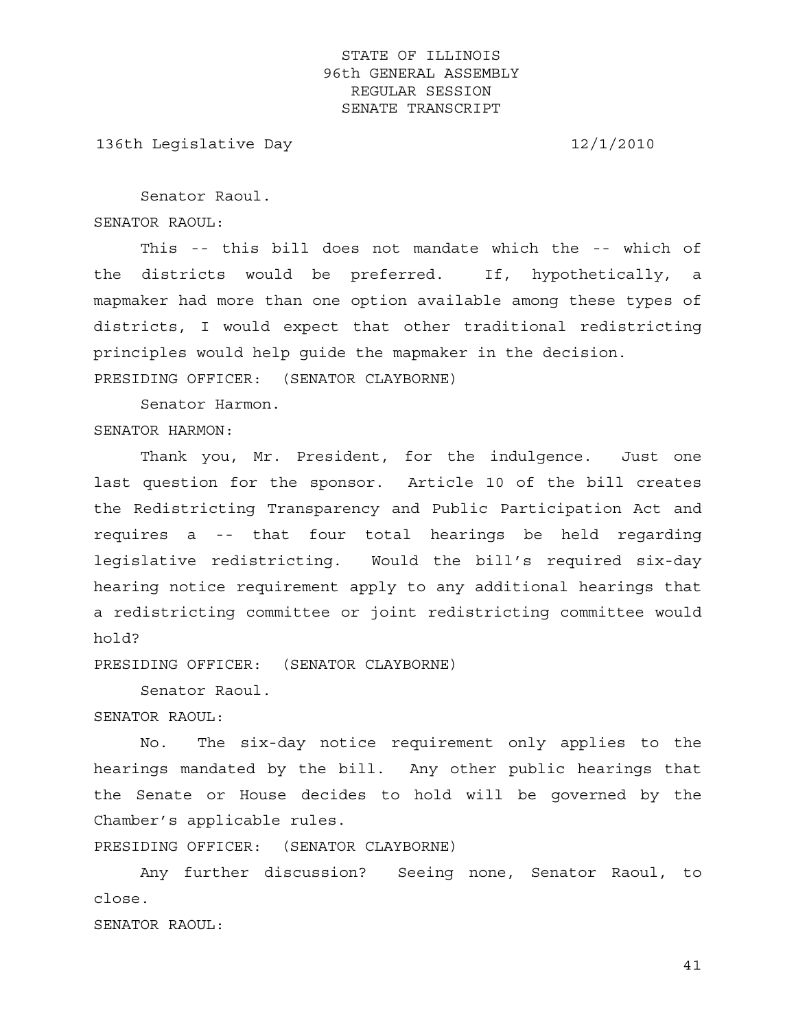Senator Raoul.

SENATOR RAOUL:

This -- this bill does not mandate which the -- which of the districts would be preferred. If, hypothetically, a mapmaker had more than one option available among these types of districts, I would expect that other traditional redistricting principles would help guide the mapmaker in the decision.

PRESIDING OFFICER: (SENATOR CLAYBORNE)

Senator Harmon.

SENATOR HARMON:

Thank you, Mr. President, for the indulgence. Just one last question for the sponsor. Article 10 of the bill creates the Redistricting Transparency and Public Participation Act and requires a -- that four total hearings be held regarding legislative redistricting. Would the bill's required six-day hearing notice requirement apply to any additional hearings that a redistricting committee or joint redistricting committee would hold?

PRESIDING OFFICER: (SENATOR CLAYBORNE)

Senator Raoul.

SENATOR RAOUL:

No. The six-day notice requirement only applies to the hearings mandated by the bill. Any other public hearings that the Senate or House decides to hold will be governed by the Chamber's applicable rules.

PRESIDING OFFICER: (SENATOR CLAYBORNE)

Any further discussion? Seeing none, Senator Raoul, to close.

SENATOR RAOUL: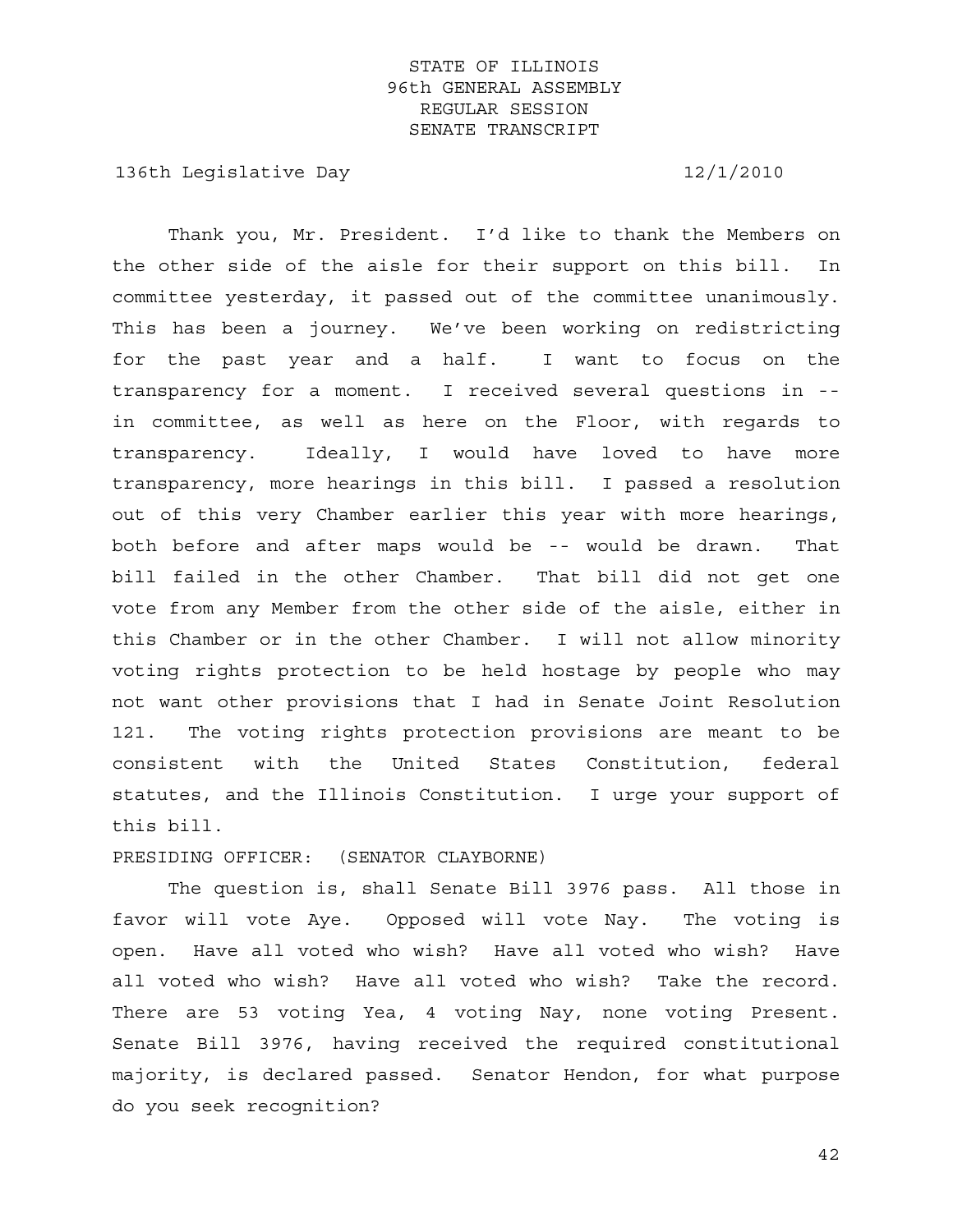Thank you, Mr. President. I'd like to thank the Members on the other side of the aisle for their support on this bill. In committee yesterday, it passed out of the committee unanimously. This has been a journey. We've been working on redistricting for the past year and a half. I want to focus on the transparency for a moment. I received several questions in -- in committee, as well as here on the Floor, with regards to transparency. Ideally, I would have loved to have more transparency, more hearings in this bill. I passed a resolution out of this very Chamber earlier this year with more hearings, both before and after maps would be -- would be drawn. That bill failed in the other Chamber. That bill did not get one vote from any Member from the other side of the aisle, either in this Chamber or in the other Chamber. I will not allow minority voting rights protection to be held hostage by people who may not want other provisions that I had in Senate Joint Resolution 121. The voting rights protection provisions are meant to be consistent with the United States Constitution, federal statutes, and the Illinois Constitution. I urge your support of this bill.

PRESIDING OFFICER: (SENATOR CLAYBORNE)

The question is, shall Senate Bill 3976 pass. All those in favor will vote Aye. Opposed will vote Nay. The voting is open. Have all voted who wish? Have all voted who wish? Have all voted who wish? Have all voted who wish? Take the record. There are 53 voting Yea, 4 voting Nay, none voting Present. Senate Bill 3976, having received the required constitutional majority, is declared passed. Senator Hendon, for what purpose do you seek recognition?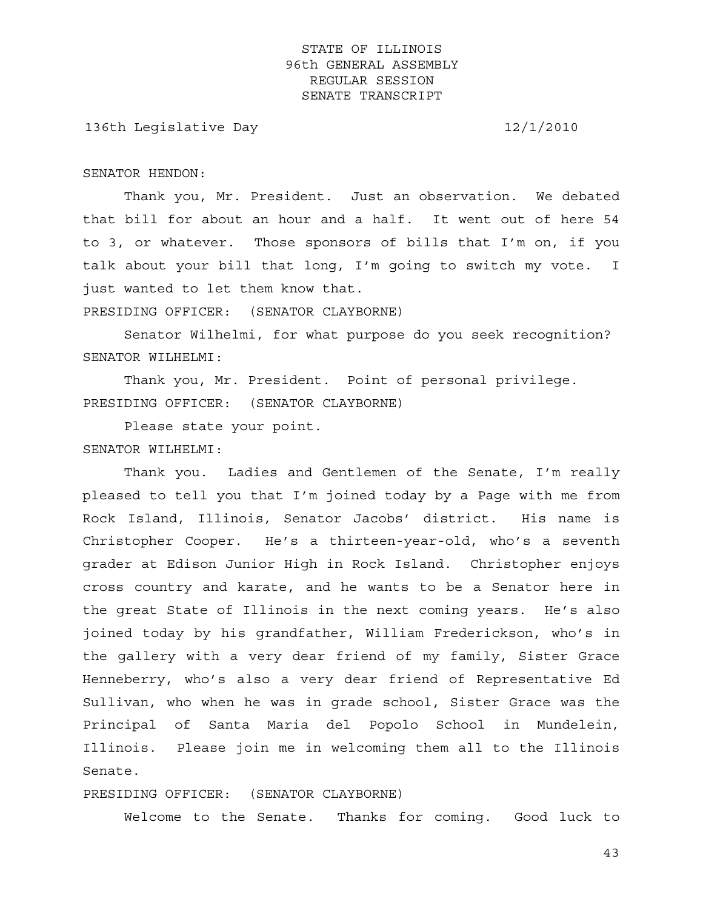SENATOR HENDON:

Thank you, Mr. President. Just an observation. We debated that bill for about an hour and a half. It went out of here 54 to 3, or whatever. Those sponsors of bills that I'm on, if you talk about your bill that long, I'm going to switch my vote. I just wanted to let them know that.

PRESIDING OFFICER: (SENATOR CLAYBORNE)

Senator Wilhelmi, for what purpose do you seek recognition?

SENATOR WILHELMI:

Thank you, Mr. President. Point of personal privilege.

PRESIDING OFFICER: (SENATOR CLAYBORNE)

Please state your point.

SENATOR WILHELMI:

Thank you. Ladies and Gentlemen of the Senate, I'm really pleased to tell you that I'm joined today by a Page with me from Rock Island, Illinois, Senator Jacobs' district. His name is Christopher Cooper. He's a thirteen-year-old, who's a seventh grader at Edison Junior High in Rock Island. Christopher enjoys cross country and karate, and he wants to be a Senator here in the great State of Illinois in the next coming years. He's also joined today by his grandfather, William Frederickson, who's in the gallery with a very dear friend of my family, Sister Grace Henneberry, who's also a very dear friend of Representative Ed Sullivan, who when he was in grade school, Sister Grace was the Principal of Santa Maria del Popolo School in Mundelein, Illinois. Please join me in welcoming them all to the Illinois Senate.

PRESIDING OFFICER: (SENATOR CLAYBORNE)

Welcome to the Senate. Thanks for coming. Good luck to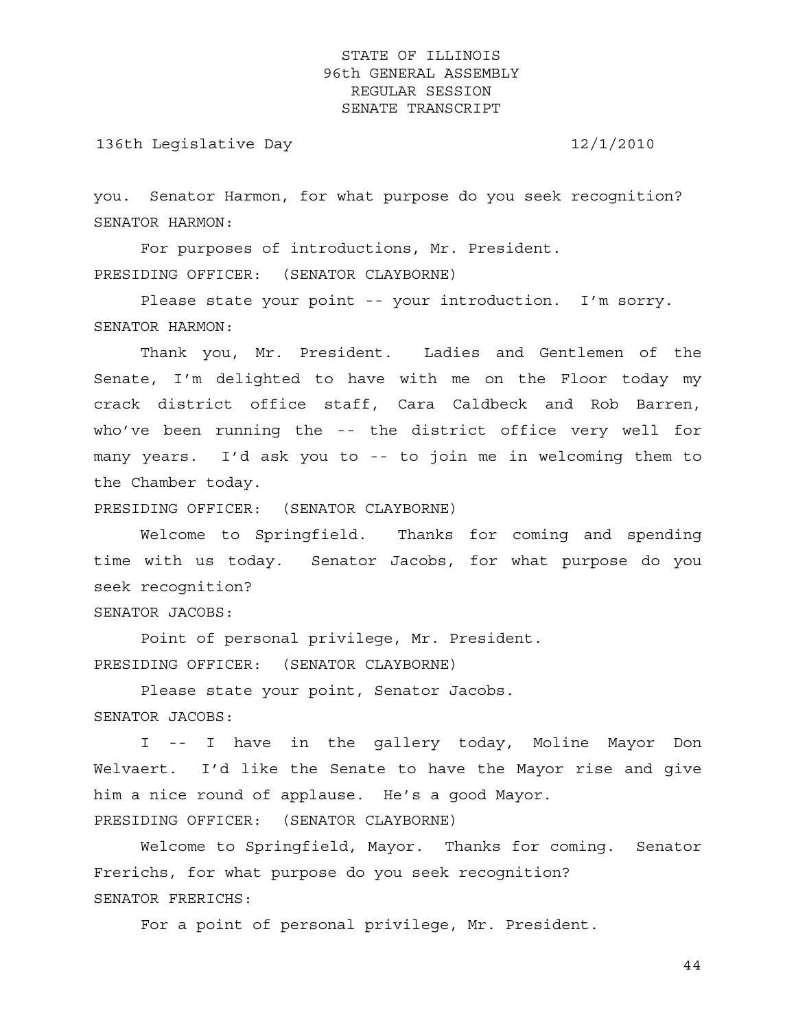you. Senator Harmon, for what purpose do you seek recognition?

SENATOR HARMON:

For purposes of introductions, Mr. President.

PRESIDING OFFICER: (SENATOR CLAYBORNE)

Please state your point -- your introduction. I'm sorry.

SENATOR HARMON:

Thank you, Mr. President. Ladies and Gentlemen of the Senate, I'm delighted to have with me on the Floor today my crack district office staff, Cara Caldbeck and Rob Barren, who've been running the -- the district office very well for many years. I'd ask you to -- to join me in welcoming them to the Chamber today.

PRESIDING OFFICER: (SENATOR CLAYBORNE)

Welcome to Springfield. Thanks for coming and spending time with us today. Senator Jacobs, for what purpose do you seek recognition?

SENATOR JACOBS:

Point of personal privilege, Mr. President.

PRESIDING OFFICER: (SENATOR CLAYBORNE)

Please state your point, Senator Jacobs.

SENATOR JACOBS:

I -- I have in the gallery today, Moline Mayor Don Welvaert. I'd like the Senate to have the Mayor rise and give him a nice round of applause. He's a good Mayor.

PRESIDING OFFICER: (SENATOR CLAYBORNE)

Welcome to Springfield, Mayor. Thanks for coming. Senator Frerichs, for what purpose do you seek recognition?

SENATOR FRERICHS:

For a point of personal privilege, Mr. President.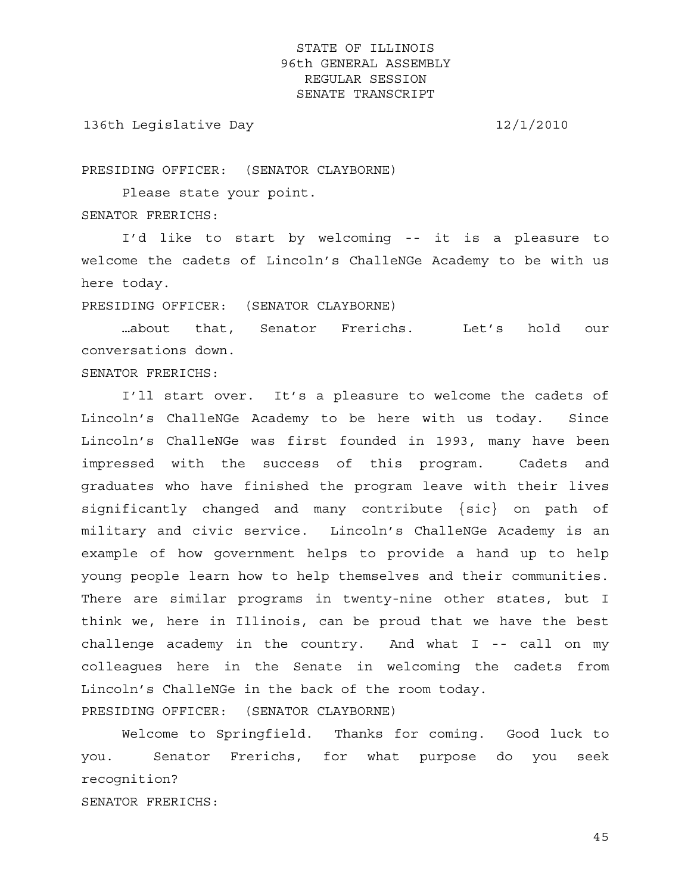PRESIDING OFFICER: (SENATOR CLAYBORNE)

Please state your point.

SENATOR FRERICHS:

I'd like to start by welcoming -- it is a pleasure to welcome the cadets of Lincoln's ChalleNGe Academy to be with us here today.

PRESIDING OFFICER: (SENATOR CLAYBORNE)

…about that, Senator Frerichs. Let's hold our conversations down.

SENATOR FRERICHS:

I'll start over. It's a pleasure to welcome the cadets of Lincoln's ChalleNGe Academy to be here with us today. Since Lincoln's ChalleNGe was first founded in 1993, many have been impressed with the success of this program. Cadets and graduates who have finished the program leave with their lives significantly changed and many contribute {sic} on path of military and civic service. Lincoln's ChalleNGe Academy is an example of how government helps to provide a hand up to help young people learn how to help themselves and their communities. There are similar programs in twenty-nine other states, but I think we, here in Illinois, can be proud that we have the best challenge academy in the country. And what I -- call on my colleagues here in the Senate in welcoming the cadets from Lincoln's ChalleNGe in the back of the room today.

PRESIDING OFFICER: (SENATOR CLAYBORNE)

Welcome to Springfield. Thanks for coming. Good luck to you. Senator Frerichs, for what purpose do you seek recognition?

SENATOR FRERICHS: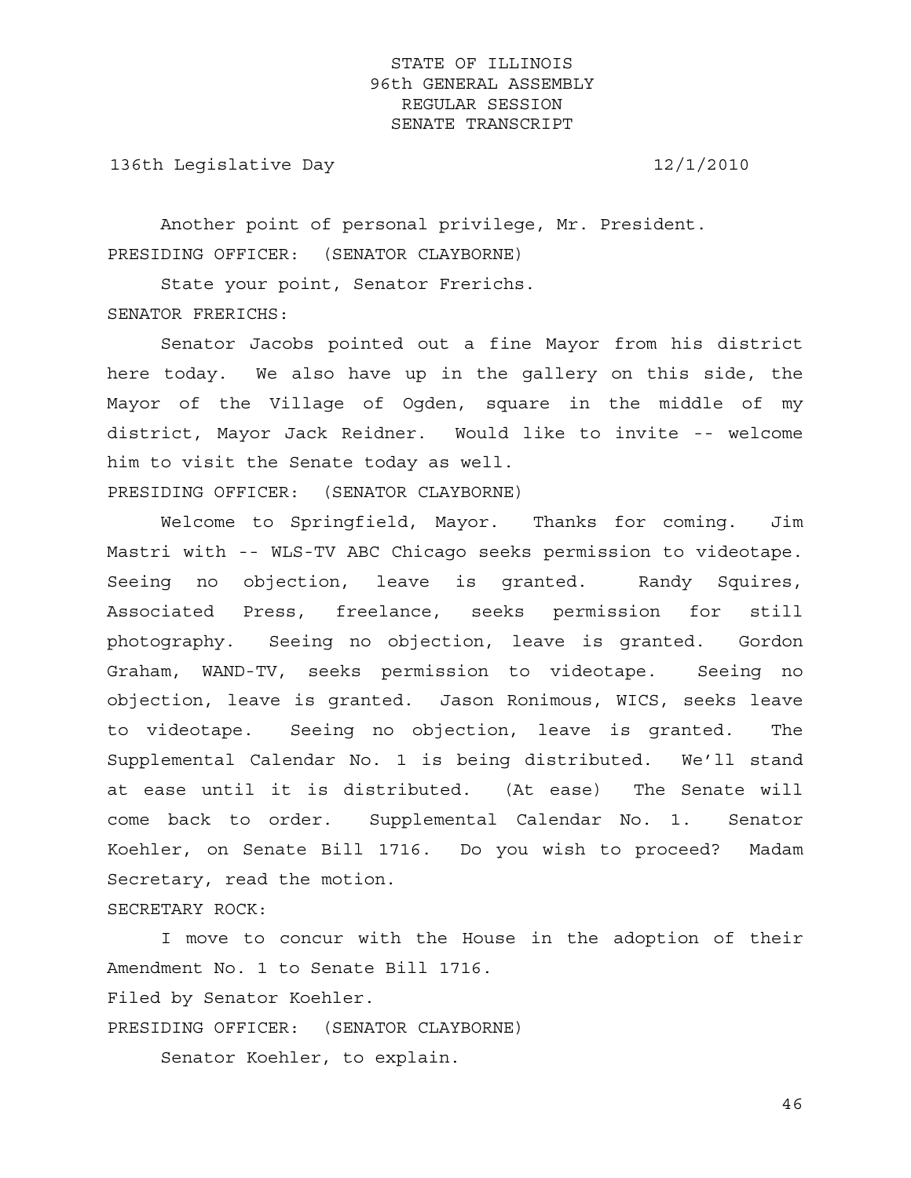Another point of personal privilege, Mr. President.

PRESIDING OFFICER: (SENATOR CLAYBORNE)

State your point, Senator Frerichs.

SENATOR FRERICHS:

Senator Jacobs pointed out a fine Mayor from his district here today. We also have up in the gallery on this side, the Mayor of the Village of Ogden, square in the middle of my district, Mayor Jack Reidner. Would like to invite -- welcome him to visit the Senate today as well.

PRESIDING OFFICER: (SENATOR CLAYBORNE)

Welcome to Springfield, Mayor. Thanks for coming. Jim Mastri with -- WLS-TV ABC Chicago seeks permission to videotape. Seeing no objection, leave is granted. Randy Squires, Associated Press, freelance, seeks permission for still photography. Seeing no objection, leave is granted. Gordon Graham, WAND-TV, seeks permission to videotape. Seeing no objection, leave is granted. Jason Ronimous, WICS, seeks leave to videotape. Seeing no objection, leave is granted. The Supplemental Calendar No. 1 is being distributed. We'll stand at ease until it is distributed. (At ease) The Senate will come back to order. Supplemental Calendar No. 1. Senator Koehler, on Senate Bill 1716. Do you wish to proceed? Madam Secretary, read the motion.

SECRETARY ROCK:

I move to concur with the House in the adoption of their Amendment No. 1 to Senate Bill 1716.

Filed by Senator Koehler.

PRESIDING OFFICER: (SENATOR CLAYBORNE)

Senator Koehler, to explain.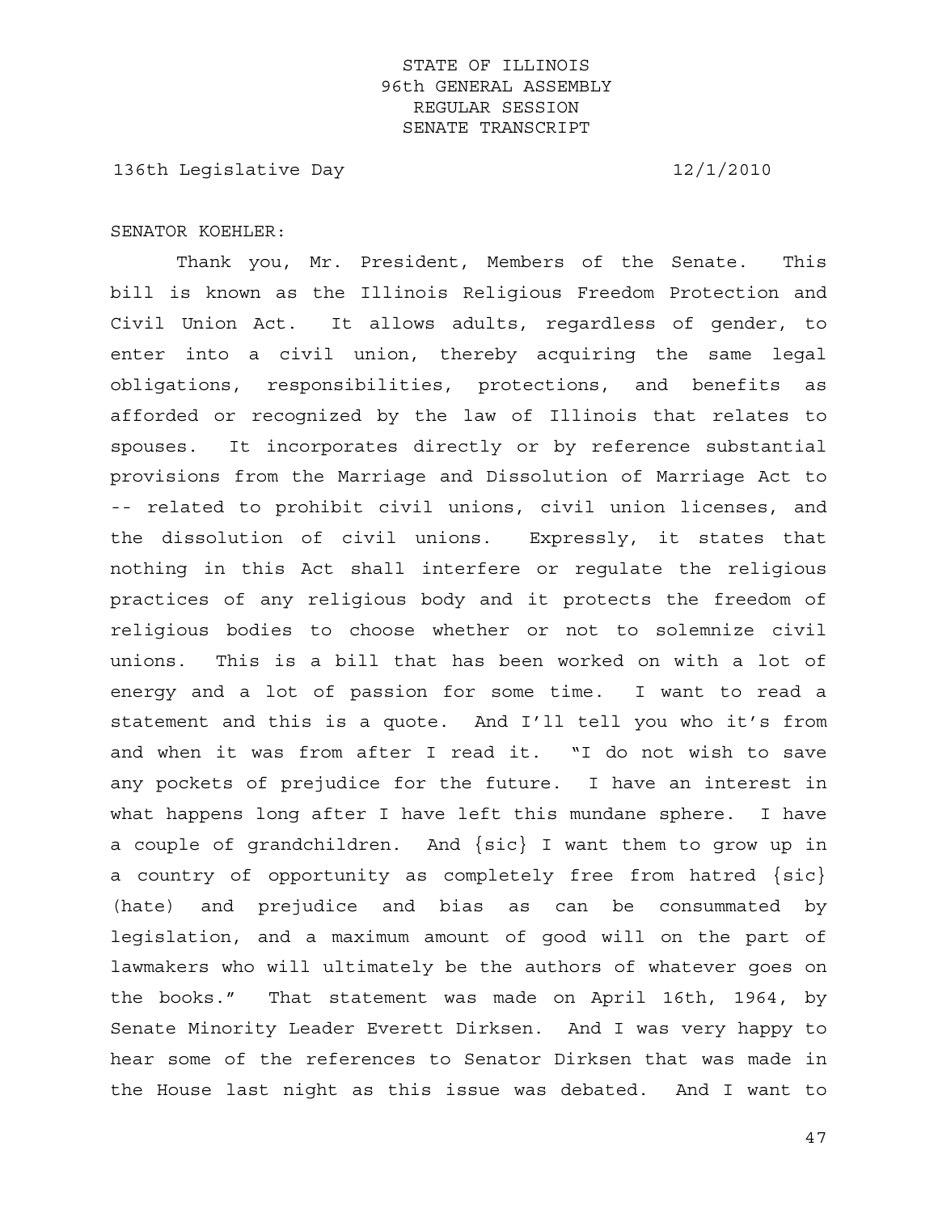SENATOR KOEHLER:

Thank you, Mr. President, Members of the Senate. This bill is known as the Illinois Religious Freedom Protection and Civil Union Act. It allows adults, regardless of gender, to enter into a civil union, thereby acquiring the same legal obligations, responsibilities, protections, and benefits as afforded or recognized by the law of Illinois that relates to spouses. It incorporates directly or by reference substantial provisions from the Marriage and Dissolution of Marriage Act to -- related to prohibit civil unions, civil union licenses, and the dissolution of civil unions. Expressly, it states that nothing in this Act shall interfere or regulate the religious practices of any religious body and it protects the freedom of religious bodies to choose whether or not to solemnize civil unions. This is a bill that has been worked on with a lot of energy and a lot of passion for some time. I want to read a statement and this is a quote. And I'll tell you who it's from and when it was from after I read it. "I do not wish to save any pockets of prejudice for the future. I have an interest in what happens long after I have left this mundane sphere. I have a couple of grandchildren. And {sic} I want them to grow up in a country of opportunity as completely free from hatred {sic} (hate) and prejudice and bias as can be consummated by legislation, and a maximum amount of good will on the part of lawmakers who will ultimately be the authors of whatever goes on the books." That statement was made on April 16th, 1964, by Senate Minority Leader Everett Dirksen. And I was very happy to hear some of the references to Senator Dirksen that was made in the House last night as this issue was debated. And I want to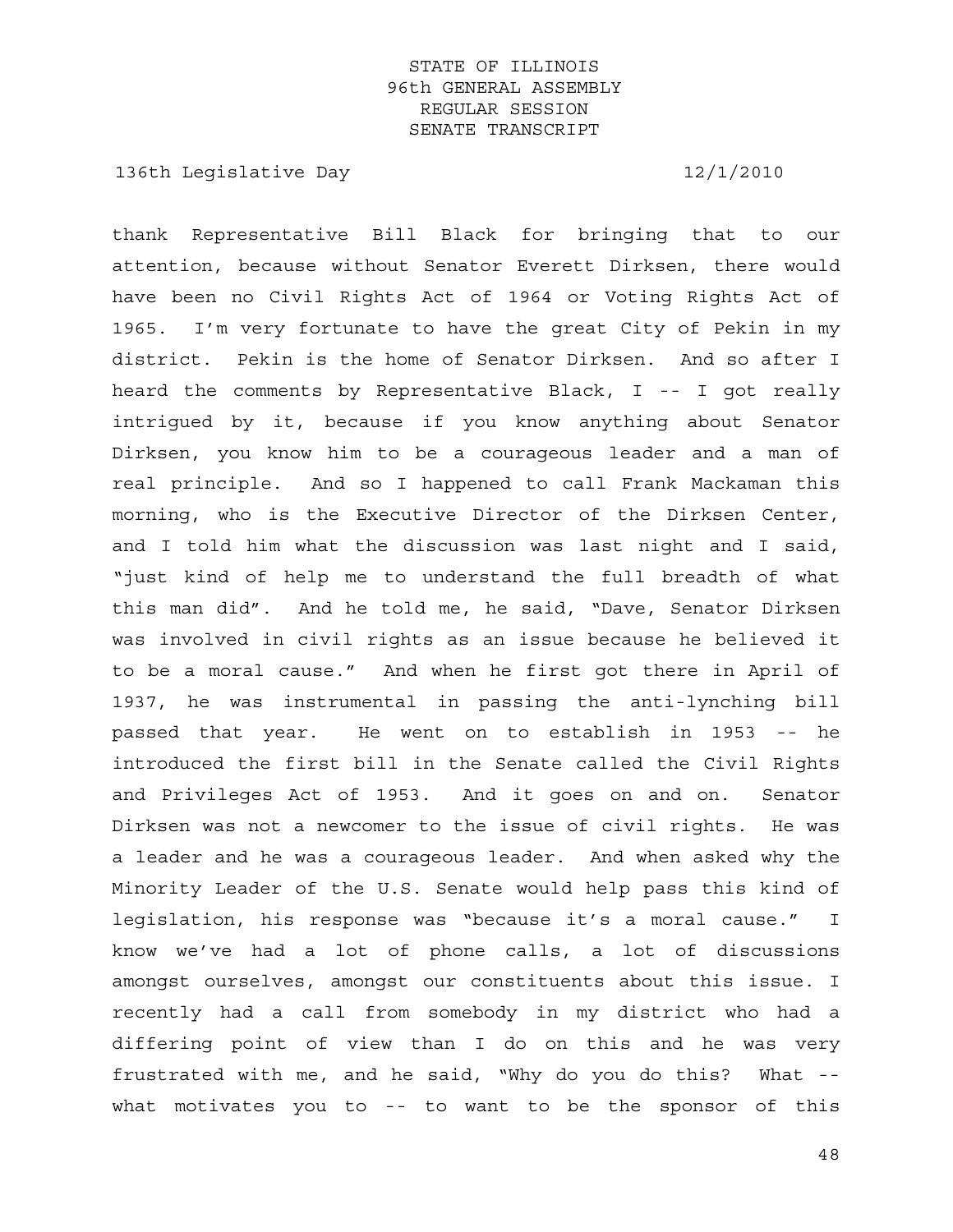thank Representative Bill Black for bringing that to our attention, because without Senator Everett Dirksen, there would have been no Civil Rights Act of 1964 or Voting Rights Act of 1965. I'm very fortunate to have the great City of Pekin in my district. Pekin is the home of Senator Dirksen. And so after I heard the comments by Representative Black, I -- I got really intrigued by it, because if you know anything about Senator Dirksen, you know him to be a courageous leader and a man of real principle. And so I happened to call Frank Mackaman this morning, who is the Executive Director of the Dirksen Center, and I told him what the discussion was last night and I said, "just kind of help me to understand the full breadth of what this man did". And he told me, he said, "Dave, Senator Dirksen was involved in civil rights as an issue because he believed it to be a moral cause." And when he first got there in April of 1937, he was instrumental in passing the anti-lynching bill passed that year. He went on to establish in 1953 -- he introduced the first bill in the Senate called the Civil Rights and Privileges Act of 1953. And it goes on and on. Senator Dirksen was not a newcomer to the issue of civil rights. He was a leader and he was a courageous leader. And when asked why the Minority Leader of the U.S. Senate would help pass this kind of legislation, his response was "because it's a moral cause." I know we've had a lot of phone calls, a lot of discussions amongst ourselves, amongst our constituents about this issue. I recently had a call from somebody in my district who had a differing point of view than I do on this and he was very frustrated with me, and he said, "Why do you do this? What -- what motivates you to -- to want to be the sponsor of this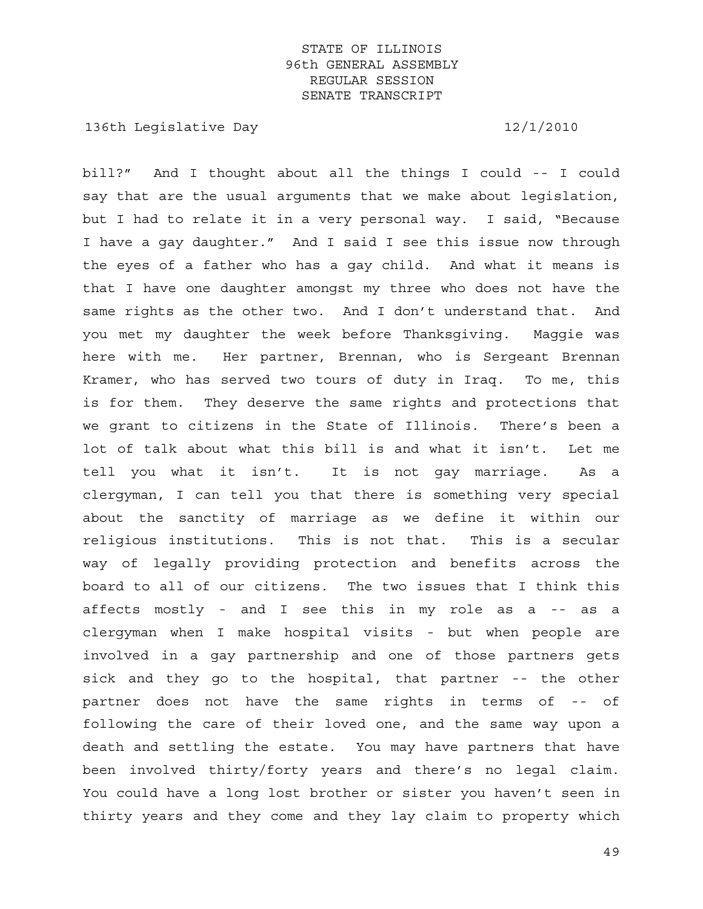bill?" And I thought about all the things I could -- I could say that are the usual arguments that we make about legislation, but I had to relate it in a very personal way. I said, "Because I have a gay daughter." And I said I see this issue now through the eyes of a father who has a gay child. And what it means is that I have one daughter amongst my three who does not have the same rights as the other two. And I don't understand that. And you met my daughter the week before Thanksgiving. Maggie was here with me. Her partner, Brennan, who is Sergeant Brennan Kramer, who has served two tours of duty in Iraq. To me, this is for them. They deserve the same rights and protections that we grant to citizens in the State of Illinois. There's been a lot of talk about what this bill is and what it isn't. Let me tell you what it isn't. It is not gay marriage. As a clergyman, I can tell you that there is something very special about the sanctity of marriage as we define it within our religious institutions. This is not that. This is a secular way of legally providing protection and benefits across the board to all of our citizens. The two issues that I think this affects mostly - and I see this in my role as a -- as a clergyman when I make hospital visits - but when people are involved in a gay partnership and one of those partners gets sick and they go to the hospital, that partner -- the other partner does not have the same rights in terms of -- of following the care of their loved one, and the same way upon a death and settling the estate. You may have partners that have been involved thirty/forty years and there's no legal claim. You could have a long lost brother or sister you haven't seen in thirty years and they come and they lay claim to property which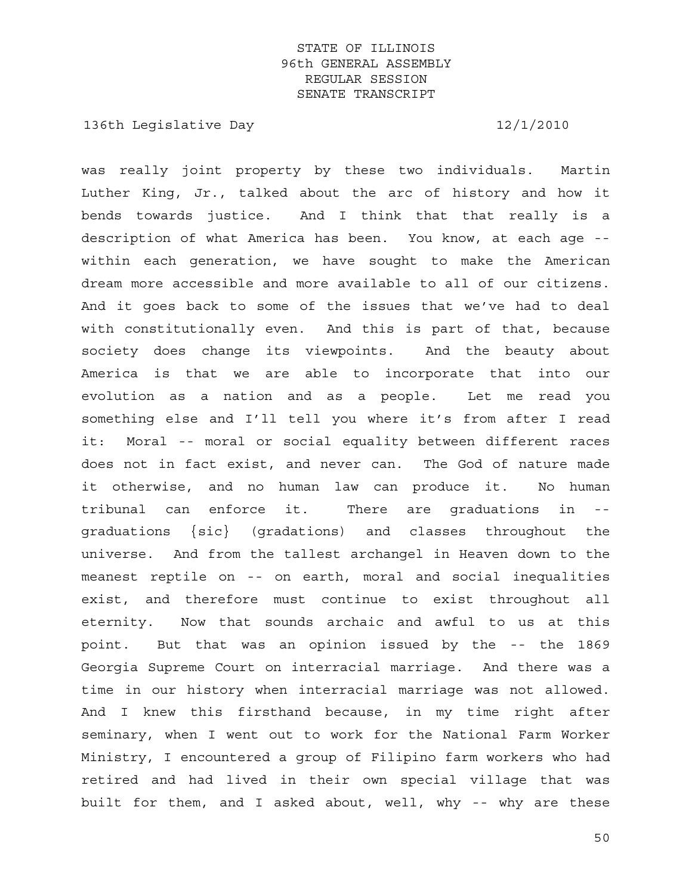was really joint property by these two individuals. Martin Luther King, Jr., talked about the arc of history and how it bends towards justice. And I think that that really is a description of what America has been. You know, at each age -- within each generation, we have sought to make the American dream more accessible and more available to all of our citizens. And it goes back to some of the issues that we've had to deal with constitutionally even. And this is part of that, because society does change its viewpoints. And the beauty about America is that we are able to incorporate that into our evolution as a nation and as a people. Let me read you something else and I'll tell you where it's from after I read it: Moral -- moral or social equality between different races does not in fact exist, and never can. The God of nature made it otherwise, and no human law can produce it. No human tribunal can enforce it. There are graduations in -- graduations {sic} (gradations) and classes throughout the universe. And from the tallest archangel in Heaven down to the meanest reptile on -- on earth, moral and social inequalities exist, and therefore must continue to exist throughout all eternity. Now that sounds archaic and awful to us at this point. But that was an opinion issued by the -- the 1869 Georgia Supreme Court on interracial marriage. And there was a time in our history when interracial marriage was not allowed. And I knew this firsthand because, in my time right after seminary, when I went out to work for the National Farm Worker Ministry, I encountered a group of Filipino farm workers who had retired and had lived in their own special village that was built for them, and I asked about, well, why -- why are these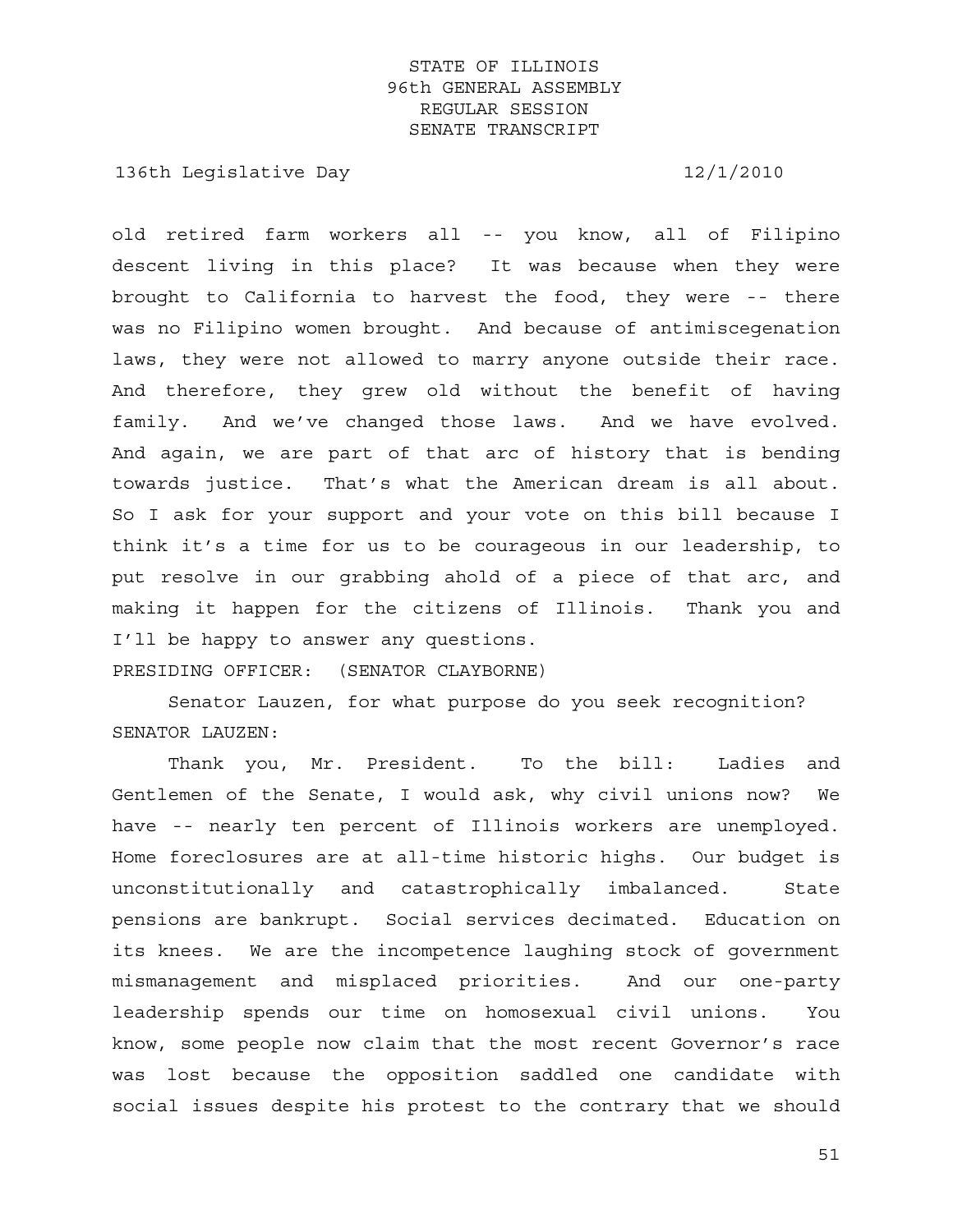old retired farm workers all -- you know, all of Filipino descent living in this place? It was because when they were brought to California to harvest the food, they were -- there was no Filipino women brought. And because of antimiscegenation laws, they were not allowed to marry anyone outside their race. And therefore, they grew old without the benefit of having family. And we've changed those laws. And we have evolved. And again, we are part of that arc of history that is bending towards justice. That's what the American dream is all about. So I ask for your support and your vote on this bill because I think it's a time for us to be courageous in our leadership, to put resolve in our grabbing ahold of a piece of that arc, and making it happen for the citizens of Illinois. Thank you and I'll be happy to answer any questions.

PRESIDING OFFICER: (SENATOR CLAYBORNE)

Senator Lauzen, for what purpose do you seek recognition?

SENATOR LAUZEN:

Thank you, Mr. President. To the bill: Ladies and Gentlemen of the Senate, I would ask, why civil unions now? We have -- nearly ten percent of Illinois workers are unemployed. Home foreclosures are at all-time historic highs. Our budget is unconstitutionally and catastrophically imbalanced. State pensions are bankrupt. Social services decimated. Education on its knees. We are the incompetence laughing stock of government mismanagement and misplaced priorities. And our one-party leadership spends our time on homosexual civil unions. You know, some people now claim that the most recent Governor's race was lost because the opposition saddled one candidate with social issues despite his protest to the contrary that we should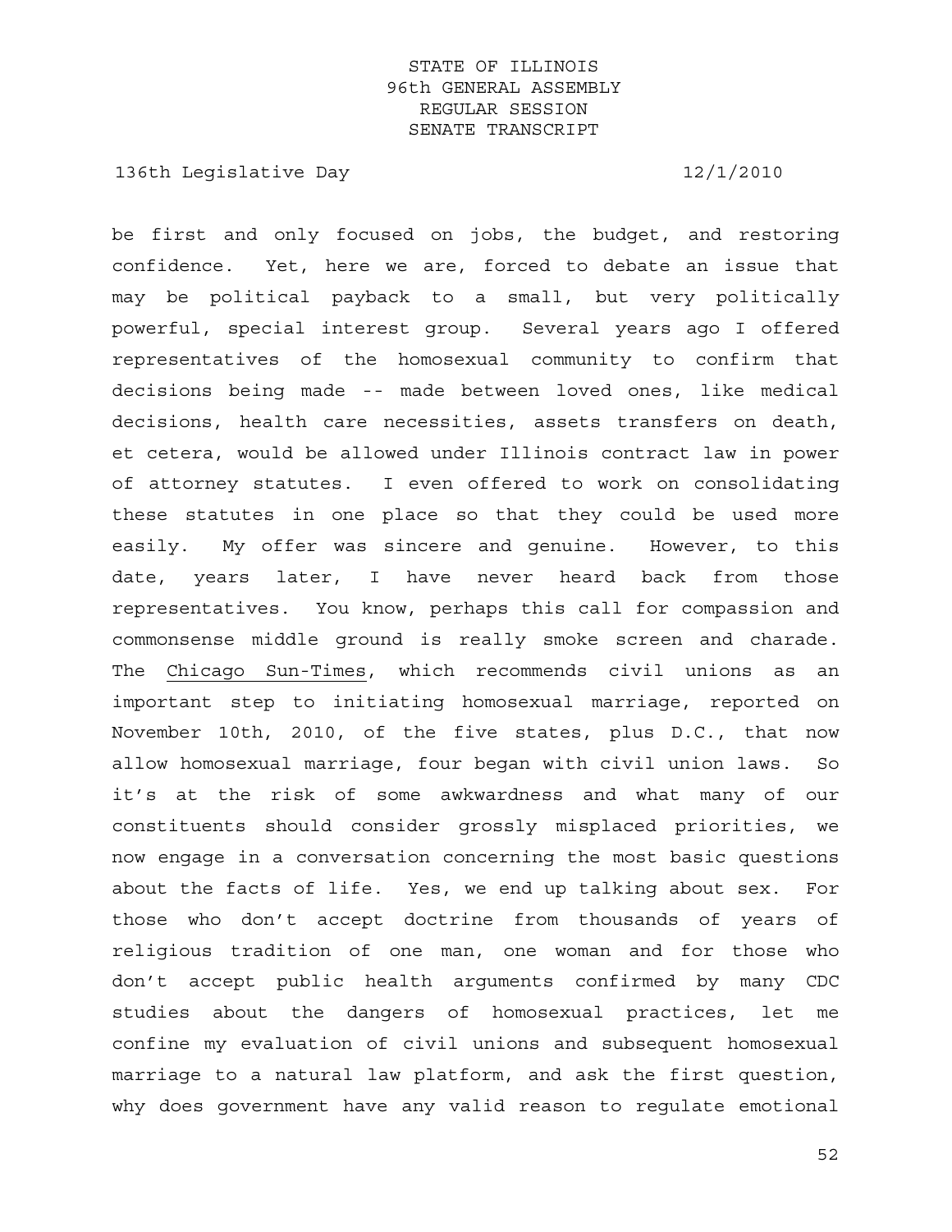be first and only focused on jobs, the budget, and restoring confidence. Yet, here we are, forced to debate an issue that may be political payback to a small, but very politically powerful, special interest group. Several years ago I offered representatives of the homosexual community to confirm that decisions being made -- made between loved ones, like medical decisions, health care necessities, assets transfers on death, et cetera, would be allowed under Illinois contract law in power of attorney statutes. I even offered to work on consolidating these statutes in one place so that they could be used more easily. My offer was sincere and genuine. However, to this date, years later, I have never heard back from those representatives. You know, perhaps this call for compassion and commonsense middle ground is really smoke screen and charade. The Chicago Sun-Times, which recommends civil unions as an important step to initiating homosexual marriage, reported on November 10th, 2010, of the five states, plus D.C., that now allow homosexual marriage, four began with civil union laws. So it's at the risk of some awkwardness and what many of our constituents should consider grossly misplaced priorities, we now engage in a conversation concerning the most basic questions about the facts of life. Yes, we end up talking about sex. For those who don't accept doctrine from thousands of years of religious tradition of one man, one woman and for those who don't accept public health arguments confirmed by many CDC studies about the dangers of homosexual practices, let me confine my evaluation of civil unions and subsequent homosexual marriage to a natural law platform, and ask the first question, why does government have any valid reason to regulate emotional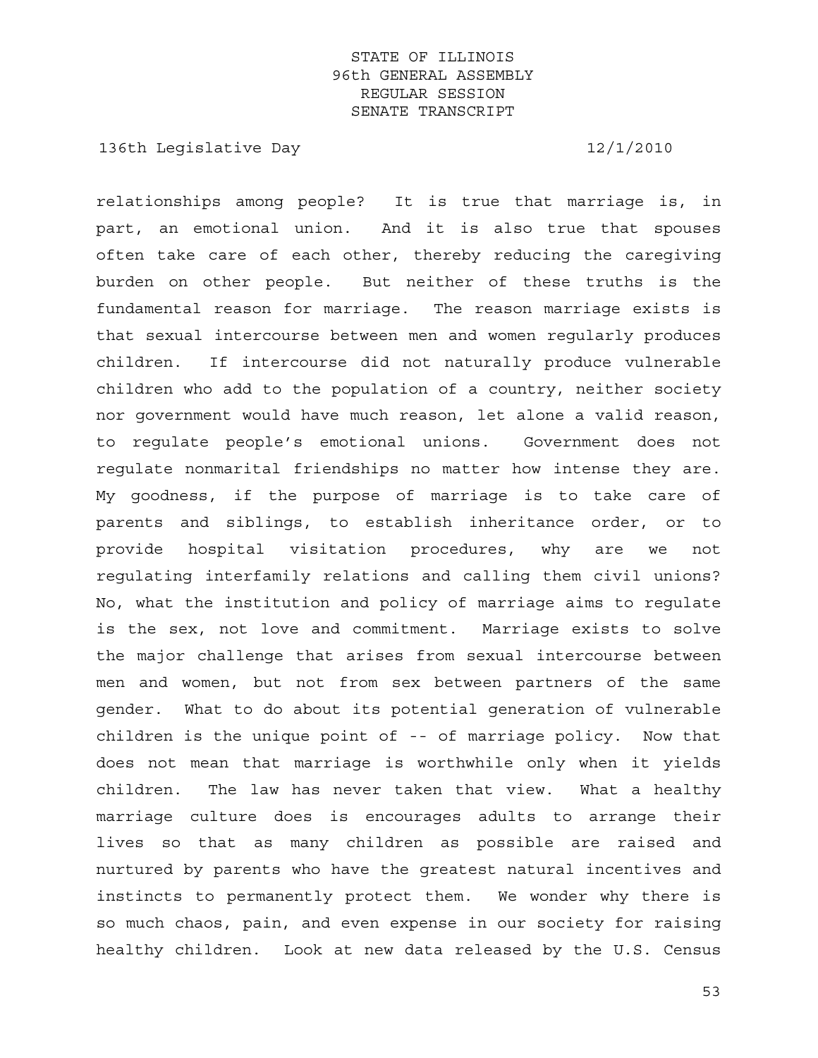relationships among people? It is true that marriage is, in part, an emotional union. And it is also true that spouses often take care of each other, thereby reducing the caregiving burden on other people. But neither of these truths is the fundamental reason for marriage. The reason marriage exists is that sexual intercourse between men and women regularly produces children. If intercourse did not naturally produce vulnerable children who add to the population of a country, neither society nor government would have much reason, let alone a valid reason, to regulate people's emotional unions. Government does not regulate nonmarital friendships no matter how intense they are. My goodness, if the purpose of marriage is to take care of parents and siblings, to establish inheritance order, or to provide hospital visitation procedures, why are we not regulating interfamily relations and calling them civil unions? No, what the institution and policy of marriage aims to regulate is the sex, not love and commitment. Marriage exists to solve the major challenge that arises from sexual intercourse between men and women, but not from sex between partners of the same gender. What to do about its potential generation of vulnerable children is the unique point of -- of marriage policy. Now that does not mean that marriage is worthwhile only when it yields children. The law has never taken that view. What a healthy marriage culture does is encourages adults to arrange their lives so that as many children as possible are raised and nurtured by parents who have the greatest natural incentives and instincts to permanently protect them. We wonder why there is so much chaos, pain, and even expense in our society for raising healthy children. Look at new data released by the U.S. Census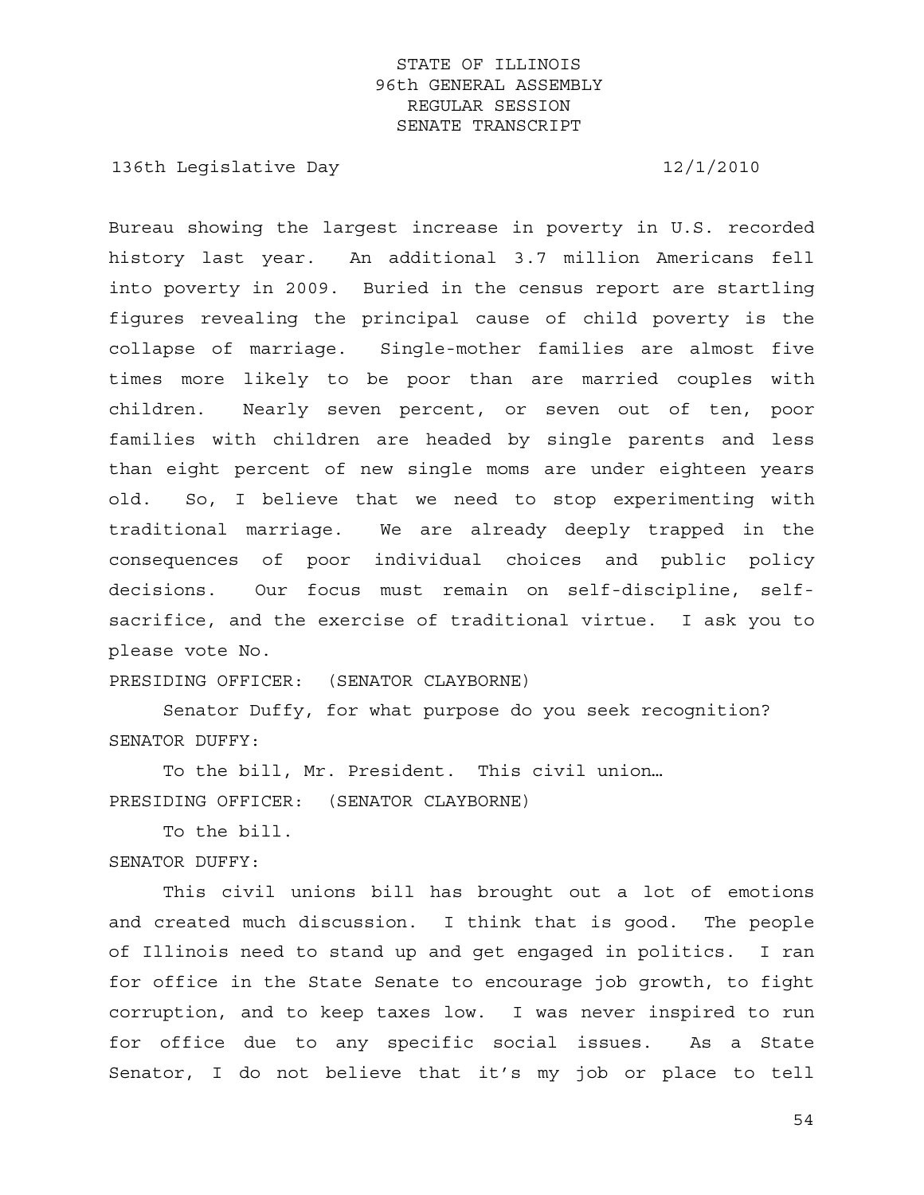Bureau showing the largest increase in poverty in U.S. recorded history last year. An additional 3.7 million Americans fell into poverty in 2009. Buried in the census report are startling figures revealing the principal cause of child poverty is the collapse of marriage. Single-mother families are almost five times more likely to be poor than are married couples with children. Nearly seven percent, or seven out of ten, poor families with children are headed by single parents and less than eight percent of new single moms are under eighteen years old. So, I believe that we need to stop experimenting with traditional marriage. We are already deeply trapped in the consequences of poor individual choices and public policy decisions. Our focus must remain on self-discipline, self-sacrifice, and the exercise of traditional virtue. I ask you to please vote No.

PRESIDING OFFICER: (SENATOR CLAYBORNE)

Senator Duffy, for what purpose do you seek recognition?

SENATOR DUFFY:

To the bill, Mr. President. This civil union…

PRESIDING OFFICER: (SENATOR CLAYBORNE)

To the bill.

SENATOR DUFFY:

This civil unions bill has brought out a lot of emotions and created much discussion. I think that is good. The people of Illinois need to stand up and get engaged in politics. I ran for office in the State Senate to encourage job growth, to fight corruption, and to keep taxes low. I was never inspired to run for office due to any specific social issues. As a State Senator, I do not believe that it's my job or place to tell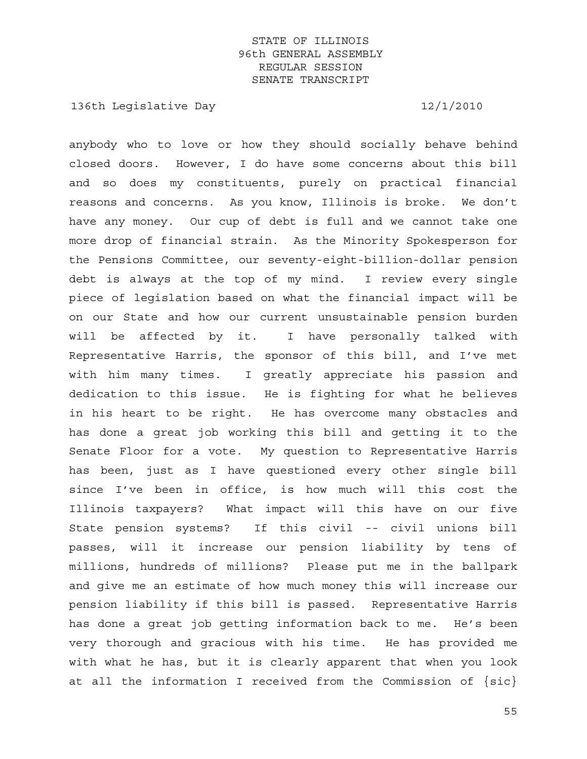anybody who to love or how they should socially behave behind closed doors. However, I do have some concerns about this bill and so does my constituents, purely on practical financial reasons and concerns. As you know, Illinois is broke. We don't have any money. Our cup of debt is full and we cannot take one more drop of financial strain. As the Minority Spokesperson for the Pensions Committee, our seventy-eight-billion-dollar pension debt is always at the top of my mind. I review every single piece of legislation based on what the financial impact will be on our State and how our current unsustainable pension burden will be affected by it. I have personally talked with Representative Harris, the sponsor of this bill, and I've met with him many times. I greatly appreciate his passion and dedication to this issue. He is fighting for what he believes in his heart to be right. He has overcome many obstacles and has done a great job working this bill and getting it to the Senate Floor for a vote. My question to Representative Harris has been, just as I have questioned every other single bill since I've been in office, is how much will this cost the Illinois taxpayers? What impact will this have on our five State pension systems? If this civil -- civil unions bill passes, will it increase our pension liability by tens of millions, hundreds of millions? Please put me in the ballpark and give me an estimate of how much money this will increase our pension liability if this bill is passed. Representative Harris has done a great job getting information back to me. He's been very thorough and gracious with his time. He has provided me with what he has, but it is clearly apparent that when you look at all the information I received from the Commission of {sic}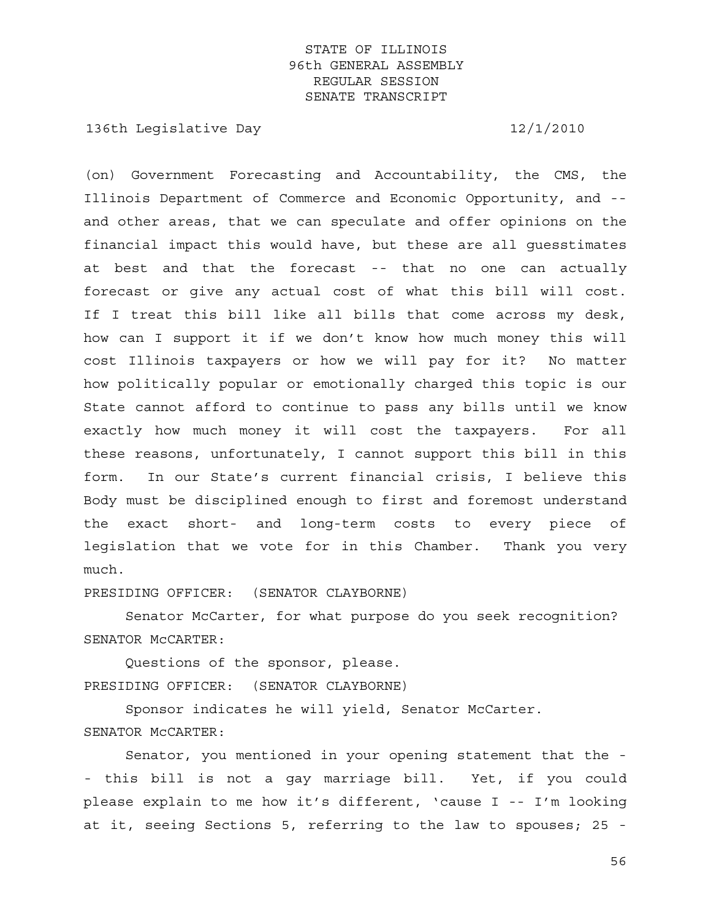(on) Government Forecasting and Accountability, the CMS, the Illinois Department of Commerce and Economic Opportunity, and -- and other areas, that we can speculate and offer opinions on the financial impact this would have, but these are all guesstimates at best and that the forecast -- that no one can actually forecast or give any actual cost of what this bill will cost. If I treat this bill like all bills that come across my desk, how can I support it if we don't know how much money this will cost Illinois taxpayers or how we will pay for it? No matter how politically popular or emotionally charged this topic is our State cannot afford to continue to pass any bills until we know exactly how much money it will cost the taxpayers. For all these reasons, unfortunately, I cannot support this bill in this form. In our State's current financial crisis, I believe this Body must be disciplined enough to first and foremost understand the exact short- and long-term costs to every piece of legislation that we vote for in this Chamber. Thank you very much.

PRESIDING OFFICER: (SENATOR CLAYBORNE)

Senator McCarter, for what purpose do you seek recognition?

SENATOR McCARTER:

Questions of the sponsor, please.

PRESIDING OFFICER: (SENATOR CLAYBORNE)

Sponsor indicates he will yield, Senator McCarter.

SENATOR McCARTER:

Senator, you mentioned in your opening statement that the -- this bill is not a gay marriage bill. Yet, if you could please explain to me how it's different, 'cause I -- I'm looking at it, seeing Sections 5, referring to the law to spouses; 25 -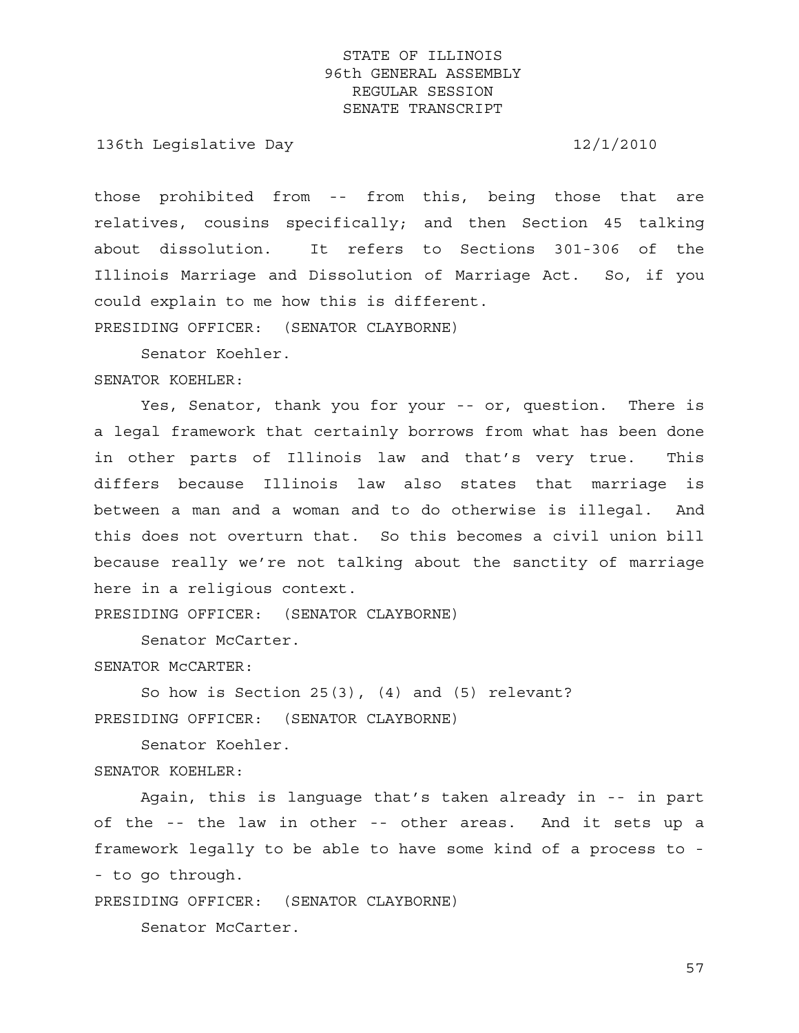those prohibited from -- from this, being those that are relatives, cousins specifically; and then Section 45 talking about dissolution. It refers to Sections 301-306 of the Illinois Marriage and Dissolution of Marriage Act. So, if you could explain to me how this is different.

PRESIDING OFFICER: (SENATOR CLAYBORNE)

Senator Koehler.

SENATOR KOEHLER:

Yes, Senator, thank you for your -- or, question. There is a legal framework that certainly borrows from what has been done in other parts of Illinois law and that's very true. This differs because Illinois law also states that marriage is between a man and a woman and to do otherwise is illegal. And this does not overturn that. So this becomes a civil union bill because really we're not talking about the sanctity of marriage here in a religious context.

PRESIDING OFFICER: (SENATOR CLAYBORNE)

Senator McCarter.

SENATOR McCARTER:

So how is Section 25(3), (4) and (5) relevant?

PRESIDING OFFICER: (SENATOR CLAYBORNE)

Senator Koehler.

SENATOR KOEHLER:

Again, this is language that's taken already in -- in part of the -- the law in other -- other areas. And it sets up a framework legally to be able to have some kind of a process to -- to go through.

PRESIDING OFFICER: (SENATOR CLAYBORNE)

Senator McCarter.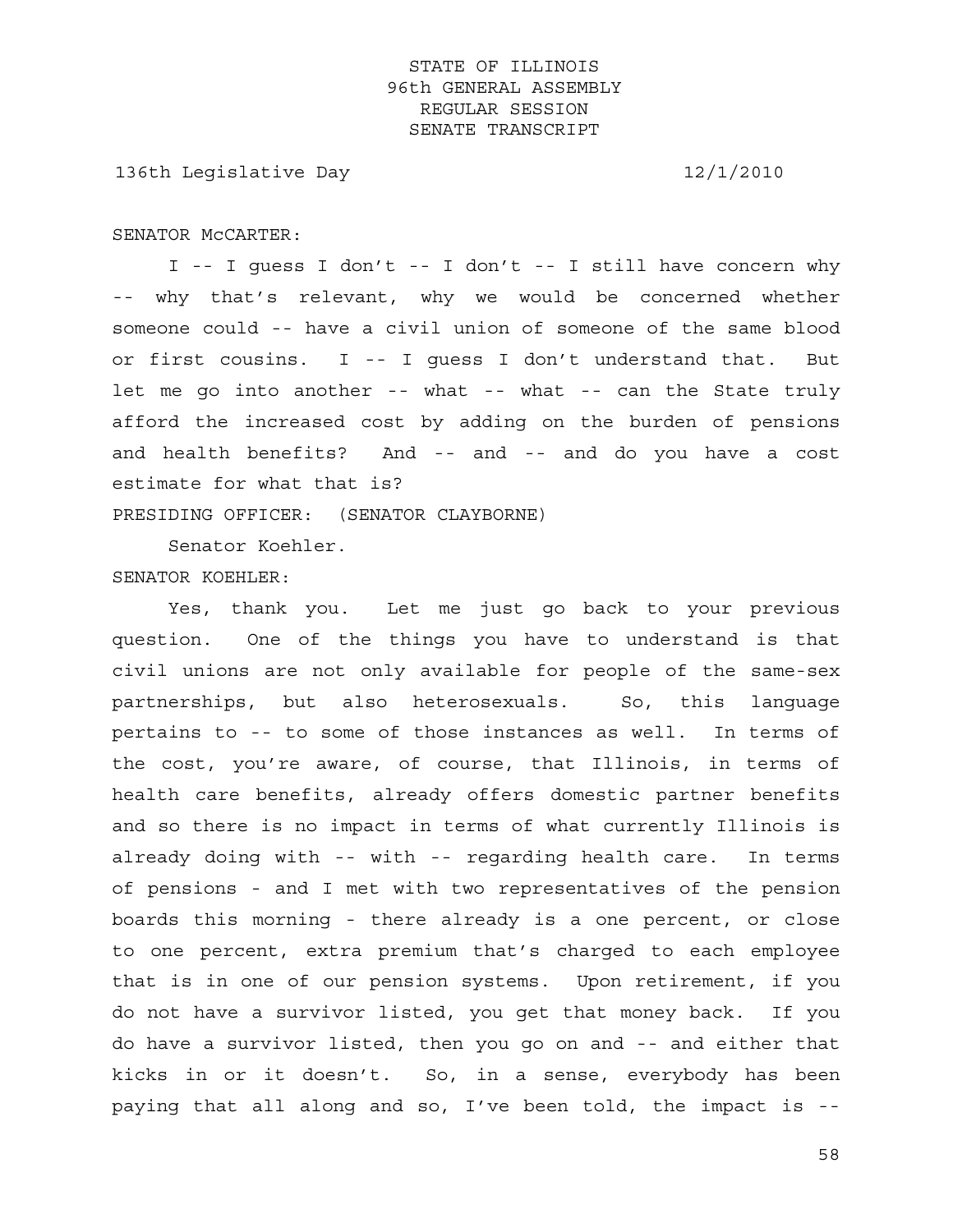SENATOR McCARTER:

I -- I guess I don't -- I don't -- I still have concern why -- why that's relevant, why we would be concerned whether someone could -- have a civil union of someone of the same blood or first cousins. I -- I guess I don't understand that. But let me go into another -- what -- what -- can the State truly afford the increased cost by adding on the burden of pensions and health benefits? And -- and -- and do you have a cost estimate for what that is?

PRESIDING OFFICER: (SENATOR CLAYBORNE)

Senator Koehler.

SENATOR KOEHLER:

Yes, thank you. Let me just go back to your previous question. One of the things you have to understand is that civil unions are not only available for people of the same-sex partnerships, but also heterosexuals. So, this language pertains to -- to some of those instances as well. In terms of the cost, you're aware, of course, that Illinois, in terms of health care benefits, already offers domestic partner benefits and so there is no impact in terms of what currently Illinois is already doing with -- with -- regarding health care. In terms of pensions - and I met with two representatives of the pension boards this morning - there already is a one percent, or close to one percent, extra premium that's charged to each employee that is in one of our pension systems. Upon retirement, if you do not have a survivor listed, you get that money back. If you do have a survivor listed, then you go on and -- and either that kicks in or it doesn't. So, in a sense, everybody has been paying that all along and so, I've been told, the impact is --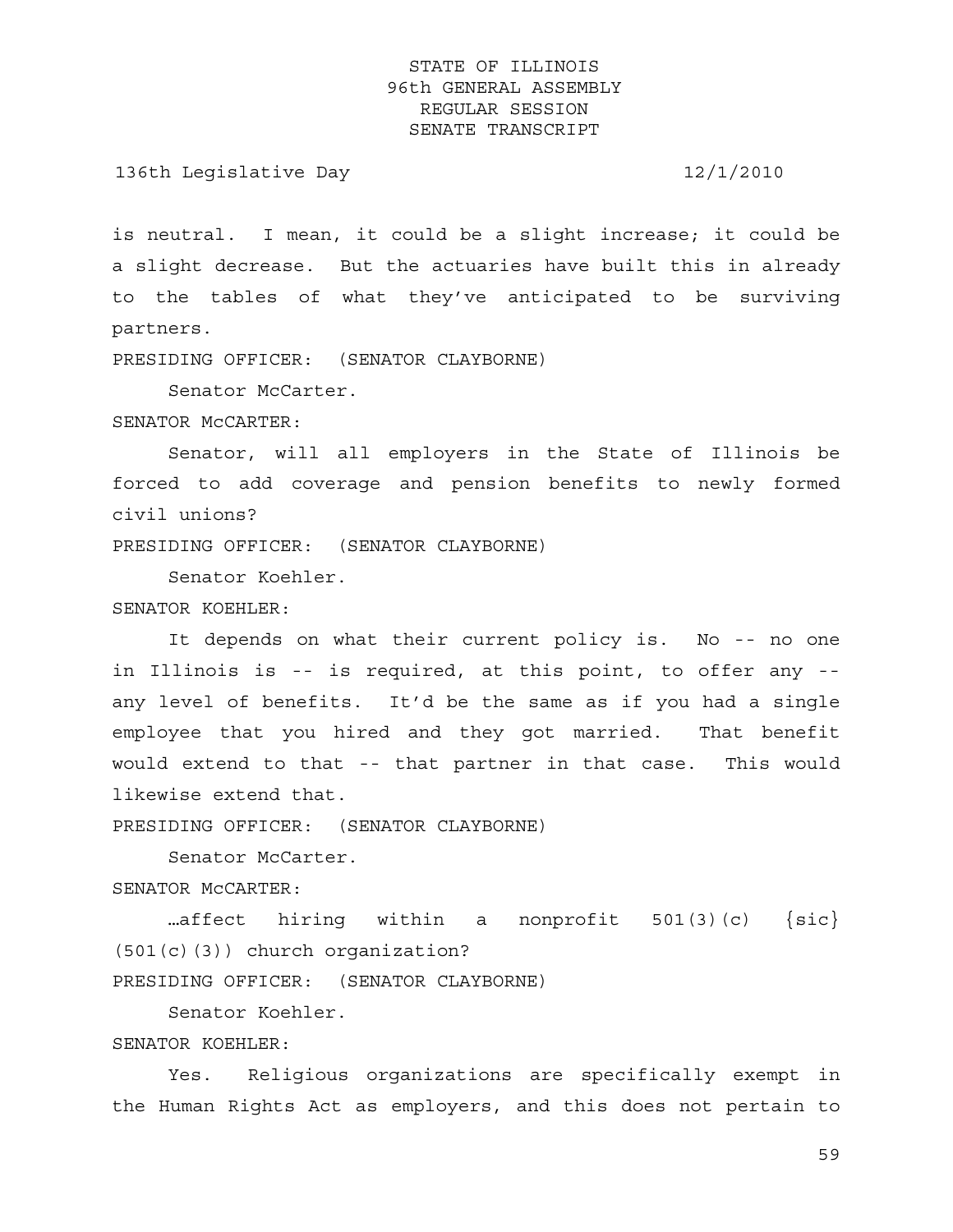is neutral. I mean, it could be a slight increase; it could be a slight decrease. But the actuaries have built this in already to the tables of what they've anticipated to be surviving partners.

PRESIDING OFFICER: (SENATOR CLAYBORNE)

Senator McCarter.

SENATOR McCARTER:

Senator, will all employers in the State of Illinois be forced to add coverage and pension benefits to newly formed civil unions?

PRESIDING OFFICER: (SENATOR CLAYBORNE)

Senator Koehler.

SENATOR KOEHLER:

It depends on what their current policy is. No -- no one in Illinois is -- is required, at this point, to offer any -- any level of benefits. It'd be the same as if you had a single employee that you hired and they got married. That benefit would extend to that -- that partner in that case. This would likewise extend that.

PRESIDING OFFICER: (SENATOR CLAYBORNE)

Senator McCarter.

SENATOR McCARTER:

…affect hiring within a nonprofit 501(3)(c) {sic} (501(c)(3)) church organization?

PRESIDING OFFICER: (SENATOR CLAYBORNE)

Senator Koehler.

SENATOR KOEHLER:

Yes. Religious organizations are specifically exempt in the Human Rights Act as employers, and this does not pertain to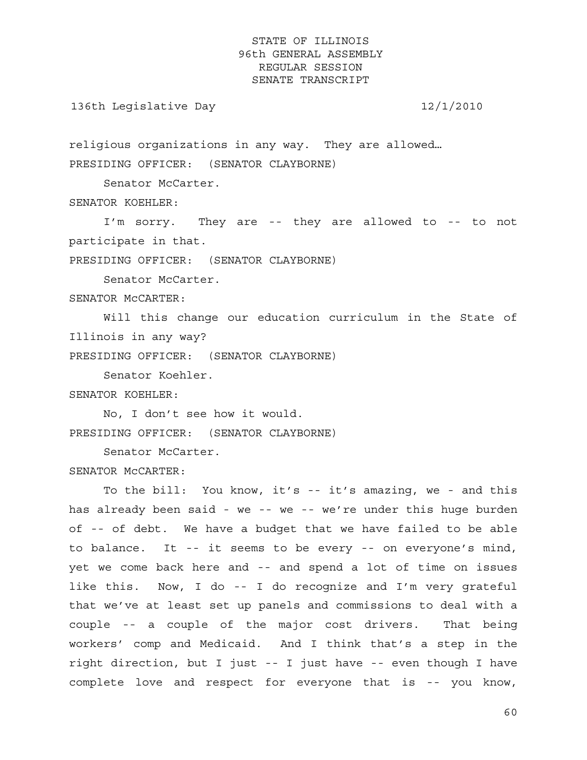religious organizations in any way. They are allowed…

PRESIDING OFFICER: (SENATOR CLAYBORNE)

Senator McCarter.

SENATOR KOEHLER:

I'm sorry. They are -- they are allowed to -- to not participate in that.

PRESIDING OFFICER: (SENATOR CLAYBORNE)

Senator McCarter.

SENATOR McCARTER:

Will this change our education curriculum in the State of Illinois in any way?

PRESIDING OFFICER: (SENATOR CLAYBORNE)

Senator Koehler.

SENATOR KOEHLER:

No, I don't see how it would.

PRESIDING OFFICER: (SENATOR CLAYBORNE)

Senator McCarter.

SENATOR McCARTER:

To the bill: You know, it's -- it's amazing, we - and this has already been said - we -- we -- we're under this huge burden of -- of debt. We have a budget that we have failed to be able to balance. It -- it seems to be every -- on everyone's mind, yet we come back here and -- and spend a lot of time on issues like this. Now, I do -- I do recognize and I'm very grateful that we've at least set up panels and commissions to deal with a couple -- a couple of the major cost drivers. That being workers' comp and Medicaid. And I think that's a step in the right direction, but I just -- I just have -- even though I have complete love and respect for everyone that is -- you know,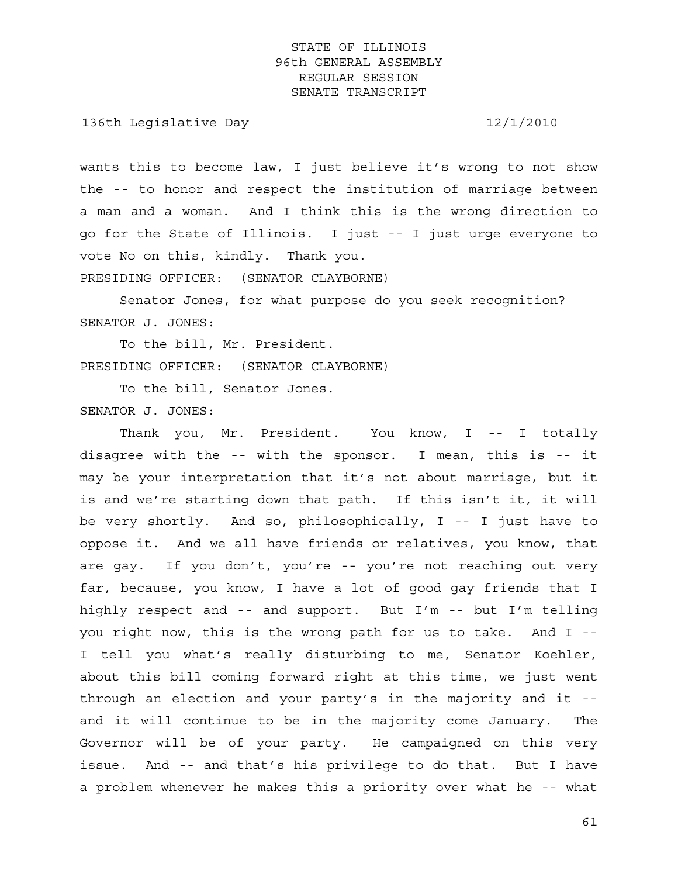wants this to become law, I just believe it’s wrong to not show the -- to honor and respect the institution of marriage between a man and a woman. And I think this is the wrong direction to go for the State of Illinois. I just -- I just urge everyone to vote No on this, kindly. Thank you.

PRESIDING OFFICER: (SENATOR CLAYBORNE)

Senator Jones, for what purpose do you seek recognition?

SENATOR J. JONES:

To the bill, Mr. President.

PRESIDING OFFICER: (SENATOR CLAYBORNE)

To the bill, Senator Jones.

SENATOR J. JONES:

Thank you, Mr. President. You know, I -- I totally disagree with the -- with the sponsor. I mean, this is -- it may be your interpretation that it’s not about marriage, but it is and we’re starting down that path. If this isn’t it, it will be very shortly. And so, philosophically, I -- I just have to oppose it. And we all have friends or relatives, you know, that are gay. If you don’t, you’re -- you’re not reaching out very far, because, you know, I have a lot of good gay friends that I highly respect and -- and support. But I’m -- but I’m telling you right now, this is the wrong path for us to take. And I -- I tell you what’s really disturbing to me, Senator Koehler, about this bill coming forward right at this time, we just went through an election and your party’s in the majority and it -- and it will continue to be in the majority come January. The Governor will be of your party. He campaigned on this very issue. And -- and that’s his privilege to do that. But I have a problem whenever he makes this a priority over what he -- what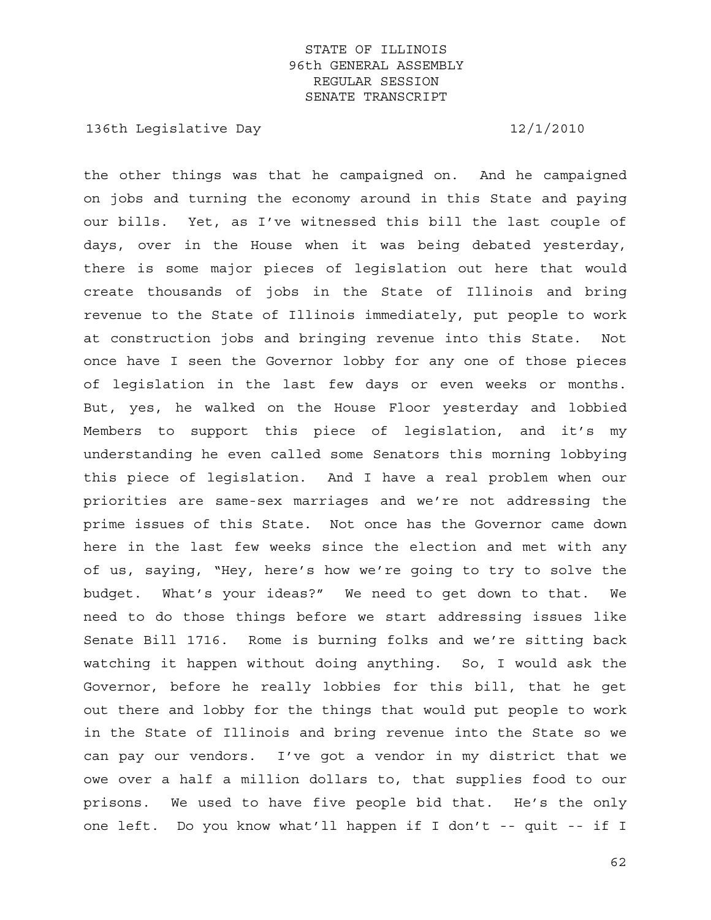the other things was that he campaigned on. And he campaigned on jobs and turning the economy around in this State and paying our bills. Yet, as I've witnessed this bill the last couple of days, over in the House when it was being debated yesterday, there is some major pieces of legislation out here that would create thousands of jobs in the State of Illinois and bring revenue to the State of Illinois immediately, put people to work at construction jobs and bringing revenue into this State. Not once have I seen the Governor lobby for any one of those pieces of legislation in the last few days or even weeks or months. But, yes, he walked on the House Floor yesterday and lobbied Members to support this piece of legislation, and it's my understanding he even called some Senators this morning lobbying this piece of legislation. And I have a real problem when our priorities are same-sex marriages and we're not addressing the prime issues of this State. Not once has the Governor came down here in the last few weeks since the election and met with any of us, saying, "Hey, here's how we're going to try to solve the budget. What's your ideas?" We need to get down to that. We need to do those things before we start addressing issues like Senate Bill 1716. Rome is burning folks and we're sitting back watching it happen without doing anything. So, I would ask the Governor, before he really lobbies for this bill, that he get out there and lobby for the things that would put people to work in the State of Illinois and bring revenue into the State so we can pay our vendors. I've got a vendor in my district that we owe over a half a million dollars to, that supplies food to our prisons. We used to have five people bid that. He's the only one left. Do you know what'll happen if I don't -- quit -- if I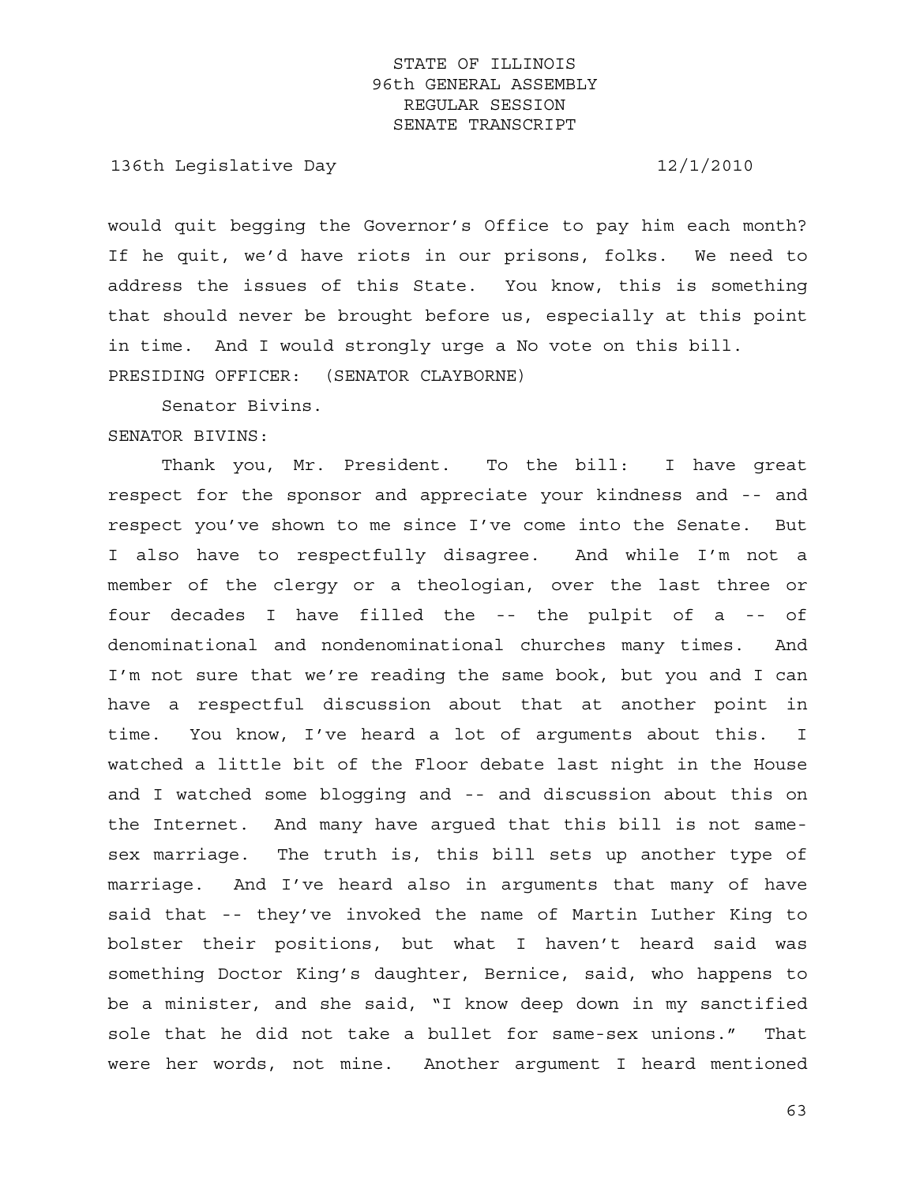would quit begging the Governor's Office to pay him each month? If he quit, we'd have riots in our prisons, folks. We need to address the issues of this State. You know, this is something that should never be brought before us, especially at this point in time. And I would strongly urge a No vote on this bill.

PRESIDING OFFICER: (SENATOR CLAYBORNE)

Senator Bivins.

SENATOR BIVINS:

Thank you, Mr. President. To the bill: I have great respect for the sponsor and appreciate your kindness and -- and respect you've shown to me since I've come into the Senate. But I also have to respectfully disagree. And while I'm not a member of the clergy or a theologian, over the last three or four decades I have filled the -- the pulpit of a -- of denominational and nondenominational churches many times. And I'm not sure that we're reading the same book, but you and I can have a respectful discussion about that at another point in time. You know, I've heard a lot of arguments about this. I watched a little bit of the Floor debate last night in the House and I watched some blogging and -- and discussion about this on the Internet. And many have argued that this bill is not same-sex marriage. The truth is, this bill sets up another type of marriage. And I've heard also in arguments that many of have said that -- they've invoked the name of Martin Luther King to bolster their positions, but what I haven't heard said was something Doctor King's daughter, Bernice, said, who happens to be a minister, and she said, "I know deep down in my sanctified sole that he did not take a bullet for same-sex unions." That were her words, not mine. Another argument I heard mentioned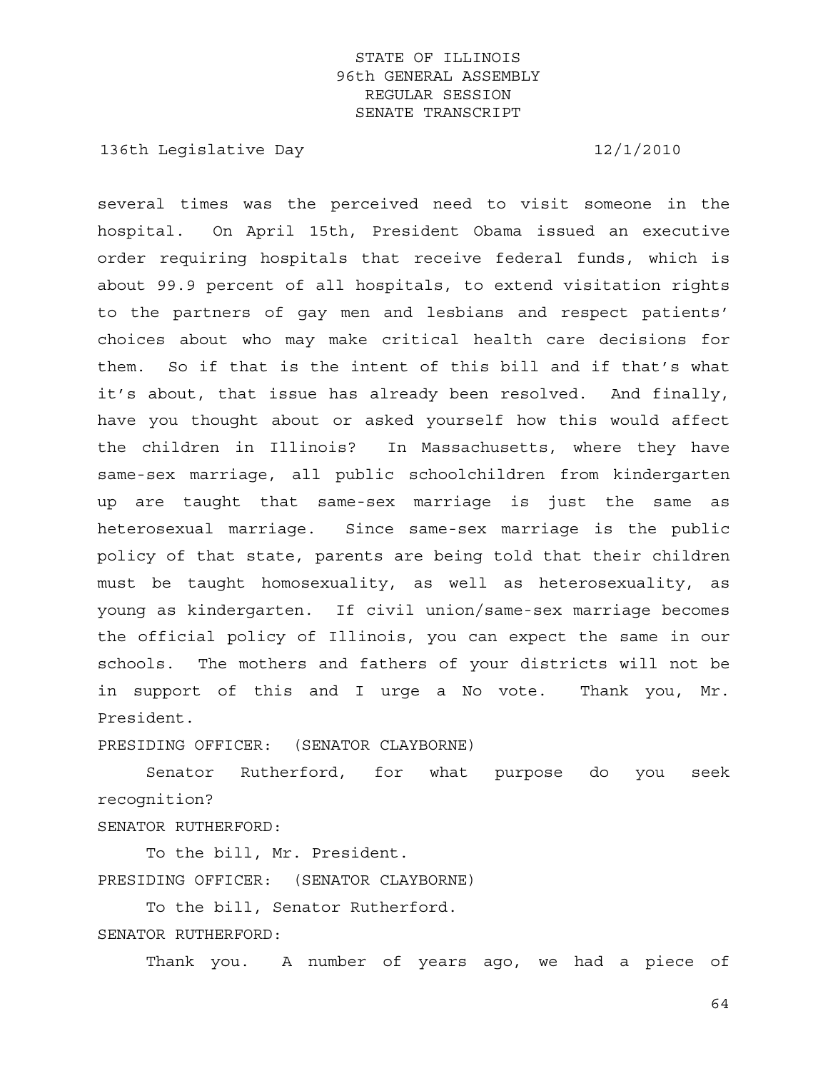several times was the perceived need to visit someone in the hospital. On April 15th, President Obama issued an executive order requiring hospitals that receive federal funds, which is about 99.9 percent of all hospitals, to extend visitation rights to the partners of gay men and lesbians and respect patients' choices about who may make critical health care decisions for them. So if that is the intent of this bill and if that's what it's about, that issue has already been resolved. And finally, have you thought about or asked yourself how this would affect the children in Illinois? In Massachusetts, where they have same-sex marriage, all public schoolchildren from kindergarten up are taught that same-sex marriage is just the same as heterosexual marriage. Since same-sex marriage is the public policy of that state, parents are being told that their children must be taught homosexuality, as well as heterosexuality, as young as kindergarten. If civil union/same-sex marriage becomes the official policy of Illinois, you can expect the same in our schools. The mothers and fathers of your districts will not be in support of this and I urge a No vote. Thank you, Mr. President.

PRESIDING OFFICER: (SENATOR CLAYBORNE)

Senator Rutherford, for what purpose do you seek recognition?

SENATOR RUTHERFORD:

To the bill, Mr. President.

PRESIDING OFFICER: (SENATOR CLAYBORNE)

To the bill, Senator Rutherford.

SENATOR RUTHERFORD:

Thank you. A number of years ago, we had a piece of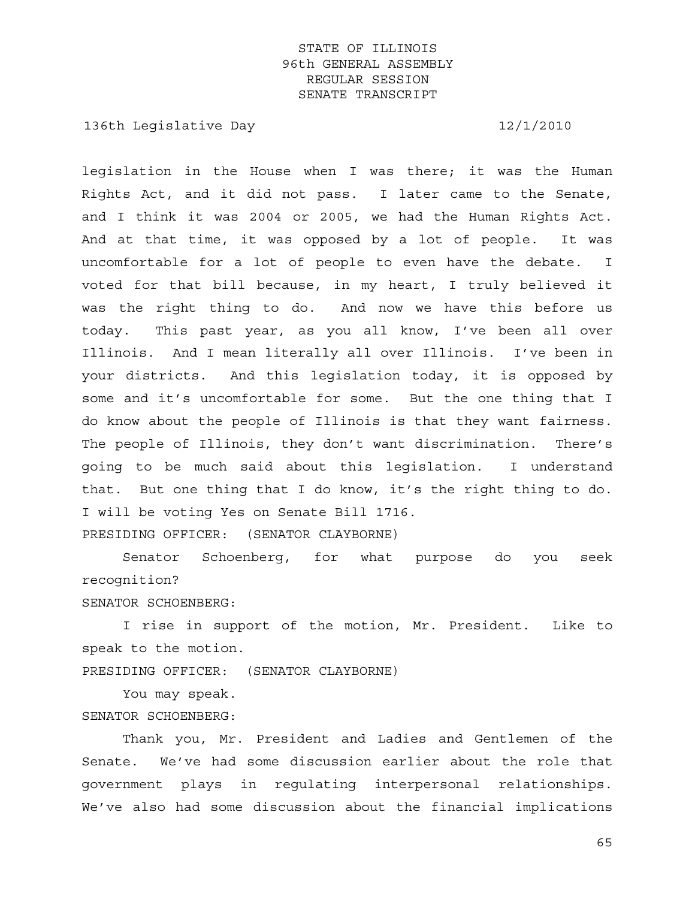legislation in the House when I was there; it was the Human Rights Act, and it did not pass. I later came to the Senate, and I think it was 2004 or 2005, we had the Human Rights Act. And at that time, it was opposed by a lot of people. It was uncomfortable for a lot of people to even have the debate. I voted for that bill because, in my heart, I truly believed it was the right thing to do. And now we have this before us today. This past year, as you all know, I've been all over Illinois. And I mean literally all over Illinois. I've been in your districts. And this legislation today, it is opposed by some and it's uncomfortable for some. But the one thing that I do know about the people of Illinois is that they want fairness. The people of Illinois, they don't want discrimination. There's going to be much said about this legislation. I understand that. But one thing that I do know, it's the right thing to do. I will be voting Yes on Senate Bill 1716.

PRESIDING OFFICER: (SENATOR CLAYBORNE)

Senator Schoenberg, for what purpose do you seek recognition?

SENATOR SCHOENBERG:

I rise in support of the motion, Mr. President. Like to speak to the motion.

PRESIDING OFFICER: (SENATOR CLAYBORNE)

You may speak.

SENATOR SCHOENBERG:

Thank you, Mr. President and Ladies and Gentlemen of the Senate. We've had some discussion earlier about the role that government plays in regulating interpersonal relationships. We've also had some discussion about the financial implications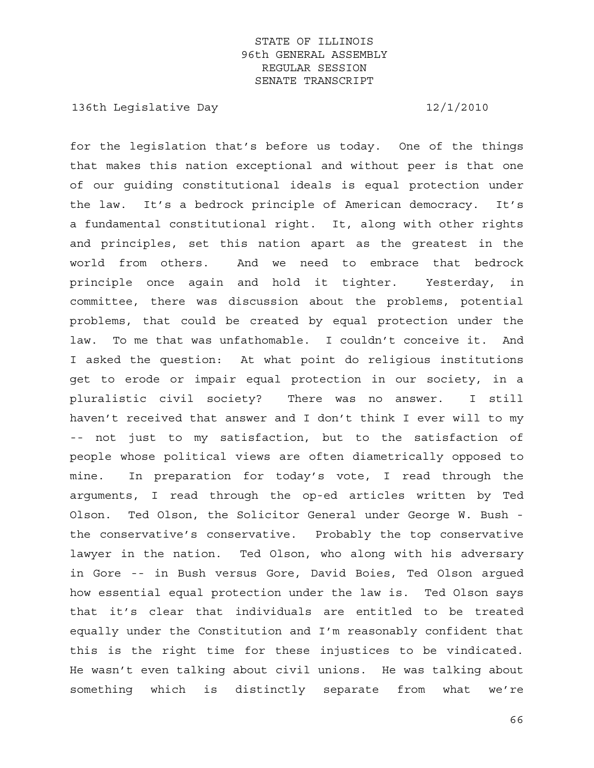for the legislation that's before us today. One of the things that makes this nation exceptional and without peer is that one of our guiding constitutional ideals is equal protection under the law. It's a bedrock principle of American democracy. It's a fundamental constitutional right. It, along with other rights and principles, set this nation apart as the greatest in the world from others. And we need to embrace that bedrock principle once again and hold it tighter. Yesterday, in committee, there was discussion about the problems, potential problems, that could be created by equal protection under the law. To me that was unfathomable. I couldn't conceive it. And I asked the question: At what point do religious institutions get to erode or impair equal protection in our society, in a pluralistic civil society? There was no answer. I still haven't received that answer and I don't think I ever will to my -- not just to my satisfaction, but to the satisfaction of people whose political views are often diametrically opposed to mine. In preparation for today's vote, I read through the arguments, I read through the op-ed articles written by Ted Olson. Ted Olson, the Solicitor General under George W. Bush - the conservative's conservative. Probably the top conservative lawyer in the nation. Ted Olson, who along with his adversary in Gore -- in Bush versus Gore, David Boies, Ted Olson argued how essential equal protection under the law is. Ted Olson says that it's clear that individuals are entitled to be treated equally under the Constitution and I'm reasonably confident that this is the right time for these injustices to be vindicated. He wasn't even talking about civil unions. He was talking about something which is distinctly separate from what we're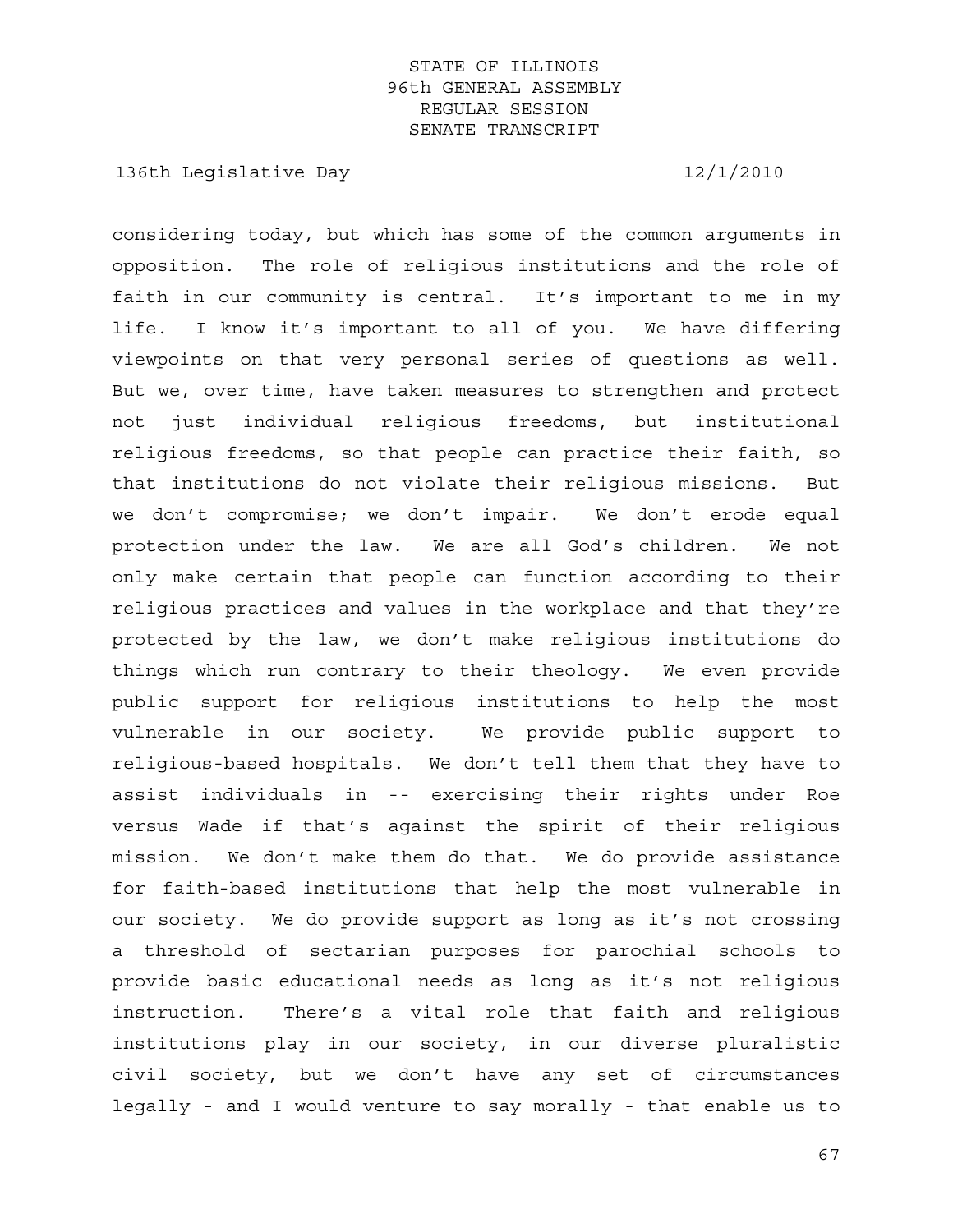considering today, but which has some of the common arguments in opposition. The role of religious institutions and the role of faith in our community is central. It's important to me in my life. I know it's important to all of you. We have differing viewpoints on that very personal series of questions as well. But we, over time, have taken measures to strengthen and protect not just individual religious freedoms, but institutional religious freedoms, so that people can practice their faith, so that institutions do not violate their religious missions. But we don't compromise; we don't impair. We don't erode equal protection under the law. We are all God's children. We not only make certain that people can function according to their religious practices and values in the workplace and that they're protected by the law, we don't make religious institutions do things which run contrary to their theology. We even provide public support for religious institutions to help the most vulnerable in our society. We provide public support to religious-based hospitals. We don't tell them that they have to assist individuals in -- exercising their rights under Roe versus Wade if that's against the spirit of their religious mission. We don't make them do that. We do provide assistance for faith-based institutions that help the most vulnerable in our society. We do provide support as long as it's not crossing a threshold of sectarian purposes for parochial schools to provide basic educational needs as long as it's not religious instruction. There's a vital role that faith and religious institutions play in our society, in our diverse pluralistic civil society, but we don't have any set of circumstances legally - and I would venture to say morally - that enable us to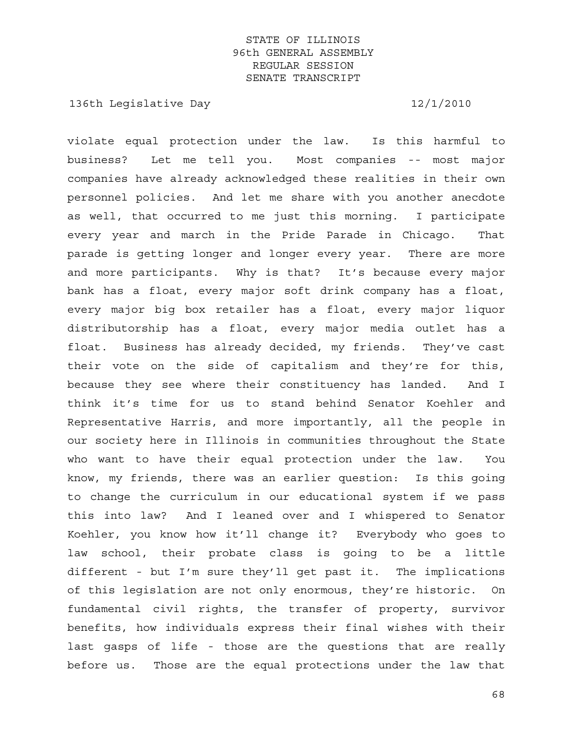violate equal protection under the law. Is this harmful to business? Let me tell you. Most companies -- most major companies have already acknowledged these realities in their own personnel policies. And let me share with you another anecdote as well, that occurred to me just this morning. I participate every year and march in the Pride Parade in Chicago. That parade is getting longer and longer every year. There are more and more participants. Why is that? It's because every major bank has a float, every major soft drink company has a float, every major big box retailer has a float, every major liquor distributorship has a float, every major media outlet has a float. Business has already decided, my friends. They've cast their vote on the side of capitalism and they're for this, because they see where their constituency has landed. And I think it's time for us to stand behind Senator Koehler and Representative Harris, and more importantly, all the people in our society here in Illinois in communities throughout the State who want to have their equal protection under the law. You know, my friends, there was an earlier question: Is this going to change the curriculum in our educational system if we pass this into law? And I leaned over and I whispered to Senator Koehler, you know how it'll change it? Everybody who goes to law school, their probate class is going to be a little different - but I'm sure they'll get past it. The implications of this legislation are not only enormous, they're historic. On fundamental civil rights, the transfer of property, survivor benefits, how individuals express their final wishes with their last gasps of life - those are the questions that are really before us. Those are the equal protections under the law that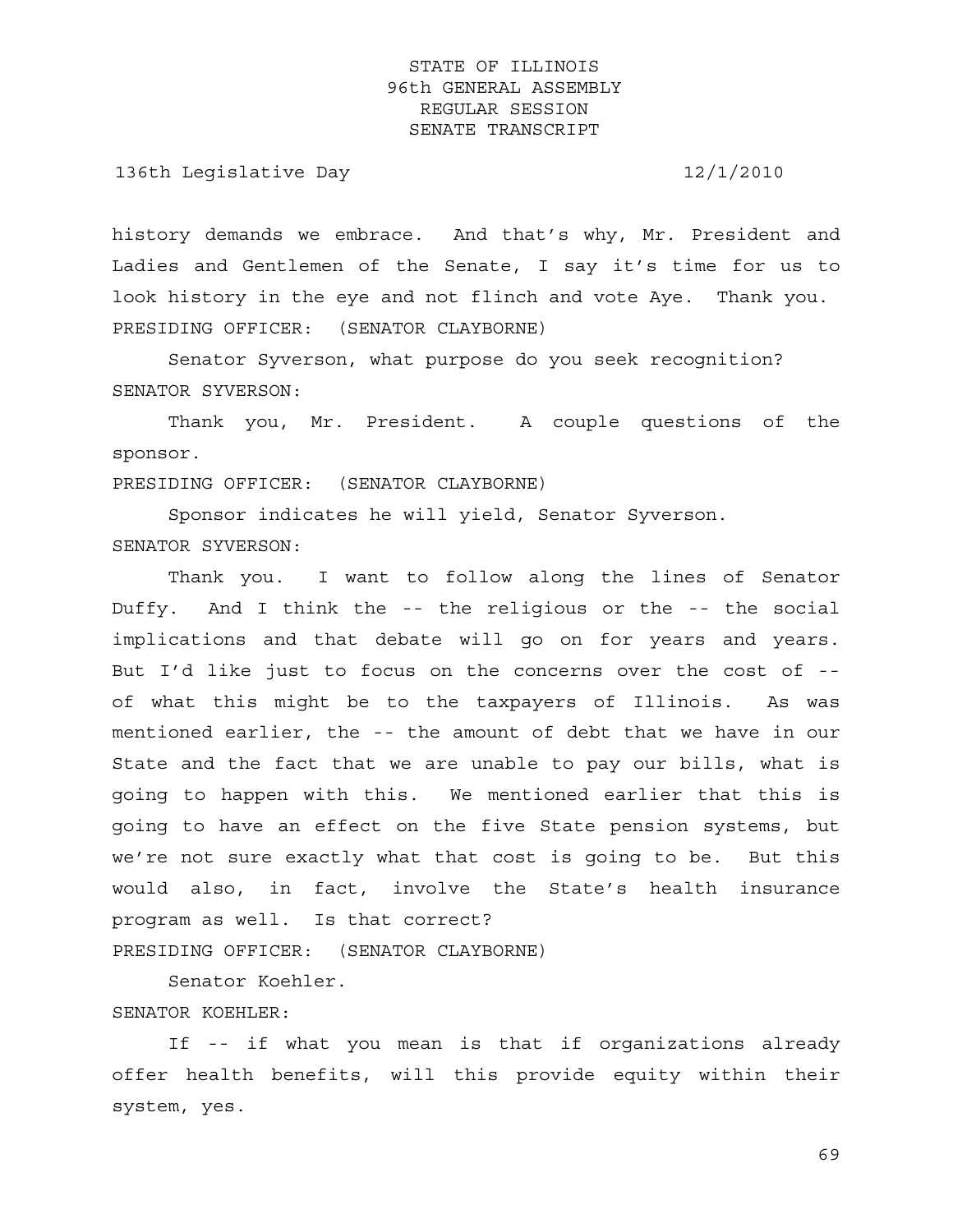history demands we embrace. And that's why, Mr. President and Ladies and Gentlemen of the Senate, I say it's time for us to look history in the eye and not flinch and vote Aye. Thank you.

PRESIDING OFFICER: (SENATOR CLAYBORNE)

Senator Syverson, what purpose do you seek recognition?

SENATOR SYVERSON:

Thank you, Mr. President. A couple questions of the sponsor.

PRESIDING OFFICER: (SENATOR CLAYBORNE)

Sponsor indicates he will yield, Senator Syverson.

SENATOR SYVERSON:

Thank you. I want to follow along the lines of Senator Duffy. And I think the -- the religious or the -- the social implications and that debate will go on for years and years. But I'd like just to focus on the concerns over the cost of -- of what this might be to the taxpayers of Illinois. As was mentioned earlier, the -- the amount of debt that we have in our State and the fact that we are unable to pay our bills, what is going to happen with this. We mentioned earlier that this is going to have an effect on the five State pension systems, but we're not sure exactly what that cost is going to be. But this would also, in fact, involve the State's health insurance program as well. Is that correct?

PRESIDING OFFICER: (SENATOR CLAYBORNE)

Senator Koehler.

SENATOR KOEHLER:

If -- if what you mean is that if organizations already offer health benefits, will this provide equity within their system, yes.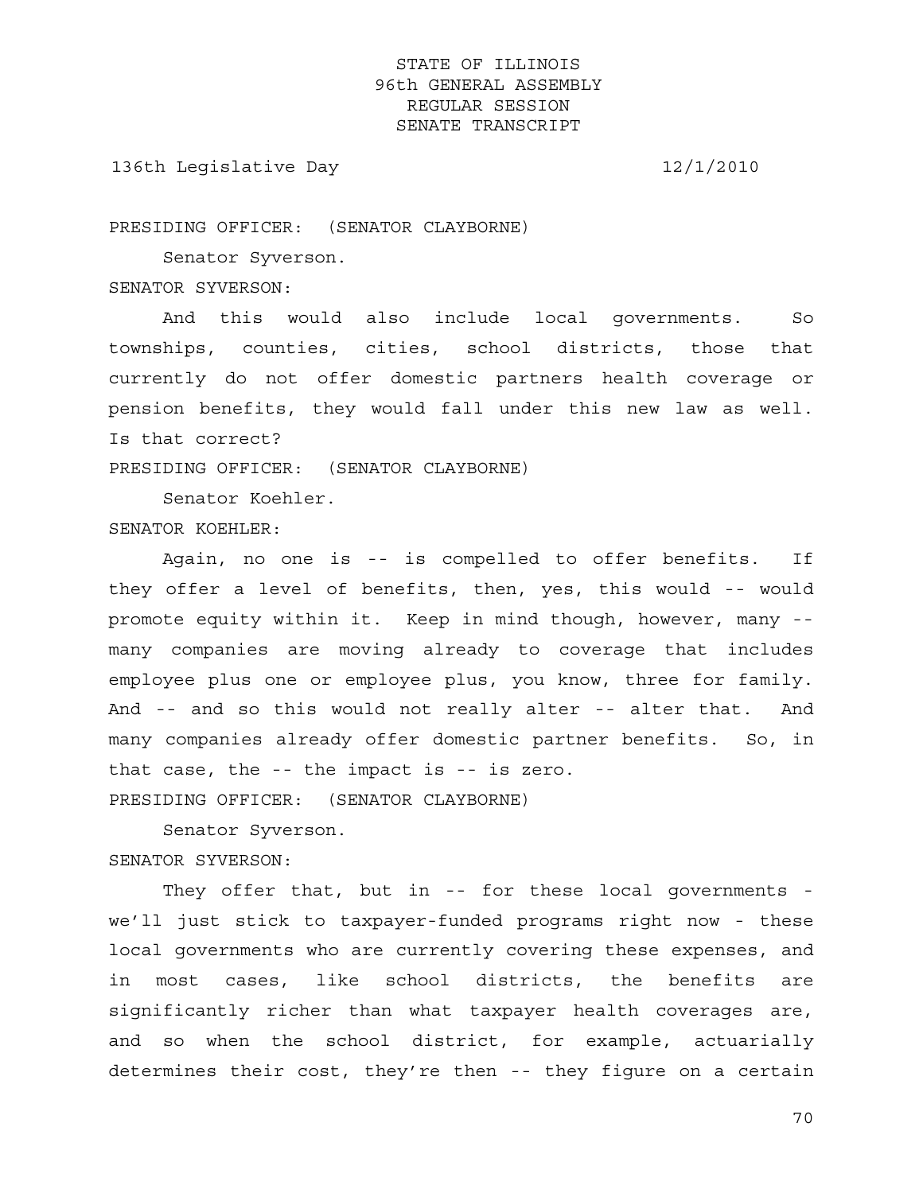PRESIDING OFFICER: (SENATOR CLAYBORNE)

Senator Syverson.

SENATOR SYVERSON:

And this would also include local governments. So townships, counties, cities, school districts, those that currently do not offer domestic partners health coverage or pension benefits, they would fall under this new law as well. Is that correct?

PRESIDING OFFICER: (SENATOR CLAYBORNE)

Senator Koehler.

SENATOR KOEHLER:

Again, no one is -- is compelled to offer benefits. If they offer a level of benefits, then, yes, this would -- would promote equity within it. Keep in mind though, however, many -- many companies are moving already to coverage that includes employee plus one or employee plus, you know, three for family. And -- and so this would not really alter -- alter that. And many companies already offer domestic partner benefits. So, in that case, the -- the impact is -- is zero.

PRESIDING OFFICER: (SENATOR CLAYBORNE)

Senator Syverson.

SENATOR SYVERSON:

They offer that, but in -- for these local governments - we'll just stick to taxpayer-funded programs right now - these local governments who are currently covering these expenses, and in most cases, like school districts, the benefits are significantly richer than what taxpayer health coverages are, and so when the school district, for example, actuarially determines their cost, they're then -- they figure on a certain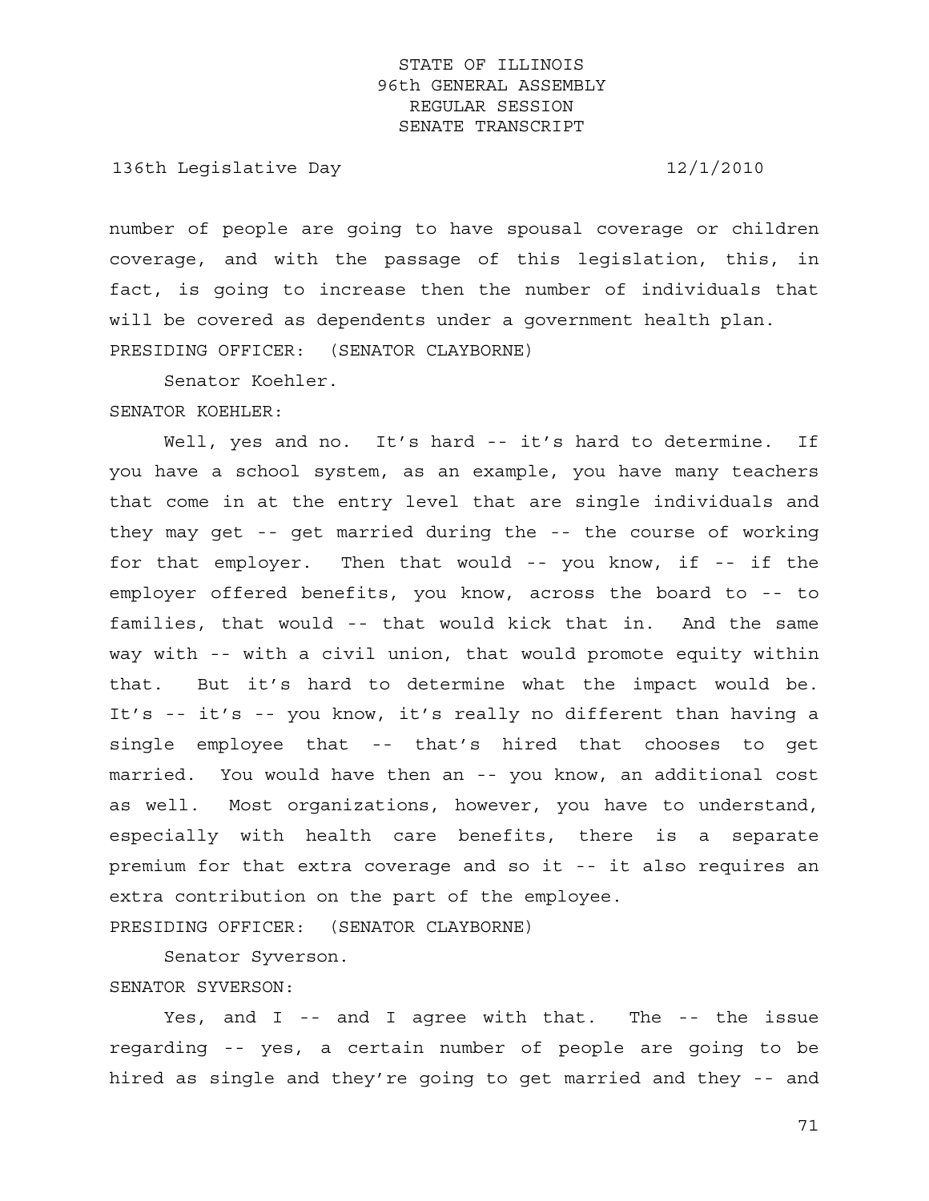number of people are going to have spousal coverage or children coverage, and with the passage of this legislation, this, in fact, is going to increase then the number of individuals that will be covered as dependents under a government health plan.

PRESIDING OFFICER: (SENATOR CLAYBORNE)

Senator Koehler.

SENATOR KOEHLER:

Well, yes and no. It's hard -- it's hard to determine. If you have a school system, as an example, you have many teachers that come in at the entry level that are single individuals and they may get -- get married during the -- the course of working for that employer. Then that would -- you know, if -- if the employer offered benefits, you know, across the board to -- to families, that would -- that would kick that in. And the same way with -- with a civil union, that would promote equity within that. But it's hard to determine what the impact would be. It's -- it's -- you know, it's really no different than having a single employee that -- that's hired that chooses to get married. You would have then an -- you know, an additional cost as well. Most organizations, however, you have to understand, especially with health care benefits, there is a separate premium for that extra coverage and so it -- it also requires an extra contribution on the part of the employee.

PRESIDING OFFICER: (SENATOR CLAYBORNE)

Senator Syverson.

SENATOR SYVERSON:

Yes, and I -- and I agree with that. The -- the issue regarding -- yes, a certain number of people are going to be hired as single and they're going to get married and they -- and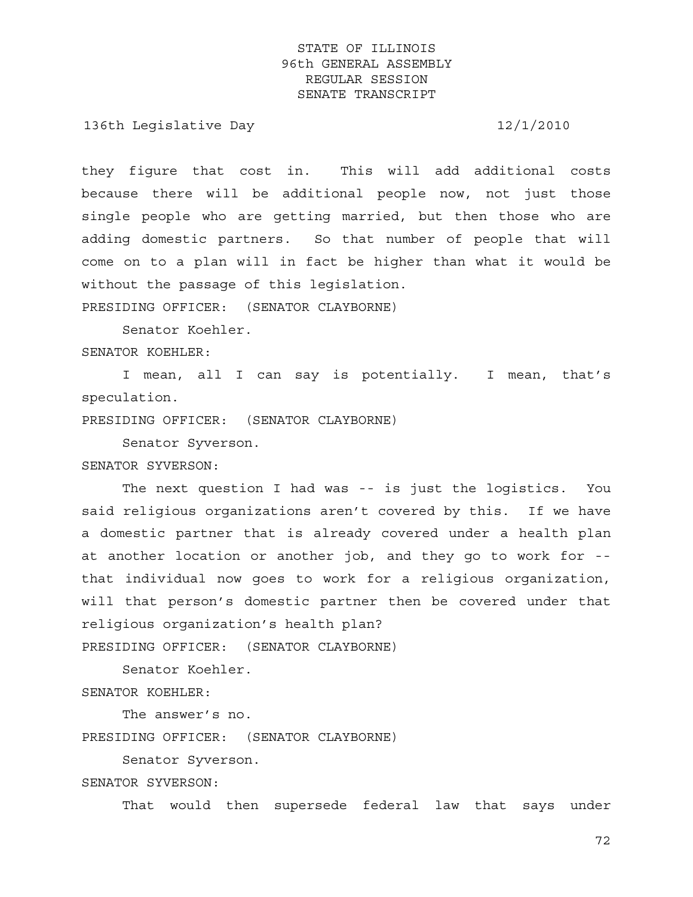they figure that cost in. This will add additional costs because there will be additional people now, not just those single people who are getting married, but then those who are adding domestic partners. So that number of people that will come on to a plan will in fact be higher than what it would be without the passage of this legislation.

PRESIDING OFFICER: (SENATOR CLAYBORNE)

Senator Koehler.

SENATOR KOEHLER:

I mean, all I can say is potentially. I mean, that's speculation.

PRESIDING OFFICER: (SENATOR CLAYBORNE)

Senator Syverson.

SENATOR SYVERSON:

The next question I had was -- is just the logistics. You said religious organizations aren't covered by this. If we have a domestic partner that is already covered under a health plan at another location or another job, and they go to work for -- that individual now goes to work for a religious organization, will that person's domestic partner then be covered under that religious organization's health plan?

PRESIDING OFFICER: (SENATOR CLAYBORNE)

Senator Koehler.

SENATOR KOEHLER:

The answer's no.

PRESIDING OFFICER: (SENATOR CLAYBORNE)

Senator Syverson.

SENATOR SYVERSON:

That would then supersede federal law that says under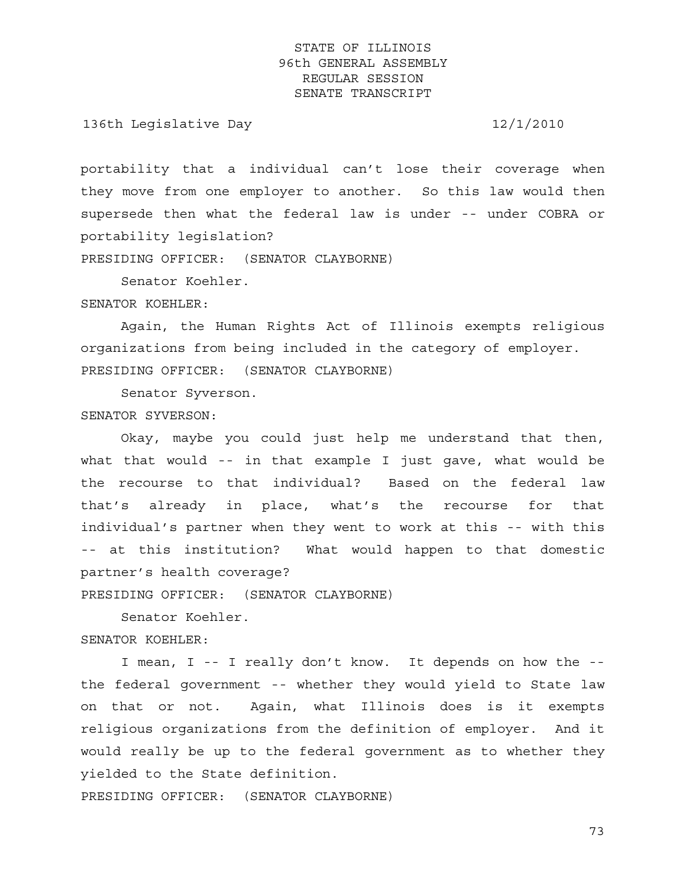portability that a individual can't lose their coverage when they move from one employer to another. So this law would then supersede then what the federal law is under -- under COBRA or portability legislation?

PRESIDING OFFICER: (SENATOR CLAYBORNE)

Senator Koehler.

SENATOR KOEHLER:

Again, the Human Rights Act of Illinois exempts religious organizations from being included in the category of employer.

PRESIDING OFFICER: (SENATOR CLAYBORNE)

Senator Syverson.

SENATOR SYVERSON:

Okay, maybe you could just help me understand that then, what that would -- in that example I just gave, what would be the recourse to that individual? Based on the federal law that's already in place, what's the recourse for that individual's partner when they went to work at this -- with this -- at this institution? What would happen to that domestic partner's health coverage?

PRESIDING OFFICER: (SENATOR CLAYBORNE)

Senator Koehler.

SENATOR KOEHLER:

I mean, I -- I really don't know. It depends on how the -- the federal government -- whether they would yield to State law on that or not. Again, what Illinois does is it exempts religious organizations from the definition of employer. And it would really be up to the federal government as to whether they yielded to the State definition.

PRESIDING OFFICER: (SENATOR CLAYBORNE)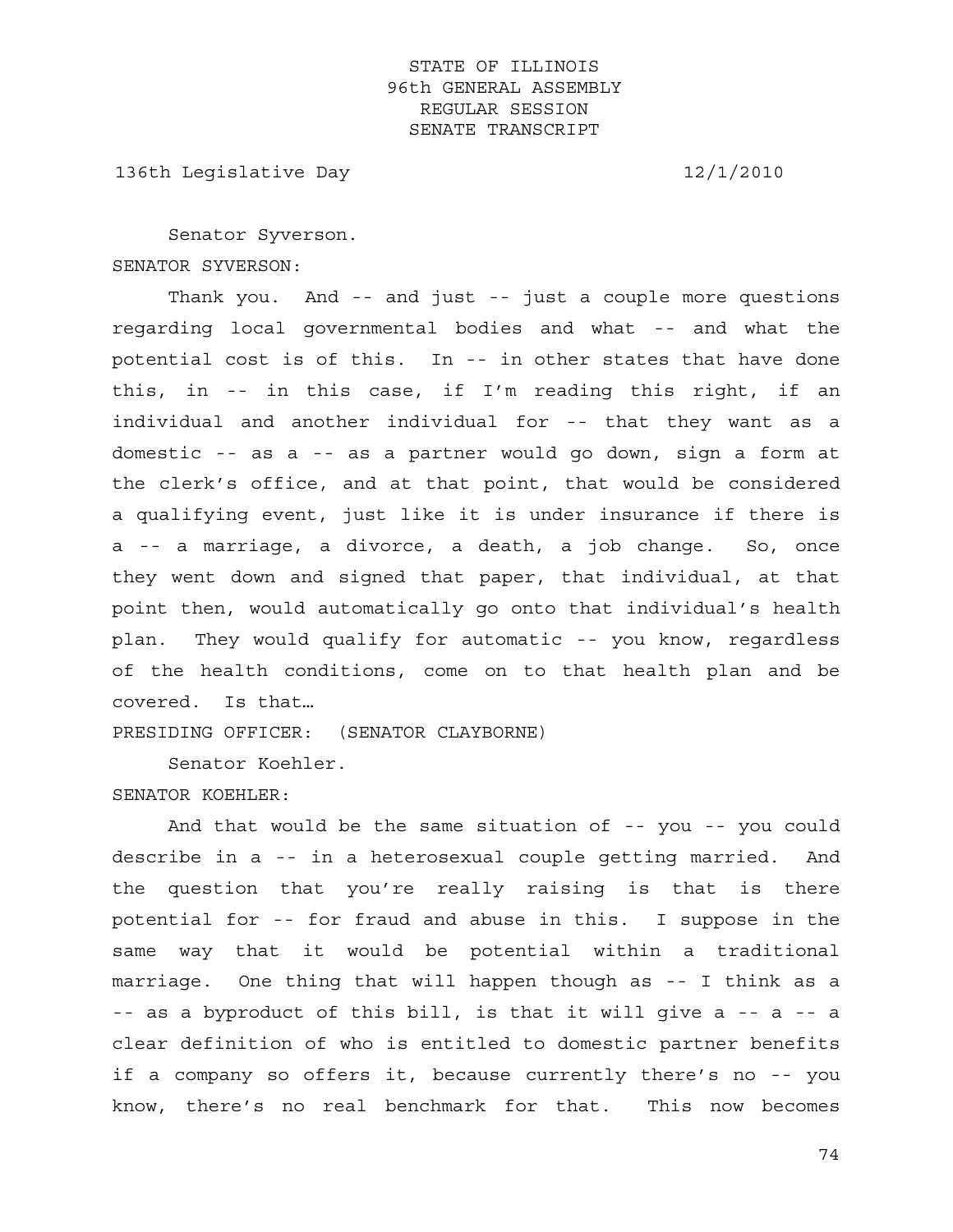Senator Syverson.

SENATOR SYVERSON:

Thank you. And -- and just -- just a couple more questions regarding local governmental bodies and what -- and what the potential cost is of this. In -- in other states that have done this, in -- in this case, if I'm reading this right, if an individual and another individual for -- that they want as a domestic -- as a -- as a partner would go down, sign a form at the clerk's office, and at that point, that would be considered a qualifying event, just like it is under insurance if there is a -- a marriage, a divorce, a death, a job change. So, once they went down and signed that paper, that individual, at that point then, would automatically go onto that individual's health plan. They would qualify for automatic -- you know, regardless of the health conditions, come on to that health plan and be covered. Is that…

PRESIDING OFFICER: (SENATOR CLAYBORNE)

Senator Koehler.

SENATOR KOEHLER:

And that would be the same situation of -- you -- you could describe in a -- in a heterosexual couple getting married. And the question that you're really raising is that is there potential for -- for fraud and abuse in this. I suppose in the same way that it would be potential within a traditional marriage. One thing that will happen though as -- I think as a -- as a byproduct of this bill, is that it will give a -- a -- a clear definition of who is entitled to domestic partner benefits if a company so offers it, because currently there's no -- you know, there's no real benchmark for that. This now becomes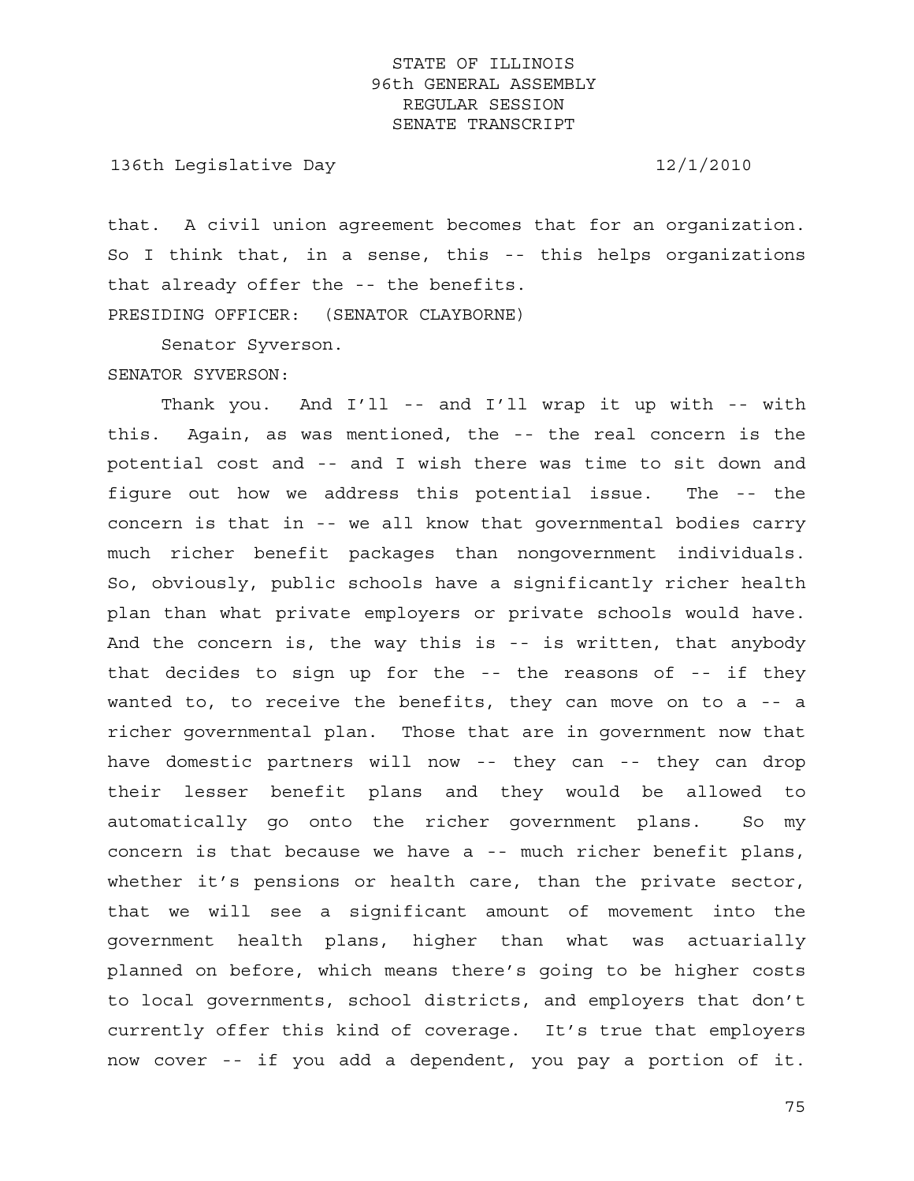that. A civil union agreement becomes that for an organization. So I think that, in a sense, this -- this helps organizations that already offer the -- the benefits.

PRESIDING OFFICER: (SENATOR CLAYBORNE)

Senator Syverson.

SENATOR SYVERSON:

Thank you. And I'll -- and I'll wrap it up with -- with this. Again, as was mentioned, the -- the real concern is the potential cost and -- and I wish there was time to sit down and figure out how we address this potential issue. The -- the concern is that in -- we all know that governmental bodies carry much richer benefit packages than nongovernment individuals. So, obviously, public schools have a significantly richer health plan than what private employers or private schools would have. And the concern is, the way this is -- is written, that anybody that decides to sign up for the -- the reasons of -- if they wanted to, to receive the benefits, they can move on to a -- a richer governmental plan. Those that are in government now that have domestic partners will now -- they can -- they can drop their lesser benefit plans and they would be allowed to automatically go onto the richer government plans. So my concern is that because we have a -- much richer benefit plans, whether it's pensions or health care, than the private sector, that we will see a significant amount of movement into the government health plans, higher than what was actuarially planned on before, which means there's going to be higher costs to local governments, school districts, and employers that don't currently offer this kind of coverage. It's true that employers now cover -- if you add a dependent, you pay a portion of it.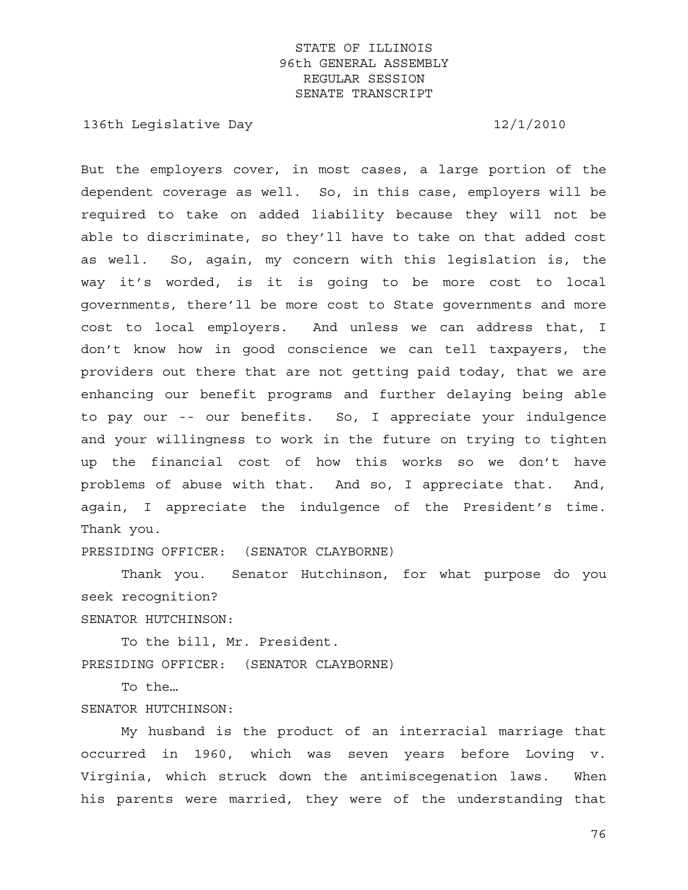But the employers cover, in most cases, a large portion of the dependent coverage as well. So, in this case, employers will be required to take on added liability because they will not be able to discriminate, so they'll have to take on that added cost as well. So, again, my concern with this legislation is, the way it's worded, is it is going to be more cost to local governments, there'll be more cost to State governments and more cost to local employers. And unless we can address that, I don't know how in good conscience we can tell taxpayers, the providers out there that are not getting paid today, that we are enhancing our benefit programs and further delaying being able to pay our -- our benefits. So, I appreciate your indulgence and your willingness to work in the future on trying to tighten up the financial cost of how this works so we don't have problems of abuse with that. And so, I appreciate that. And, again, I appreciate the indulgence of the President's time. Thank you.

PRESIDING OFFICER: (SENATOR CLAYBORNE)

Thank you. Senator Hutchinson, for what purpose do you seek recognition?

SENATOR HUTCHINSON:

To the bill, Mr. President.

PRESIDING OFFICER: (SENATOR CLAYBORNE)

To the…

SENATOR HUTCHINSON:

My husband is the product of an interracial marriage that occurred in 1960, which was seven years before Loving v. Virginia, which struck down the antimiscegenation laws. When his parents were married, they were of the understanding that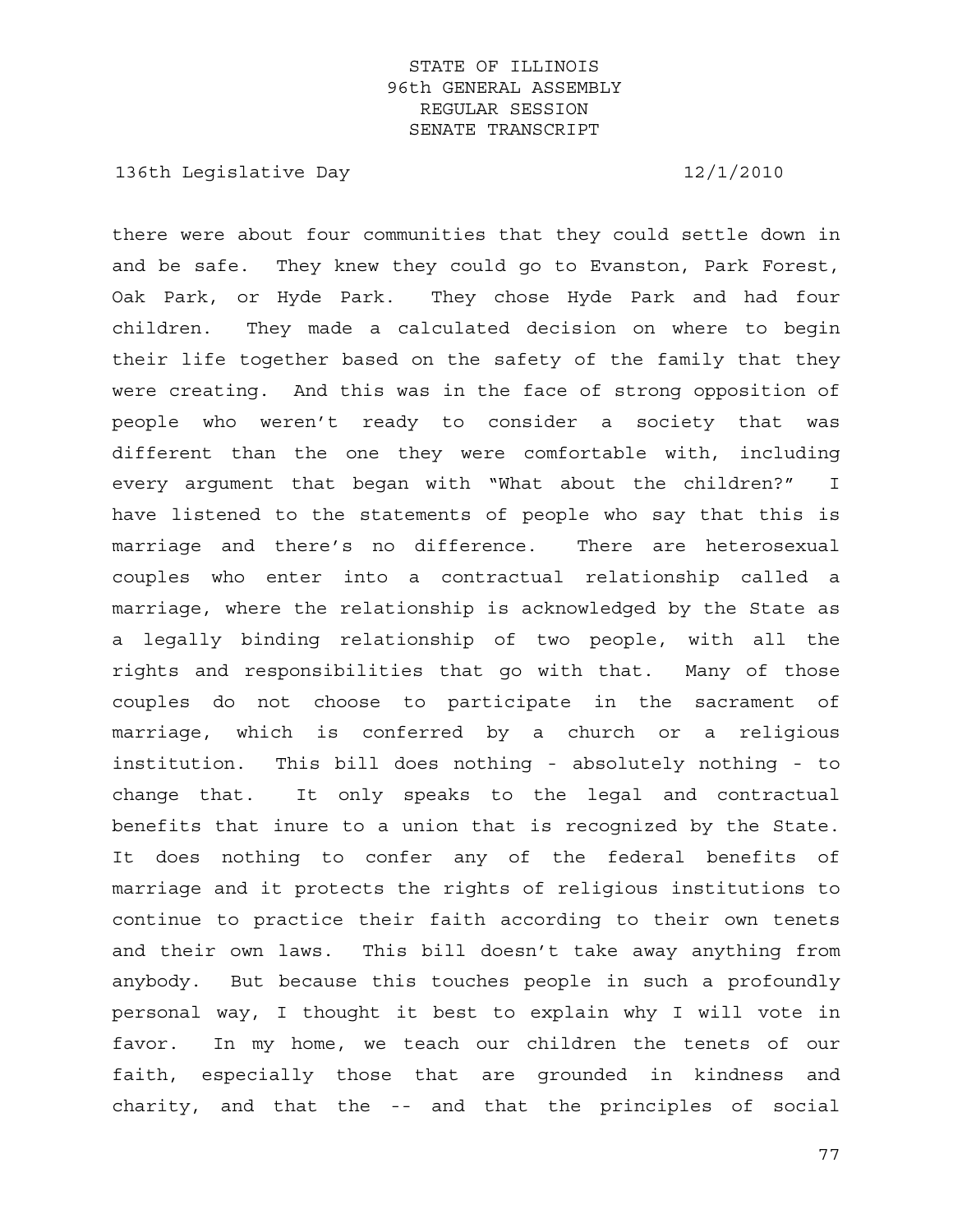there were about four communities that they could settle down in and be safe. They knew they could go to Evanston, Park Forest, Oak Park, or Hyde Park. They chose Hyde Park and had four children. They made a calculated decision on where to begin their life together based on the safety of the family that they were creating. And this was in the face of strong opposition of people who weren't ready to consider a society that was different than the one they were comfortable with, including every argument that began with "What about the children?" I have listened to the statements of people who say that this is marriage and there's no difference. There are heterosexual couples who enter into a contractual relationship called a marriage, where the relationship is acknowledged by the State as a legally binding relationship of two people, with all the rights and responsibilities that go with that. Many of those couples do not choose to participate in the sacrament of marriage, which is conferred by a church or a religious institution. This bill does nothing - absolutely nothing - to change that. It only speaks to the legal and contractual benefits that inure to a union that is recognized by the State. It does nothing to confer any of the federal benefits of marriage and it protects the rights of religious institutions to continue to practice their faith according to their own tenets and their own laws. This bill doesn't take away anything from anybody. But because this touches people in such a profoundly personal way, I thought it best to explain why I will vote in favor. In my home, we teach our children the tenets of our faith, especially those that are grounded in kindness and charity, and that the -- and that the principles of social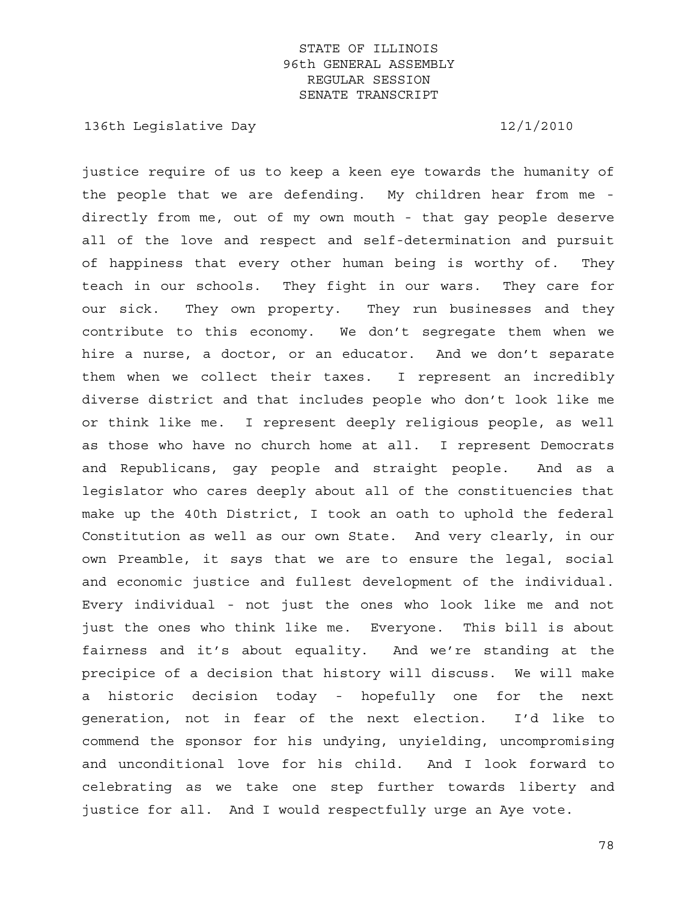justice require of us to keep a keen eye towards the humanity of the people that we are defending. My children hear from me - directly from me, out of my own mouth - that gay people deserve all of the love and respect and self-determination and pursuit of happiness that every other human being is worthy of. They teach in our schools. They fight in our wars. They care for our sick. They own property. They run businesses and they contribute to this economy. We don't segregate them when we hire a nurse, a doctor, or an educator. And we don't separate them when we collect their taxes. I represent an incredibly diverse district and that includes people who don't look like me or think like me. I represent deeply religious people, as well as those who have no church home at all. I represent Democrats and Republicans, gay people and straight people. And as a legislator who cares deeply about all of the constituencies that make up the 40th District, I took an oath to uphold the federal Constitution as well as our own State. And very clearly, in our own Preamble, it says that we are to ensure the legal, social and economic justice and fullest development of the individual. Every individual - not just the ones who look like me and not just the ones who think like me. Everyone. This bill is about fairness and it's about equality. And we're standing at the precipice of a decision that history will discuss. We will make a historic decision today - hopefully one for the next generation, not in fear of the next election. I'd like to commend the sponsor for his undying, unyielding, uncompromising and unconditional love for his child. And I look forward to celebrating as we take one step further towards liberty and justice for all. And I would respectfully urge an Aye vote.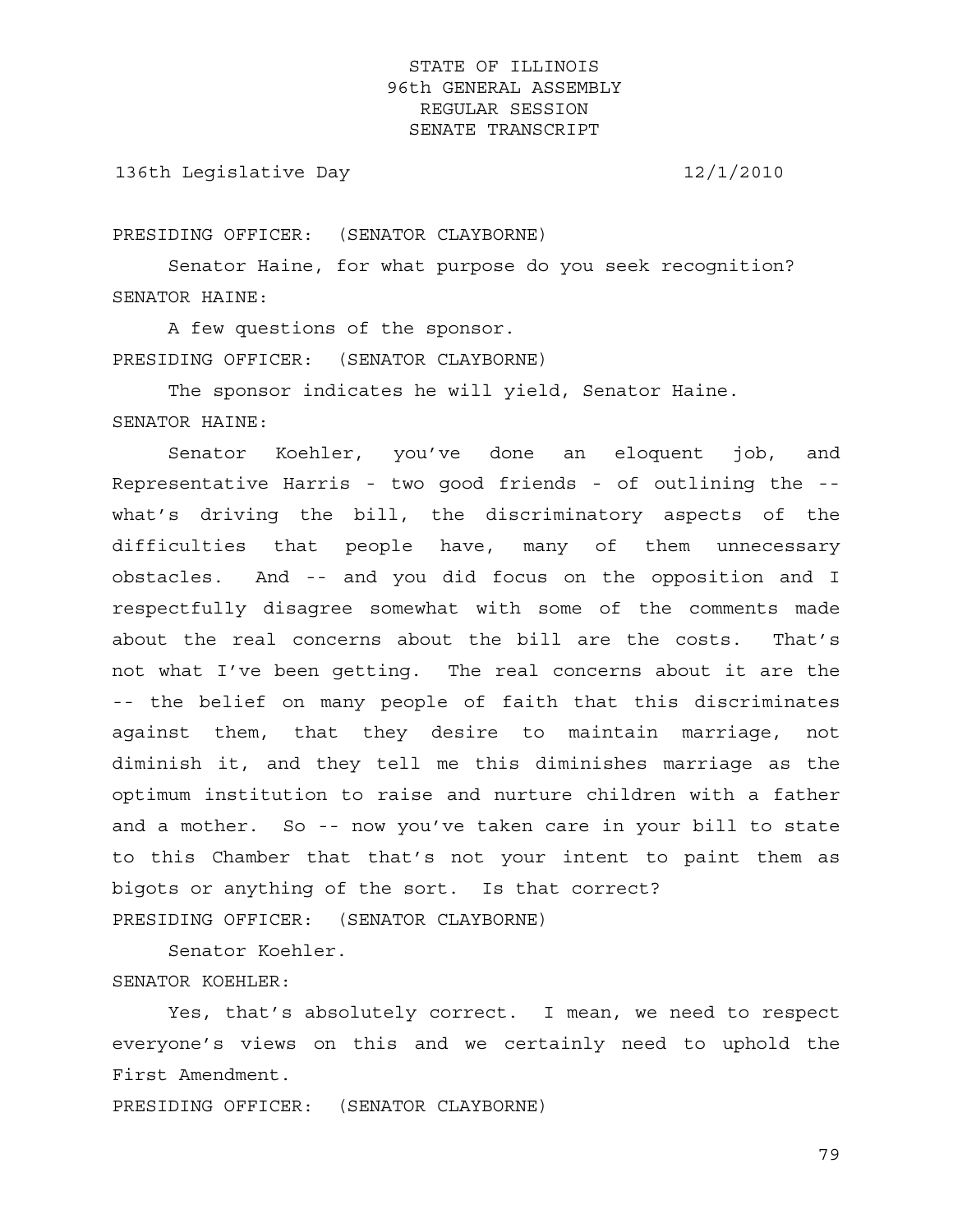PRESIDING OFFICER: (SENATOR CLAYBORNE)

Senator Haine, for what purpose do you seek recognition?

SENATOR HAINE:

A few questions of the sponsor.

PRESIDING OFFICER: (SENATOR CLAYBORNE)

The sponsor indicates he will yield, Senator Haine.

SENATOR HAINE:

Senator Koehler, you've done an eloquent job, and Representative Harris - two good friends - of outlining the -- what's driving the bill, the discriminatory aspects of the difficulties that people have, many of them unnecessary obstacles. And -- and you did focus on the opposition and I respectfully disagree somewhat with some of the comments made about the real concerns about the bill are the costs. That's not what I've been getting. The real concerns about it are the -- the belief on many people of faith that this discriminates against them, that they desire to maintain marriage, not diminish it, and they tell me this diminishes marriage as the optimum institution to raise and nurture children with a father and a mother. So -- now you've taken care in your bill to state to this Chamber that that's not your intent to paint them as bigots or anything of the sort. Is that correct?

PRESIDING OFFICER: (SENATOR CLAYBORNE)

Senator Koehler.

SENATOR KOEHLER:

Yes, that's absolutely correct. I mean, we need to respect everyone's views on this and we certainly need to uphold the First Amendment.

PRESIDING OFFICER: (SENATOR CLAYBORNE)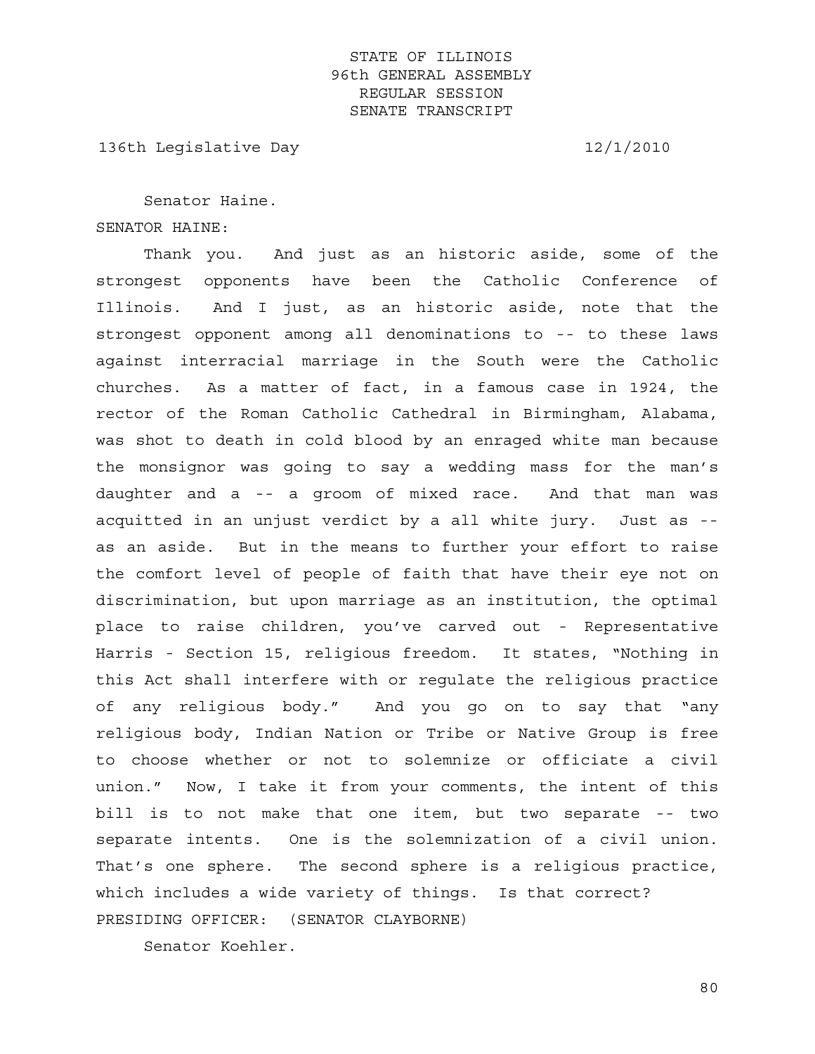Senator Haine.

SENATOR HAINE:

Thank you. And just as an historic aside, some of the strongest opponents have been the Catholic Conference of Illinois. And I just, as an historic aside, note that the strongest opponent among all denominations to -- to these laws against interracial marriage in the South were the Catholic churches. As a matter of fact, in a famous case in 1924, the rector of the Roman Catholic Cathedral in Birmingham, Alabama, was shot to death in cold blood by an enraged white man because the monsignor was going to say a wedding mass for the man's daughter and a -- a groom of mixed race. And that man was acquitted in an unjust verdict by a all white jury. Just as -- as an aside. But in the means to further your effort to raise the comfort level of people of faith that have their eye not on discrimination, but upon marriage as an institution, the optimal place to raise children, you've carved out - Representative Harris - Section 15, religious freedom. It states, "Nothing in this Act shall interfere with or regulate the religious practice of any religious body." And you go on to say that "any religious body, Indian Nation or Tribe or Native Group is free to choose whether or not to solemnize or officiate a civil union." Now, I take it from your comments, the intent of this bill is to not make that one item, but two separate -- two separate intents. One is the solemnization of a civil union. That's one sphere. The second sphere is a religious practice, which includes a wide variety of things. Is that correct?

PRESIDING OFFICER: (SENATOR CLAYBORNE)

Senator Koehler.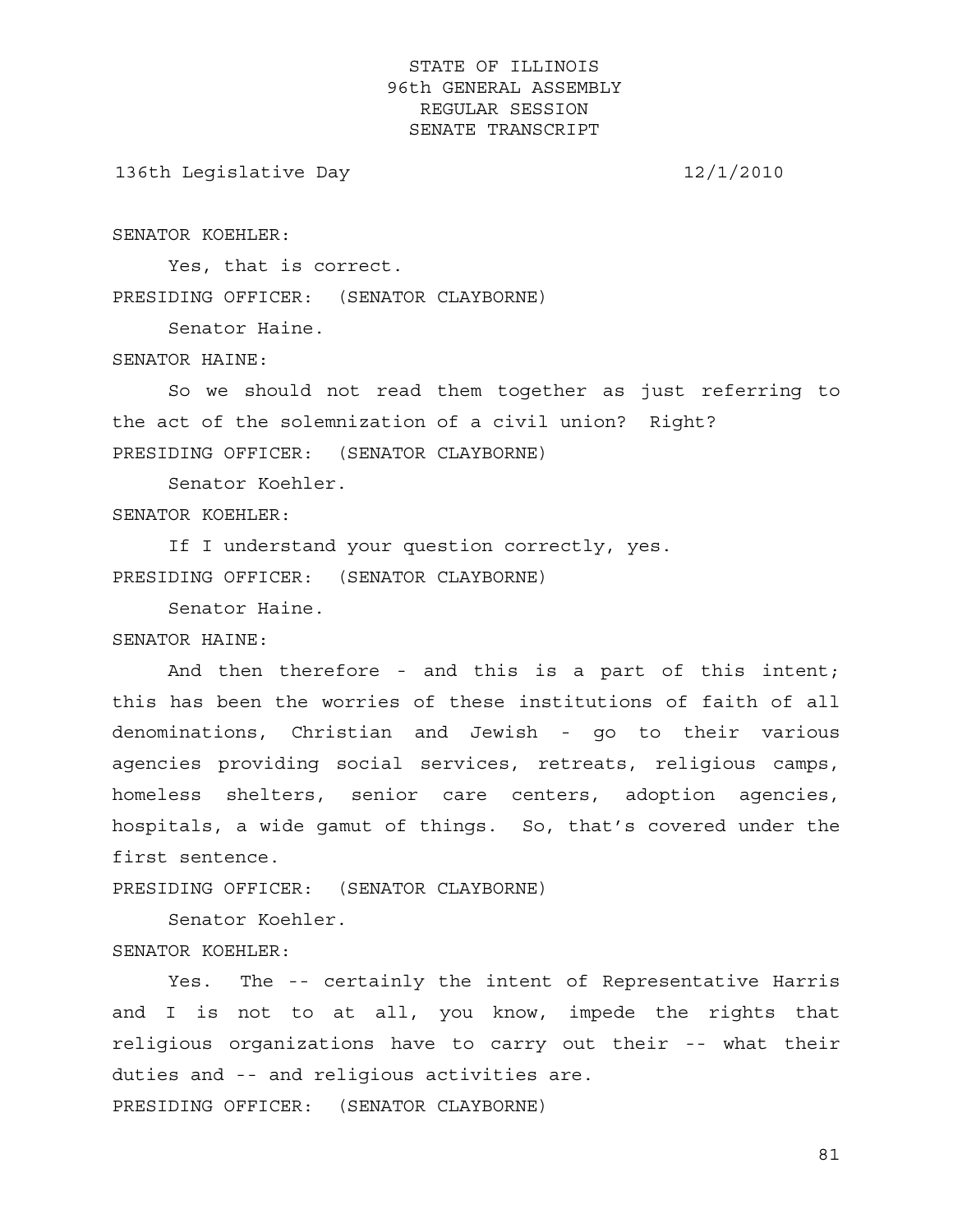SENATOR KOEHLER:

Yes, that is correct.

PRESIDING OFFICER: (SENATOR CLAYBORNE)

Senator Haine.

SENATOR HAINE:

So we should not read them together as just referring to the act of the solemnization of a civil union? Right?

PRESIDING OFFICER: (SENATOR CLAYBORNE)

Senator Koehler.

SENATOR KOEHLER:

If I understand your question correctly, yes.

PRESIDING OFFICER: (SENATOR CLAYBORNE)

Senator Haine.

SENATOR HAINE:

And then therefore - and this is a part of this intent; this has been the worries of these institutions of faith of all denominations, Christian and Jewish - go to their various agencies providing social services, retreats, religious camps, homeless shelters, senior care centers, adoption agencies, hospitals, a wide gamut of things. So, that's covered under the first sentence.

PRESIDING OFFICER: (SENATOR CLAYBORNE)

Senator Koehler.

SENATOR KOEHLER:

Yes. The -- certainly the intent of Representative Harris and I is not to at all, you know, impede the rights that religious organizations have to carry out their -- what their duties and -- and religious activities are.

PRESIDING OFFICER: (SENATOR CLAYBORNE)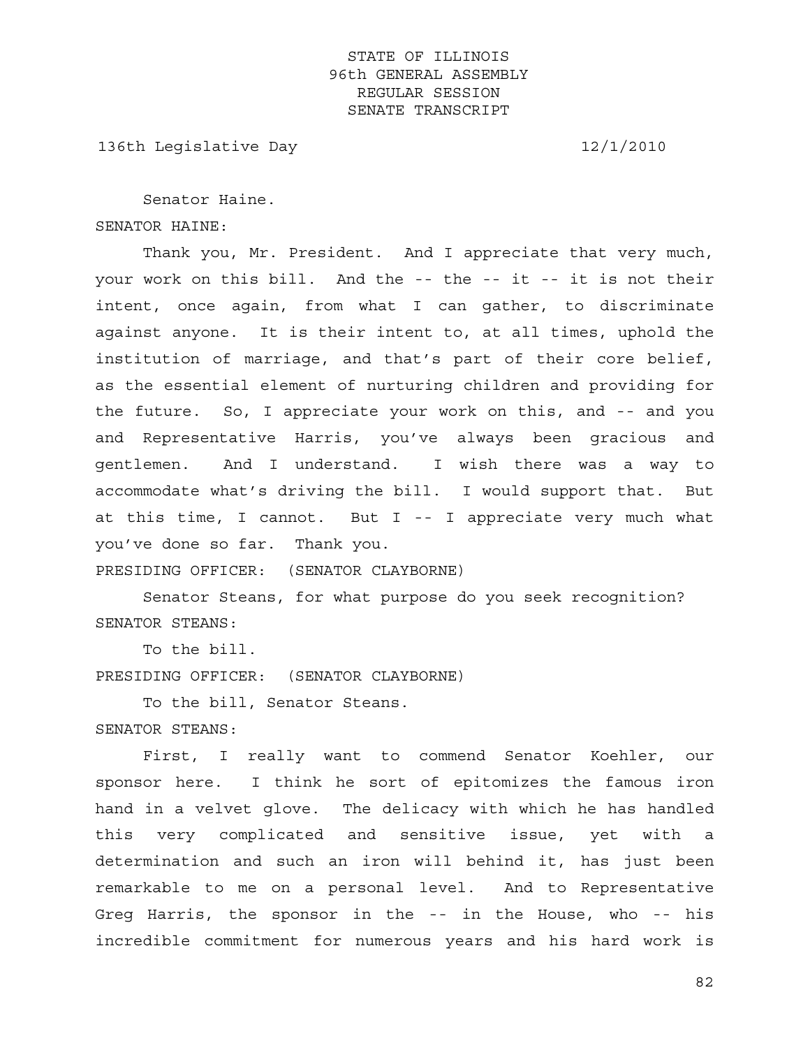Senator Haine.

SENATOR HAINE:

Thank you, Mr. President. And I appreciate that very much, your work on this bill. And the -- the -- it -- it is not their intent, once again, from what I can gather, to discriminate against anyone. It is their intent to, at all times, uphold the institution of marriage, and that's part of their core belief, as the essential element of nurturing children and providing for the future. So, I appreciate your work on this, and -- and you and Representative Harris, you've always been gracious and gentlemen. And I understand. I wish there was a way to accommodate what's driving the bill. I would support that. But at this time, I cannot. But I -- I appreciate very much what you've done so far. Thank you.

PRESIDING OFFICER: (SENATOR CLAYBORNE)

Senator Steans, for what purpose do you seek recognition?

SENATOR STEANS:

To the bill.

PRESIDING OFFICER: (SENATOR CLAYBORNE)

To the bill, Senator Steans.

SENATOR STEANS:

First, I really want to commend Senator Koehler, our sponsor here. I think he sort of epitomizes the famous iron hand in a velvet glove. The delicacy with which he has handled this very complicated and sensitive issue, yet with a determination and such an iron will behind it, has just been remarkable to me on a personal level. And to Representative Greg Harris, the sponsor in the -- in the House, who -- his incredible commitment for numerous years and his hard work is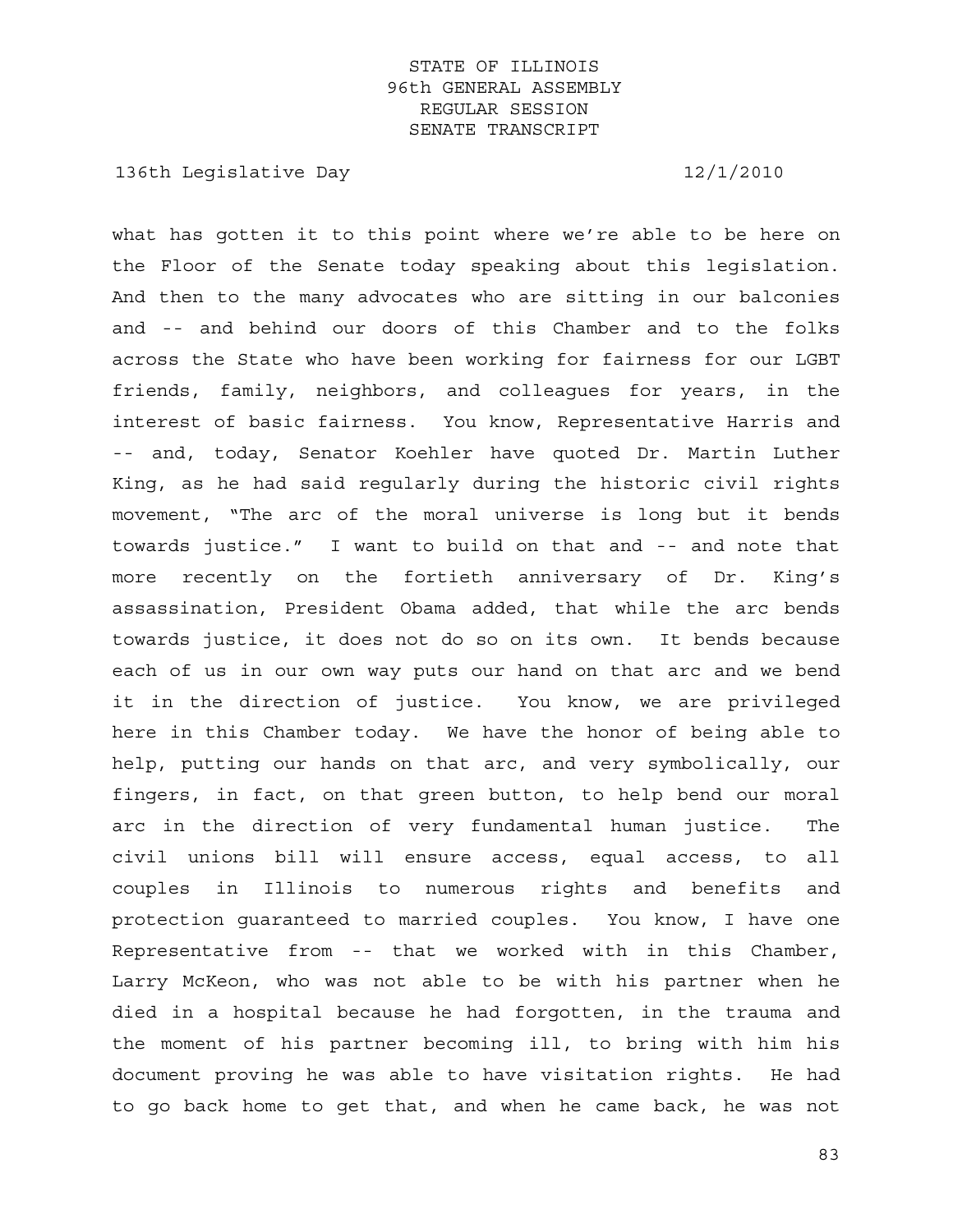what has gotten it to this point where we're able to be here on the Floor of the Senate today speaking about this legislation. And then to the many advocates who are sitting in our balconies and -- and behind our doors of this Chamber and to the folks across the State who have been working for fairness for our LGBT friends, family, neighbors, and colleagues for years, in the interest of basic fairness. You know, Representative Harris and -- and, today, Senator Koehler have quoted Dr. Martin Luther King, as he had said regularly during the historic civil rights movement, "The arc of the moral universe is long but it bends towards justice." I want to build on that and -- and note that more recently on the fortieth anniversary of Dr. King's assassination, President Obama added, that while the arc bends towards justice, it does not do so on its own. It bends because each of us in our own way puts our hand on that arc and we bend it in the direction of justice. You know, we are privileged here in this Chamber today. We have the honor of being able to help, putting our hands on that arc, and very symbolically, our fingers, in fact, on that green button, to help bend our moral arc in the direction of very fundamental human justice. The civil unions bill will ensure access, equal access, to all couples in Illinois to numerous rights and benefits and protection guaranteed to married couples. You know, I have one Representative from -- that we worked with in this Chamber, Larry McKeon, who was not able to be with his partner when he died in a hospital because he had forgotten, in the trauma and the moment of his partner becoming ill, to bring with him his document proving he was able to have visitation rights. He had to go back home to get that, and when he came back, he was not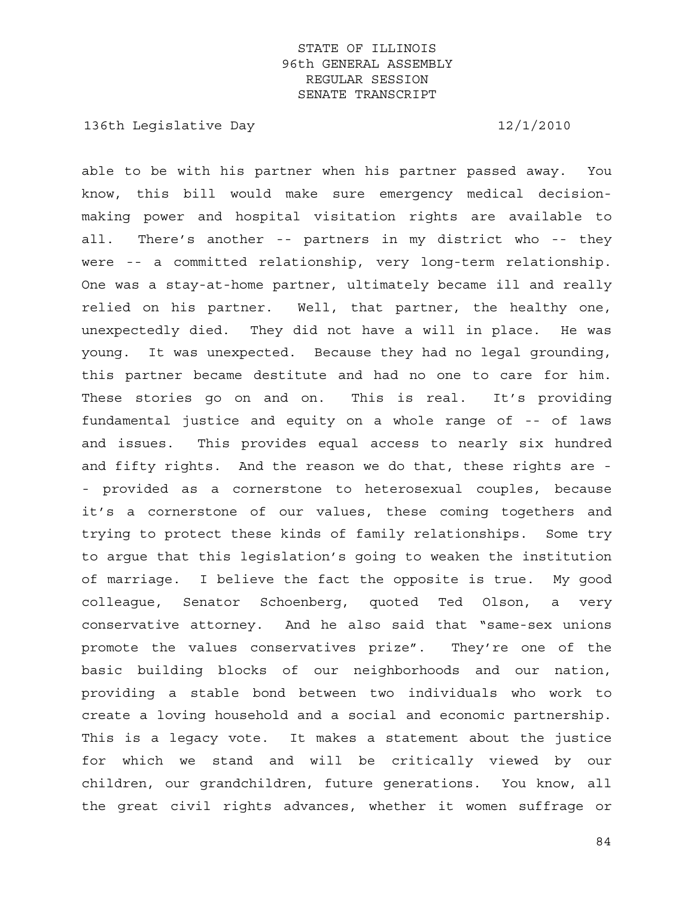able to be with his partner when his partner passed away. You know, this bill would make sure emergency medical decision-making power and hospital visitation rights are available to all. There's another -- partners in my district who -- they were -- a committed relationship, very long-term relationship. One was a stay-at-home partner, ultimately became ill and really relied on his partner. Well, that partner, the healthy one, unexpectedly died. They did not have a will in place. He was young. It was unexpected. Because they had no legal grounding, this partner became destitute and had no one to care for him. These stories go on and on. This is real. It's providing fundamental justice and equity on a whole range of -- of laws and issues. This provides equal access to nearly six hundred and fifty rights. And the reason we do that, these rights are -- provided as a cornerstone to heterosexual couples, because it's a cornerstone of our values, these coming togethers and trying to protect these kinds of family relationships. Some try to argue that this legislation's going to weaken the institution of marriage. I believe the fact the opposite is true. My good colleague, Senator Schoenberg, quoted Ted Olson, a very conservative attorney. And he also said that "same-sex unions promote the values conservatives prize". They're one of the basic building blocks of our neighborhoods and our nation, providing a stable bond between two individuals who work to create a loving household and a social and economic partnership. This is a legacy vote. It makes a statement about the justice for which we stand and will be critically viewed by our children, our grandchildren, future generations. You know, all the great civil rights advances, whether it women suffrage or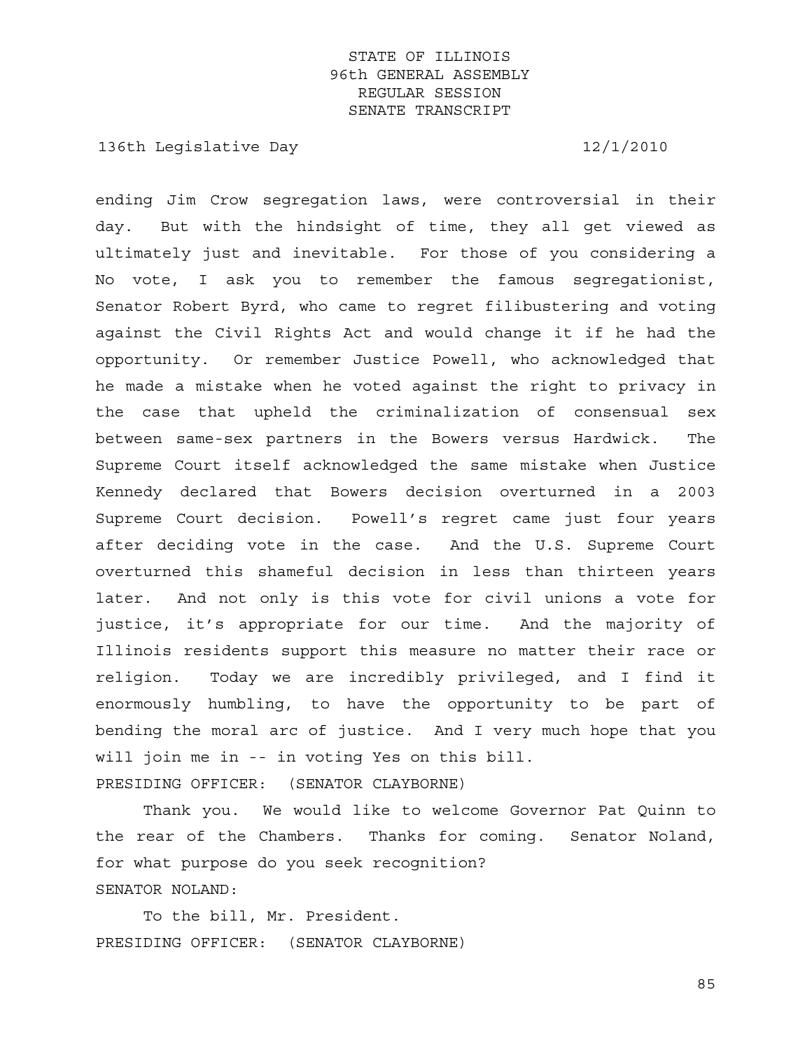ending Jim Crow segregation laws, were controversial in their day. But with the hindsight of time, they all get viewed as ultimately just and inevitable. For those of you considering a No vote, I ask you to remember the famous segregationist, Senator Robert Byrd, who came to regret filibustering and voting against the Civil Rights Act and would change it if he had the opportunity. Or remember Justice Powell, who acknowledged that he made a mistake when he voted against the right to privacy in the case that upheld the criminalization of consensual sex between same-sex partners in the Bowers versus Hardwick. The Supreme Court itself acknowledged the same mistake when Justice Kennedy declared that Bowers decision overturned in a 2003 Supreme Court decision. Powell's regret came just four years after deciding vote in the case. And the U.S. Supreme Court overturned this shameful decision in less than thirteen years later. And not only is this vote for civil unions a vote for justice, it's appropriate for our time. And the majority of Illinois residents support this measure no matter their race or religion. Today we are incredibly privileged, and I find it enormously humbling, to have the opportunity to be part of bending the moral arc of justice. And I very much hope that you will join me in -- in voting Yes on this bill.

PRESIDING OFFICER: (SENATOR CLAYBORNE)

Thank you. We would like to welcome Governor Pat Quinn to the rear of the Chambers. Thanks for coming. Senator Noland, for what purpose do you seek recognition?

SENATOR NOLAND:

To the bill, Mr. President.

PRESIDING OFFICER: (SENATOR CLAYBORNE)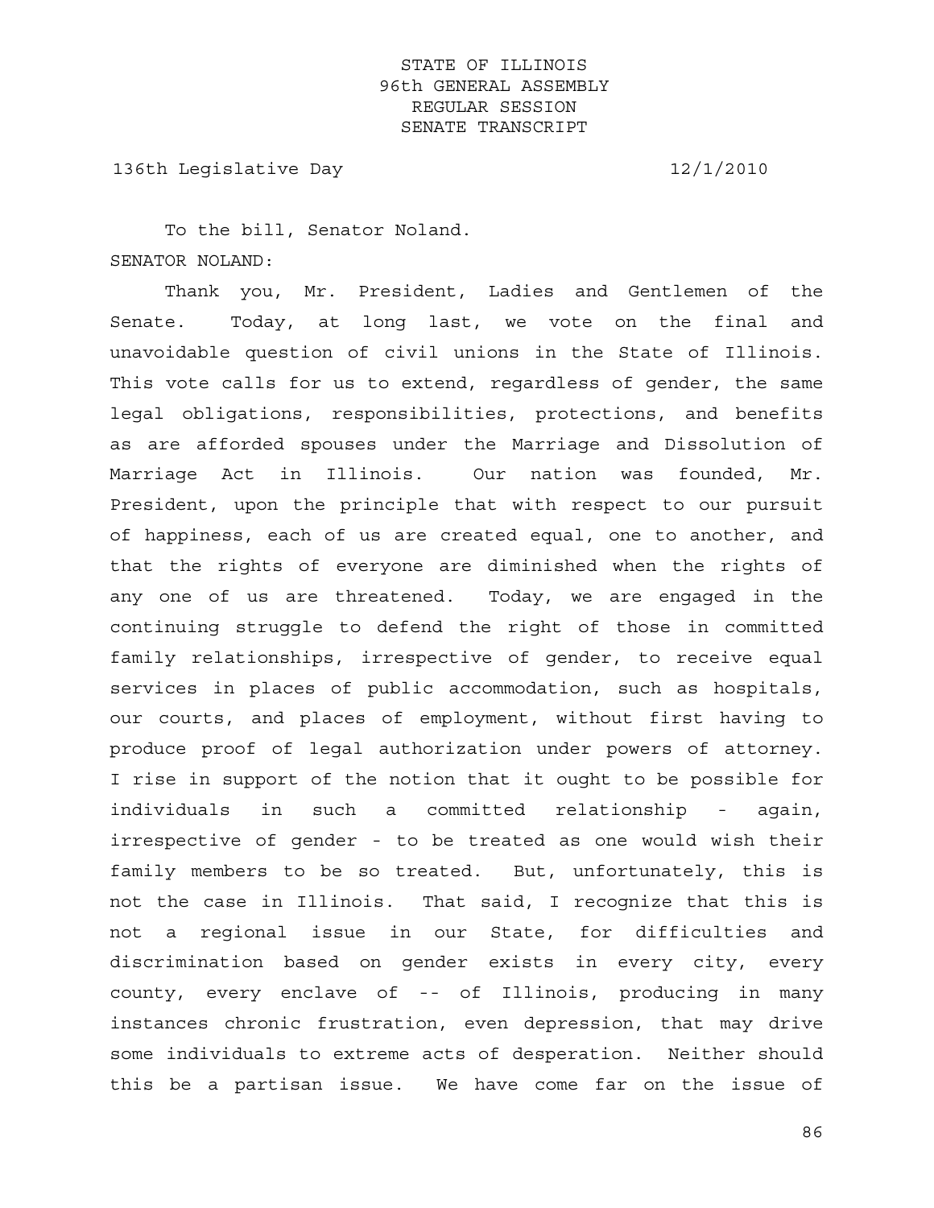To the bill, Senator Noland.

SENATOR NOLAND:

Thank you, Mr. President, Ladies and Gentlemen of the Senate. Today, at long last, we vote on the final and unavoidable question of civil unions in the State of Illinois. This vote calls for us to extend, regardless of gender, the same legal obligations, responsibilities, protections, and benefits as are afforded spouses under the Marriage and Dissolution of Marriage Act in Illinois. Our nation was founded, Mr. President, upon the principle that with respect to our pursuit of happiness, each of us are created equal, one to another, and that the rights of everyone are diminished when the rights of any one of us are threatened. Today, we are engaged in the continuing struggle to defend the right of those in committed family relationships, irrespective of gender, to receive equal services in places of public accommodation, such as hospitals, our courts, and places of employment, without first having to produce proof of legal authorization under powers of attorney. I rise in support of the notion that it ought to be possible for individuals in such a committed relationship - again, irrespective of gender - to be treated as one would wish their family members to be so treated. But, unfortunately, this is not the case in Illinois. That said, I recognize that this is not a regional issue in our State, for difficulties and discrimination based on gender exists in every city, every county, every enclave of -- of Illinois, producing in many instances chronic frustration, even depression, that may drive some individuals to extreme acts of desperation. Neither should this be a partisan issue. We have come far on the issue of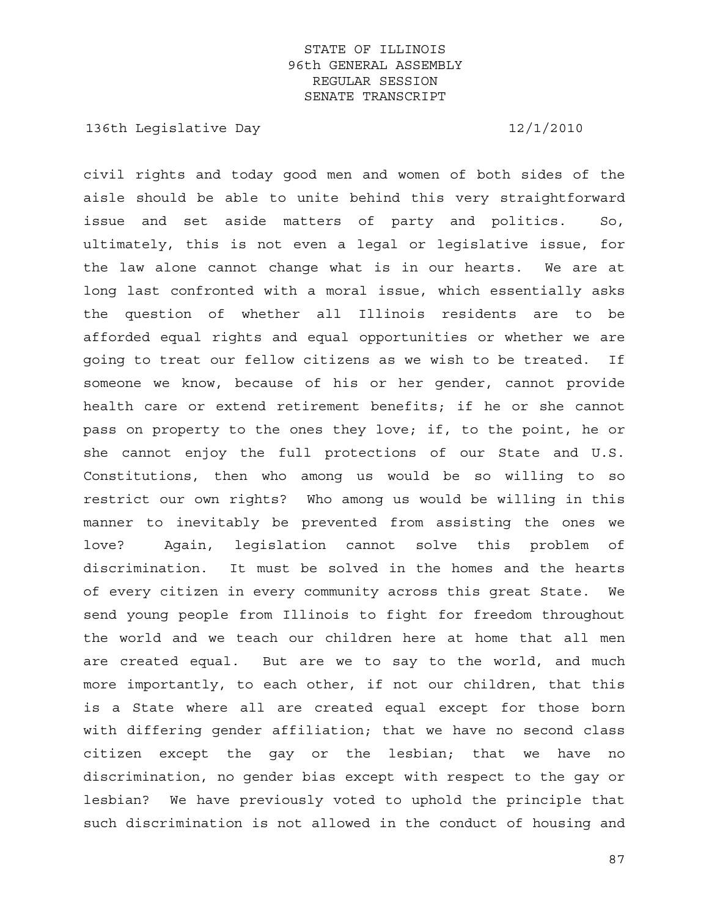civil rights and today good men and women of both sides of the aisle should be able to unite behind this very straightforward issue and set aside matters of party and politics. So, ultimately, this is not even a legal or legislative issue, for the law alone cannot change what is in our hearts. We are at long last confronted with a moral issue, which essentially asks the question of whether all Illinois residents are to be afforded equal rights and equal opportunities or whether we are going to treat our fellow citizens as we wish to be treated. If someone we know, because of his or her gender, cannot provide health care or extend retirement benefits; if he or she cannot pass on property to the ones they love; if, to the point, he or she cannot enjoy the full protections of our State and U.S. Constitutions, then who among us would be so willing to so restrict our own rights? Who among us would be willing in this manner to inevitably be prevented from assisting the ones we love? Again, legislation cannot solve this problem of discrimination. It must be solved in the homes and the hearts of every citizen in every community across this great State. We send young people from Illinois to fight for freedom throughout the world and we teach our children here at home that all men are created equal. But are we to say to the world, and much more importantly, to each other, if not our children, that this is a State where all are created equal except for those born with differing gender affiliation; that we have no second class citizen except the gay or the lesbian; that we have no discrimination, no gender bias except with respect to the gay or lesbian? We have previously voted to uphold the principle that such discrimination is not allowed in the conduct of housing and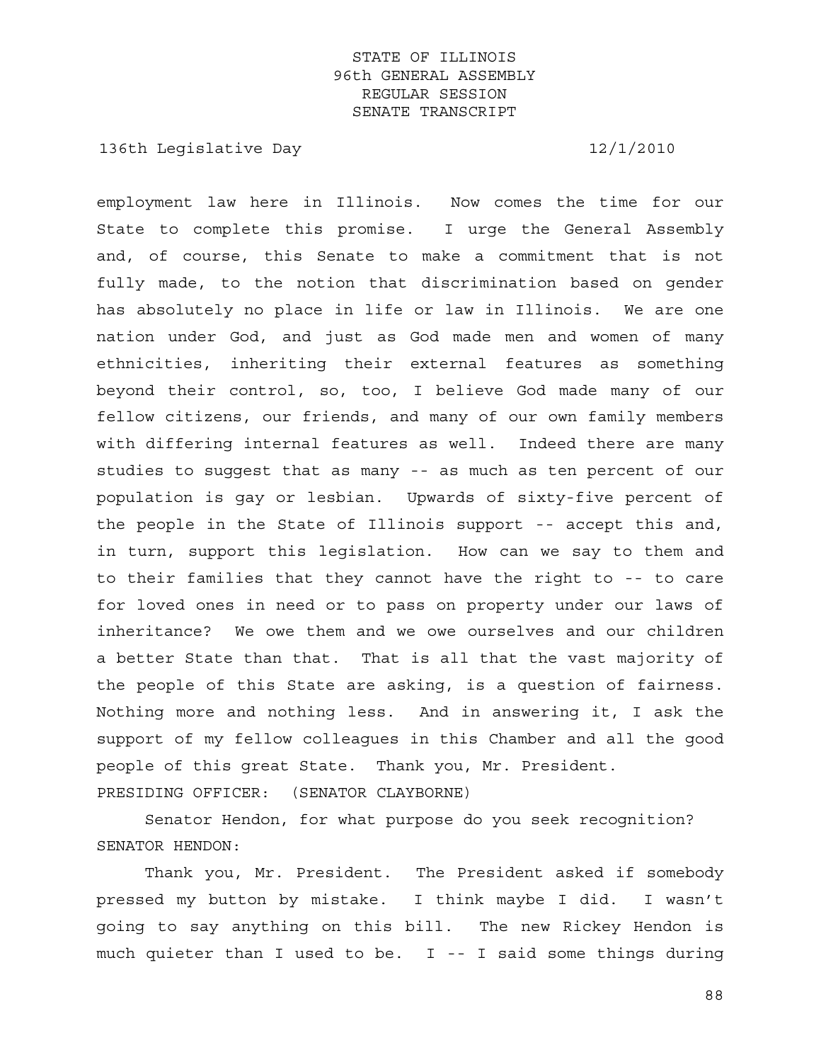employment law here in Illinois. Now comes the time for our State to complete this promise. I urge the General Assembly and, of course, this Senate to make a commitment that is not fully made, to the notion that discrimination based on gender has absolutely no place in life or law in Illinois. We are one nation under God, and just as God made men and women of many ethnicities, inheriting their external features as something beyond their control, so, too, I believe God made many of our fellow citizens, our friends, and many of our own family members with differing internal features as well. Indeed there are many studies to suggest that as many -- as much as ten percent of our population is gay or lesbian. Upwards of sixty-five percent of the people in the State of Illinois support -- accept this and, in turn, support this legislation. How can we say to them and to their families that they cannot have the right to -- to care for loved ones in need or to pass on property under our laws of inheritance? We owe them and we owe ourselves and our children a better State than that. That is all that the vast majority of the people of this State are asking, is a question of fairness. Nothing more and nothing less. And in answering it, I ask the support of my fellow colleagues in this Chamber and all the good people of this great State. Thank you, Mr. President.

PRESIDING OFFICER: (SENATOR CLAYBORNE)

Senator Hendon, for what purpose do you seek recognition?

SENATOR HENDON:

Thank you, Mr. President. The President asked if somebody pressed my button by mistake. I think maybe I did. I wasn't going to say anything on this bill. The new Rickey Hendon is much quieter than I used to be. I -- I said some things during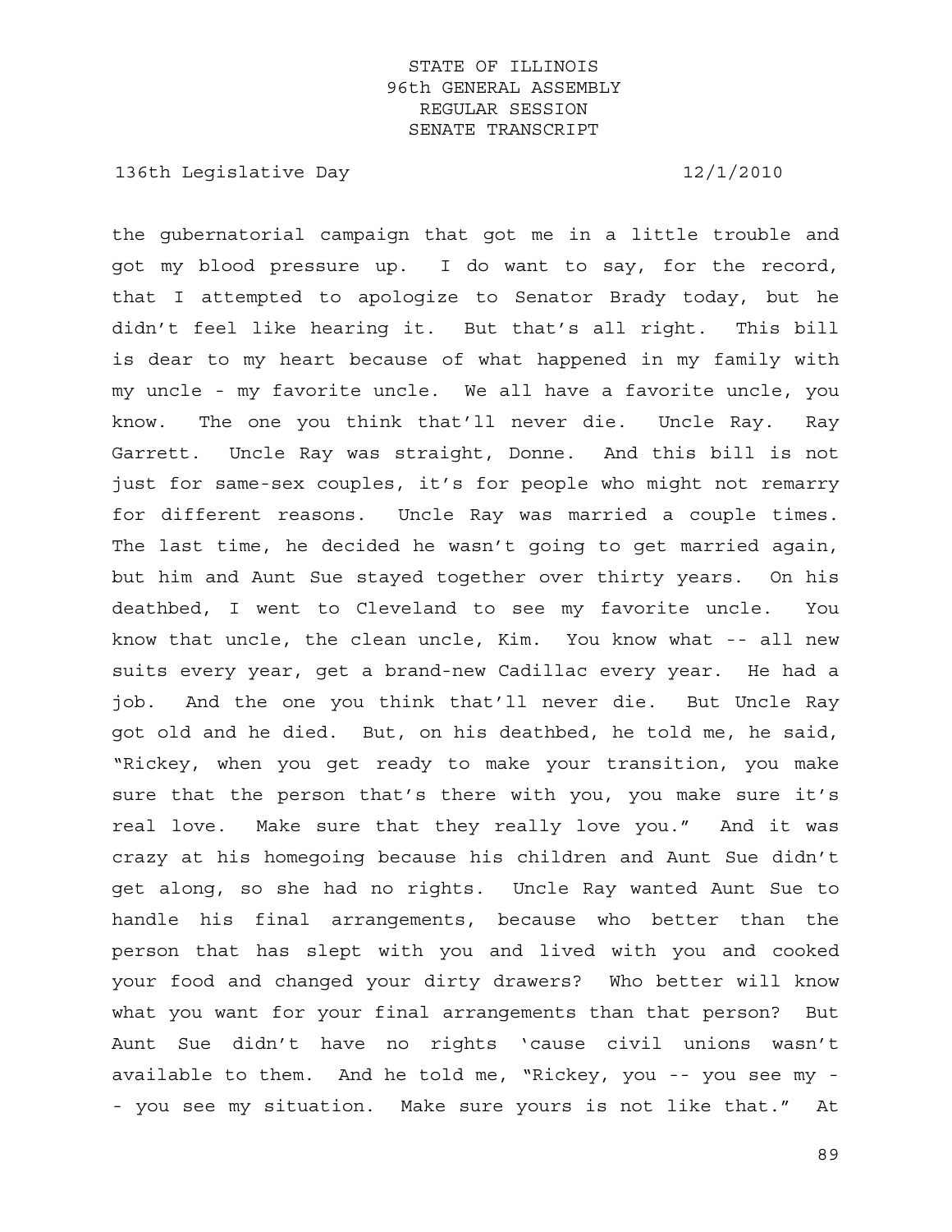the gubernatorial campaign that got me in a little trouble and got my blood pressure up. I do want to say, for the record, that I attempted to apologize to Senator Brady today, but he didn't feel like hearing it. But that's all right. This bill is dear to my heart because of what happened in my family with my uncle - my favorite uncle. We all have a favorite uncle, you know. The one you think that'll never die. Uncle Ray. Ray Garrett. Uncle Ray was straight, Donne. And this bill is not just for same-sex couples, it's for people who might not remarry for different reasons. Uncle Ray was married a couple times. The last time, he decided he wasn't going to get married again, but him and Aunt Sue stayed together over thirty years. On his deathbed, I went to Cleveland to see my favorite uncle. You know that uncle, the clean uncle, Kim. You know what -- all new suits every year, get a brand-new Cadillac every year. He had a job. And the one you think that'll never die. But Uncle Ray got old and he died. But, on his deathbed, he told me, he said, "Rickey, when you get ready to make your transition, you make sure that the person that's there with you, you make sure it's real love. Make sure that they really love you." And it was crazy at his homegoing because his children and Aunt Sue didn't get along, so she had no rights. Uncle Ray wanted Aunt Sue to handle his final arrangements, because who better than the person that has slept with you and lived with you and cooked your food and changed your dirty drawers? Who better will know what you want for your final arrangements than that person? But Aunt Sue didn't have no rights 'cause civil unions wasn't available to them. And he told me, "Rickey, you -- you see my -- you see my situation. Make sure yours is not like that." At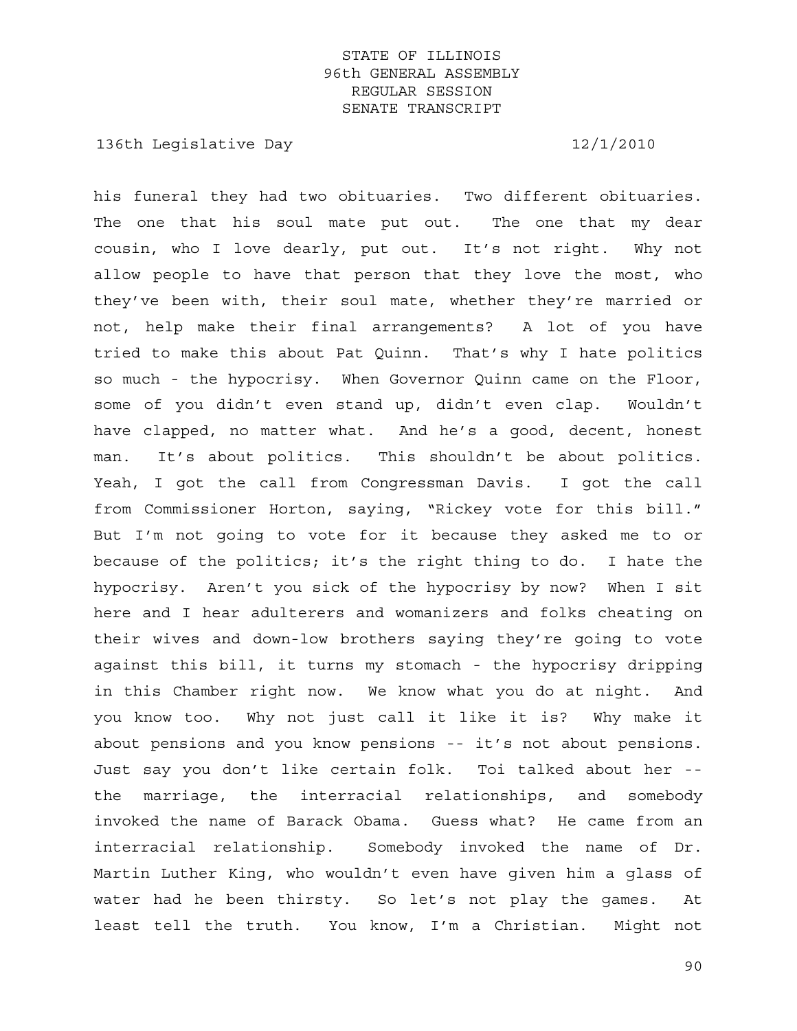his funeral they had two obituaries. Two different obituaries. The one that his soul mate put out. The one that my dear cousin, who I love dearly, put out. It's not right. Why not allow people to have that person that they love the most, who they've been with, their soul mate, whether they're married or not, help make their final arrangements? A lot of you have tried to make this about Pat Quinn. That's why I hate politics so much - the hypocrisy. When Governor Quinn came on the Floor, some of you didn't even stand up, didn't even clap. Wouldn't have clapped, no matter what. And he's a good, decent, honest man. It's about politics. This shouldn't be about politics. Yeah, I got the call from Congressman Davis. I got the call from Commissioner Horton, saying, "Rickey vote for this bill." But I'm not going to vote for it because they asked me to or because of the politics; it's the right thing to do. I hate the hypocrisy. Aren't you sick of the hypocrisy by now? When I sit here and I hear adulterers and womanizers and folks cheating on their wives and down-low brothers saying they're going to vote against this bill, it turns my stomach - the hypocrisy dripping in this Chamber right now. We know what you do at night. And you know too. Why not just call it like it is? Why make it about pensions and you know pensions -- it's not about pensions. Just say you don't like certain folk. Toi talked about her -- the marriage, the interracial relationships, and somebody invoked the name of Barack Obama. Guess what? He came from an interracial relationship. Somebody invoked the name of Dr. Martin Luther King, who wouldn't even have given him a glass of water had he been thirsty. So let's not play the games. At least tell the truth. You know, I'm a Christian. Might not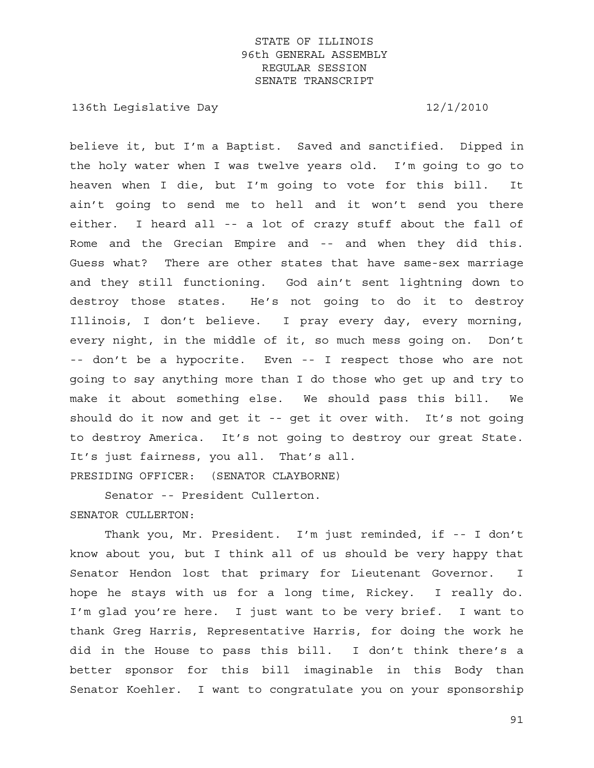believe it, but I'm a Baptist. Saved and sanctified. Dipped in the holy water when I was twelve years old. I'm going to go to heaven when I die, but I'm going to vote for this bill. It ain't going to send me to hell and it won't send you there either. I heard all -- a lot of crazy stuff about the fall of Rome and the Grecian Empire and -- and when they did this. Guess what? There are other states that have same-sex marriage and they still functioning. God ain't sent lightning down to destroy those states. He's not going to do it to destroy Illinois, I don't believe. I pray every day, every morning, every night, in the middle of it, so much mess going on. Don't -- don't be a hypocrite. Even -- I respect those who are not going to say anything more than I do those who get up and try to make it about something else. We should pass this bill. We should do it now and get it -- get it over with. It's not going to destroy America. It's not going to destroy our great State. It's just fairness, you all. That's all.

PRESIDING OFFICER: (SENATOR CLAYBORNE)

Senator -- President Cullerton.

SENATOR CULLERTON:

Thank you, Mr. President. I'm just reminded, if -- I don't know about you, but I think all of us should be very happy that Senator Hendon lost that primary for Lieutenant Governor. I hope he stays with us for a long time, Rickey. I really do. I'm glad you're here. I just want to be very brief. I want to thank Greg Harris, Representative Harris, for doing the work he did in the House to pass this bill. I don't think there's a better sponsor for this bill imaginable in this Body than Senator Koehler. I want to congratulate you on your sponsorship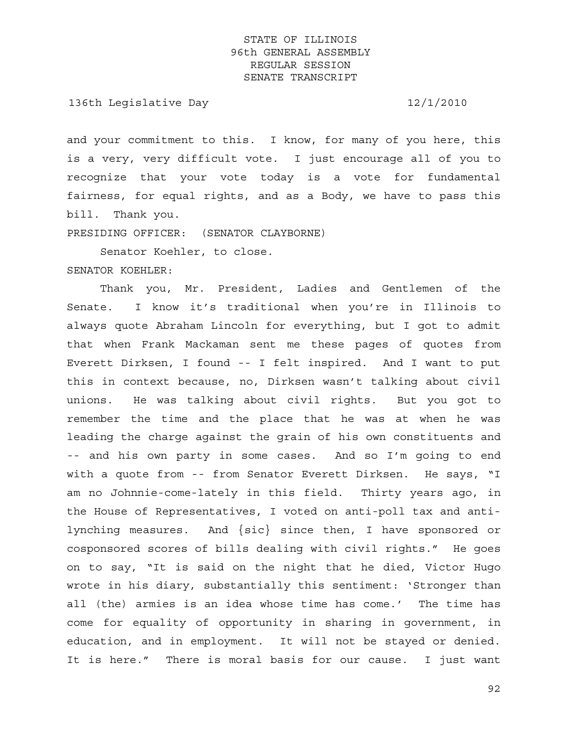and your commitment to this. I know, for many of you here, this is a very, very difficult vote. I just encourage all of you to recognize that your vote today is a vote for fundamental fairness, for equal rights, and as a Body, we have to pass this bill. Thank you.

PRESIDING OFFICER: (SENATOR CLAYBORNE)

Senator Koehler, to close.

SENATOR KOEHLER:

Thank you, Mr. President, Ladies and Gentlemen of the Senate. I know it's traditional when you're in Illinois to always quote Abraham Lincoln for everything, but I got to admit that when Frank Mackaman sent me these pages of quotes from Everett Dirksen, I found -- I felt inspired. And I want to put this in context because, no, Dirksen wasn't talking about civil unions. He was talking about civil rights. But you got to remember the time and the place that he was at when he was leading the charge against the grain of his own constituents and -- and his own party in some cases. And so I'm going to end with a quote from -- from Senator Everett Dirksen. He says, "I am no Johnnie-come-lately in this field. Thirty years ago, in the House of Representatives, I voted on anti-poll tax and anti-lynching measures. And {sic} since then, I have sponsored or cosponsored scores of bills dealing with civil rights." He goes on to say, "It is said on the night that he died, Victor Hugo wrote in his diary, substantially this sentiment: 'Stronger than all (the) armies is an idea whose time has come.' The time has come for equality of opportunity in sharing in government, in education, and in employment. It will not be stayed or denied. It is here." There is moral basis for our cause. I just want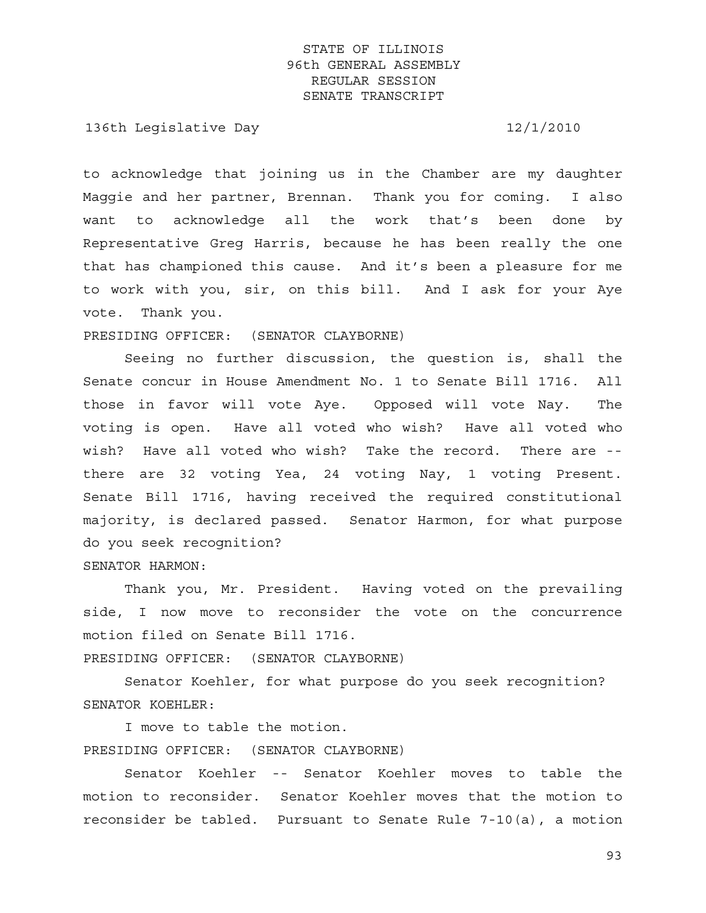to acknowledge that joining us in the Chamber are my daughter Maggie and her partner, Brennan. Thank you for coming. I also want to acknowledge all the work that's been done by Representative Greg Harris, because he has been really the one that has championed this cause. And it's been a pleasure for me to work with you, sir, on this bill. And I ask for your Aye vote. Thank you.

PRESIDING OFFICER: (SENATOR CLAYBORNE)

Seeing no further discussion, the question is, shall the Senate concur in House Amendment No. 1 to Senate Bill 1716. All those in favor will vote Aye. Opposed will vote Nay. The voting is open. Have all voted who wish? Have all voted who wish? Have all voted who wish? Take the record. There are -- there are 32 voting Yea, 24 voting Nay, 1 voting Present. Senate Bill 1716, having received the required constitutional majority, is declared passed. Senator Harmon, for what purpose do you seek recognition?

SENATOR HARMON:

Thank you, Mr. President. Having voted on the prevailing side, I now move to reconsider the vote on the concurrence motion filed on Senate Bill 1716.

PRESIDING OFFICER: (SENATOR CLAYBORNE)

Senator Koehler, for what purpose do you seek recognition?

SENATOR KOEHLER:

I move to table the motion.

PRESIDING OFFICER: (SENATOR CLAYBORNE)

Senator Koehler -- Senator Koehler moves to table the motion to reconsider. Senator Koehler moves that the motion to reconsider be tabled. Pursuant to Senate Rule 7-10(a), a motion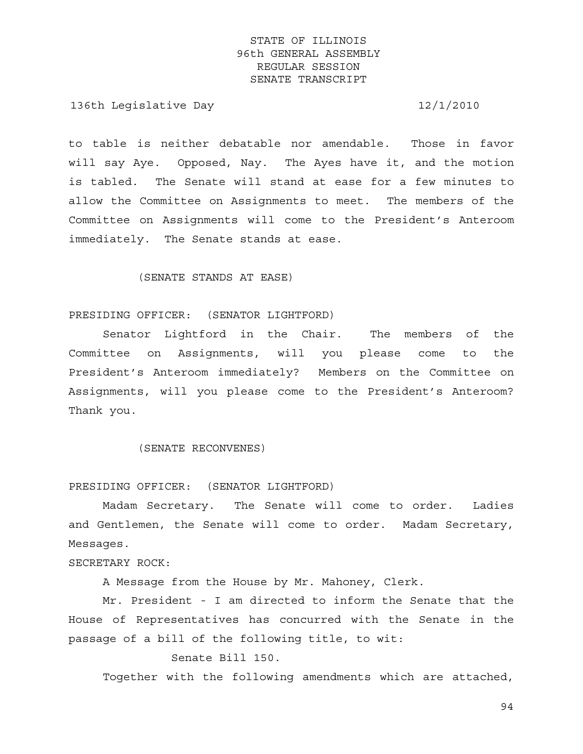to table is neither debatable nor amendable. Those in favor will say Aye. Opposed, Nay. The Ayes have it, and the motion is tabled. The Senate will stand at ease for a few minutes to allow the Committee on Assignments to meet. The members of the Committee on Assignments will come to the President's Anteroom immediately. The Senate stands at ease.

(SENATE STANDS AT EASE)

PRESIDING OFFICER: (SENATOR LIGHTFORD)

Senator Lightford in the Chair. The members of the Committee on Assignments, will you please come to the President's Anteroom immediately? Members on the Committee on Assignments, will you please come to the President's Anteroom? Thank you.

(SENATE RECONVENES)

PRESIDING OFFICER: (SENATOR LIGHTFORD)

Madam Secretary. The Senate will come to order. Ladies and Gentlemen, the Senate will come to order. Madam Secretary, Messages.

SECRETARY ROCK:

A Message from the House by Mr. Mahoney, Clerk.

Mr. President - I am directed to inform the Senate that the House of Representatives has concurred with the Senate in the passage of a bill of the following title, to wit:

Senate Bill 150.

Together with the following amendments which are attached,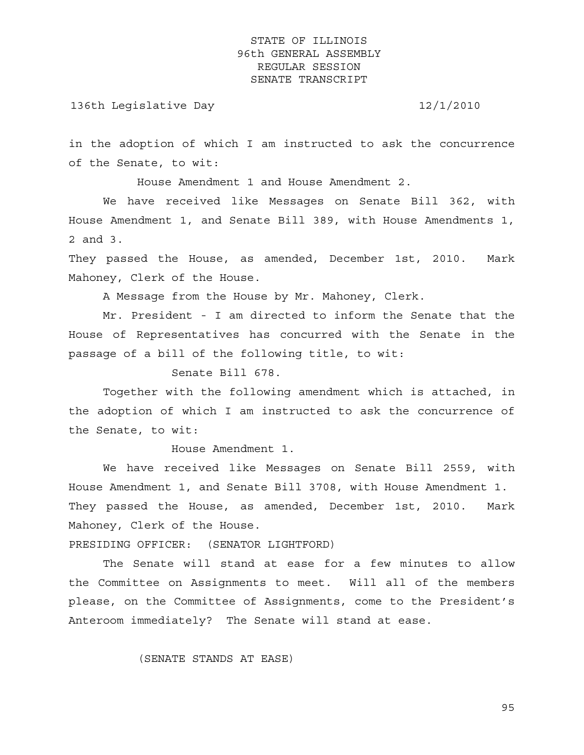in the adoption of which I am instructed to ask the concurrence of the Senate, to wit:

House Amendment 1 and House Amendment 2.

We have received like Messages on Senate Bill 362, with House Amendment 1, and Senate Bill 389, with House Amendments 1, 2 and 3.

They passed the House, as amended, December 1st, 2010. Mark Mahoney, Clerk of the House.

A Message from the House by Mr. Mahoney, Clerk.

Mr. President - I am directed to inform the Senate that the House of Representatives has concurred with the Senate in the passage of a bill of the following title, to wit:

Senate Bill 678.

Together with the following amendment which is attached, in the adoption of which I am instructed to ask the concurrence of the Senate, to wit:

House Amendment 1.

We have received like Messages on Senate Bill 2559, with House Amendment 1, and Senate Bill 3708, with House Amendment 1. They passed the House, as amended, December 1st, 2010. Mark Mahoney, Clerk of the House.

PRESIDING OFFICER: (SENATOR LIGHTFORD)

The Senate will stand at ease for a few minutes to allow the Committee on Assignments to meet. Will all of the members please, on the Committee of Assignments, come to the President's Anteroom immediately? The Senate will stand at ease.

(SENATE STANDS AT EASE)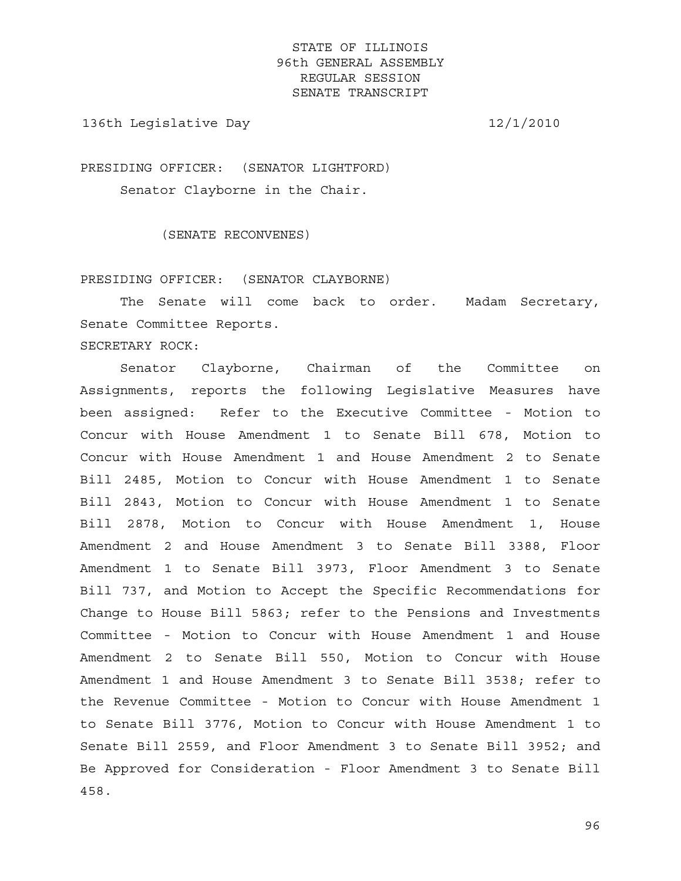STATE OF ILLINOIS
96th GENERAL ASSEMBLY
REGULAR SESSION
SENATE TRANSCRIPT

136th Legislative Day 12/1/2010

PRESIDING OFFICER: (SENATOR LIGHTFORD)

Senator Clayborne in the Chair.

(SENATE RECONVENES)

PRESIDING OFFICER: (SENATOR CLAYBORNE)

The Senate will come back to order. Madam Secretary, Senate Committee Reports.

SECRETARY ROCK:

Senator Clayborne, Chairman of the Committee on Assignments, reports the following Legislative Measures have been assigned: Refer to the Executive Committee - Motion to Concur with House Amendment 1 to Senate Bill 678, Motion to Concur with House Amendment 1 and House Amendment 2 to Senate Bill 2485, Motion to Concur with House Amendment 1 to Senate Bill 2843, Motion to Concur with House Amendment 1 to Senate Bill 2878, Motion to Concur with House Amendment 1, House Amendment 2 and House Amendment 3 to Senate Bill 3388, Floor Amendment 1 to Senate Bill 3973, Floor Amendment 3 to Senate Bill 737, and Motion to Accept the Specific Recommendations for Change to House Bill 5863; refer to the Pensions and Investments Committee - Motion to Concur with House Amendment 1 and House Amendment 2 to Senate Bill 550, Motion to Concur with House Amendment 1 and House Amendment 3 to Senate Bill 3538; refer to the Revenue Committee - Motion to Concur with House Amendment 1 to Senate Bill 3776, Motion to Concur with House Amendment 1 to Senate Bill 2559, and Floor Amendment 3 to Senate Bill 3952; and Be Approved for Consideration - Floor Amendment 3 to Senate Bill 458.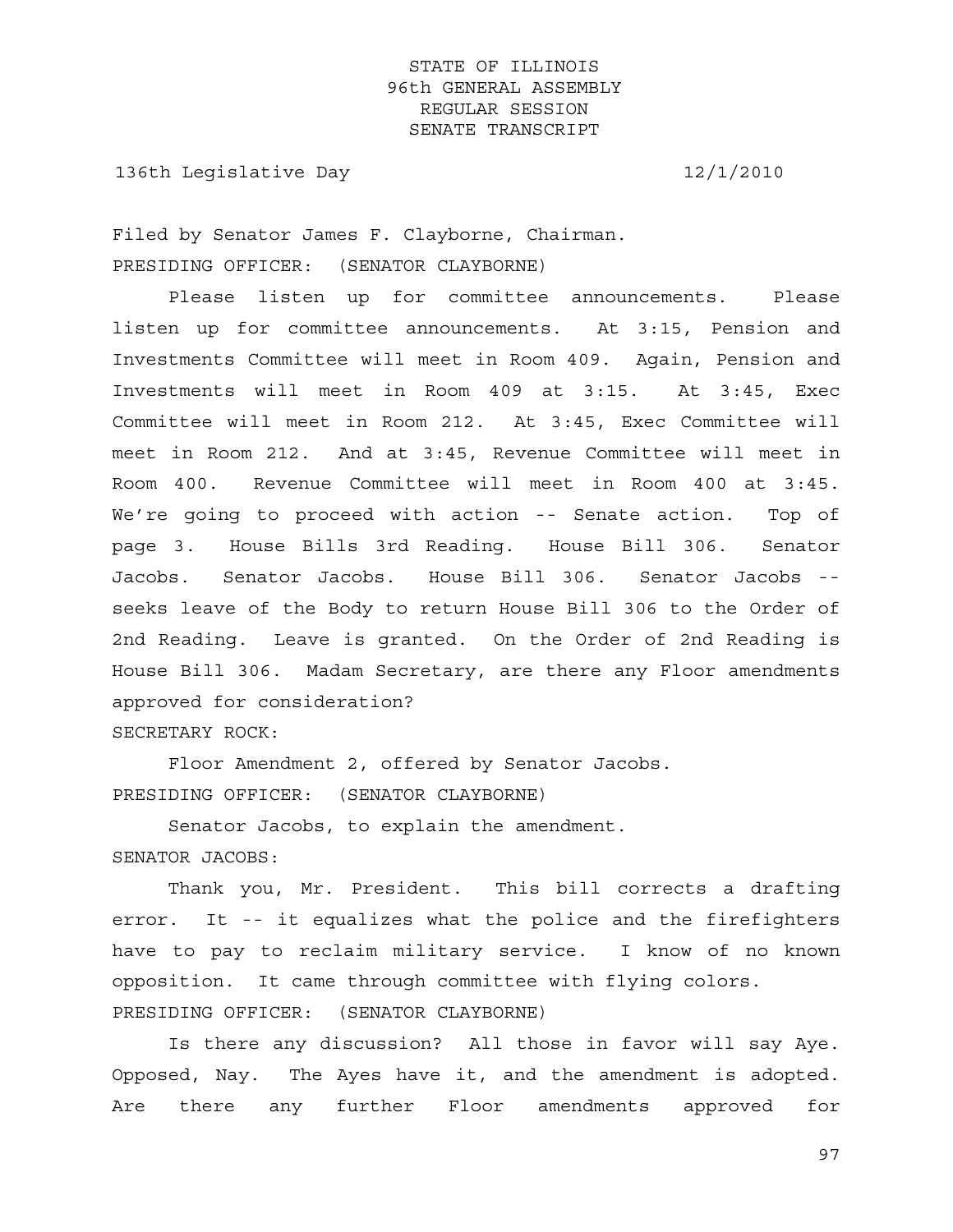Filed by Senator James F. Clayborne, Chairman.

PRESIDING OFFICER: (SENATOR CLAYBORNE)

Please listen up for committee announcements. Please listen up for committee announcements. At 3:15, Pension and Investments Committee will meet in Room 409. Again, Pension and Investments will meet in Room 409 at 3:15. At 3:45, Exec Committee will meet in Room 212. At 3:45, Exec Committee will meet in Room 212. And at 3:45, Revenue Committee will meet in Room 400. Revenue Committee will meet in Room 400 at 3:45. We're going to proceed with action -- Senate action. Top of page 3. House Bills 3rd Reading. House Bill 306. Senator Jacobs. Senator Jacobs. House Bill 306. Senator Jacobs -- seeks leave of the Body to return House Bill 306 to the Order of 2nd Reading. Leave is granted. On the Order of 2nd Reading is House Bill 306. Madam Secretary, are there any Floor amendments approved for consideration?

SECRETARY ROCK:

Floor Amendment 2, offered by Senator Jacobs.

PRESIDING OFFICER: (SENATOR CLAYBORNE)

Senator Jacobs, to explain the amendment.

SENATOR JACOBS:

Thank you, Mr. President. This bill corrects a drafting error. It -- it equalizes what the police and the firefighters have to pay to reclaim military service. I know of no known opposition. It came through committee with flying colors.

PRESIDING OFFICER: (SENATOR CLAYBORNE)

Is there any discussion? All those in favor will say Aye. Opposed, Nay. The Ayes have it, and the amendment is adopted. Are there any further Floor amendments approved for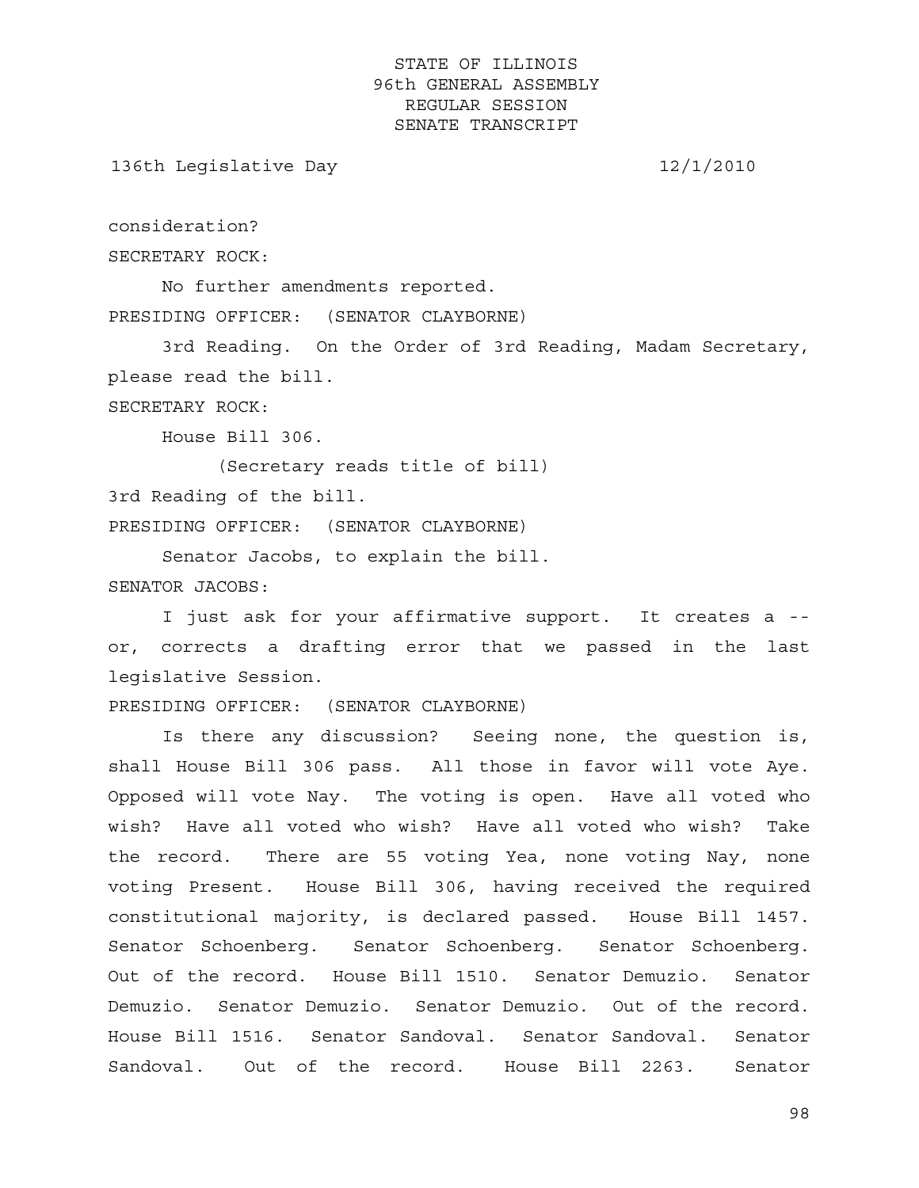consideration?

SECRETARY ROCK:

No further amendments reported.

PRESIDING OFFICER: (SENATOR CLAYBORNE)

3rd Reading. On the Order of 3rd Reading, Madam Secretary, please read the bill.

SECRETARY ROCK:

House Bill 306.

(Secretary reads title of bill)

3rd Reading of the bill.

PRESIDING OFFICER: (SENATOR CLAYBORNE)

Senator Jacobs, to explain the bill.

SENATOR JACOBS:

I just ask for your affirmative support. It creates a -- or, corrects a drafting error that we passed in the last legislative Session.

PRESIDING OFFICER: (SENATOR CLAYBORNE)

Is there any discussion? Seeing none, the question is, shall House Bill 306 pass. All those in favor will vote Aye. Opposed will vote Nay. The voting is open. Have all voted who wish? Have all voted who wish? Have all voted who wish? Take the record. There are 55 voting Yea, none voting Nay, none voting Present. House Bill 306, having received the required constitutional majority, is declared passed. House Bill 1457. Senator Schoenberg. Senator Schoenberg. Senator Schoenberg. Out of the record. House Bill 1510. Senator Demuzio. Senator Demuzio. Senator Demuzio. Senator Demuzio. Out of the record. House Bill 1516. Senator Sandoval. Senator Sandoval. Senator Sandoval. Out of the record. House Bill 2263. Senator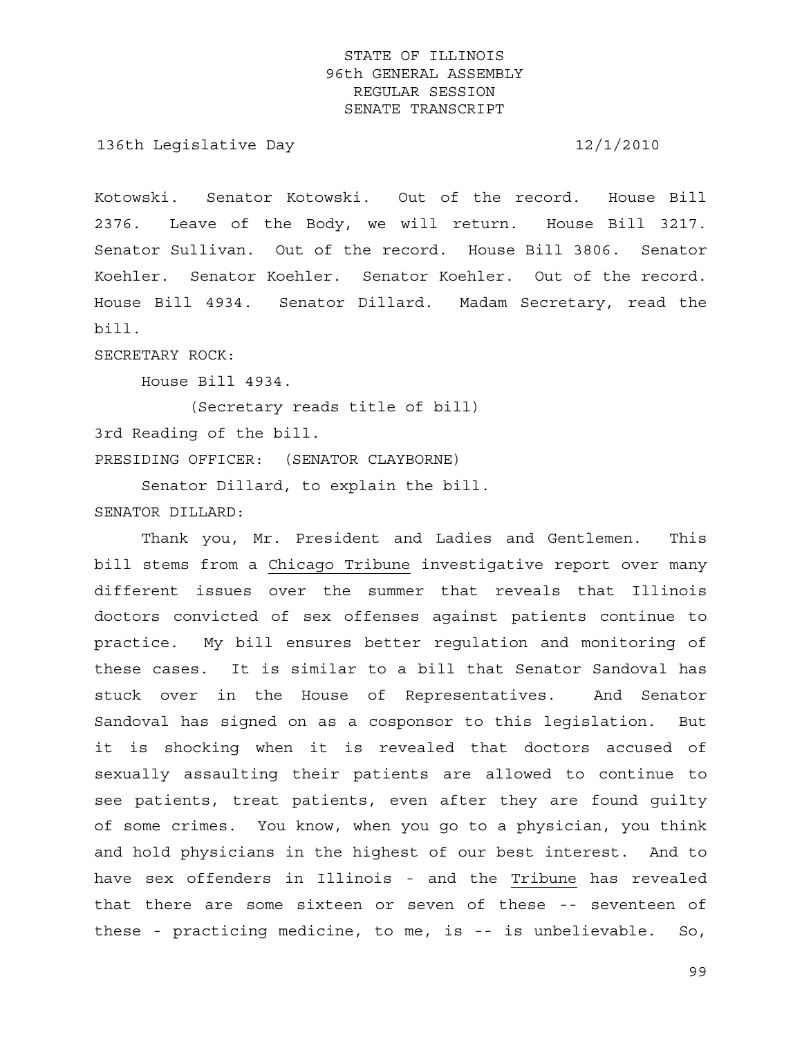Kotowski. Senator Kotowski. Out of the record. House Bill 2376. Leave of the Body, we will return. House Bill 3217. Senator Sullivan. Out of the record. House Bill 3806. Senator Koehler. Senator Koehler. Senator Koehler. Out of the record. House Bill 4934. Senator Dillard. Madam Secretary, read the bill.

SECRETARY ROCK:

House Bill 4934.

(Secretary reads title of bill)

3rd Reading of the bill.

PRESIDING OFFICER: (SENATOR CLAYBORNE)

Senator Dillard, to explain the bill.

SENATOR DILLARD:

Thank you, Mr. President and Ladies and Gentlemen. This bill stems from a Chicago Tribune investigative report over many different issues over the summer that reveals that Illinois doctors convicted of sex offenses against patients continue to practice. My bill ensures better regulation and monitoring of these cases. It is similar to a bill that Senator Sandoval has stuck over in the House of Representatives. And Senator Sandoval has signed on as a cosponsor to this legislation. But it is shocking when it is revealed that doctors accused of sexually assaulting their patients are allowed to continue to see patients, treat patients, even after they are found guilty of some crimes. You know, when you go to a physician, you think and hold physicians in the highest of our best interest. And to have sex offenders in Illinois - and the Tribune has revealed that there are some sixteen or seven of these -- seventeen of these - practicing medicine, to me, is -- is unbelievable. So,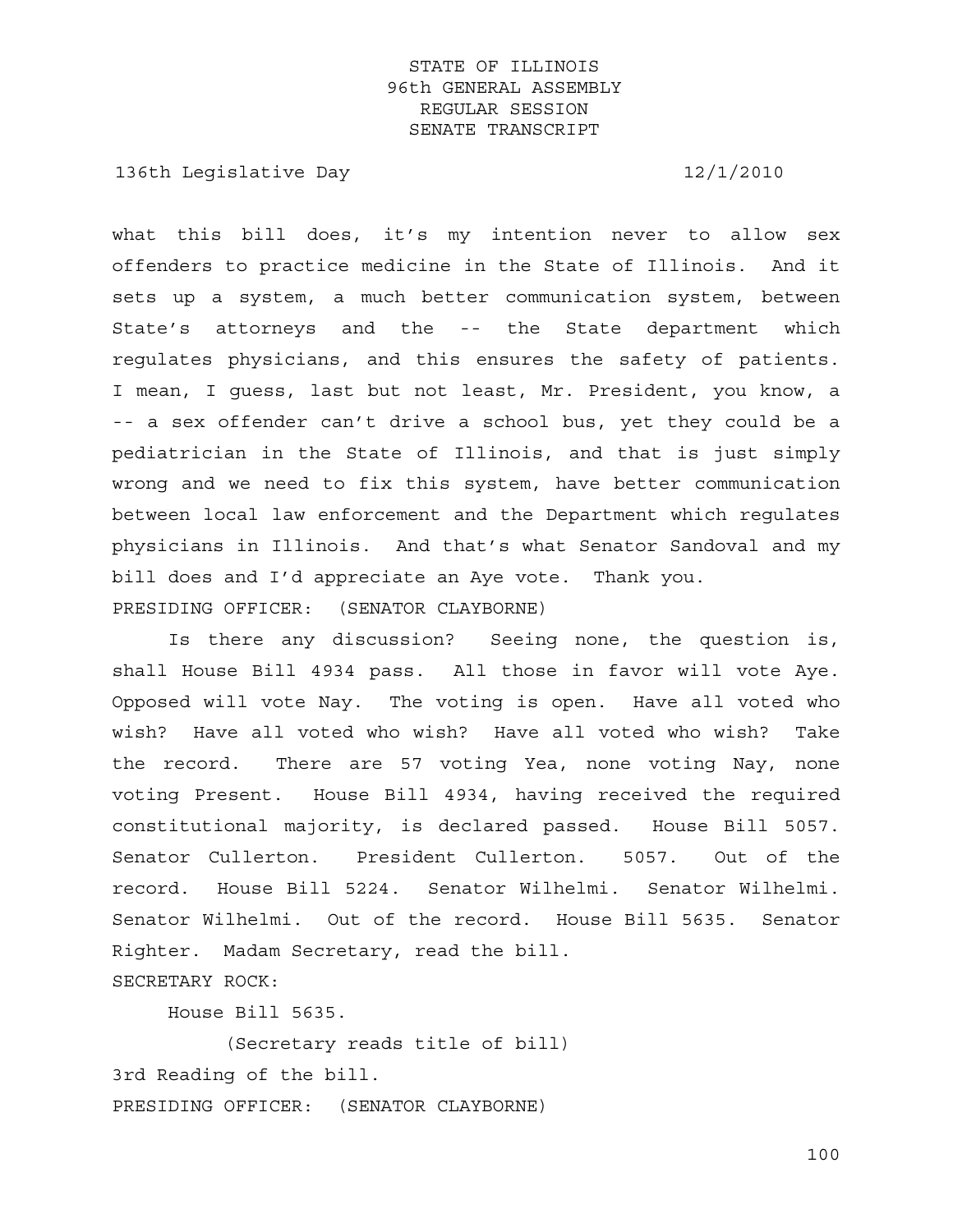what this bill does, it's my intention never to allow sex offenders to practice medicine in the State of Illinois. And it sets up a system, a much better communication system, between State's attorneys and the -- the State department which regulates physicians, and this ensures the safety of patients. I mean, I guess, last but not least, Mr. President, you know, a -- a sex offender can't drive a school bus, yet they could be a pediatrician in the State of Illinois, and that is just simply wrong and we need to fix this system, have better communication between local law enforcement and the Department which regulates physicians in Illinois. And that's what Senator Sandoval and my bill does and I'd appreciate an Aye vote. Thank you.

PRESIDING OFFICER: (SENATOR CLAYBORNE)

Is there any discussion? Seeing none, the question is, shall House Bill 4934 pass. All those in favor will vote Aye. Opposed will vote Nay. The voting is open. Have all voted who wish? Have all voted who wish? Have all voted who wish? Take the record. There are 57 voting Yea, none voting Nay, none voting Present. House Bill 4934, having received the required constitutional majority, is declared passed. House Bill 5057. Senator Cullerton. President Cullerton. 5057. Out of the record. House Bill 5224. Senator Wilhelmi. Senator Wilhelmi. Senator Wilhelmi. Out of the record. House Bill 5635. Senator Righter. Madam Secretary, read the bill.

SECRETARY ROCK:

House Bill 5635.

(Secretary reads title of bill)

3rd Reading of the bill.

PRESIDING OFFICER: (SENATOR CLAYBORNE)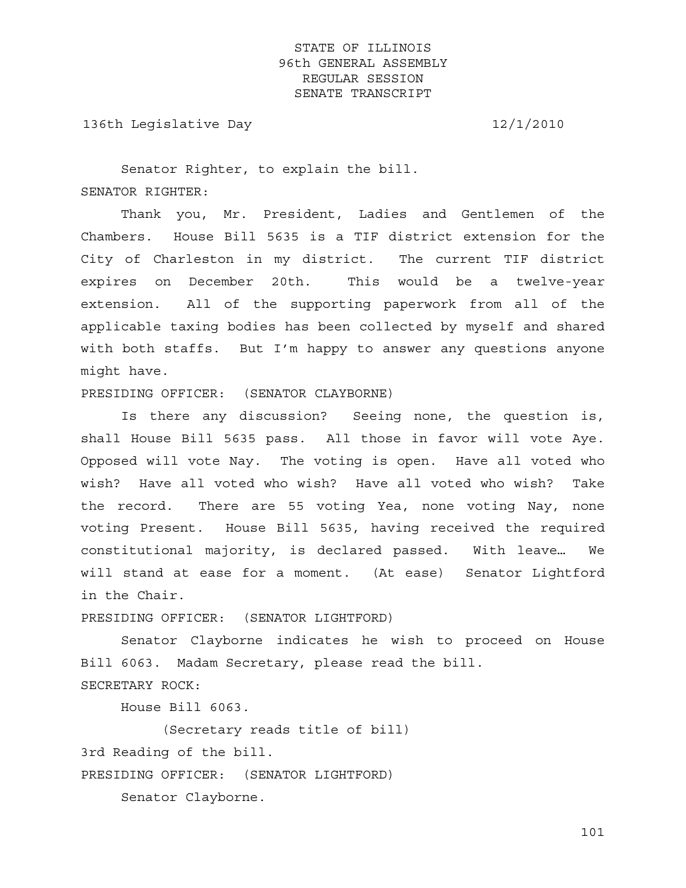Senator Righter, to explain the bill.

SENATOR RIGHTER:

Thank you, Mr. President, Ladies and Gentlemen of the Chambers. House Bill 5635 is a TIF district extension for the City of Charleston in my district. The current TIF district expires on December 20th. This would be a twelve-year extension. All of the supporting paperwork from all of the applicable taxing bodies has been collected by myself and shared with both staffs. But I'm happy to answer any questions anyone might have.

PRESIDING OFFICER: (SENATOR CLAYBORNE)

Is there any discussion? Seeing none, the question is, shall House Bill 5635 pass. All those in favor will vote Aye. Opposed will vote Nay. The voting is open. Have all voted who wish? Have all voted who wish? Have all voted who wish? Take the record. There are 55 voting Yea, none voting Nay, none voting Present. House Bill 5635, having received the required constitutional majority, is declared passed. With leave… We will stand at ease for a moment. (At ease) Senator Lightford in the Chair.

PRESIDING OFFICER: (SENATOR LIGHTFORD)

Senator Clayborne indicates he wish to proceed on House Bill 6063. Madam Secretary, please read the bill.

SECRETARY ROCK:

House Bill 6063.

(Secretary reads title of bill)

3rd Reading of the bill.

PRESIDING OFFICER: (SENATOR LIGHTFORD)

Senator Clayborne.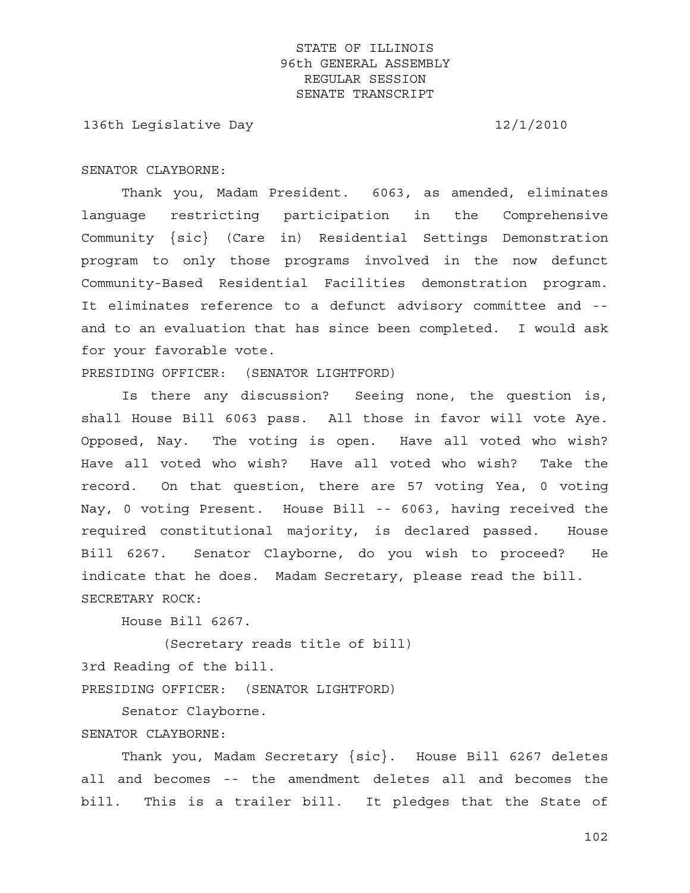SENATOR CLAYBORNE:

Thank you, Madam President. 6063, as amended, eliminates language restricting participation in the Comprehensive Community {sic} (Care in) Residential Settings Demonstration program to only those programs involved in the now defunct Community-Based Residential Facilities demonstration program. It eliminates reference to a defunct advisory committee and -- and to an evaluation that has since been completed. I would ask for your favorable vote.

PRESIDING OFFICER: (SENATOR LIGHTFORD)

Is there any discussion? Seeing none, the question is, shall House Bill 6063 pass. All those in favor will vote Aye. Opposed, Nay. The voting is open. Have all voted who wish? Have all voted who wish? Have all voted who wish? Take the record. On that question, there are 57 voting Yea, 0 voting Nay, 0 voting Present. House Bill -- 6063, having received the required constitutional majority, is declared passed. House Bill 6267. Senator Clayborne, do you wish to proceed? He indicate that he does. Madam Secretary, please read the bill.

SECRETARY ROCK:

House Bill 6267.

(Secretary reads title of bill)

3rd Reading of the bill.

PRESIDING OFFICER: (SENATOR LIGHTFORD)

Senator Clayborne.

SENATOR CLAYBORNE:

Thank you, Madam Secretary {sic}. House Bill 6267 deletes all and becomes -- the amendment deletes all and becomes the bill. This is a trailer bill. It pledges that the State of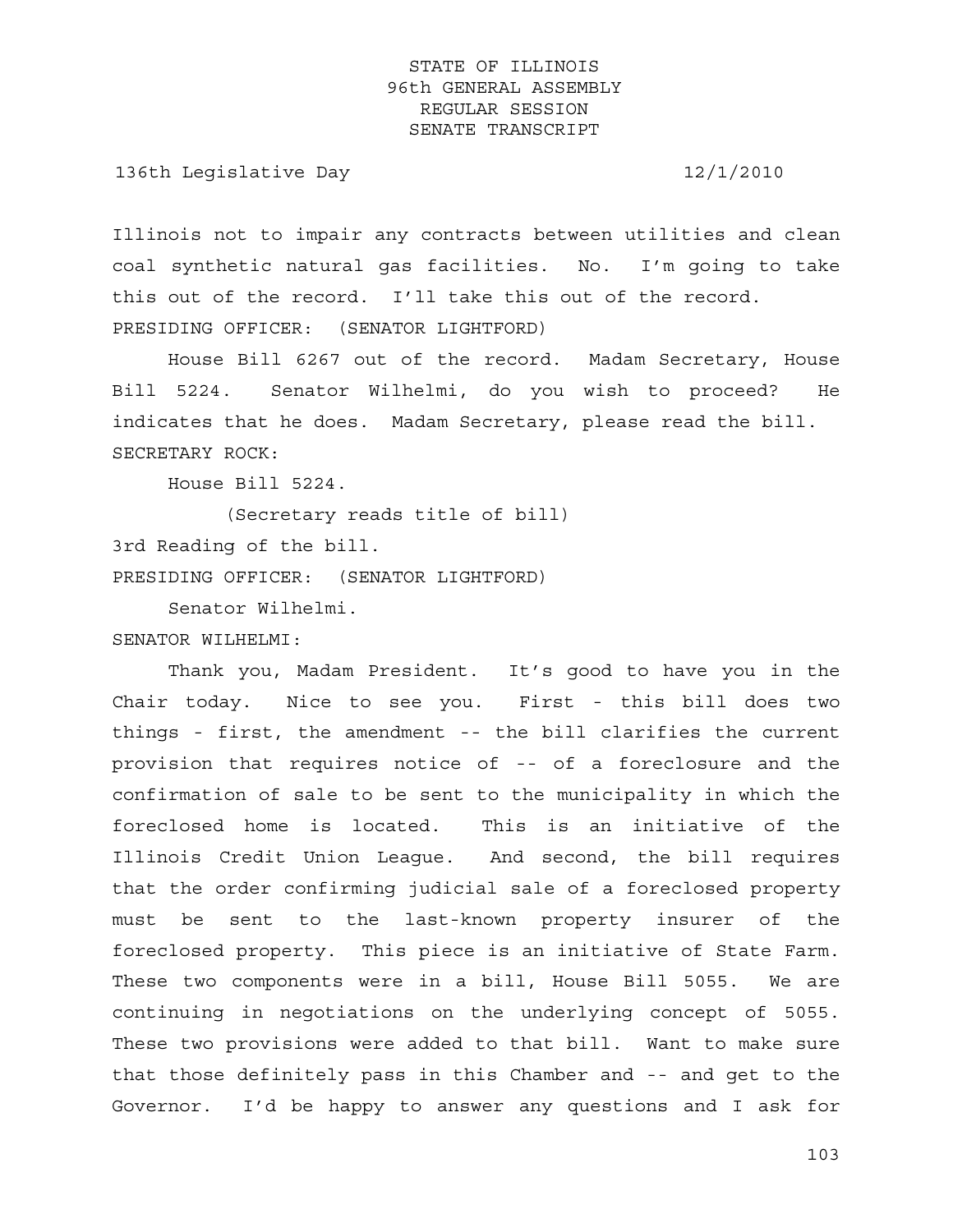Illinois not to impair any contracts between utilities and clean coal synthetic natural gas facilities. No. I'm going to take this out of the record. I'll take this out of the record.

PRESIDING OFFICER: (SENATOR LIGHTFORD)

House Bill 6267 out of the record. Madam Secretary, House Bill 5224. Senator Wilhelmi, do you wish to proceed? He indicates that he does. Madam Secretary, please read the bill.

SECRETARY ROCK:

House Bill 5224.

(Secretary reads title of bill)

3rd Reading of the bill.

PRESIDING OFFICER: (SENATOR LIGHTFORD)

Senator Wilhelmi.

SENATOR WILHELMI:

Thank you, Madam President. It's good to have you in the Chair today. Nice to see you. First - this bill does two things - first, the amendment -- the bill clarifies the current provision that requires notice of -- of a foreclosure and the confirmation of sale to be sent to the municipality in which the foreclosed home is located. This is an initiative of the Illinois Credit Union League. And second, the bill requires that the order confirming judicial sale of a foreclosed property must be sent to the last-known property insurer of the foreclosed property. This piece is an initiative of State Farm. These two components were in a bill, House Bill 5055. We are continuing in negotiations on the underlying concept of 5055. These two provisions were added to that bill. Want to make sure that those definitely pass in this Chamber and -- and get to the Governor. I'd be happy to answer any questions and I ask for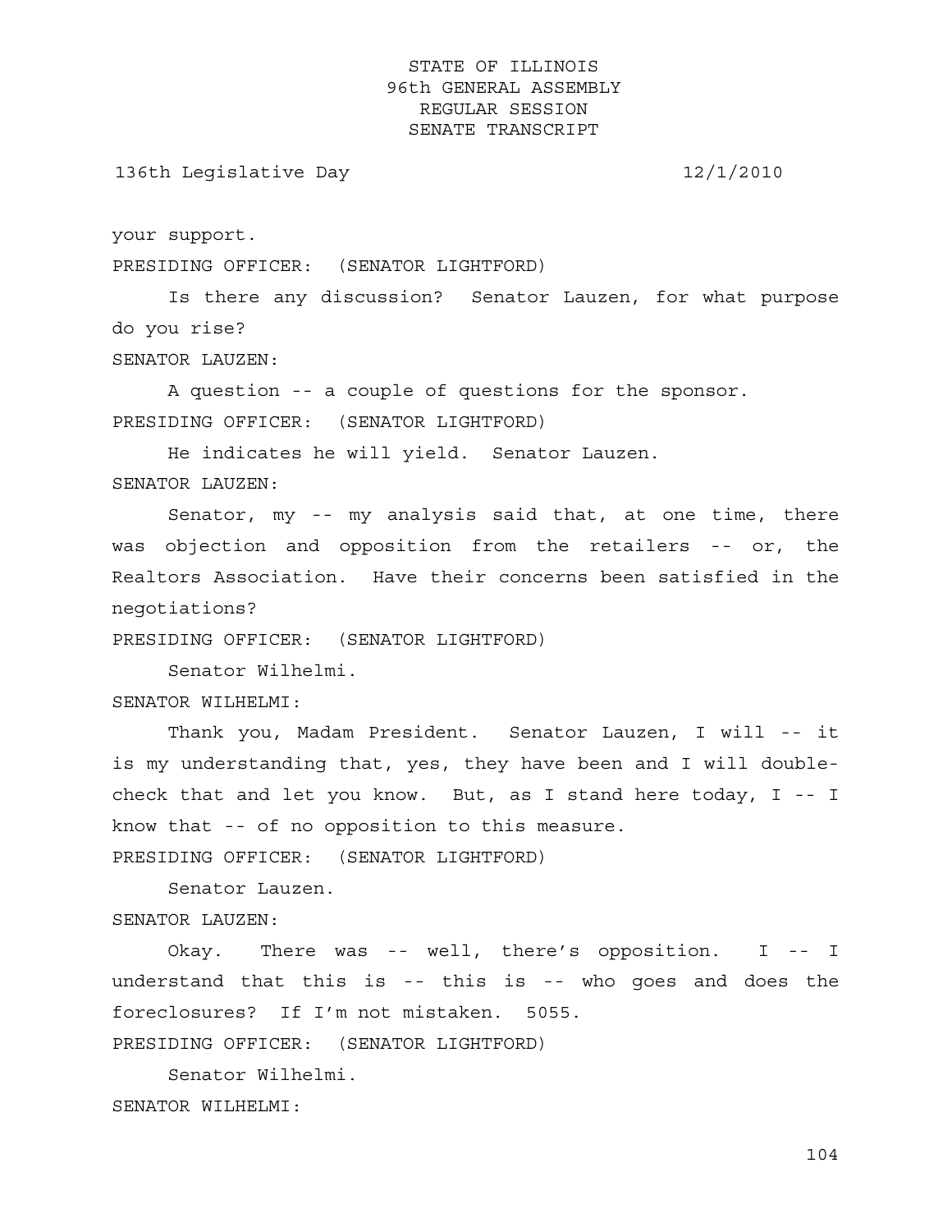your support.

PRESIDING OFFICER: (SENATOR LIGHTFORD)

Is there any discussion? Senator Lauzen, for what purpose do you rise?

SENATOR LAUZEN:

A question -- a couple of questions for the sponsor.

PRESIDING OFFICER: (SENATOR LIGHTFORD)

He indicates he will yield. Senator Lauzen.

SENATOR LAUZEN:

Senator, my -- my analysis said that, at one time, there was objection and opposition from the retailers -- or, the Realtors Association. Have their concerns been satisfied in the negotiations?

PRESIDING OFFICER: (SENATOR LIGHTFORD)

Senator Wilhelmi.

SENATOR WILHELMI:

Thank you, Madam President. Senator Lauzen, I will -- it is my understanding that, yes, they have been and I will double-check that and let you know. But, as I stand here today, I -- I know that -- of no opposition to this measure.

PRESIDING OFFICER: (SENATOR LIGHTFORD)

Senator Lauzen.

SENATOR LAUZEN:

Okay. There was -- well, there's opposition. I -- I understand that this is -- this is -- who goes and does the foreclosures? If I'm not mistaken. 5055.

PRESIDING OFFICER: (SENATOR LIGHTFORD)

Senator Wilhelmi.

SENATOR WILHELMI: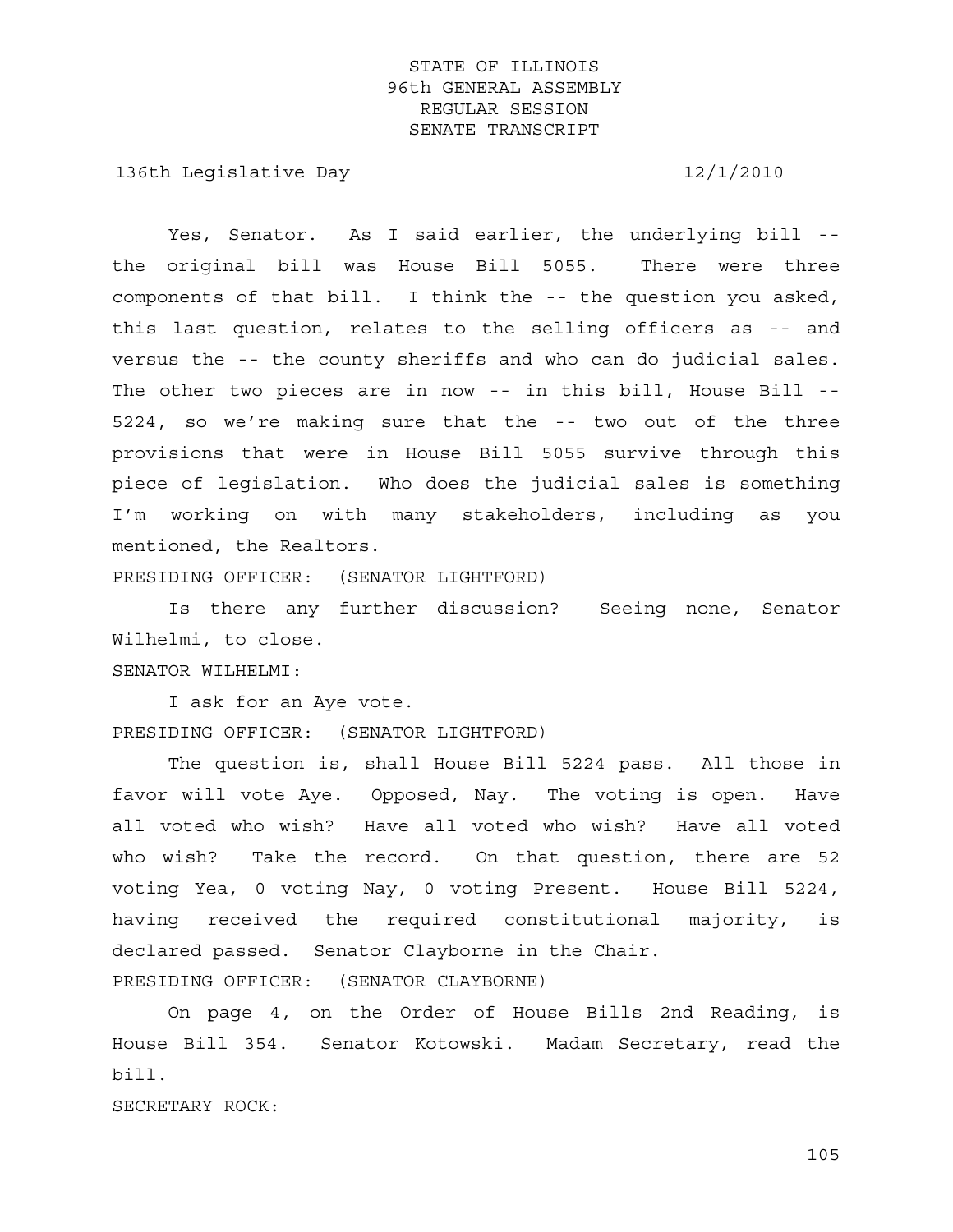Yes, Senator. As I said earlier, the underlying bill -- the original bill was House Bill 5055. There were three components of that bill. I think the -- the question you asked, this last question, relates to the selling officers as -- and versus the -- the county sheriffs and who can do judicial sales. The other two pieces are in now -- in this bill, House Bill -- 5224, so we're making sure that the -- two out of the three provisions that were in House Bill 5055 survive through this piece of legislation. Who does the judicial sales is something I'm working on with many stakeholders, including as you mentioned, the Realtors.

PRESIDING OFFICER: (SENATOR LIGHTFORD)

Is there any further discussion? Seeing none, Senator Wilhelmi, to close.

SENATOR WILHELMI:

I ask for an Aye vote.

PRESIDING OFFICER: (SENATOR LIGHTFORD)

The question is, shall House Bill 5224 pass. All those in favor will vote Aye. Opposed, Nay. The voting is open. Have all voted who wish? Have all voted who wish? Have all voted who wish? Take the record. On that question, there are 52 voting Yea, 0 voting Nay, 0 voting Present. House Bill 5224, having received the required constitutional majority, is declared passed. Senator Clayborne in the Chair.

PRESIDING OFFICER: (SENATOR CLAYBORNE)

On page 4, on the Order of House Bills 2nd Reading, is House Bill 354. Senator Kotowski. Madam Secretary, read the bill.

SECRETARY ROCK: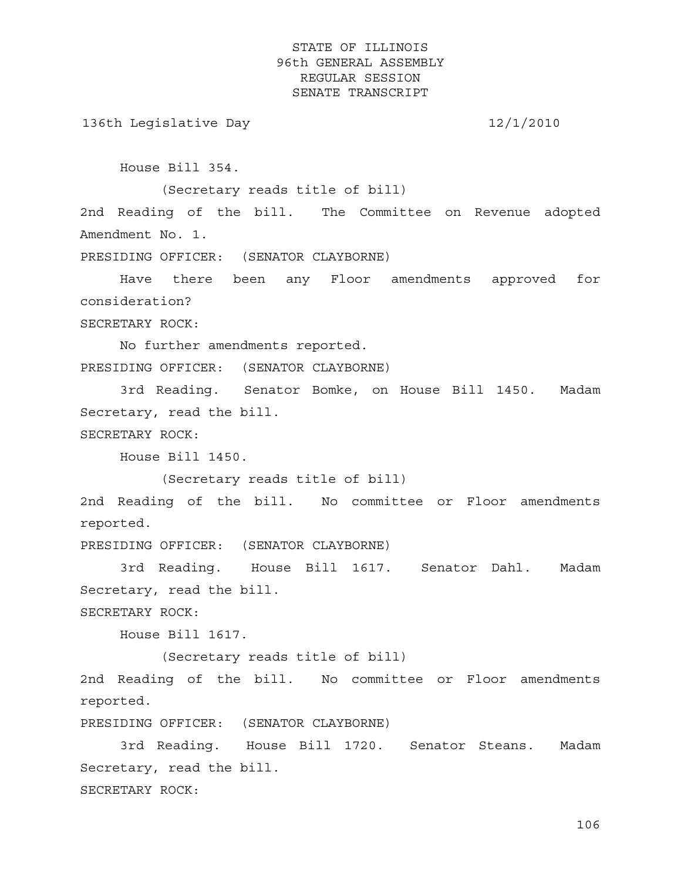House Bill 354.

(Secretary reads title of bill)

2nd Reading of the bill. The Committee on Revenue adopted Amendment No. 1.

PRESIDING OFFICER: (SENATOR CLAYBORNE)

Have there been any Floor amendments approved for consideration?

SECRETARY ROCK:

No further amendments reported.

PRESIDING OFFICER: (SENATOR CLAYBORNE)

3rd Reading. Senator Bomke, on House Bill 1450. Madam Secretary, read the bill.

SECRETARY ROCK:

House Bill 1450.

(Secretary reads title of bill)

2nd Reading of the bill. No committee or Floor amendments reported.

PRESIDING OFFICER: (SENATOR CLAYBORNE)

3rd Reading. House Bill 1617. Senator Dahl. Madam Secretary, read the bill.

SECRETARY ROCK:

House Bill 1617.

(Secretary reads title of bill)

2nd Reading of the bill. No committee or Floor amendments reported.

PRESIDING OFFICER: (SENATOR CLAYBORNE)

3rd Reading. House Bill 1720. Senator Steans. Madam Secretary, read the bill.

SECRETARY ROCK: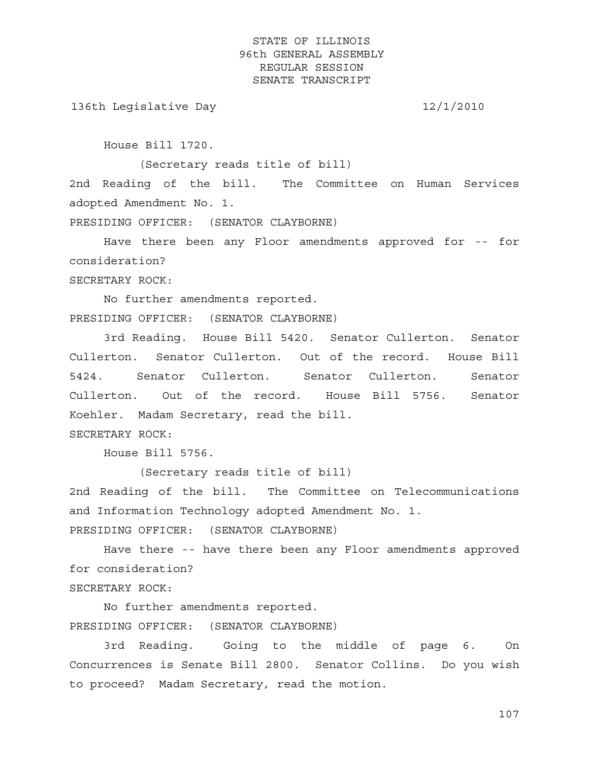House Bill 1720.

(Secretary reads title of bill)

2nd Reading of the bill. The Committee on Human Services adopted Amendment No. 1.

PRESIDING OFFICER: (SENATOR CLAYBORNE)

Have there been any Floor amendments approved for -- for consideration?

SECRETARY ROCK:

No further amendments reported.

PRESIDING OFFICER: (SENATOR CLAYBORNE)

3rd Reading. House Bill 5420. Senator Cullerton. Senator Cullerton. Senator Cullerton. Out of the record. House Bill 5424. Senator Cullerton. Senator Cullerton. Senator Cullerton. Out of the record. House Bill 5756. Senator Koehler. Madam Secretary, read the bill.

SECRETARY ROCK:

House Bill 5756.

(Secretary reads title of bill)

2nd Reading of the bill. The Committee on Telecommunications and Information Technology adopted Amendment No. 1.

PRESIDING OFFICER: (SENATOR CLAYBORNE)

Have there -- have there been any Floor amendments approved for consideration?

SECRETARY ROCK:

No further amendments reported.

PRESIDING OFFICER: (SENATOR CLAYBORNE)

3rd Reading. Going to the middle of page 6. On Concurrences is Senate Bill 2800. Senator Collins. Do you wish to proceed? Madam Secretary, read the motion.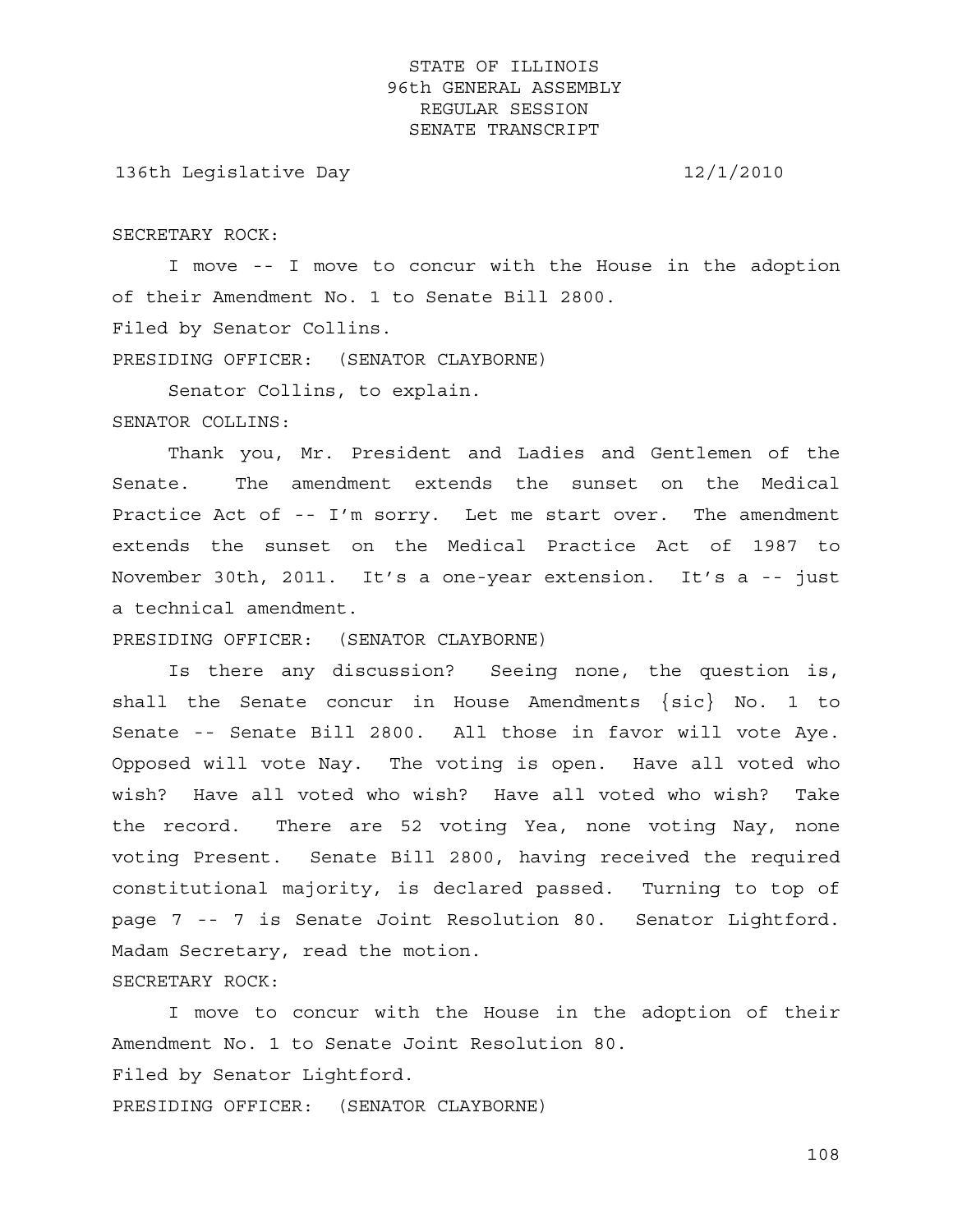SECRETARY ROCK:

I move -- I move to concur with the House in the adoption of their Amendment No. 1 to Senate Bill 2800.

Filed by Senator Collins.

PRESIDING OFFICER: (SENATOR CLAYBORNE)

Senator Collins, to explain.

SENATOR COLLINS:

Thank you, Mr. President and Ladies and Gentlemen of the Senate. The amendment extends the sunset on the Medical Practice Act of -- I'm sorry. Let me start over. The amendment extends the sunset on the Medical Practice Act of 1987 to November 30th, 2011. It's a one-year extension. It's a -- just a technical amendment.

PRESIDING OFFICER: (SENATOR CLAYBORNE)

Is there any discussion? Seeing none, the question is, shall the Senate concur in House Amendments {sic} No. 1 to Senate -- Senate Bill 2800. All those in favor will vote Aye. Opposed will vote Nay. The voting is open. Have all voted who wish? Have all voted who wish? Have all voted who wish? Take the record. There are 52 voting Yea, none voting Nay, none voting Present. Senate Bill 2800, having received the required constitutional majority, is declared passed. Turning to top of page 7 -- 7 is Senate Joint Resolution 80. Senator Lightford. Madam Secretary, read the motion.

SECRETARY ROCK:

I move to concur with the House in the adoption of their Amendment No. 1 to Senate Joint Resolution 80.

Filed by Senator Lightford.

PRESIDING OFFICER: (SENATOR CLAYBORNE)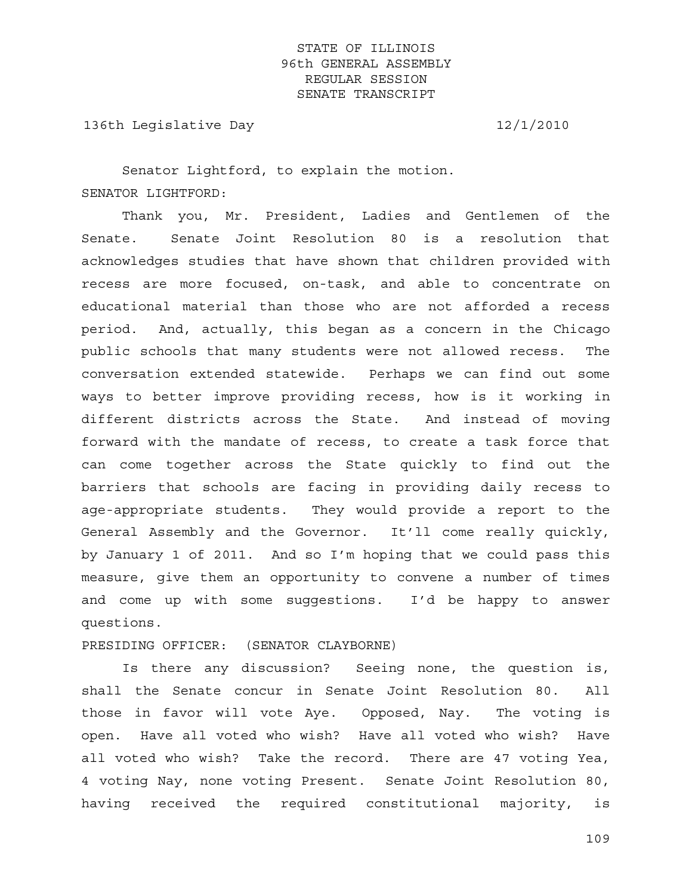Senator Lightford, to explain the motion.

SENATOR LIGHTFORD:

Thank you, Mr. President, Ladies and Gentlemen of the Senate. Senate Joint Resolution 80 is a resolution that acknowledges studies that have shown that children provided with recess are more focused, on-task, and able to concentrate on educational material than those who are not afforded a recess period. And, actually, this began as a concern in the Chicago public schools that many students were not allowed recess. The conversation extended statewide. Perhaps we can find out some ways to better improve providing recess, how is it working in different districts across the State. And instead of moving forward with the mandate of recess, to create a task force that can come together across the State quickly to find out the barriers that schools are facing in providing daily recess to age-appropriate students. They would provide a report to the General Assembly and the Governor. It'll come really quickly, by January 1 of 2011. And so I'm hoping that we could pass this measure, give them an opportunity to convene a number of times and come up with some suggestions. I'd be happy to answer questions.

PRESIDING OFFICER: (SENATOR CLAYBORNE)

Is there any discussion? Seeing none, the question is, shall the Senate concur in Senate Joint Resolution 80. All those in favor will vote Aye. Opposed, Nay. The voting is open. Have all voted who wish? Have all voted who wish? Have all voted who wish? Take the record. There are 47 voting Yea, 4 voting Nay, none voting Present. Senate Joint Resolution 80, having received the required constitutional majority, is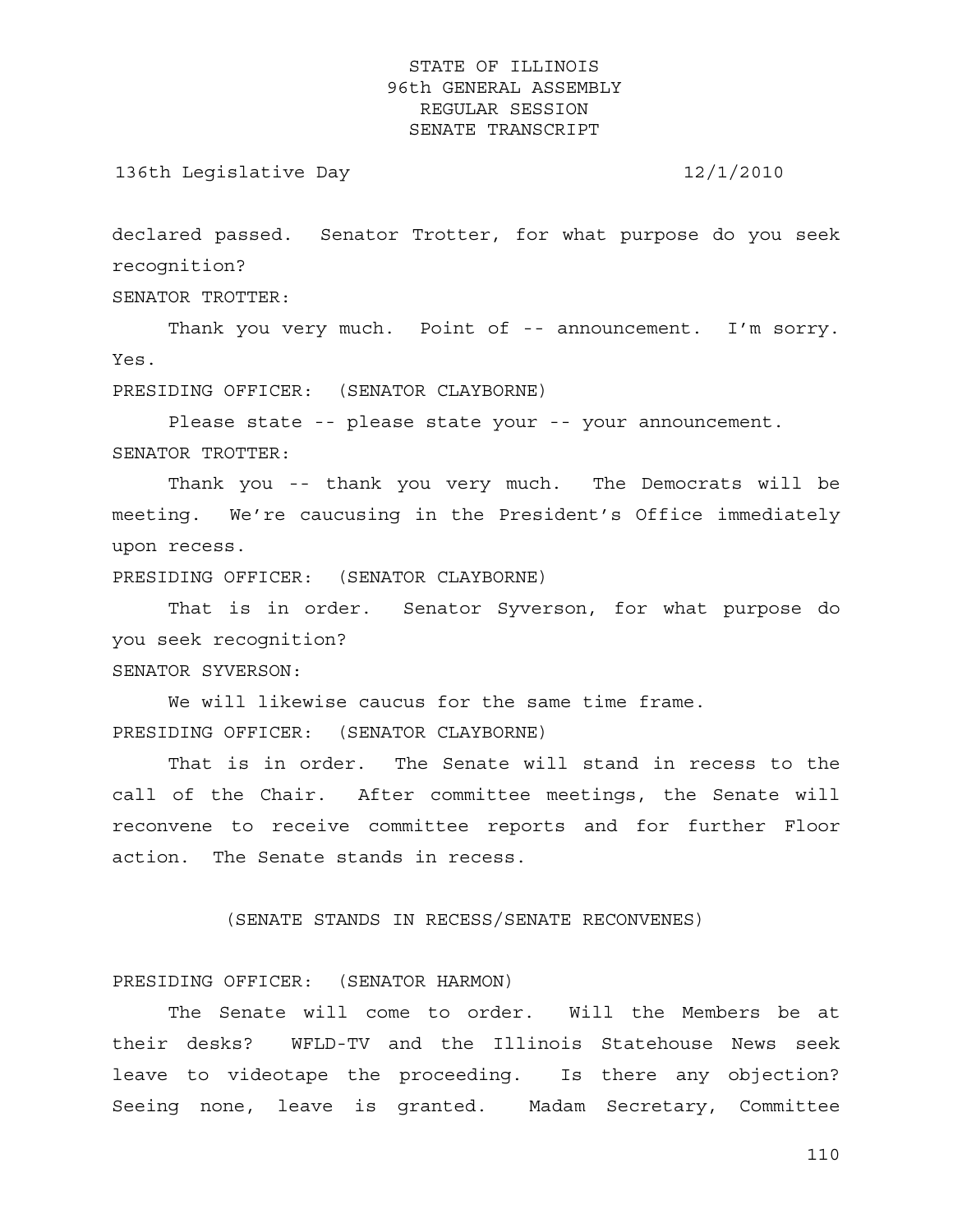declared passed. Senator Trotter, for what purpose do you seek recognition?

SENATOR TROTTER:

Thank you very much. Point of -- announcement. I'm sorry. Yes.

PRESIDING OFFICER: (SENATOR CLAYBORNE)

Please state -- please state your -- your announcement.

SENATOR TROTTER:

Thank you -- thank you very much. The Democrats will be meeting. We're caucusing in the President's Office immediately upon recess.

PRESIDING OFFICER: (SENATOR CLAYBORNE)

That is in order. Senator Syverson, for what purpose do you seek recognition?

SENATOR SYVERSON:

We will likewise caucus for the same time frame.

PRESIDING OFFICER: (SENATOR CLAYBORNE)

That is in order. The Senate will stand in recess to the call of the Chair. After committee meetings, the Senate will reconvene to receive committee reports and for further Floor action. The Senate stands in recess.

(SENATE STANDS IN RECESS/SENATE RECONVENES)

PRESIDING OFFICER: (SENATOR HARMON)

The Senate will come to order. Will the Members be at their desks? WFLD-TV and the Illinois Statehouse News seek leave to videotape the proceeding. Is there any objection? Seeing none, leave is granted. Madam Secretary, Committee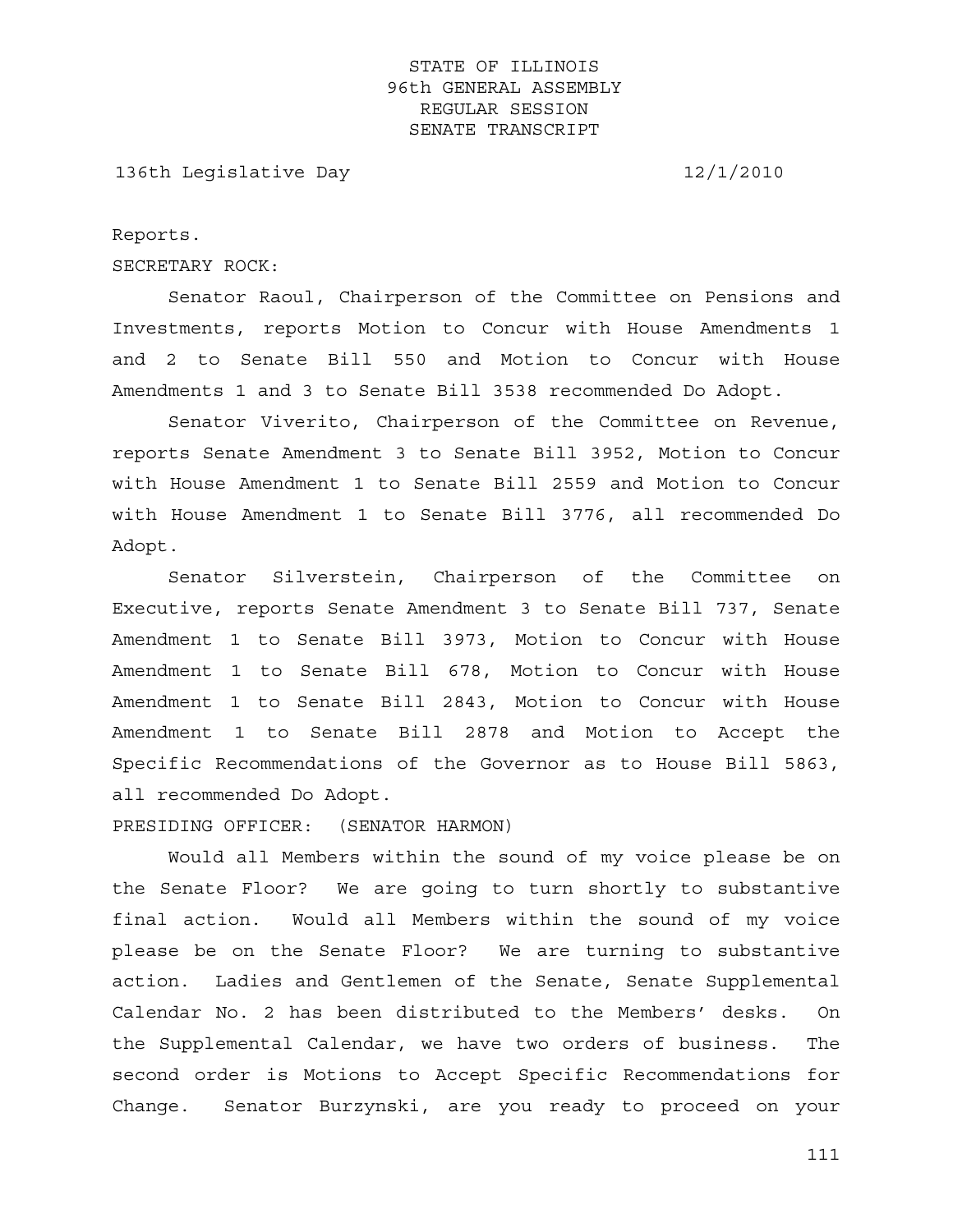Reports.

SECRETARY ROCK:

Senator Raoul, Chairperson of the Committee on Pensions and Investments, reports Motion to Concur with House Amendments 1 and 2 to Senate Bill 550 and Motion to Concur with House Amendments 1 and 3 to Senate Bill 3538 recommended Do Adopt.

Senator Viverito, Chairperson of the Committee on Revenue, reports Senate Amendment 3 to Senate Bill 3952, Motion to Concur with House Amendment 1 to Senate Bill 2559 and Motion to Concur with House Amendment 1 to Senate Bill 3776, all recommended Do Adopt.

Senator Silverstein, Chairperson of the Committee on Executive, reports Senate Amendment 3 to Senate Bill 737, Senate Amendment 1 to Senate Bill 3973, Motion to Concur with House Amendment 1 to Senate Bill 678, Motion to Concur with House Amendment 1 to Senate Bill 2843, Motion to Concur with House Amendment 1 to Senate Bill 2878 and Motion to Accept the Specific Recommendations of the Governor as to House Bill 5863, all recommended Do Adopt.

PRESIDING OFFICER: (SENATOR HARMON)

Would all Members within the sound of my voice please be on the Senate Floor? We are going to turn shortly to substantive final action. Would all Members within the sound of my voice please be on the Senate Floor? We are turning to substantive action. Ladies and Gentlemen of the Senate, Senate Supplemental Calendar No. 2 has been distributed to the Members' desks. On the Supplemental Calendar, we have two orders of business. The second order is Motions to Accept Specific Recommendations for Change. Senator Burzynski, are you ready to proceed on your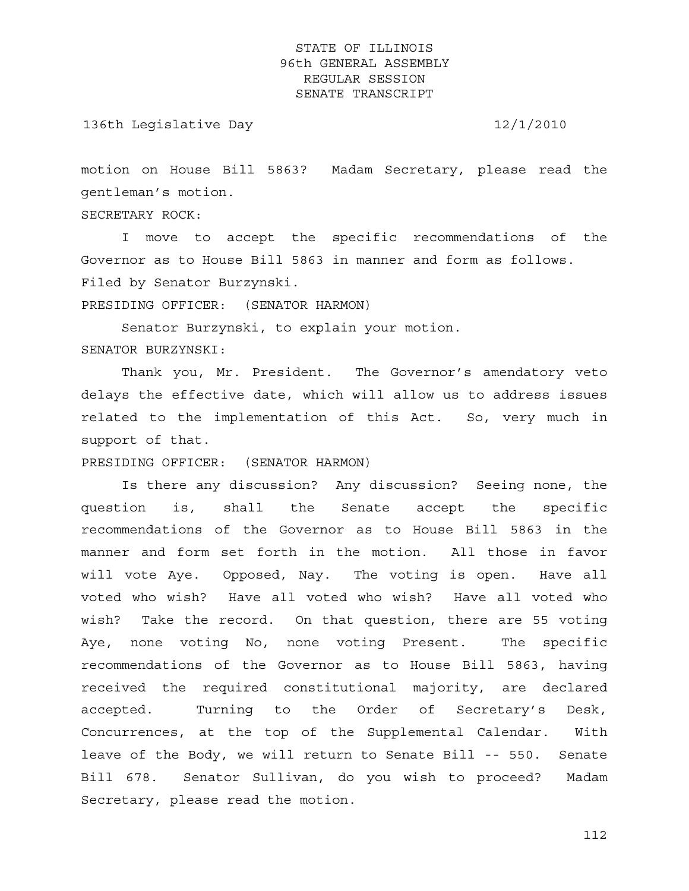motion on House Bill 5863? Madam Secretary, please read the gentleman's motion.

SECRETARY ROCK:

I move to accept the specific recommendations of the Governor as to House Bill 5863 in manner and form as follows. Filed by Senator Burzynski.

PRESIDING OFFICER: (SENATOR HARMON)

Senator Burzynski, to explain your motion.

SENATOR BURZYNSKI:

Thank you, Mr. President. The Governor's amendatory veto delays the effective date, which will allow us to address issues related to the implementation of this Act. So, very much in support of that.

PRESIDING OFFICER: (SENATOR HARMON)

Is there any discussion? Any discussion? Seeing none, the question is, shall the Senate accept the specific recommendations of the Governor as to House Bill 5863 in the manner and form set forth in the motion. All those in favor will vote Aye. Opposed, Nay. The voting is open. Have all voted who wish? Have all voted who wish? Have all voted who wish? Take the record. On that question, there are 55 voting Aye, none voting No, none voting Present. The specific recommendations of the Governor as to House Bill 5863, having received the required constitutional majority, are declared accepted. Turning to the Order of Secretary's Desk, Concurrences, at the top of the Supplemental Calendar. With leave of the Body, we will return to Senate Bill -- 550. Senate Bill 678. Senator Sullivan, do you wish to proceed? Madam Secretary, please read the motion.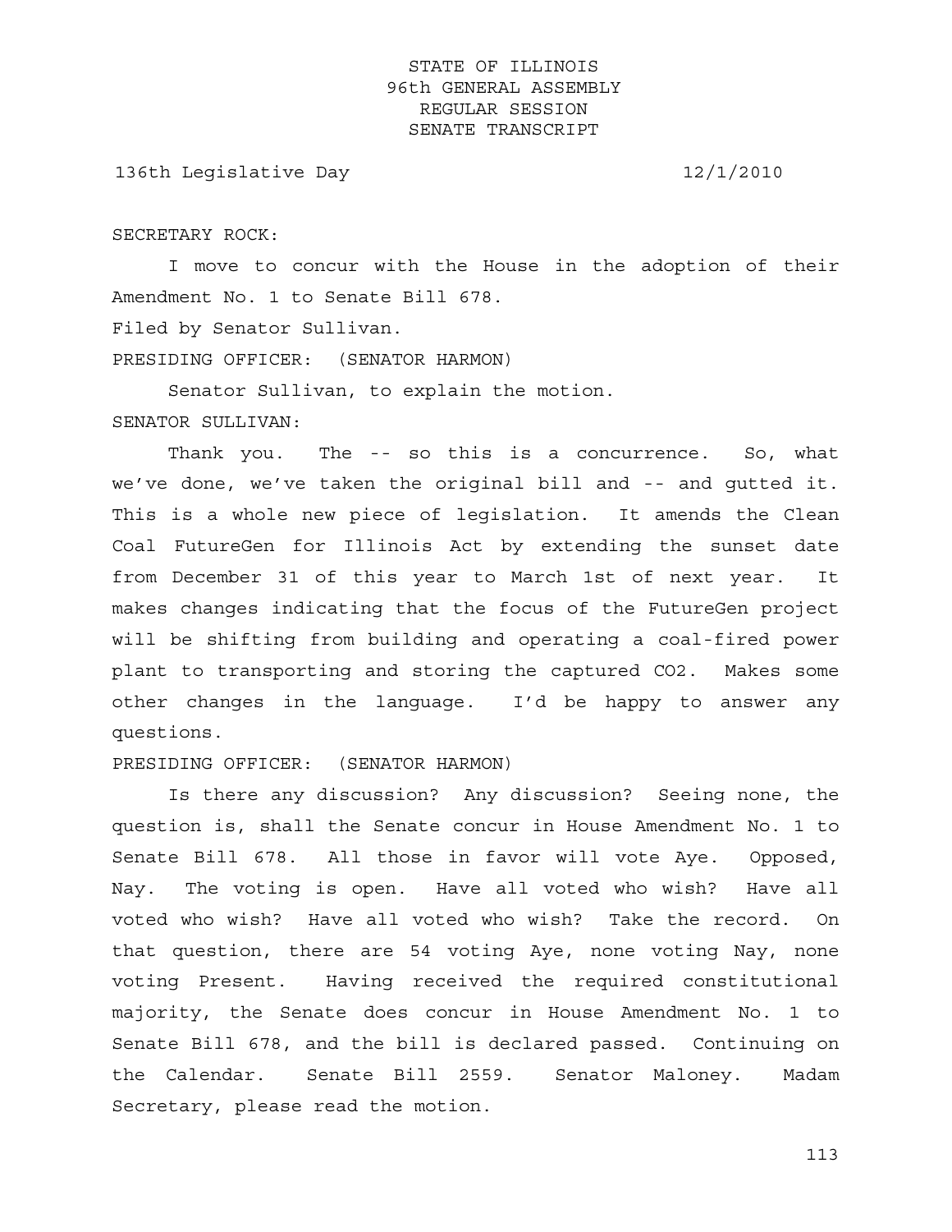SECRETARY ROCK:

I move to concur with the House in the adoption of their Amendment No. 1 to Senate Bill 678.

Filed by Senator Sullivan.

PRESIDING OFFICER: (SENATOR HARMON)

Senator Sullivan, to explain the motion.

SENATOR SULLIVAN:

Thank you. The -- so this is a concurrence. So, what we’ve done, we’ve taken the original bill and -- and gutted it. This is a whole new piece of legislation. It amends the Clean Coal FutureGen for Illinois Act by extending the sunset date from December 31 of this year to March 1st of next year. It makes changes indicating that the focus of the FutureGen project will be shifting from building and operating a coal-fired power plant to transporting and storing the captured $CO_2$. Makes some other changes in the language. I’d be happy to answer any questions.

PRESIDING OFFICER: (SENATOR HARMON)

Is there any discussion? Any discussion? Seeing none, the question is, shall the Senate concur in House Amendment No. 1 to Senate Bill 678. All those in favor will vote Aye. Opposed, Nay. The voting is open. Have all voted who wish? Have all voted who wish? Have all voted who wish? Take the record. On that question, there are 54 voting Aye, none voting Nay, none voting Present. Having received the required constitutional majority, the Senate does concur in House Amendment No. 1 to Senate Bill 678, and the bill is declared passed. Continuing on the Calendar. Senate Bill 2559. Senator Maloney. Madam Secretary, please read the motion.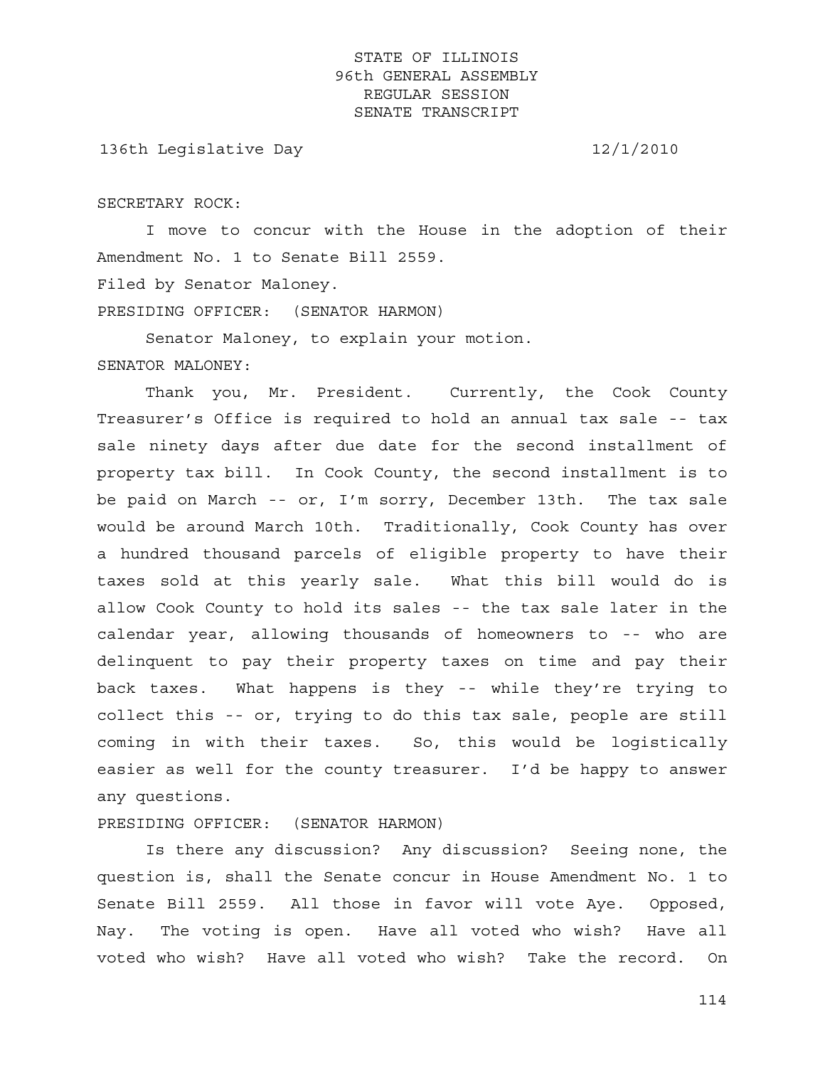SECRETARY ROCK:

I move to concur with the House in the adoption of their Amendment No. 1 to Senate Bill 2559.

Filed by Senator Maloney.

PRESIDING OFFICER: (SENATOR HARMON)

Senator Maloney, to explain your motion.

SENATOR MALONEY:

Thank you, Mr. President. Currently, the Cook County Treasurer's Office is required to hold an annual tax sale -- tax sale ninety days after due date for the second installment of property tax bill. In Cook County, the second installment is to be paid on March -- or, I'm sorry, December 13th. The tax sale would be around March 10th. Traditionally, Cook County has over a hundred thousand parcels of eligible property to have their taxes sold at this yearly sale. What this bill would do is allow Cook County to hold its sales -- the tax sale later in the calendar year, allowing thousands of homeowners to -- who are delinquent to pay their property taxes on time and pay their back taxes. What happens is they -- while they're trying to collect this -- or, trying to do this tax sale, people are still coming in with their taxes. So, this would be logistically easier as well for the county treasurer. I'd be happy to answer any questions.

PRESIDING OFFICER: (SENATOR HARMON)

Is there any discussion? Any discussion? Seeing none, the question is, shall the Senate concur in House Amendment No. 1 to Senate Bill 2559. All those in favor will vote Aye. Opposed, Nay. The voting is open. Have all voted who wish? Have all voted who wish? Have all voted who wish? Take the record. On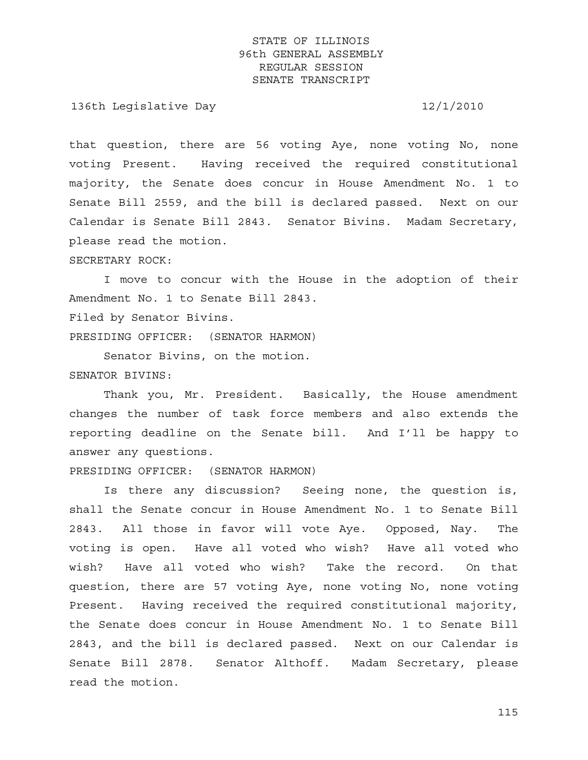that question, there are 56 voting Aye, none voting No, none voting Present. Having received the required constitutional majority, the Senate does concur in House Amendment No. 1 to Senate Bill 2559, and the bill is declared passed. Next on our Calendar is Senate Bill 2843. Senator Bivins. Madam Secretary, please read the motion.

SECRETARY ROCK:

I move to concur with the House in the adoption of their Amendment No. 1 to Senate Bill 2843.

Filed by Senator Bivins.

PRESIDING OFFICER: (SENATOR HARMON)

Senator Bivins, on the motion.

SENATOR BIVINS:

Thank you, Mr. President. Basically, the House amendment changes the number of task force members and also extends the reporting deadline on the Senate bill. And I'll be happy to answer any questions.

PRESIDING OFFICER: (SENATOR HARMON)

Is there any discussion? Seeing none, the question is, shall the Senate concur in House Amendment No. 1 to Senate Bill 2843. All those in favor will vote Aye. Opposed, Nay. The voting is open. Have all voted who wish? Have all voted who wish? Have all voted who wish? Take the record. On that question, there are 57 voting Aye, none voting No, none voting Present. Having received the required constitutional majority, the Senate does concur in House Amendment No. 1 to Senate Bill 2843, and the bill is declared passed. Next on our Calendar is Senate Bill 2878. Senator Althoff. Madam Secretary, please read the motion.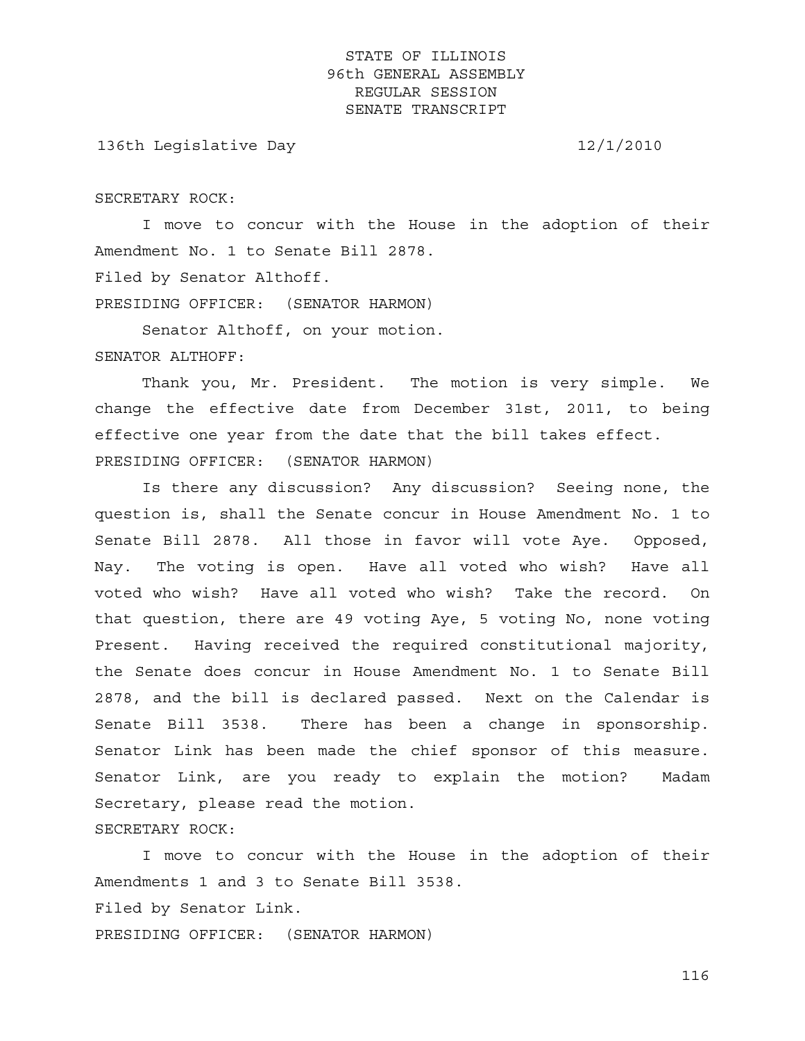SECRETARY ROCK:

I move to concur with the House in the adoption of their Amendment No. 1 to Senate Bill 2878.

Filed by Senator Althoff.

PRESIDING OFFICER: (SENATOR HARMON)

Senator Althoff, on your motion.

SENATOR ALTHOFF:

Thank you, Mr. President. The motion is very simple. We change the effective date from December 31st, 2011, to being effective one year from the date that the bill takes effect.

PRESIDING OFFICER: (SENATOR HARMON)

Is there any discussion? Any discussion? Seeing none, the question is, shall the Senate concur in House Amendment No. 1 to Senate Bill 2878. All those in favor will vote Aye. Opposed, Nay. The voting is open. Have all voted who wish? Have all voted who wish? Have all voted who wish? Take the record. On that question, there are 49 voting Aye, 5 voting No, none voting Present. Having received the required constitutional majority, the Senate does concur in House Amendment No. 1 to Senate Bill 2878, and the bill is declared passed. Next on the Calendar is Senate Bill 3538. There has been a change in sponsorship. Senator Link has been made the chief sponsor of this measure. Senator Link, are you ready to explain the motion? Madam Secretary, please read the motion.

SECRETARY ROCK:

I move to concur with the House in the adoption of their Amendments 1 and 3 to Senate Bill 3538.

Filed by Senator Link.

PRESIDING OFFICER: (SENATOR HARMON)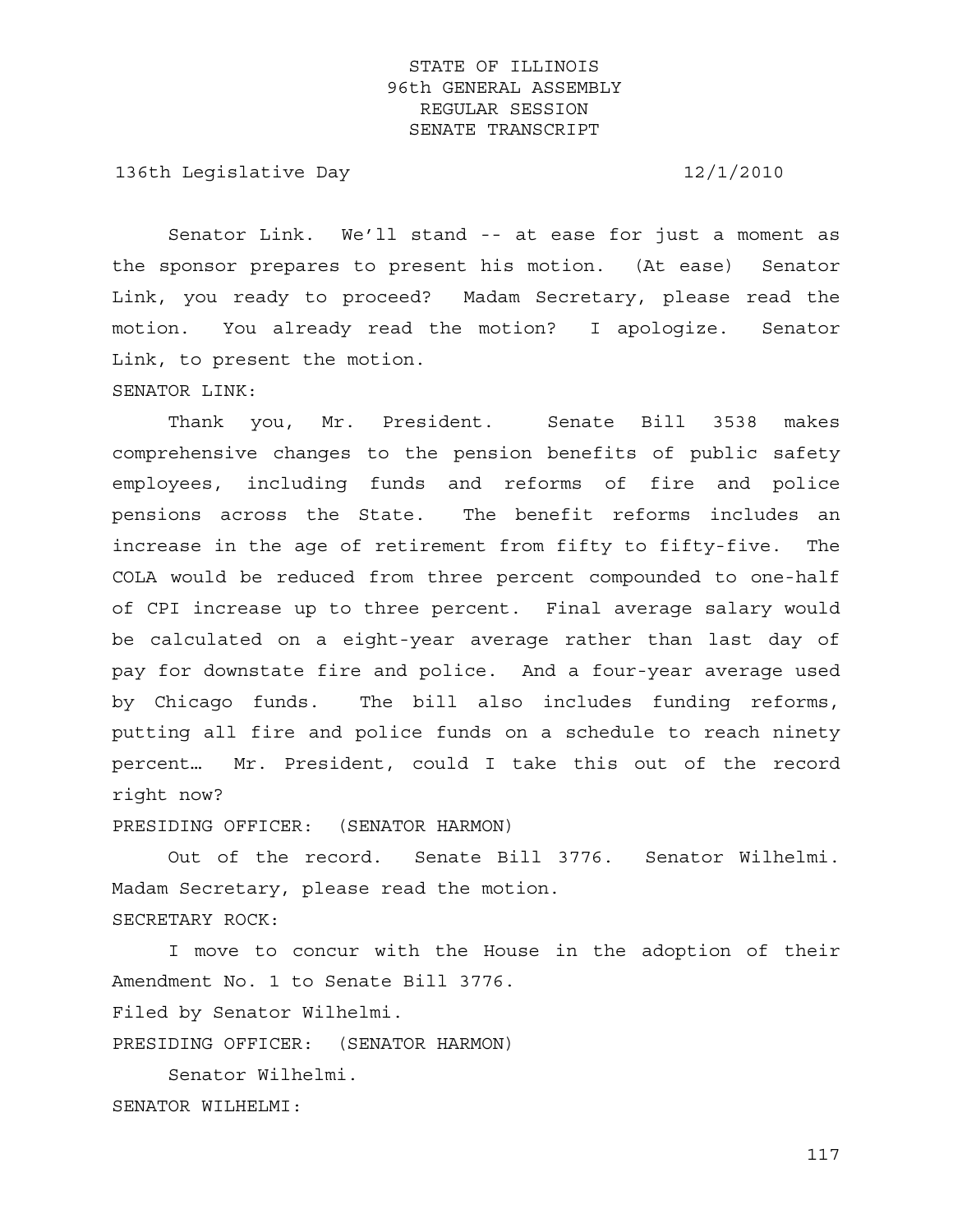Senator Link. We'll stand -- at ease for just a moment as the sponsor prepares to present his motion. (At ease) Senator Link, you ready to proceed? Madam Secretary, please read the motion. You already read the motion? I apologize. Senator Link, to present the motion.

SENATOR LINK:

Thank you, Mr. President. Senate Bill 3538 makes comprehensive changes to the pension benefits of public safety employees, including funds and reforms of fire and police pensions across the State. The benefit reforms includes an increase in the age of retirement from fifty to fifty-five. The COLA would be reduced from three percent compounded to one-half of CPI increase up to three percent. Final average salary would be calculated on a eight-year average rather than last day of pay for downstate fire and police. And a four-year average used by Chicago funds. The bill also includes funding reforms, putting all fire and police funds on a schedule to reach ninety percent… Mr. President, could I take this out of the record right now?

PRESIDING OFFICER: (SENATOR HARMON)

Out of the record. Senate Bill 3776. Senator Wilhelmi. Madam Secretary, please read the motion.

SECRETARY ROCK:

I move to concur with the House in the adoption of their Amendment No. 1 to Senate Bill 3776.

Filed by Senator Wilhelmi.

PRESIDING OFFICER: (SENATOR HARMON)

Senator Wilhelmi.

SENATOR WILHELMI: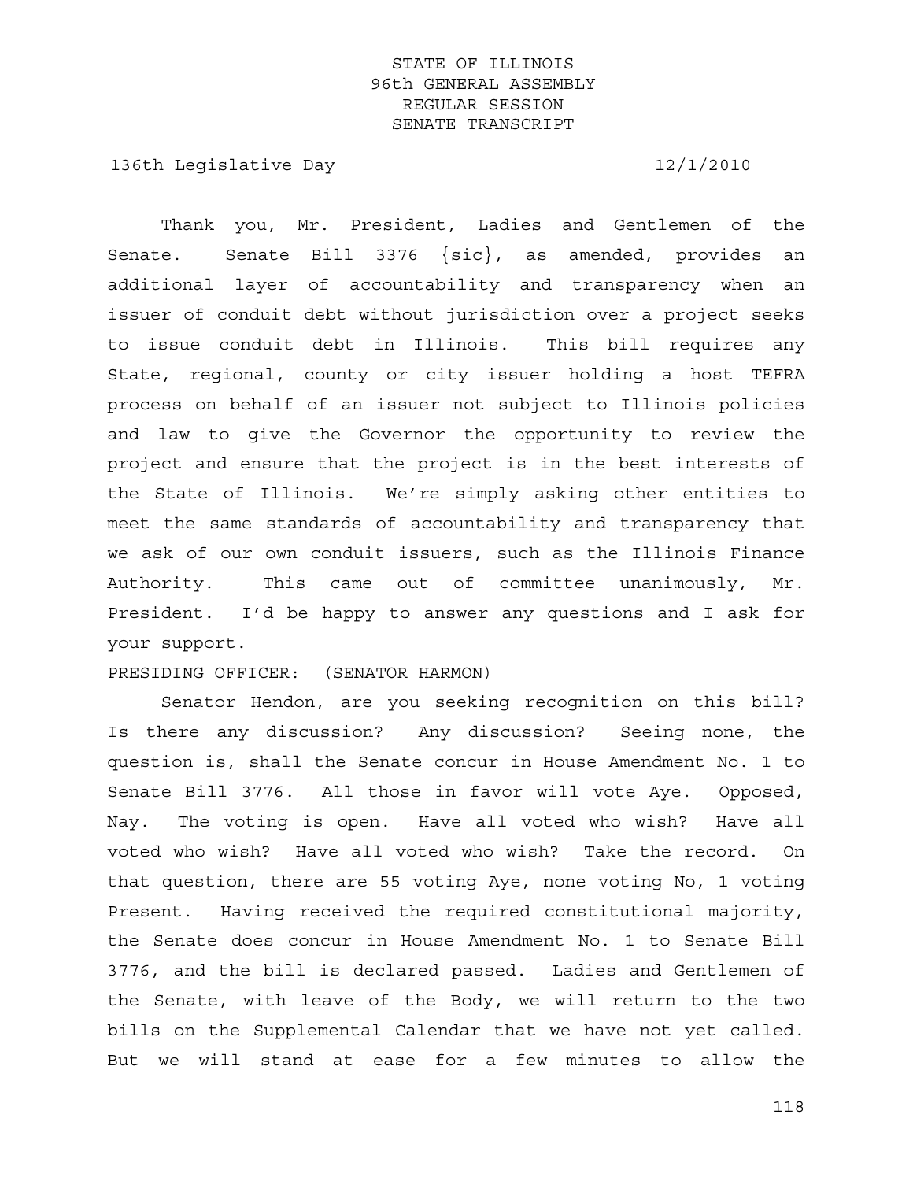Thank you, Mr. President, Ladies and Gentlemen of the Senate. Senate Bill 3376 {sic}, as amended, provides an additional layer of accountability and transparency when an issuer of conduit debt without jurisdiction over a project seeks to issue conduit debt in Illinois. This bill requires any State, regional, county or city issuer holding a host TEFRA process on behalf of an issuer not subject to Illinois policies and law to give the Governor the opportunity to review the project and ensure that the project is in the best interests of the State of Illinois. We're simply asking other entities to meet the same standards of accountability and transparency that we ask of our own conduit issuers, such as the Illinois Finance Authority. This came out of committee unanimously, Mr. President. I'd be happy to answer any questions and I ask for your support.

PRESIDING OFFICER: (SENATOR HARMON)

Senator Hendon, are you seeking recognition on this bill? Is there any discussion? Any discussion? Seeing none, the question is, shall the Senate concur in House Amendment No. 1 to Senate Bill 3776. All those in favor will vote Aye. Opposed, Nay. The voting is open. Have all voted who wish? Have all voted who wish? Have all voted who wish? Take the record. On that question, there are 55 voting Aye, none voting No, 1 voting Present. Having received the required constitutional majority, the Senate does concur in House Amendment No. 1 to Senate Bill 3776, and the bill is declared passed. Ladies and Gentlemen of the Senate, with leave of the Body, we will return to the two bills on the Supplemental Calendar that we have not yet called. But we will stand at ease for a few minutes to allow the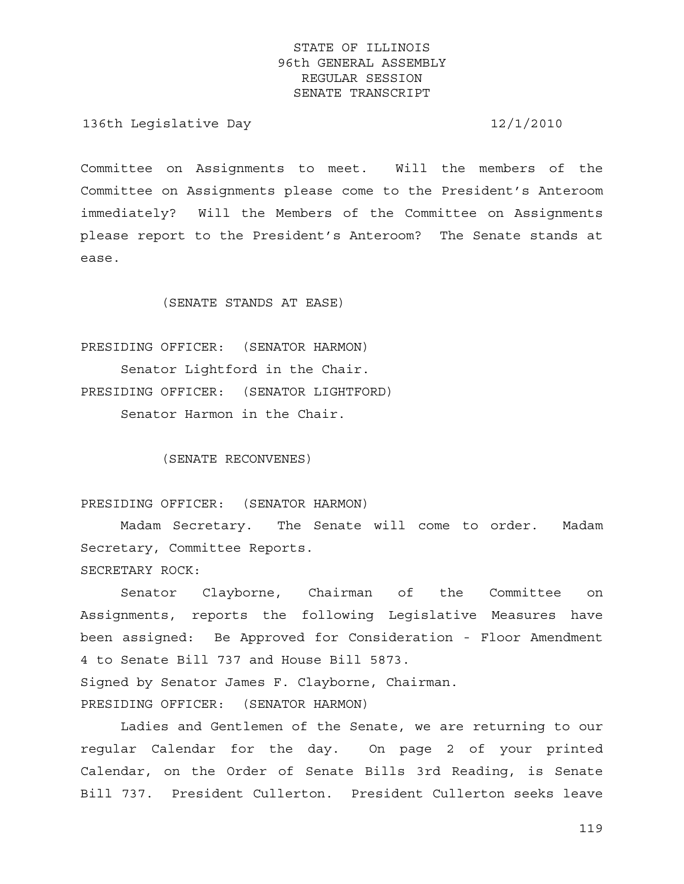Committee on Assignments to meet. Will the members of the Committee on Assignments please come to the President's Anteroom immediately? Will the Members of the Committee on Assignments please report to the President's Anteroom? The Senate stands at ease.

(SENATE STANDS AT EASE)

PRESIDING OFFICER: (SENATOR HARMON)

Senator Lightford in the Chair.

PRESIDING OFFICER: (SENATOR LIGHTFORD)

Senator Harmon in the Chair.

(SENATE RECONVENES)

PRESIDING OFFICER: (SENATOR HARMON)

Madam Secretary. The Senate will come to order. Madam Secretary, Committee Reports.

SECRETARY ROCK:

Senator Clayborne, Chairman of the Committee on Assignments, reports the following Legislative Measures have been assigned: Be Approved for Consideration - Floor Amendment 4 to Senate Bill 737 and House Bill 5873.

Signed by Senator James F. Clayborne, Chairman.

PRESIDING OFFICER: (SENATOR HARMON)

Ladies and Gentlemen of the Senate, we are returning to our regular Calendar for the day. On page 2 of your printed Calendar, on the Order of Senate Bills 3rd Reading, is Senate Bill 737. President Cullerton. President Cullerton seeks leave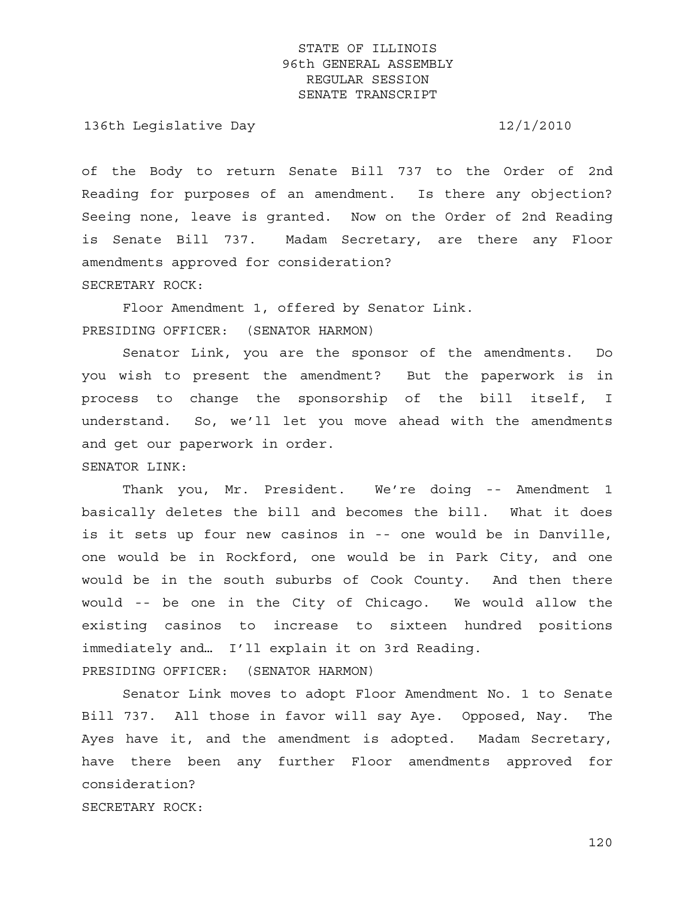of the Body to return Senate Bill 737 to the Order of 2nd Reading for purposes of an amendment. Is there any objection? Seeing none, leave is granted. Now on the Order of 2nd Reading is Senate Bill 737. Madam Secretary, are there any Floor amendments approved for consideration?

SECRETARY ROCK:

Floor Amendment 1, offered by Senator Link.

PRESIDING OFFICER: (SENATOR HARMON)

Senator Link, you are the sponsor of the amendments. Do you wish to present the amendment? But the paperwork is in process to change the sponsorship of the bill itself, I understand. So, we'll let you move ahead with the amendments and get our paperwork in order.

SENATOR LINK:

Thank you, Mr. President. We're doing -- Amendment 1 basically deletes the bill and becomes the bill. What it does is it sets up four new casinos in -- one would be in Danville, one would be in Rockford, one would be in Park City, and one would be in the south suburbs of Cook County. And then there would -- be one in the City of Chicago. We would allow the existing casinos to increase to sixteen hundred positions immediately and… I'll explain it on 3rd Reading.

PRESIDING OFFICER: (SENATOR HARMON)

Senator Link moves to adopt Floor Amendment No. 1 to Senate Bill 737. All those in favor will say Aye. Opposed, Nay. The Ayes have it, and the amendment is adopted. Madam Secretary, have there been any further Floor amendments approved for consideration?

SECRETARY ROCK: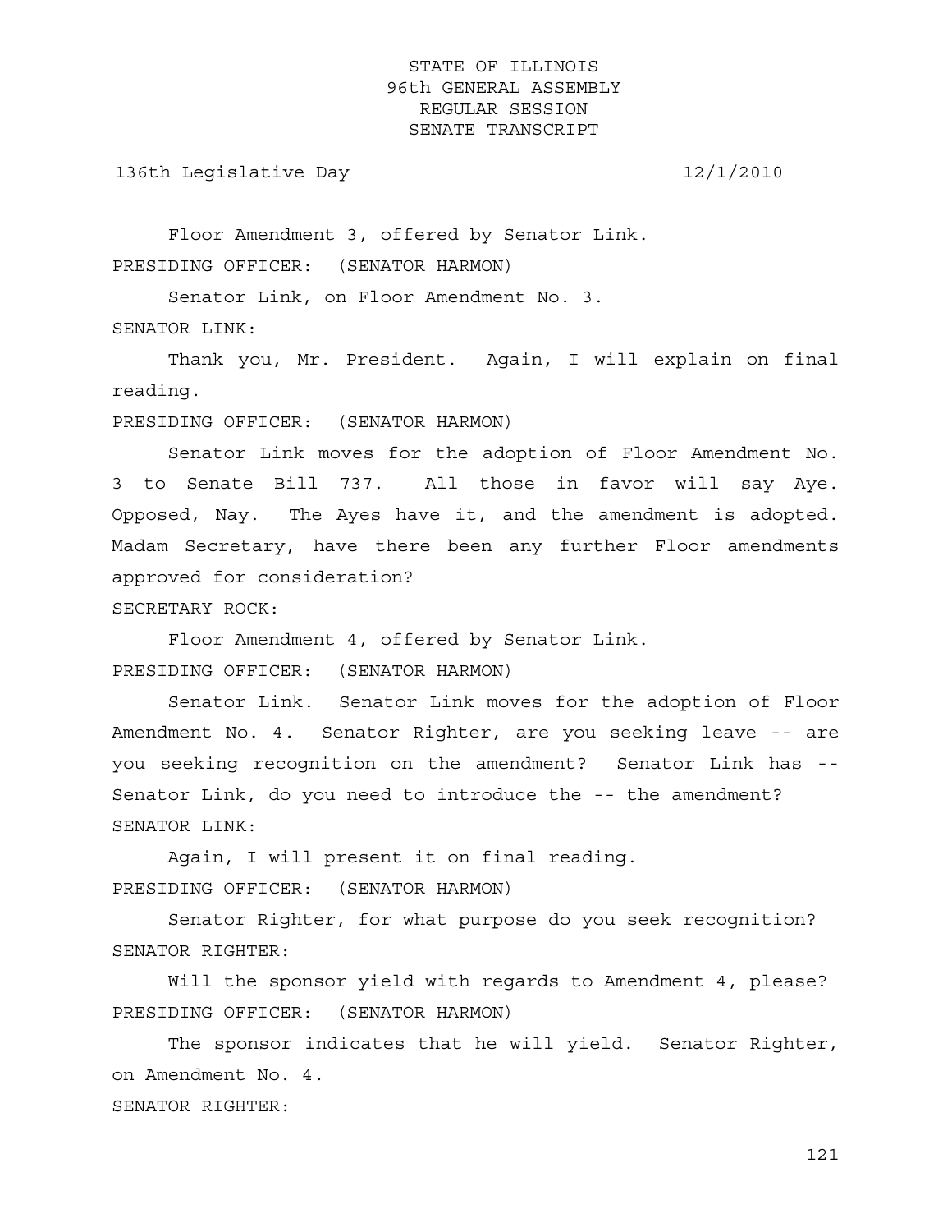Floor Amendment 3, offered by Senator Link.

PRESIDING OFFICER: (SENATOR HARMON)

Senator Link, on Floor Amendment No. 3.

SENATOR LINK:

Thank you, Mr. President. Again, I will explain on final reading.

PRESIDING OFFICER: (SENATOR HARMON)

Senator Link moves for the adoption of Floor Amendment No. 3 to Senate Bill 737. All those in favor will say Aye. Opposed, Nay. The Ayes have it, and the amendment is adopted. Madam Secretary, have there been any further Floor amendments approved for consideration?

SECRETARY ROCK:

Floor Amendment 4, offered by Senator Link.

PRESIDING OFFICER: (SENATOR HARMON)

Senator Link. Senator Link moves for the adoption of Floor Amendment No. 4. Senator Righter, are you seeking leave -- are you seeking recognition on the amendment? Senator Link has -- Senator Link, do you need to introduce the -- the amendment?

SENATOR LINK:

Again, I will present it on final reading.

PRESIDING OFFICER: (SENATOR HARMON)

Senator Righter, for what purpose do you seek recognition?

SENATOR RIGHTER:

Will the sponsor yield with regards to Amendment 4, please?

PRESIDING OFFICER: (SENATOR HARMON)

The sponsor indicates that he will yield. Senator Righter, on Amendment No. 4.

SENATOR RIGHTER: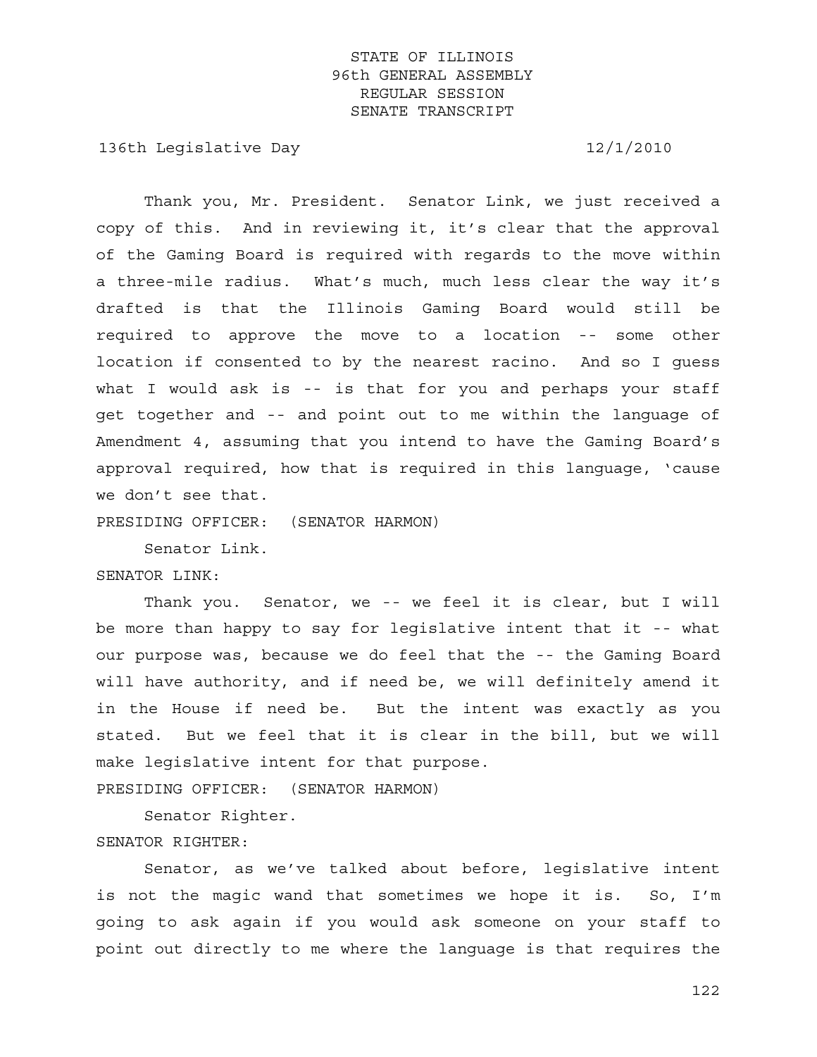Thank you, Mr. President. Senator Link, we just received a copy of this. And in reviewing it, it's clear that the approval of the Gaming Board is required with regards to the move within a three-mile radius. What's much, much less clear the way it's drafted is that the Illinois Gaming Board would still be required to approve the move to a location -- some other location if consented to by the nearest racino. And so I guess what I would ask is -- is that for you and perhaps your staff get together and -- and point out to me within the language of Amendment 4, assuming that you intend to have the Gaming Board's approval required, how that is required in this language, 'cause we don't see that.

PRESIDING OFFICER: (SENATOR HARMON)

Senator Link.

SENATOR LINK:

Thank you. Senator, we -- we feel it is clear, but I will be more than happy to say for legislative intent that it -- what our purpose was, because we do feel that the -- the Gaming Board will have authority, and if need be, we will definitely amend it in the House if need be. But the intent was exactly as you stated. But we feel that it is clear in the bill, but we will make legislative intent for that purpose.

PRESIDING OFFICER: (SENATOR HARMON)

Senator Righter.

SENATOR RIGHTER:

Senator, as we've talked about before, legislative intent is not the magic wand that sometimes we hope it is. So, I'm going to ask again if you would ask someone on your staff to point out directly to me where the language is that requires the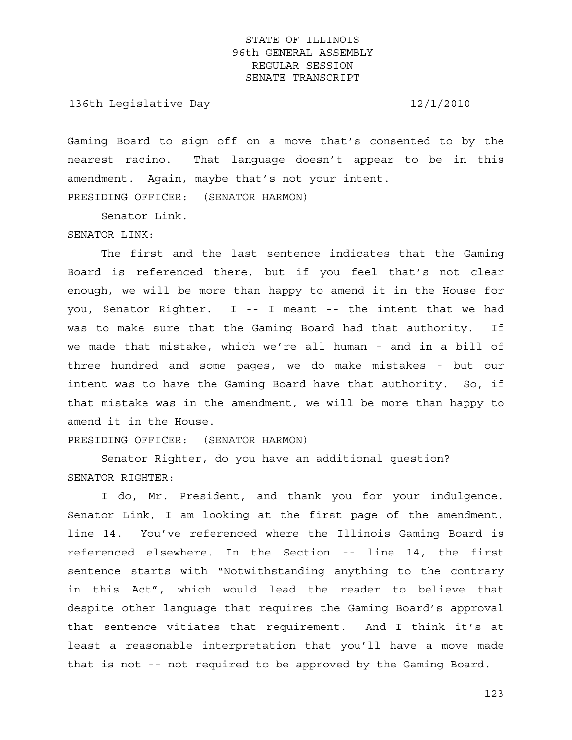Gaming Board to sign off on a move that's consented to by the nearest racino. That language doesn't appear to be in this amendment. Again, maybe that's not your intent.

PRESIDING OFFICER: (SENATOR HARMON)

Senator Link.

SENATOR LINK:

The first and the last sentence indicates that the Gaming Board is referenced there, but if you feel that's not clear enough, we will be more than happy to amend it in the House for you, Senator Righter. I -- I meant -- the intent that we had was to make sure that the Gaming Board had that authority. If we made that mistake, which we're all human - and in a bill of three hundred and some pages, we do make mistakes - but our intent was to have the Gaming Board have that authority. So, if that mistake was in the amendment, we will be more than happy to amend it in the House.

PRESIDING OFFICER: (SENATOR HARMON)

Senator Righter, do you have an additional question?

SENATOR RIGHTER:

I do, Mr. President, and thank you for your indulgence. Senator Link, I am looking at the first page of the amendment, line 14. You've referenced where the Illinois Gaming Board is referenced elsewhere. In the Section -- line 14, the first sentence starts with "Notwithstanding anything to the contrary in this Act", which would lead the reader to believe that despite other language that requires the Gaming Board's approval that sentence vitiates that requirement. And I think it's at least a reasonable interpretation that you'll have a move made that is not -- not required to be approved by the Gaming Board.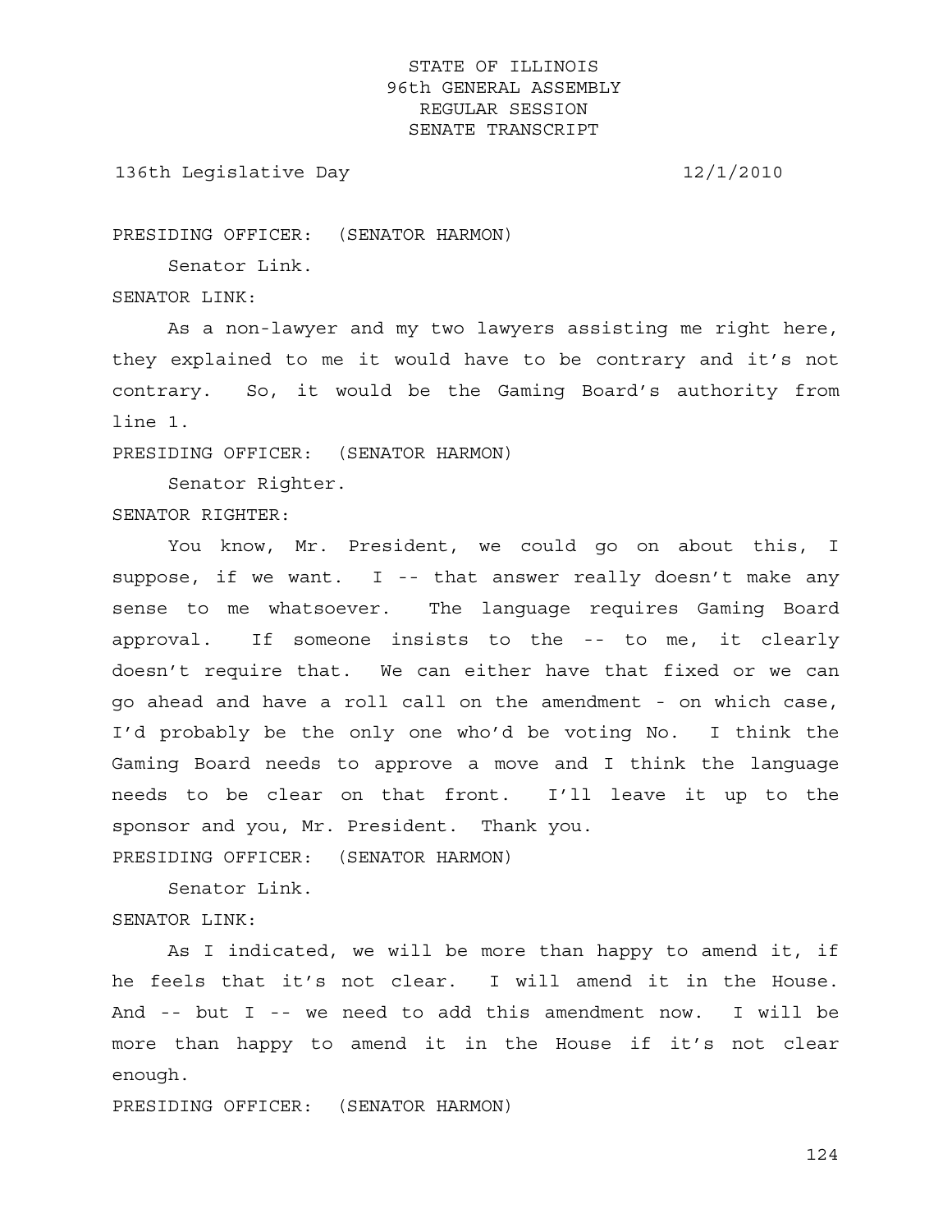PRESIDING OFFICER: (SENATOR HARMON)

Senator Link.

SENATOR LINK:

As a non-lawyer and my two lawyers assisting me right here, they explained to me it would have to be contrary and it's not contrary. So, it would be the Gaming Board's authority from line 1.

PRESIDING OFFICER: (SENATOR HARMON)

Senator Righter.

SENATOR RIGHTER:

You know, Mr. President, we could go on about this, I suppose, if we want. I -- that answer really doesn't make any sense to me whatsoever. The language requires Gaming Board approval. If someone insists to the -- to me, it clearly doesn't require that. We can either have that fixed or we can go ahead and have a roll call on the amendment - on which case, I'd probably be the only one who'd be voting No. I think the Gaming Board needs to approve a move and I think the language needs to be clear on that front. I'll leave it up to the sponsor and you, Mr. President. Thank you.

PRESIDING OFFICER: (SENATOR HARMON)

Senator Link.

SENATOR LINK:

As I indicated, we will be more than happy to amend it, if he feels that it's not clear. I will amend it in the House. And -- but I -- we need to add this amendment now. I will be more than happy to amend it in the House if it's not clear enough.

PRESIDING OFFICER: (SENATOR HARMON)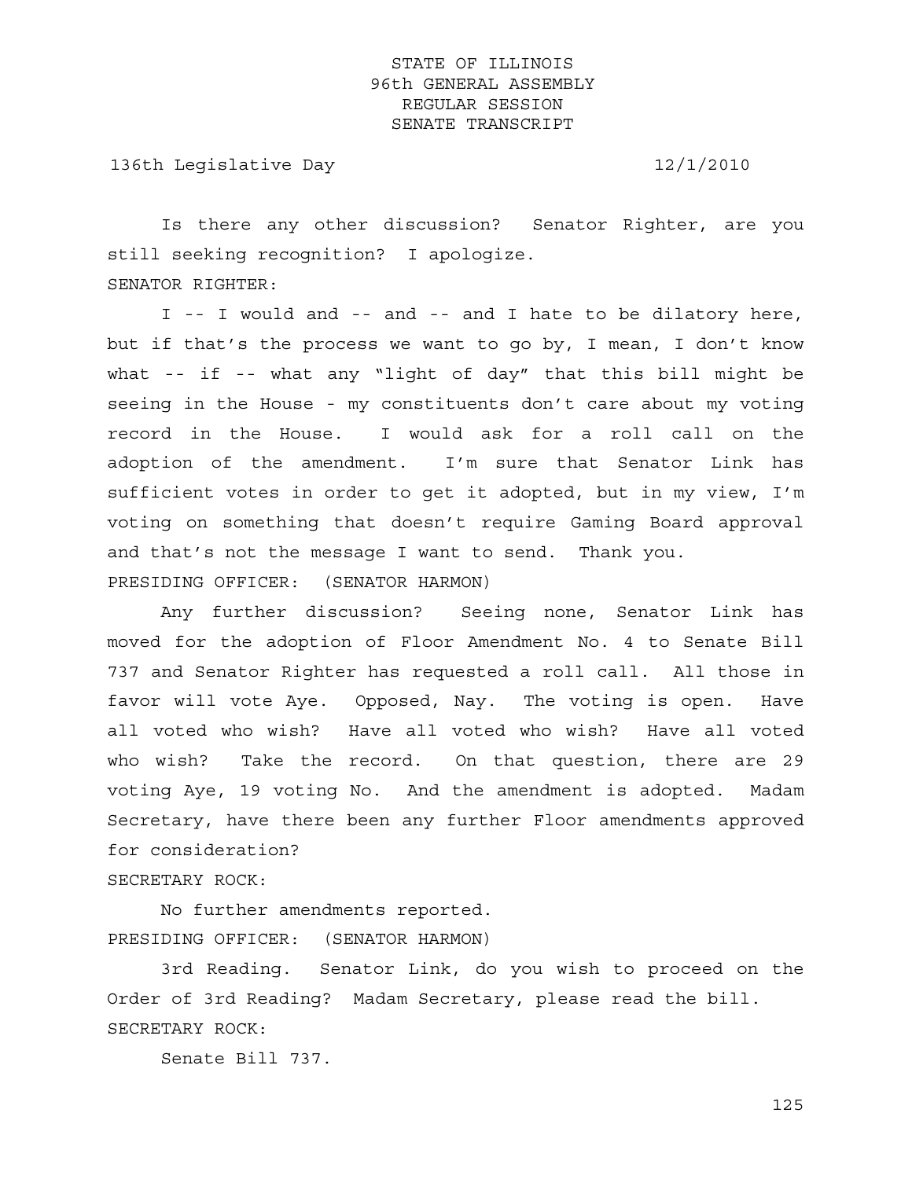Is there any other discussion? Senator Righter, are you still seeking recognition? I apologize.

SENATOR RIGHTER:

I -- I would and -- and -- and I hate to be dilatory here, but if that's the process we want to go by, I mean, I don't know what -- if -- what any "light of day" that this bill might be seeing in the House - my constituents don't care about my voting record in the House. I would ask for a roll call on the adoption of the amendment. I'm sure that Senator Link has sufficient votes in order to get it adopted, but in my view, I'm voting on something that doesn't require Gaming Board approval and that's not the message I want to send. Thank you.

PRESIDING OFFICER: (SENATOR HARMON)

Any further discussion? Seeing none, Senator Link has moved for the adoption of Floor Amendment No. 4 to Senate Bill 737 and Senator Righter has requested a roll call. All those in favor will vote Aye. Opposed, Nay. The voting is open. Have all voted who wish? Have all voted who wish? Have all voted who wish? Take the record. On that question, there are 29 voting Aye, 19 voting No. And the amendment is adopted. Madam Secretary, have there been any further Floor amendments approved for consideration?

SECRETARY ROCK:

No further amendments reported.

PRESIDING OFFICER: (SENATOR HARMON)

3rd Reading. Senator Link, do you wish to proceed on the Order of 3rd Reading? Madam Secretary, please read the bill.

SECRETARY ROCK:

Senate Bill 737.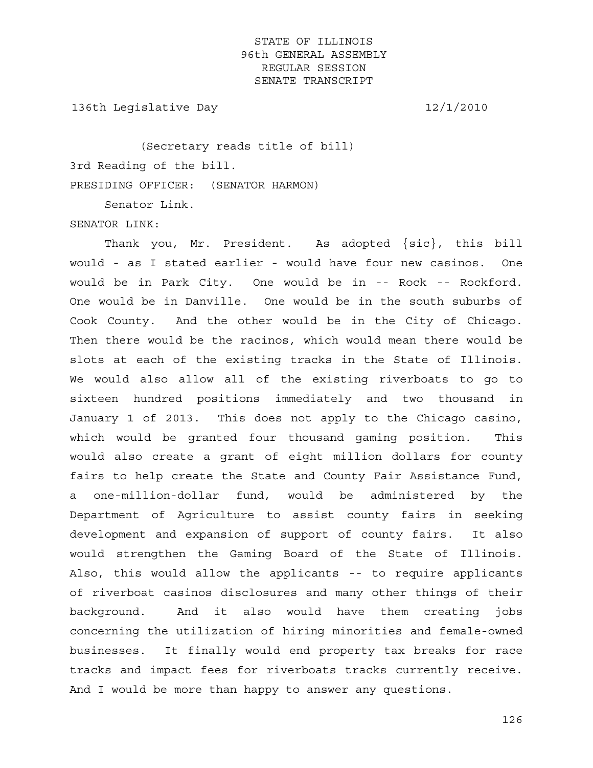(Secretary reads title of bill)

3rd Reading of the bill.

PRESIDING OFFICER: (SENATOR HARMON)

Senator Link.

SENATOR LINK:

Thank you, Mr. President. As adopted {sic}, this bill would - as I stated earlier - would have four new casinos. One would be in Park City. One would be in -- Rock -- Rockford. One would be in Danville. One would be in the south suburbs of Cook County. And the other would be in the City of Chicago. Then there would be the racinos, which would mean there would be slots at each of the existing tracks in the State of Illinois. We would also allow all of the existing riverboats to go to sixteen hundred positions immediately and two thousand in January 1 of 2013. This does not apply to the Chicago casino, which would be granted four thousand gaming position. This would also create a grant of eight million dollars for county fairs to help create the State and County Fair Assistance Fund, a one-million-dollar fund, would be administered by the Department of Agriculture to assist county fairs in seeking development and expansion of support of county fairs. It also would strengthen the Gaming Board of the State of Illinois. Also, this would allow the applicants -- to require applicants of riverboat casinos disclosures and many other things of their background. And it also would have them creating jobs concerning the utilization of hiring minorities and female-owned businesses. It finally would end property tax breaks for race tracks and impact fees for riverboats tracks currently receive. And I would be more than happy to answer any questions.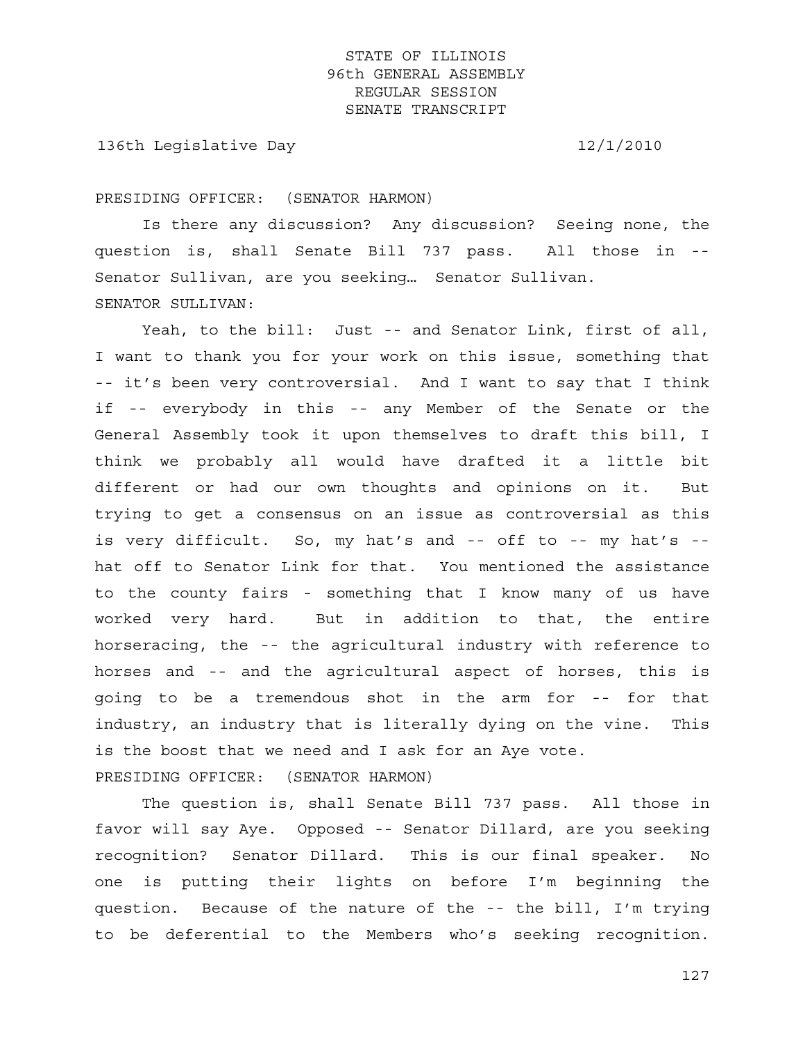PRESIDING OFFICER: (SENATOR HARMON)

Is there any discussion? Any discussion? Seeing none, the question is, shall Senate Bill 737 pass. All those in -- Senator Sullivan, are you seeking… Senator Sullivan.

SENATOR SULLIVAN:

Yeah, to the bill: Just -- and Senator Link, first of all, I want to thank you for your work on this issue, something that -- it's been very controversial. And I want to say that I think if -- everybody in this -- any Member of the Senate or the General Assembly took it upon themselves to draft this bill, I think we probably all would have drafted it a little bit different or had our own thoughts and opinions on it. But trying to get a consensus on an issue as controversial as this is very difficult. So, my hat's and -- off to -- my hat's -- hat off to Senator Link for that. You mentioned the assistance to the county fairs - something that I know many of us have worked very hard. But in addition to that, the entire horseracing, the -- the agricultural industry with reference to horses and -- and the agricultural aspect of horses, this is going to be a tremendous shot in the arm for -- for that industry, an industry that is literally dying on the vine. This is the boost that we need and I ask for an Aye vote.

PRESIDING OFFICER: (SENATOR HARMON)

The question is, shall Senate Bill 737 pass. All those in favor will say Aye. Opposed -- Senator Dillard, are you seeking recognition? Senator Dillard. This is our final speaker. No one is putting their lights on before I'm beginning the question. Because of the nature of the -- the bill, I'm trying to be deferential to the Members who's seeking recognition.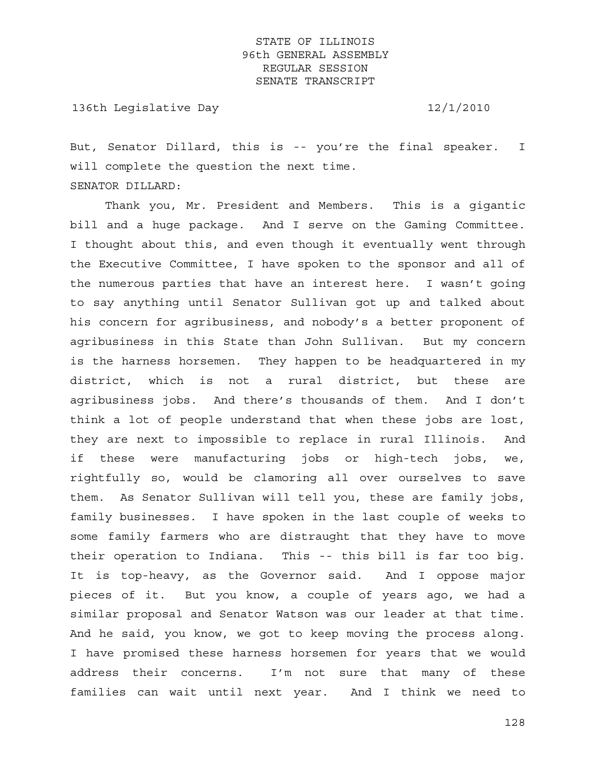But, Senator Dillard, this is -- you're the final speaker. I will complete the question the next time.

SENATOR DILLARD:

Thank you, Mr. President and Members. This is a gigantic bill and a huge package. And I serve on the Gaming Committee. I thought about this, and even though it eventually went through the Executive Committee, I have spoken to the sponsor and all of the numerous parties that have an interest here. I wasn't going to say anything until Senator Sullivan got up and talked about his concern for agribusiness, and nobody's a better proponent of agribusiness in this State than John Sullivan. But my concern is the harness horsemen. They happen to be headquartered in my district, which is not a rural district, but these are agribusiness jobs. And there's thousands of them. And I don't think a lot of people understand that when these jobs are lost, they are next to impossible to replace in rural Illinois. And if these were manufacturing jobs or high-tech jobs, we, rightfully so, would be clamoring all over ourselves to save them. As Senator Sullivan will tell you, these are family jobs, family businesses. I have spoken in the last couple of weeks to some family farmers who are distraught that they have to move their operation to Indiana. This -- this bill is far too big. It is top-heavy, as the Governor said. And I oppose major pieces of it. But you know, a couple of years ago, we had a similar proposal and Senator Watson was our leader at that time. And he said, you know, we got to keep moving the process along. I have promised these harness horsemen for years that we would address their concerns. I'm not sure that many of these families can wait until next year. And I think we need to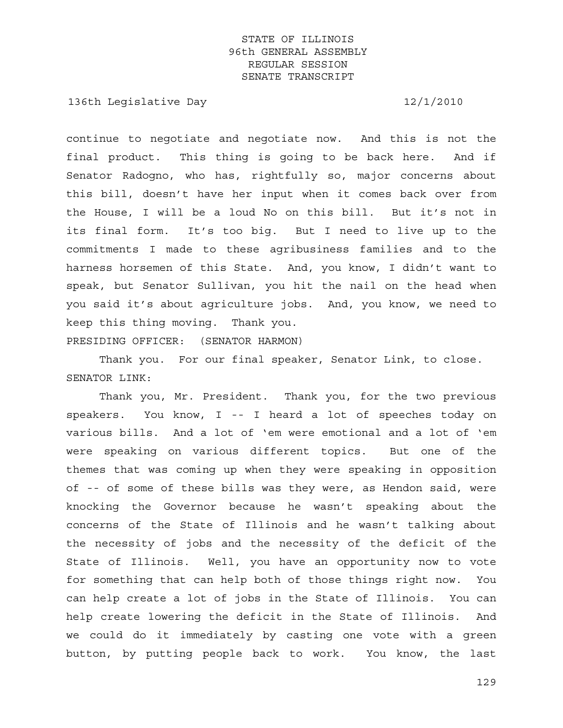continue to negotiate and negotiate now. And this is not the final product. This thing is going to be back here. And if Senator Radogno, who has, rightfully so, major concerns about this bill, doesn't have her input when it comes back over from the House, I will be a loud No on this bill. But it's not in its final form. It's too big. But I need to live up to the commitments I made to these agribusiness families and to the harness horsemen of this State. And, you know, I didn't want to speak, but Senator Sullivan, you hit the nail on the head when you said it's about agriculture jobs. And, you know, we need to keep this thing moving. Thank you.

PRESIDING OFFICER: (SENATOR HARMON)

Thank you. For our final speaker, Senator Link, to close.

SENATOR LINK:

Thank you, Mr. President. Thank you, for the two previous speakers. You know, I -- I heard a lot of speeches today on various bills. And a lot of 'em were emotional and a lot of 'em were speaking on various different topics. But one of the themes that was coming up when they were speaking in opposition of -- of some of these bills was they were, as Hendon said, were knocking the Governor because he wasn't speaking about the concerns of the State of Illinois and he wasn't talking about the necessity of jobs and the necessity of the deficit of the State of Illinois. Well, you have an opportunity now to vote for something that can help both of those things right now. You can help create a lot of jobs in the State of Illinois. You can help create lowering the deficit in the State of Illinois. And we could do it immediately by casting one vote with a green button, by putting people back to work. You know, the last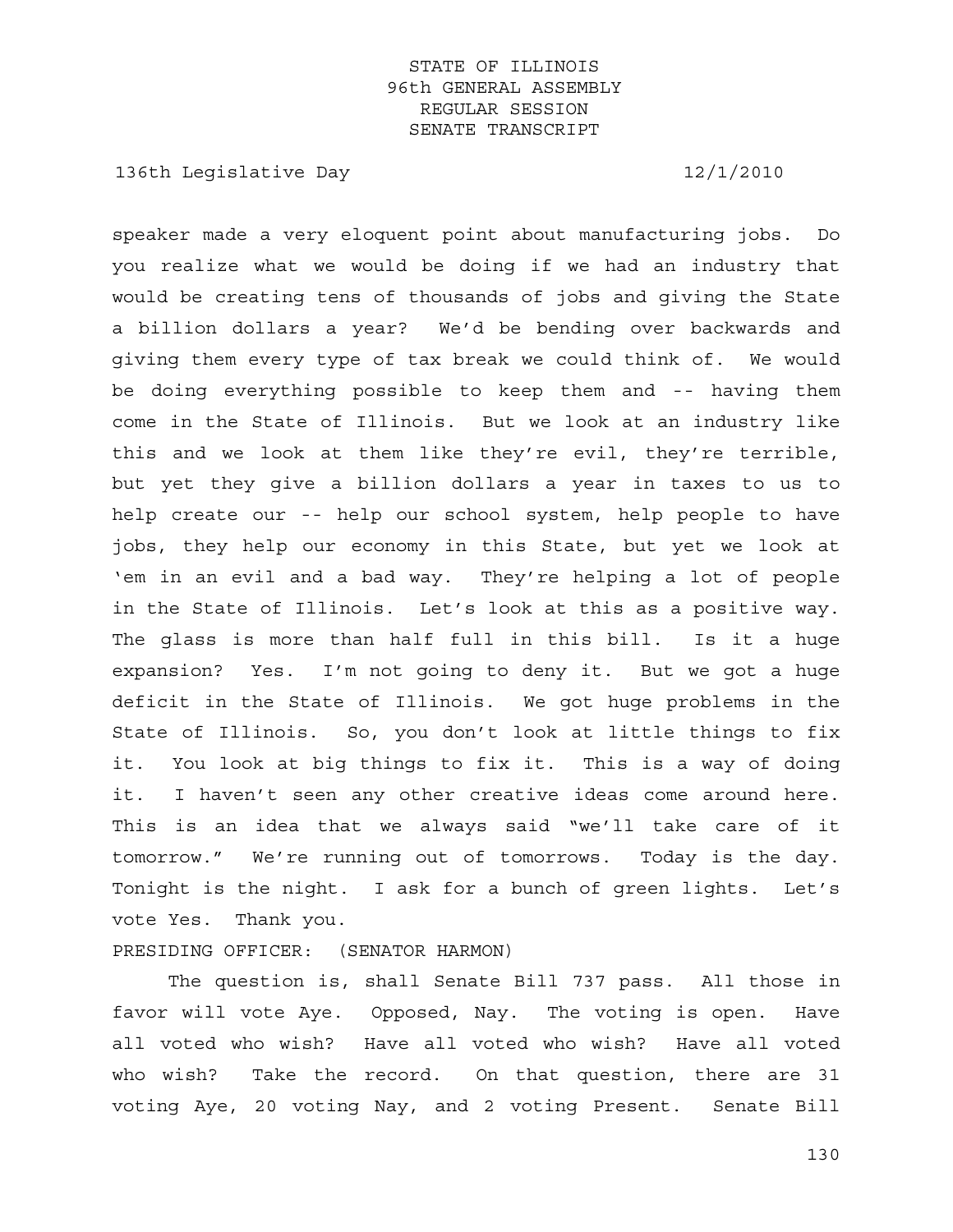speaker made a very eloquent point about manufacturing jobs. Do you realize what we would be doing if we had an industry that would be creating tens of thousands of jobs and giving the State a billion dollars a year? We'd be bending over backwards and giving them every type of tax break we could think of. We would be doing everything possible to keep them and -- having them come in the State of Illinois. But we look at an industry like this and we look at them like they're evil, they're terrible, but yet they give a billion dollars a year in taxes to us to help create our -- help our school system, help people to have jobs, they help our economy in this State, but yet we look at 'em in an evil and a bad way. They're helping a lot of people in the State of Illinois. Let's look at this as a positive way. The glass is more than half full in this bill. Is it a huge expansion? Yes. I'm not going to deny it. But we got a huge deficit in the State of Illinois. We got huge problems in the State of Illinois. So, you don't look at little things to fix it. You look at big things to fix it. This is a way of doing it. I haven't seen any other creative ideas come around here. This is an idea that we always said "we'll take care of it tomorrow." We're running out of tomorrows. Today is the day. Tonight is the night. I ask for a bunch of green lights. Let's vote Yes. Thank you.

PRESIDING OFFICER: (SENATOR HARMON)

The question is, shall Senate Bill 737 pass. All those in favor will vote Aye. Opposed, Nay. The voting is open. Have all voted who wish? Have all voted who wish? Have all voted who wish? Take the record. On that question, there are 31 voting Aye, 20 voting Nay, and 2 voting Present. Senate Bill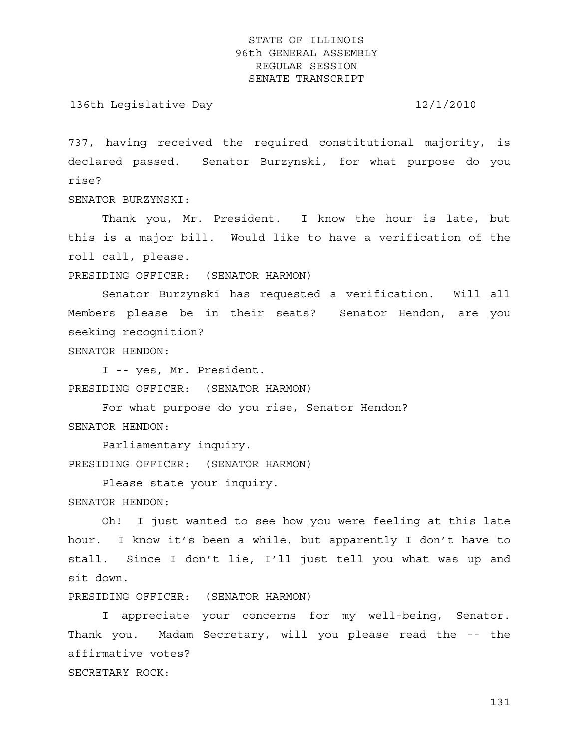737, having received the required constitutional majority, is declared passed. Senator Burzynski, for what purpose do you rise?

SENATOR BURZYNSKI:

Thank you, Mr. President. I know the hour is late, but this is a major bill. Would like to have a verification of the roll call, please.

PRESIDING OFFICER: (SENATOR HARMON)

Senator Burzynski has requested a verification. Will all Members please be in their seats? Senator Hendon, are you seeking recognition?

SENATOR HENDON:

I -- yes, Mr. President.

PRESIDING OFFICER: (SENATOR HARMON)

For what purpose do you rise, Senator Hendon?

SENATOR HENDON:

Parliamentary inquiry.

PRESIDING OFFICER: (SENATOR HARMON)

Please state your inquiry.

SENATOR HENDON:

Oh! I just wanted to see how you were feeling at this late hour. I know it's been a while, but apparently I don't have to stall. Since I don't lie, I'll just tell you what was up and sit down.

PRESIDING OFFICER: (SENATOR HARMON)

I appreciate your concerns for my well-being, Senator. Thank you. Madam Secretary, will you please read the -- the affirmative votes?

SECRETARY ROCK: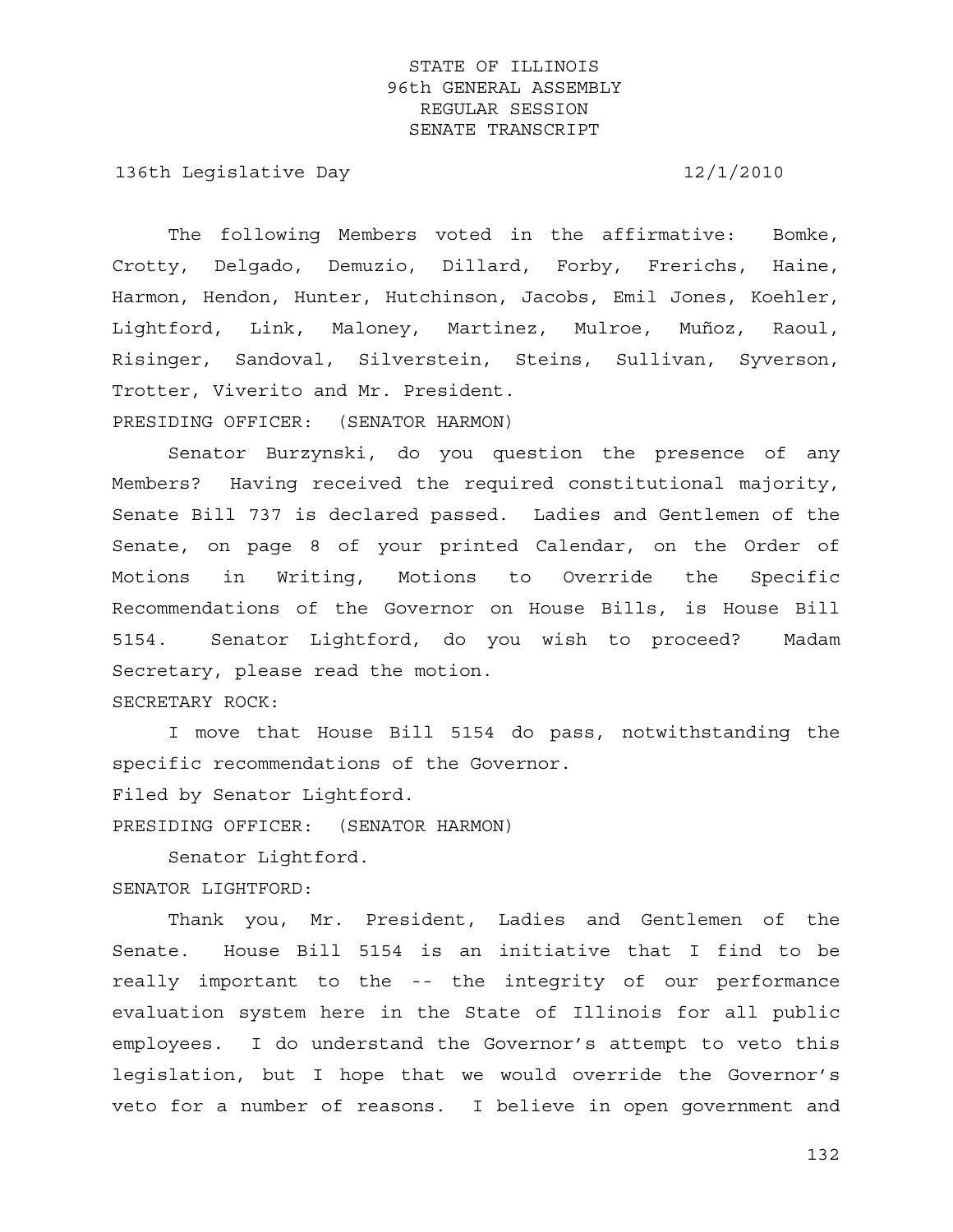The following Members voted in the affirmative: Bomke, Crotty, Delgado, Demuzio, Dillard, Forby, Frerichs, Haine, Harmon, Hendon, Hunter, Hutchinson, Jacobs, Emil Jones, Koehler, Lightford, Link, Maloney, Martinez, Mulroe, Muñoz, Raoul, Risinger, Sandoval, Silverstein, Steins, Sullivan, Syverson, Trotter, Viverito and Mr. President.

PRESIDING OFFICER: (SENATOR HARMON)

Senator Burzynski, do you question the presence of any Members? Having received the required constitutional majority, Senate Bill 737 is declared passed. Ladies and Gentlemen of the Senate, on page 8 of your printed Calendar, on the Order of Motions in Writing, Motions to Override the Specific Recommendations of the Governor on House Bills, is House Bill 5154. Senator Lightford, do you wish to proceed? Madam Secretary, please read the motion.

SECRETARY ROCK:

I move that House Bill 5154 do pass, notwithstanding the specific recommendations of the Governor.

Filed by Senator Lightford.

PRESIDING OFFICER: (SENATOR HARMON)

Senator Lightford.

SENATOR LIGHTFORD:

Thank you, Mr. President, Ladies and Gentlemen of the Senate. House Bill 5154 is an initiative that I find to be really important to the -- the integrity of our performance evaluation system here in the State of Illinois for all public employees. I do understand the Governor's attempt to veto this legislation, but I hope that we would override the Governor's veto for a number of reasons. I believe in open government and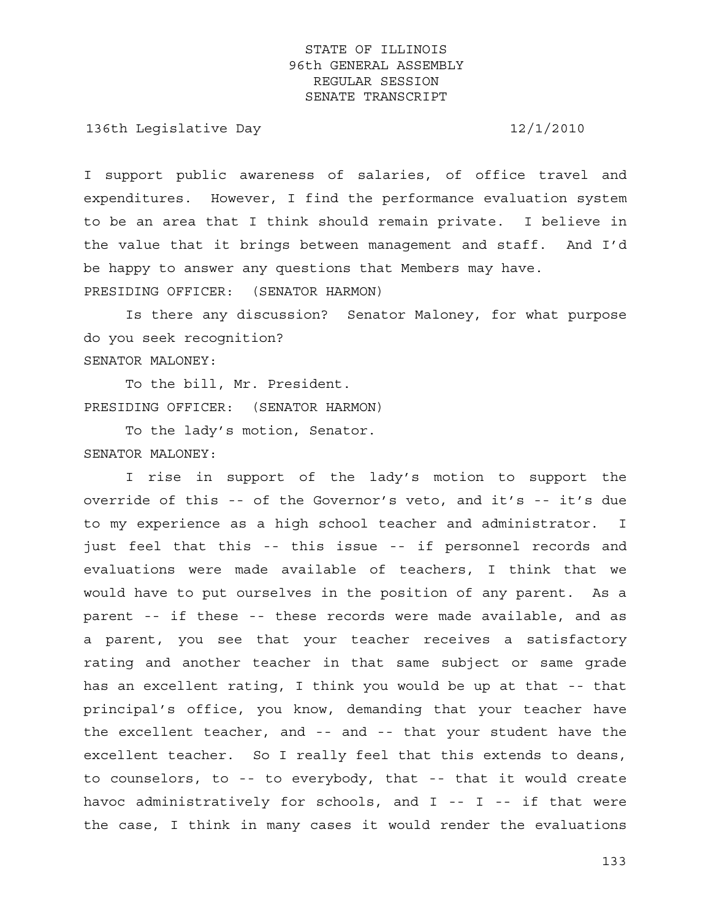I support public awareness of salaries, of office travel and expenditures. However, I find the performance evaluation system to be an area that I think should remain private. I believe in the value that it brings between management and staff. And I'd be happy to answer any questions that Members may have.

PRESIDING OFFICER: (SENATOR HARMON)

Is there any discussion? Senator Maloney, for what purpose do you seek recognition?

SENATOR MALONEY:

To the bill, Mr. President.

PRESIDING OFFICER: (SENATOR HARMON)

To the lady's motion, Senator.

SENATOR MALONEY:

I rise in support of the lady's motion to support the override of this -- of the Governor's veto, and it's -- it's due to my experience as a high school teacher and administrator. I just feel that this -- this issue -- if personnel records and evaluations were made available of teachers, I think that we would have to put ourselves in the position of any parent. As a parent -- if these -- these records were made available, and as a parent, you see that your teacher receives a satisfactory rating and another teacher in that same subject or same grade has an excellent rating, I think you would be up at that -- that principal's office, you know, demanding that your teacher have the excellent teacher, and -- and -- that your student have the excellent teacher. So I really feel that this extends to deans, to counselors, to -- to everybody, that -- that it would create havoc administratively for schools, and I -- I -- if that were the case, I think in many cases it would render the evaluations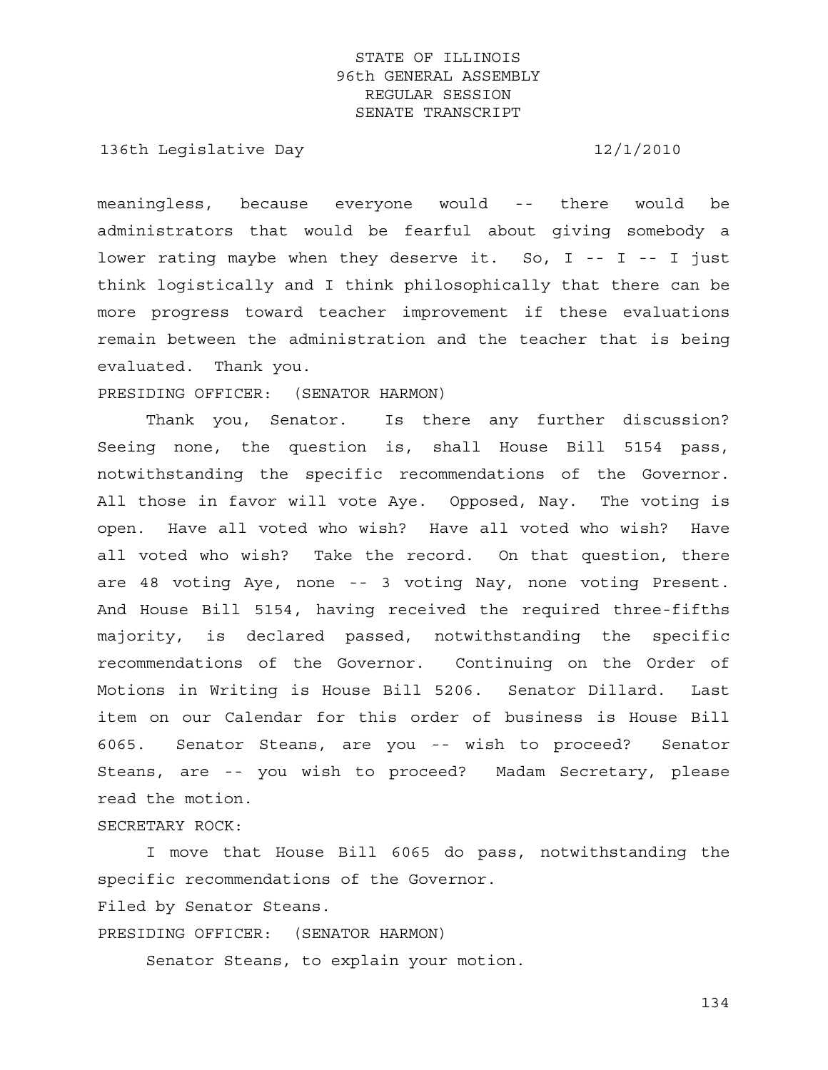meaningless, because everyone would -- there would be administrators that would be fearful about giving somebody a lower rating maybe when they deserve it. So, I -- I -- I just think logistically and I think philosophically that there can be more progress toward teacher improvement if these evaluations remain between the administration and the teacher that is being evaluated. Thank you.

PRESIDING OFFICER: (SENATOR HARMON)

Thank you, Senator. Is there any further discussion? Seeing none, the question is, shall House Bill 5154 pass, notwithstanding the specific recommendations of the Governor. All those in favor will vote Aye. Opposed, Nay. The voting is open. Have all voted who wish? Have all voted who wish? Have all voted who wish? Take the record. On that question, there are 48 voting Aye, none -- 3 voting Nay, none voting Present. And House Bill 5154, having received the required three-fifths majority, is declared passed, notwithstanding the specific recommendations of the Governor. Continuing on the Order of Motions in Writing is House Bill 5206. Senator Dillard. Last item on our Calendar for this order of business is House Bill 6065. Senator Steans, are you -- wish to proceed? Senator Steans, are -- you wish to proceed? Madam Secretary, please read the motion.

SECRETARY ROCK:

I move that House Bill 6065 do pass, notwithstanding the specific recommendations of the Governor.

Filed by Senator Steans.

PRESIDING OFFICER: (SENATOR HARMON)

Senator Steans, to explain your motion.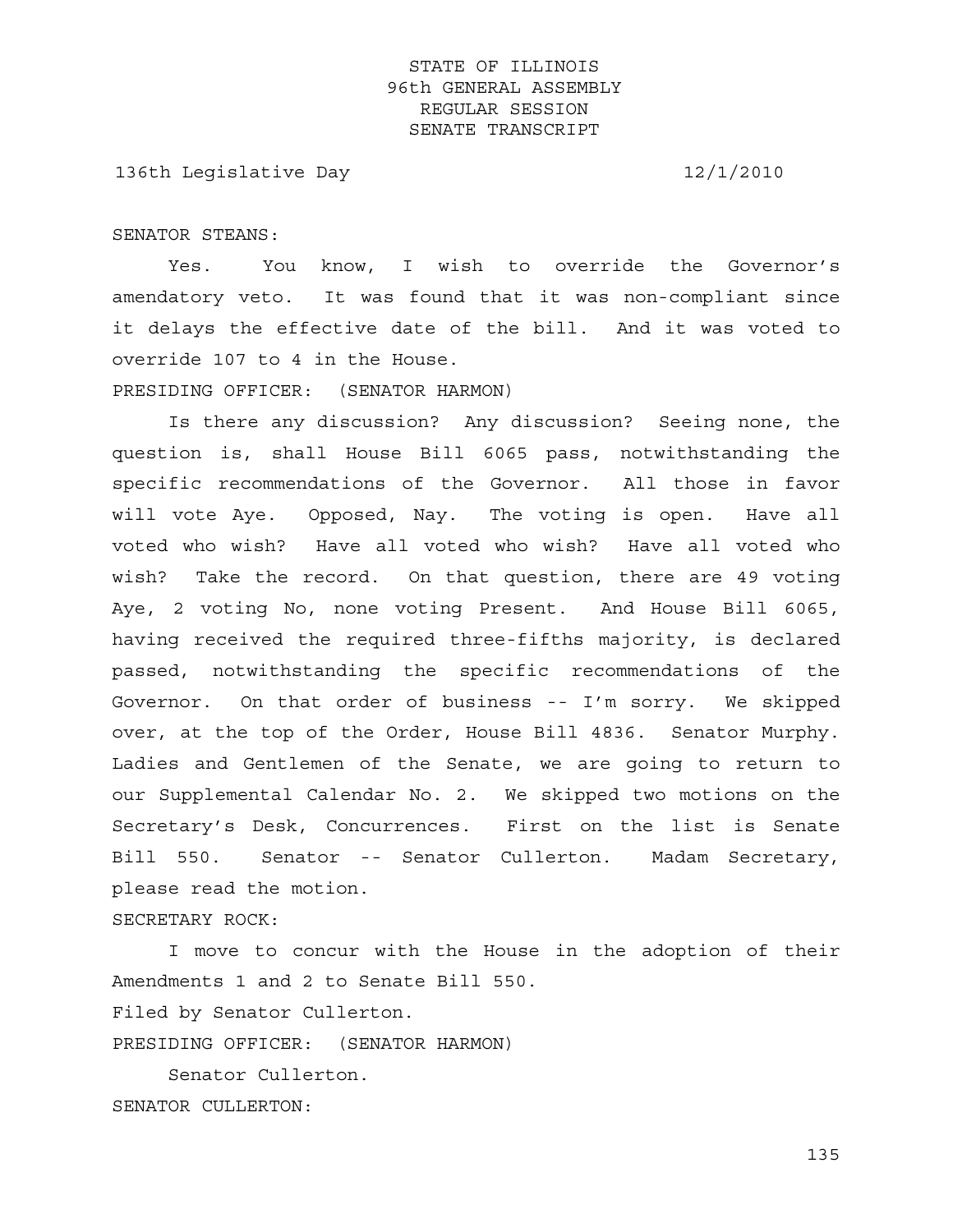SENATOR STEANS:

Yes. You know, I wish to override the Governor's amendatory veto. It was found that it was non-compliant since it delays the effective date of the bill. And it was voted to override 107 to 4 in the House.

PRESIDING OFFICER: (SENATOR HARMON)

Is there any discussion? Any discussion? Seeing none, the question is, shall House Bill 6065 pass, notwithstanding the specific recommendations of the Governor. All those in favor will vote Aye. Opposed, Nay. The voting is open. Have all voted who wish? Have all voted who wish? Have all voted who wish? Take the record. On that question, there are 49 voting Aye, 2 voting No, none voting Present. And House Bill 6065, having received the required three-fifths majority, is declared passed, notwithstanding the specific recommendations of the Governor. On that order of business -- I'm sorry. We skipped over, at the top of the Order, House Bill 4836. Senator Murphy. Ladies and Gentlemen of the Senate, we are going to return to our Supplemental Calendar No. 2. We skipped two motions on the Secretary's Desk, Concurrences. First on the list is Senate Bill 550. Senator -- Senator Cullerton. Madam Secretary, please read the motion.

SECRETARY ROCK:

I move to concur with the House in the adoption of their Amendments 1 and 2 to Senate Bill 550.

Filed by Senator Cullerton.

PRESIDING OFFICER: (SENATOR HARMON)

Senator Cullerton.

SENATOR CULLERTON: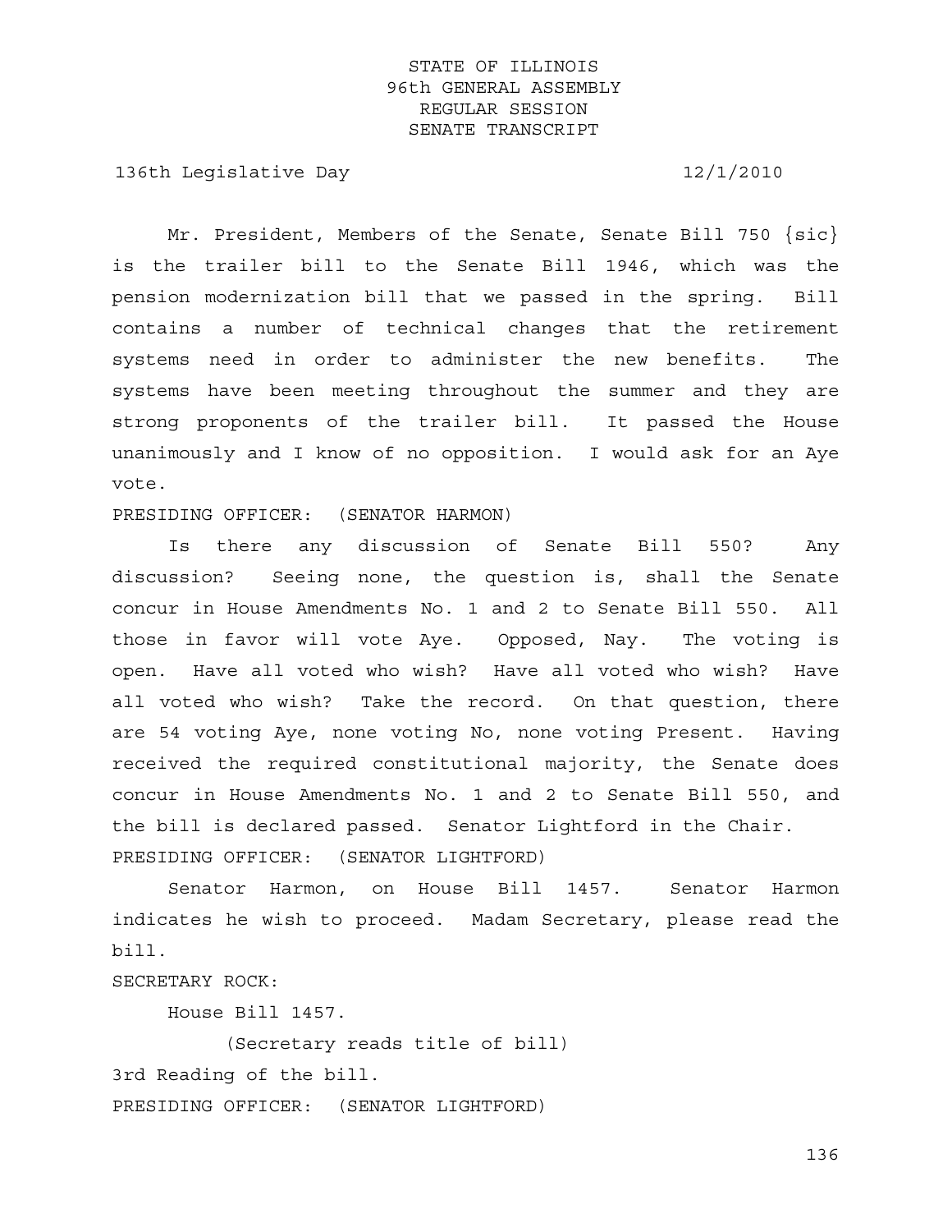STATE OF ILLINOIS
96th GENERAL ASSEMBLY
REGULAR SESSION
SENATE TRANSCRIPT

136th Legislative Day 12/1/2010

Mr. President, Members of the Senate, Senate Bill 750 {sic} is the trailer bill to the Senate Bill 1946, which was the pension modernization bill that we passed in the spring. Bill contains a number of technical changes that the retirement systems need in order to administer the new benefits. The systems have been meeting throughout the summer and they are strong proponents of the trailer bill. It passed the House unanimously and I know of no opposition. I would ask for an Aye vote.

PRESIDING OFFICER: (SENATOR HARMON)

Is there any discussion of Senate Bill 550? Any discussion? Seeing none, the question is, shall the Senate concur in House Amendments No. 1 and 2 to Senate Bill 550. All those in favor will vote Aye. Opposed, Nay. The voting is open. Have all voted who wish? Have all voted who wish? Have all voted who wish? Take the record. On that question, there are 54 voting Aye, none voting No, none voting Present. Having received the required constitutional majority, the Senate does concur in House Amendments No. 1 and 2 to Senate Bill 550, and the bill is declared passed. Senator Lightford in the Chair.

PRESIDING OFFICER: (SENATOR LIGHTFORD)

Senator Harmon, on House Bill 1457. Senator Harmon indicates he wish to proceed. Madam Secretary, please read the bill.

SECRETARY ROCK:

House Bill 1457.

(Secretary reads title of bill)

3rd Reading of the bill.

PRESIDING OFFICER: (SENATOR LIGHTFORD)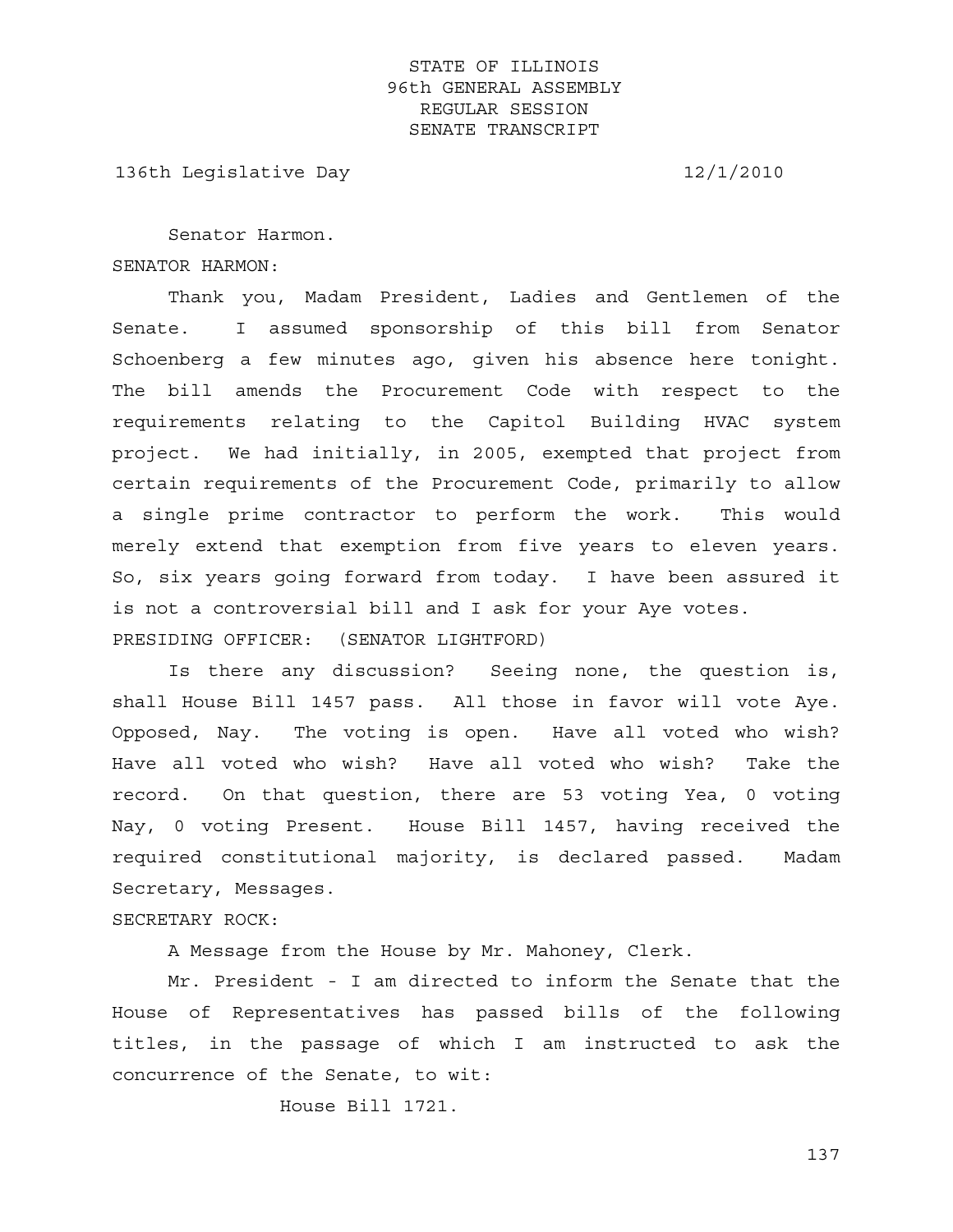Senator Harmon.

SENATOR HARMON:

Thank you, Madam President, Ladies and Gentlemen of the Senate. I assumed sponsorship of this bill from Senator Schoenberg a few minutes ago, given his absence here tonight. The bill amends the Procurement Code with respect to the requirements relating to the Capitol Building HVAC system project. We had initially, in 2005, exempted that project from certain requirements of the Procurement Code, primarily to allow a single prime contractor to perform the work. This would merely extend that exemption from five years to eleven years. So, six years going forward from today. I have been assured it is not a controversial bill and I ask for your Aye votes.

PRESIDING OFFICER: (SENATOR LIGHTFORD)

Is there any discussion? Seeing none, the question is, shall House Bill 1457 pass. All those in favor will vote Aye. Opposed, Nay. The voting is open. Have all voted who wish? Have all voted who wish? Have all voted who wish? Take the record. On that question, there are 53 voting Yea, 0 voting Nay, 0 voting Present. House Bill 1457, having received the required constitutional majority, is declared passed. Madam Secretary, Messages.

SECRETARY ROCK:

A Message from the House by Mr. Mahoney, Clerk.

Mr. President - I am directed to inform the Senate that the House of Representatives has passed bills of the following titles, in the passage of which I am instructed to ask the concurrence of the Senate, to wit:

House Bill 1721.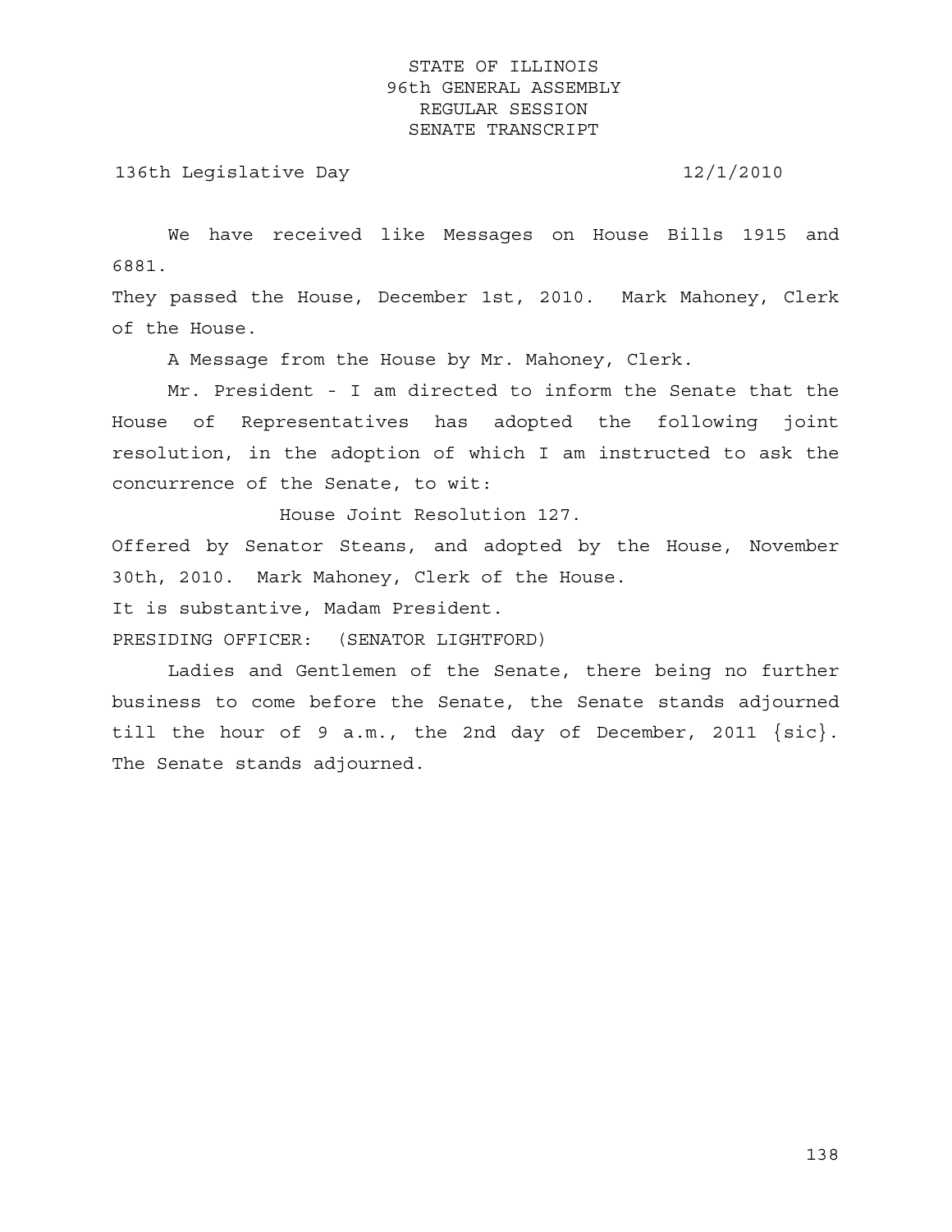We have received like Messages on House Bills 1915 and 6881.

They passed the House, December 1st, 2010. Mark Mahoney, Clerk of the House.

A Message from the House by Mr. Mahoney, Clerk.

Mr. President - I am directed to inform the Senate that the House of Representatives has adopted the following joint resolution, in the adoption of which I am instructed to ask the concurrence of the Senate, to wit:

House Joint Resolution 127.

Offered by Senator Steans, and adopted by the House, November 30th, 2010. Mark Mahoney, Clerk of the House.

It is substantive, Madam President.

PRESIDING OFFICER: (SENATOR LIGHTFORD)

Ladies and Gentlemen of the Senate, there being no further business to come before the Senate, the Senate stands adjourned till the hour of 9 a.m., the 2nd day of December, 2011 {sic}. The Senate stands adjourned.